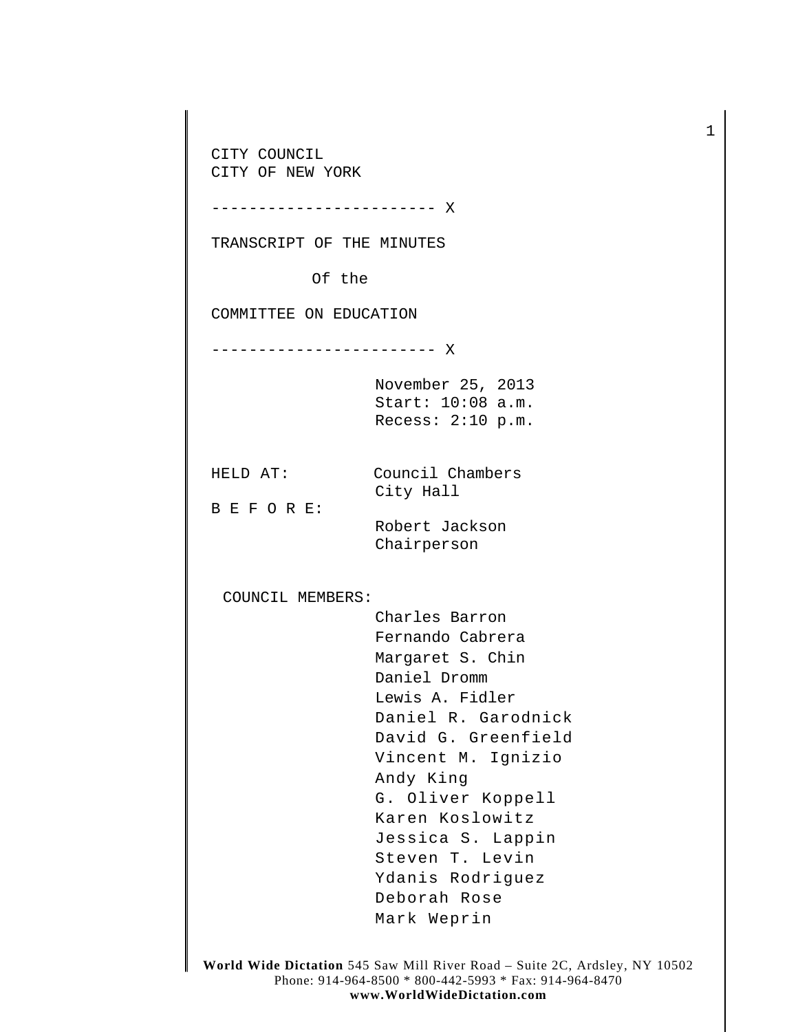CITY COUNCIL
CITY OF NEW YORK

------------------------ X

TRANSCRIPT OF THE MINUTES

Of the

COMMITTEE ON EDUCATION

------------------------ X

November 25, 2013
Start: 10:08 a.m.
Recess: 2:10 p.m.

HELD AT: Council Chambers
City Hall

B E F O R E:
Robert Jackson
Chairperson

COUNCIL MEMBERS:
Charles Barron
Fernando Cabrera
Margaret S. Chin
Daniel Dromm
Lewis A. Fidler
Daniel R. Garodnick
David G. Greenfield
Vincent M. Ignizio
Andy King
G. Oliver Koppell
Karen Koslowitz
Jessica S. Lappin
Steven T. Levin
Ydanis Rodriguez
Deborah Rose
Mark Weprin

**World Wide Dictation** 545 Saw Mill River Road – Suite 2C, Ardsley, NY 10502
Phone: 914-964-8500 * 800-442-5993 * Fax: 914-964-8470
**www.WorldWideDictation.com**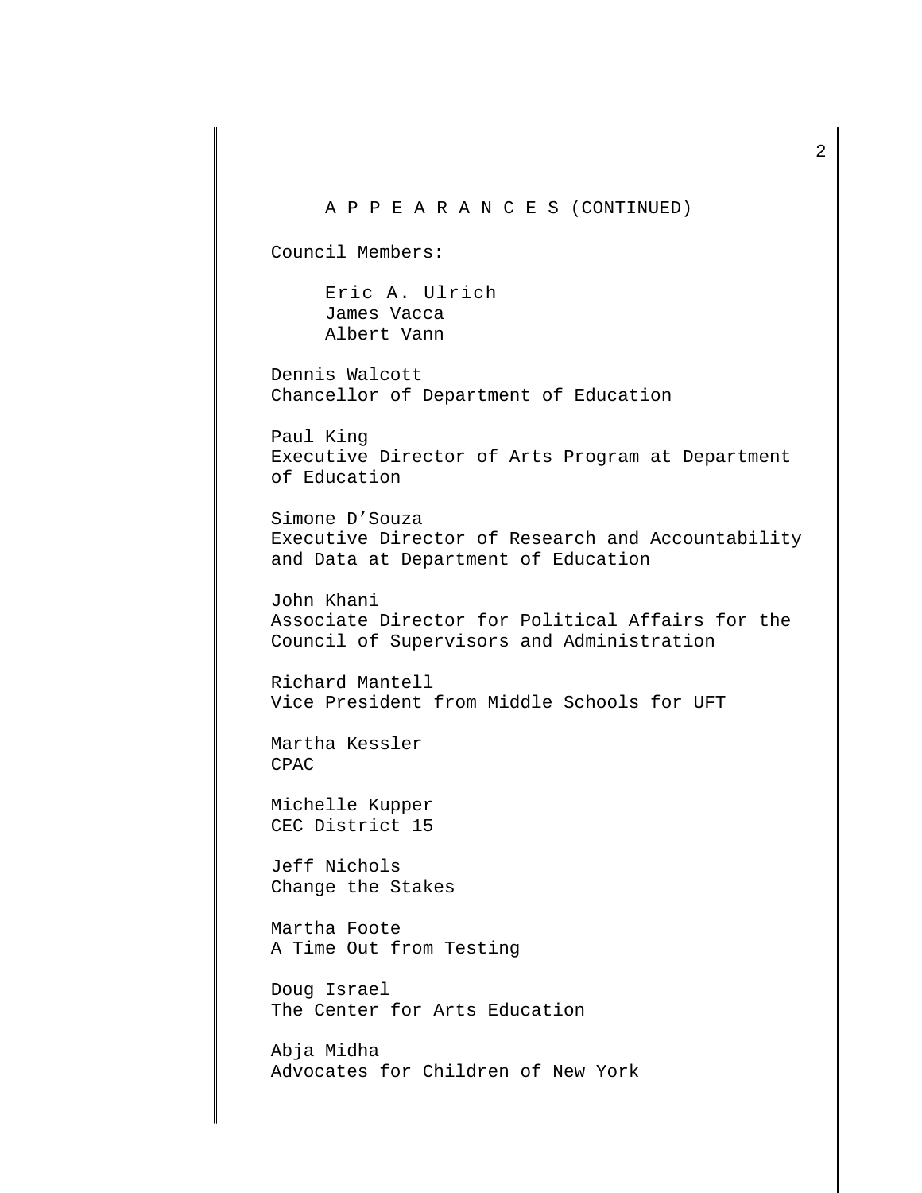A P P E A R A N C E S (CONTINUED)

Council Members:

Eric A. Ulrich
James Vacca
Albert Vann

Dennis Walcott
Chancellor of Department of Education

Paul King
Executive Director of Arts Program at Department of Education

Simone D'Souza
Executive Director of Research and Accountability and Data at Department of Education

John Khani
Associate Director for Political Affairs for the Council of Supervisors and Administration

Richard Mantell
Vice President from Middle Schools for UFT

Martha Kessler
CPAC

Michelle Kupper
CEC District 15

Jeff Nichols
Change the Stakes

Martha Foote
A Time Out from Testing

Doug Israel
The Center for Arts Education

Abja Midha
Advocates for Children of New York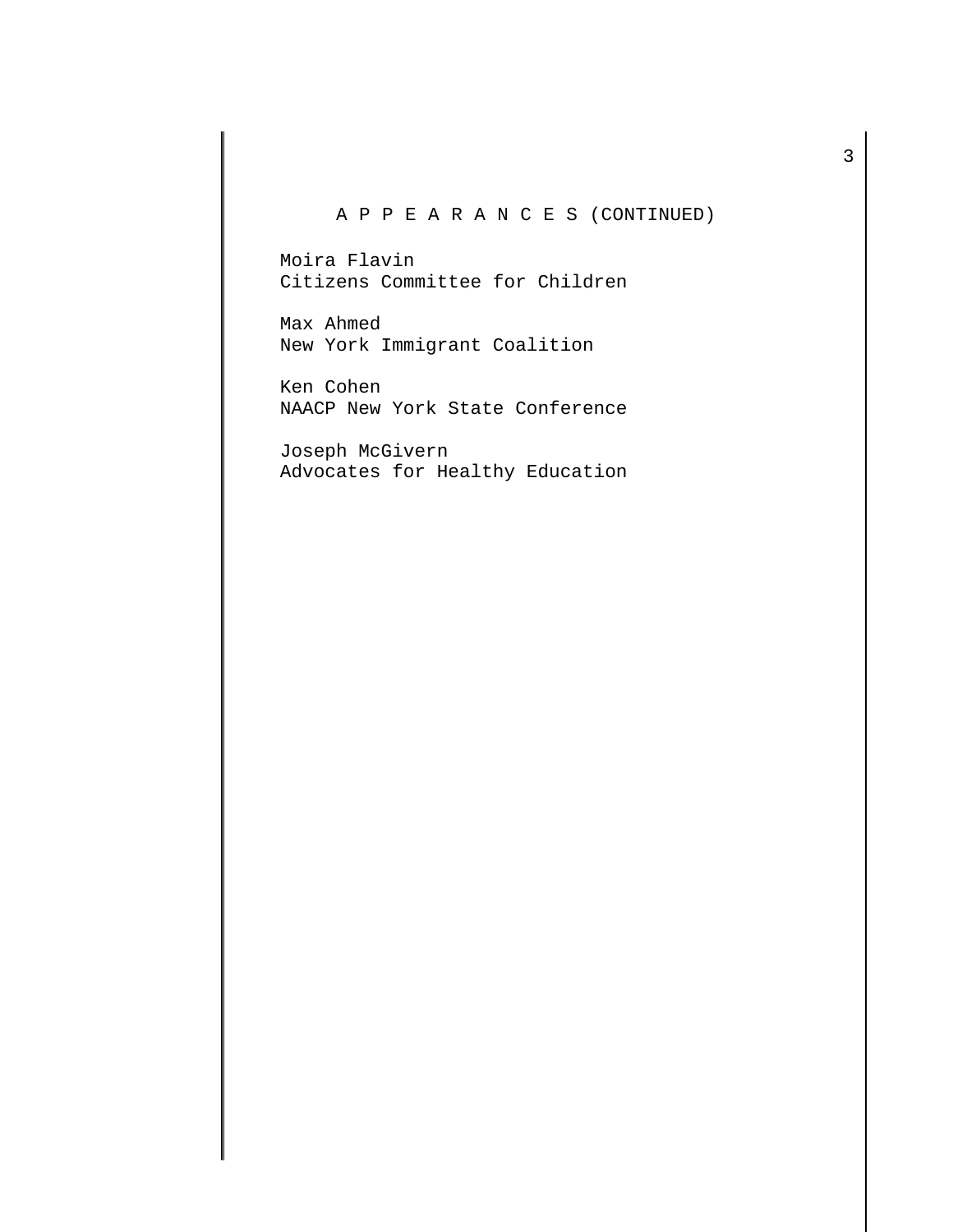A P P E A R A N C E S (CONTINUED)

Moira Flavin
Citizens Committee for Children

Max Ahmed
New York Immigrant Coalition

Ken Cohen
NAACP New York State Conference

Joseph McGivern
Advocates for Healthy Education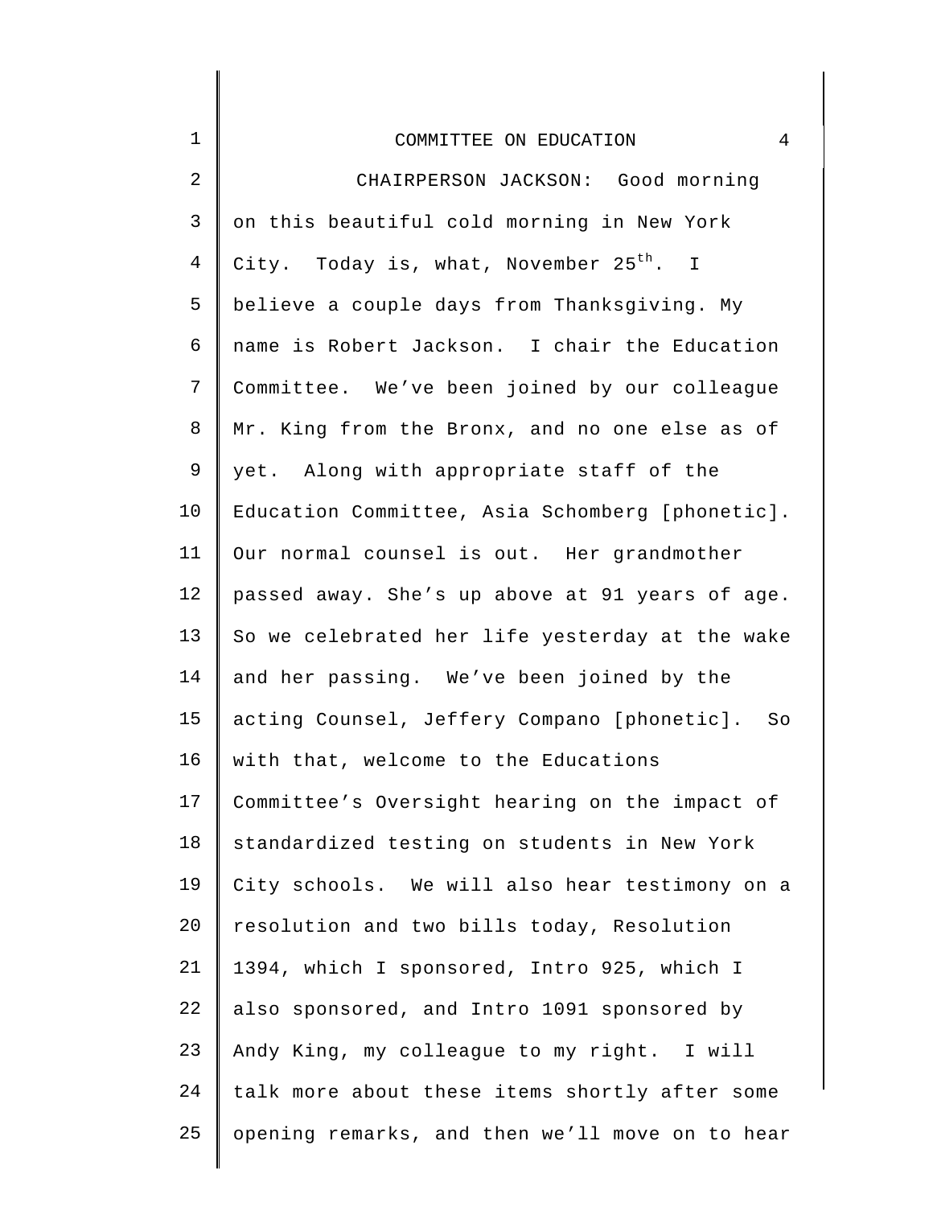CHAIRPERSON JACKSON: Good morning on this beautiful cold morning in New York City. Today is, what, November 25th. I believe a couple days from Thanksgiving. My name is Robert Jackson. I chair the Education Committee. We've been joined by our colleague Mr. King from the Bronx, and no one else as of yet. Along with appropriate staff of the Education Committee, Asia Schomberg [phonetic]. Our normal counsel is out. Her grandmother passed away. She's up above at 91 years of age. So we celebrated her life yesterday at the wake and her passing. We've been joined by the acting Counsel, Jeffery Compano [phonetic]. So with that, welcome to the Educations Committee's Oversight hearing on the impact of standardized testing on students in New York City schools. We will also hear testimony on a resolution and two bills today, Resolution 1394, which I sponsored, Intro 925, which I also sponsored, and Intro 1091 sponsored by Andy King, my colleague to my right. I will talk more about these items shortly after some opening remarks, and then we'll move on to hear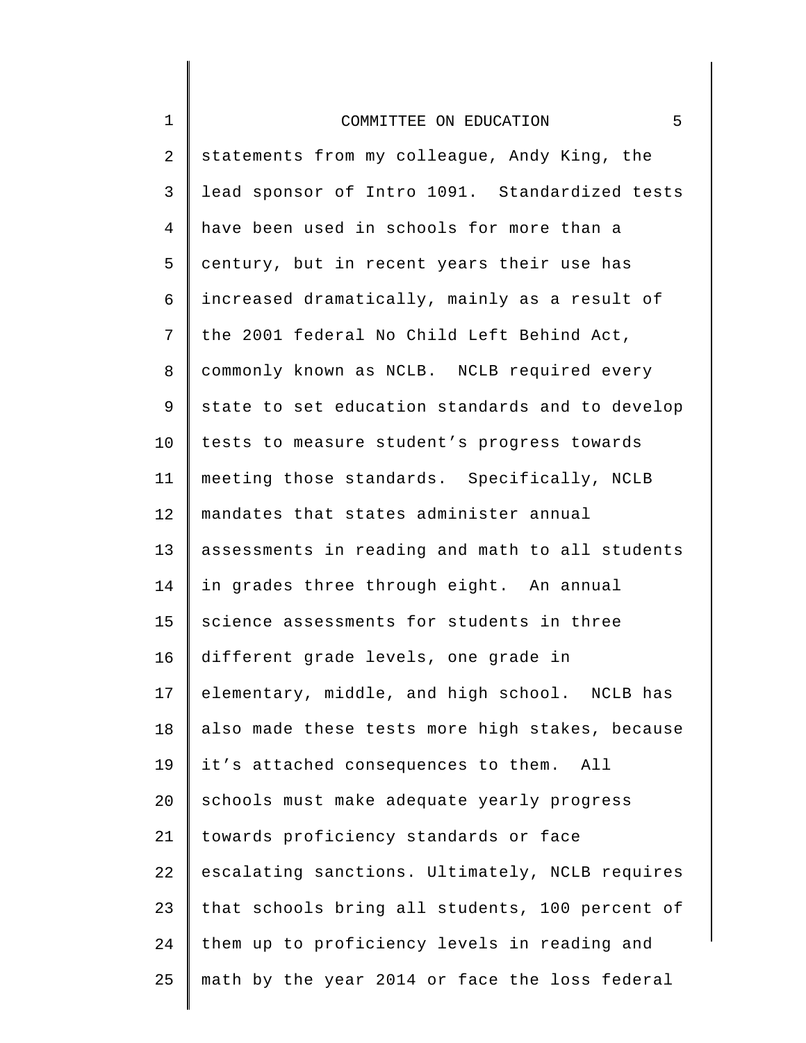statements from my colleague, Andy King, the lead sponsor of Intro 1091. Standardized tests have been used in schools for more than a century, but in recent years their use has increased dramatically, mainly as a result of the 2001 federal No Child Left Behind Act, commonly known as NCLB. NCLB required every state to set education standards and to develop tests to measure student's progress towards meeting those standards. Specifically, NCLB mandates that states administer annual assessments in reading and math to all students in grades three through eight. An annual science assessments for students in three different grade levels, one grade in elementary, middle, and high school. NCLB has also made these tests more high stakes, because it's attached consequences to them. All schools must make adequate yearly progress towards proficiency standards or face escalating sanctions. Ultimately, NCLB requires that schools bring all students, 100 percent of them up to proficiency levels in reading and math by the year 2014 or face the loss federal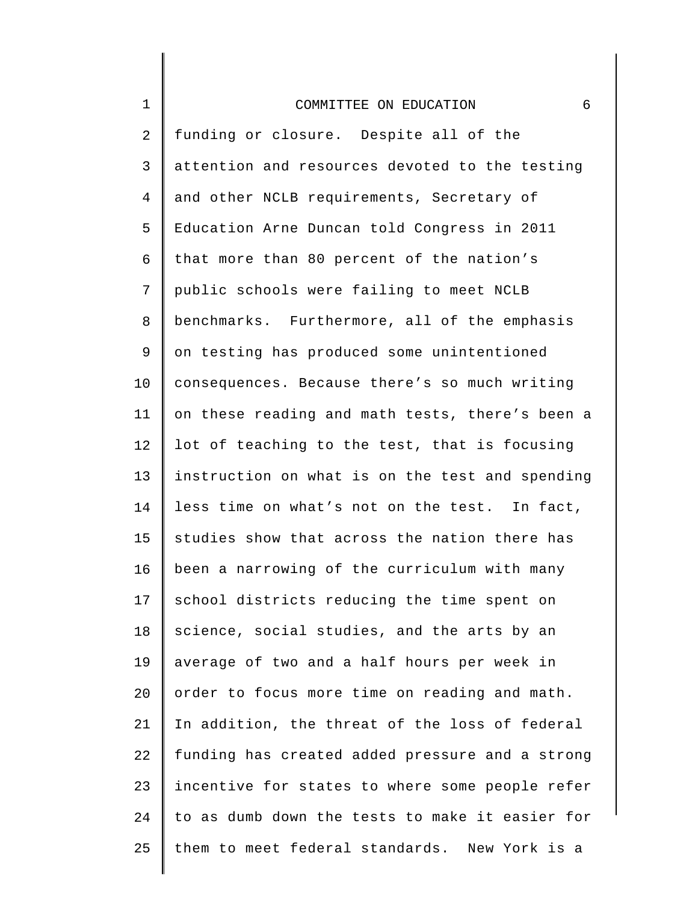funding or closure. Despite all of the attention and resources devoted to the testing and other NCLB requirements, Secretary of Education Arne Duncan told Congress in 2011 that more than 80 percent of the nation's public schools were failing to meet NCLB benchmarks. Furthermore, all of the emphasis on testing has produced some unintentioned consequences. Because there's so much writing on these reading and math tests, there's been a lot of teaching to the test, that is focusing instruction on what is on the test and spending less time on what's not on the test. In fact, studies show that across the nation there has been a narrowing of the curriculum with many school districts reducing the time spent on science, social studies, and the arts by an average of two and a half hours per week in order to focus more time on reading and math. In addition, the threat of the loss of federal funding has created added pressure and a strong incentive for states to where some people refer to as dumb down the tests to make it easier for them to meet federal standards. New York is a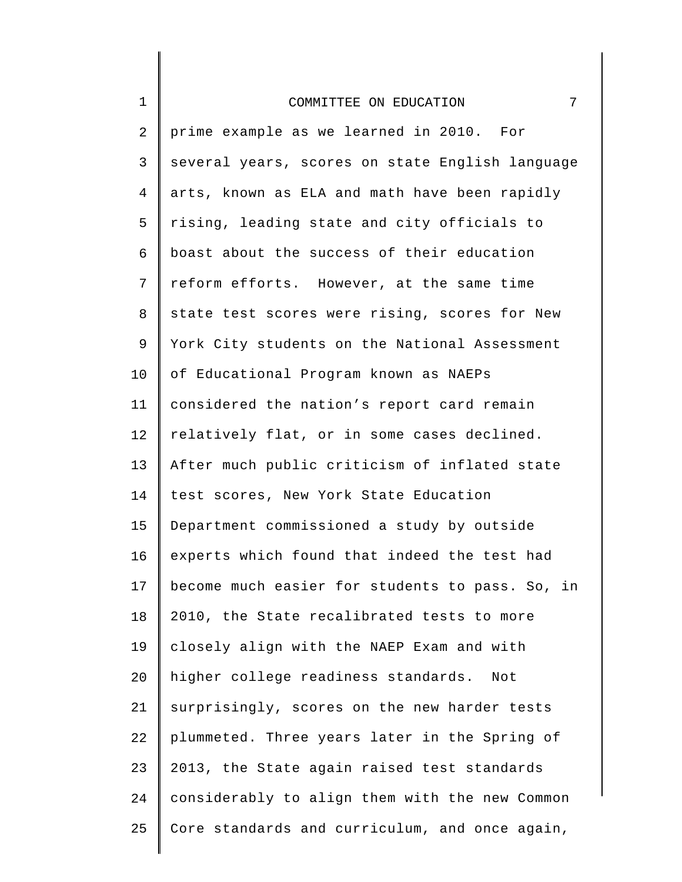prime example as we learned in 2010. For several years, scores on state English language arts, known as ELA and math have been rapidly rising, leading state and city officials to boast about the success of their education reform efforts. However, at the same time state test scores were rising, scores for New York City students on the National Assessment of Educational Program known as NAEPs considered the nation's report card remain relatively flat, or in some cases declined. After much public criticism of inflated state test scores, New York State Education Department commissioned a study by outside experts which found that indeed the test had become much easier for students to pass. So, in 2010, the State recalibrated tests to more closely align with the NAEP Exam and with higher college readiness standards. Not surprisingly, scores on the new harder tests plummeted. Three years later in the Spring of 2013, the State again raised test standards considerably to align them with the new Common Core standards and curriculum, and once again,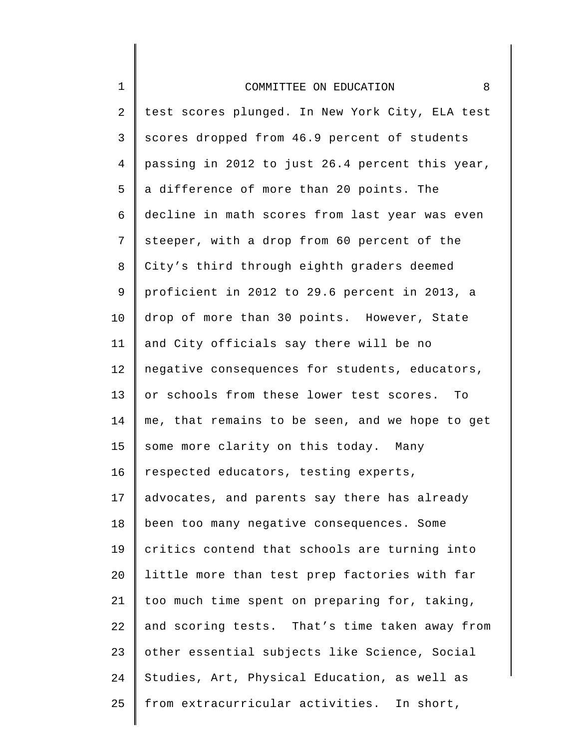test scores plunged. In New York City, ELA test scores dropped from 46.9 percent of students passing in 2012 to just 26.4 percent this year, a difference of more than 20 points. The decline in math scores from last year was even steeper, with a drop from 60 percent of the City's third through eighth graders deemed proficient in 2012 to 29.6 percent in 2013, a drop of more than 30 points. However, State and City officials say there will be no negative consequences for students, educators, or schools from these lower test scores. To me, that remains to be seen, and we hope to get some more clarity on this today. Many respected educators, testing experts, advocates, and parents say there has already been too many negative consequences. Some critics contend that schools are turning into little more than test prep factories with far too much time spent on preparing for, taking, and scoring tests. That's time taken away from other essential subjects like Science, Social Studies, Art, Physical Education, as well as from extracurricular activities. In short,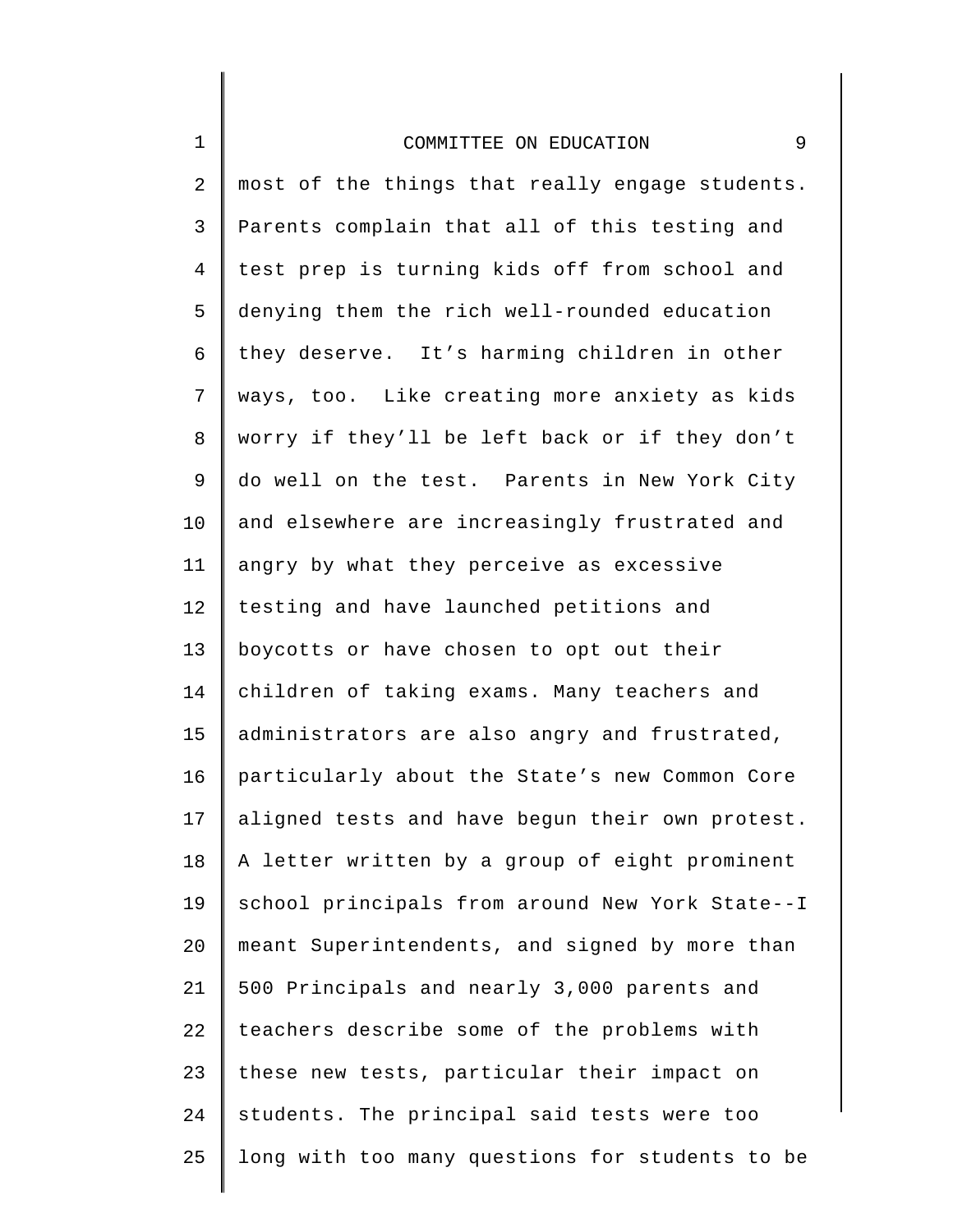most of the things that really engage students. Parents complain that all of this testing and test prep is turning kids off from school and denying them the rich well-rounded education they deserve. It's harming children in other ways, too. Like creating more anxiety as kids worry if they'll be left back or if they don't do well on the test. Parents in New York City and elsewhere are increasingly frustrated and angry by what they perceive as excessive testing and have launched petitions and boycotts or have chosen to opt out their children of taking exams. Many teachers and administrators are also angry and frustrated, particularly about the State's new Common Core aligned tests and have begun their own protest. A letter written by a group of eight prominent school principals from around New York State--I meant Superintendents, and signed by more than 500 Principals and nearly 3,000 parents and teachers describe some of the problems with these new tests, particular their impact on students. The principal said tests were too long with too many questions for students to be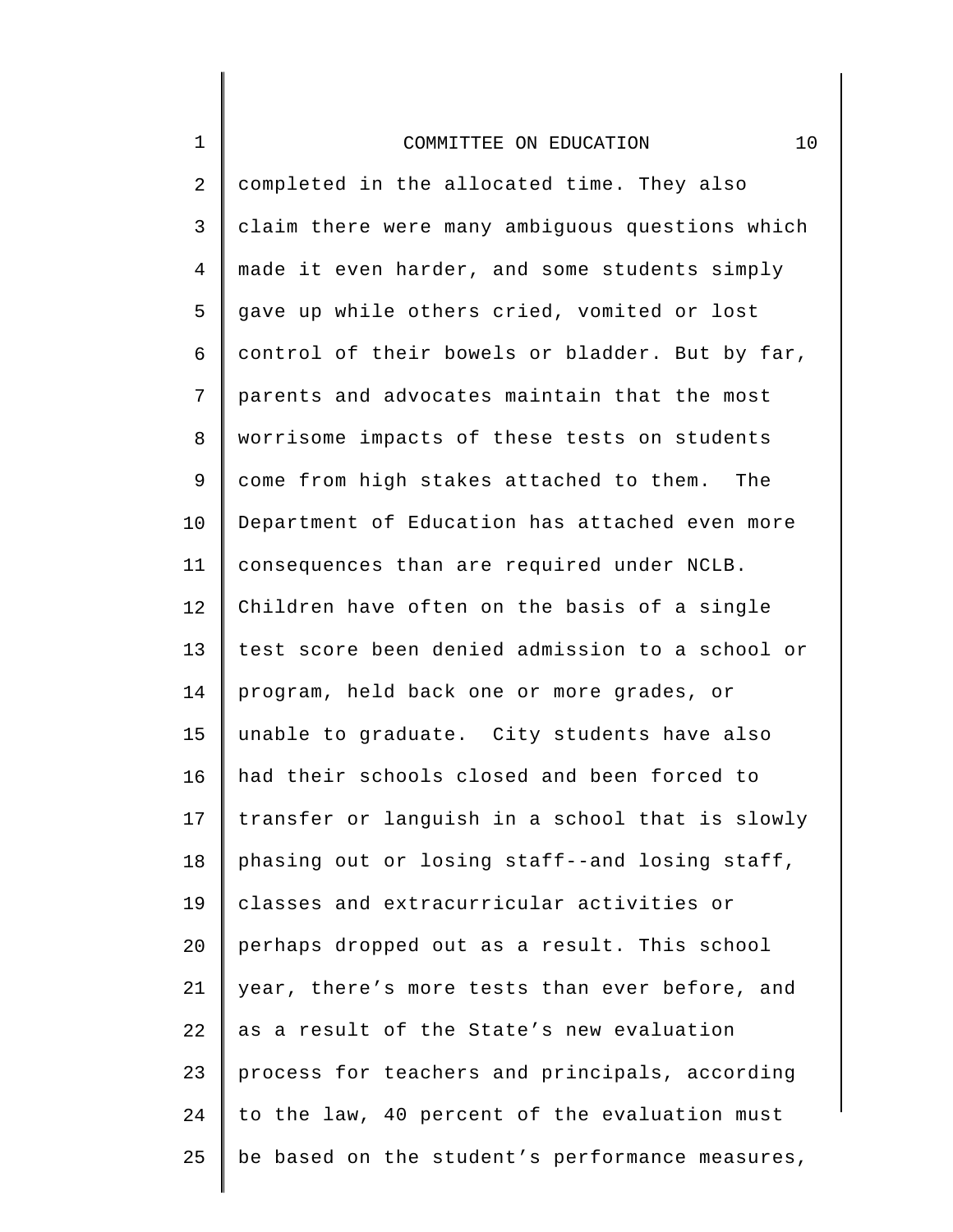completed in the allocated time. They also claim there were many ambiguous questions which made it even harder, and some students simply gave up while others cried, vomited or lost control of their bowels or bladder. But by far, parents and advocates maintain that the most worrisome impacts of these tests on students come from high stakes attached to them. The Department of Education has attached even more consequences than are required under NCLB. Children have often on the basis of a single test score been denied admission to a school or program, held back one or more grades, or unable to graduate. City students have also had their schools closed and been forced to transfer or languish in a school that is slowly phasing out or losing staff--and losing staff, classes and extracurricular activities or perhaps dropped out as a result. This school year, there’s more tests than ever before, and as a result of the State’s new evaluation process for teachers and principals, according to the law, 40 percent of the evaluation must be based on the student’s performance measures,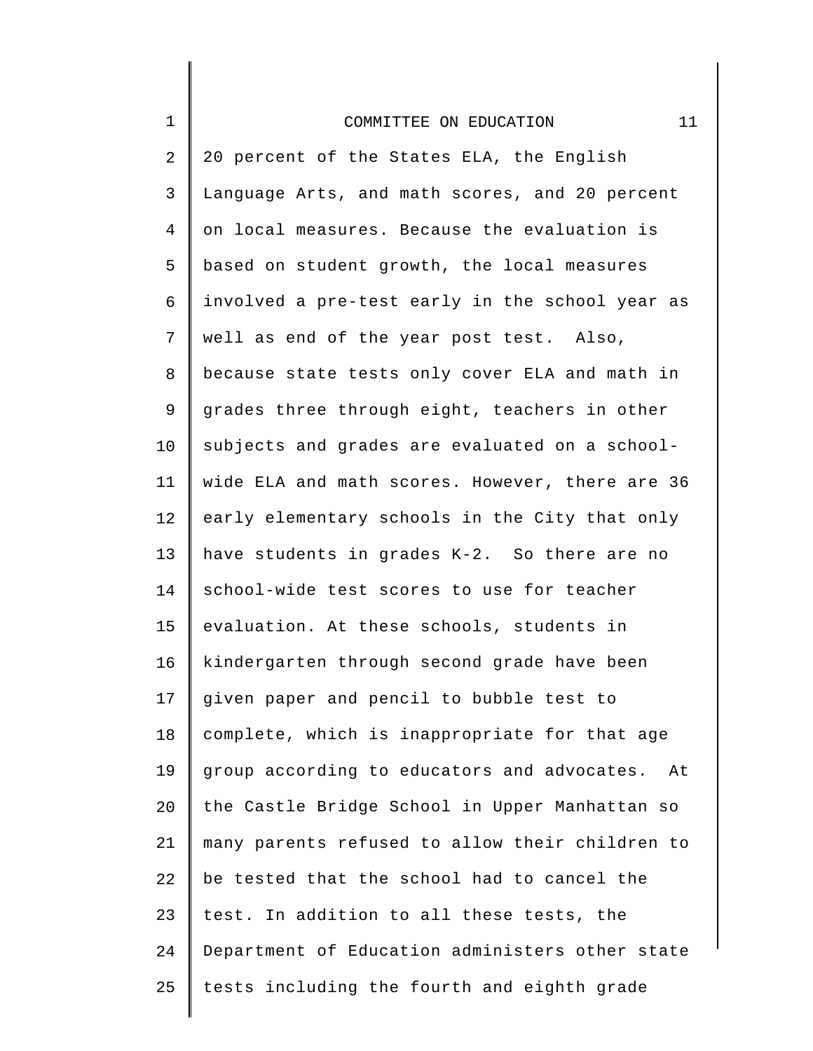20 percent of the States ELA, the English Language Arts, and math scores, and 20 percent on local measures. Because the evaluation is based on student growth, the local measures involved a pre-test early in the school year as well as end of the year post test. Also, because state tests only cover ELA and math in grades three through eight, teachers in other subjects and grades are evaluated on a school-wide ELA and math scores. However, there are 36 early elementary schools in the City that only have students in grades K-2. So there are no school-wide test scores to use for teacher evaluation. At these schools, students in kindergarten through second grade have been given paper and pencil to bubble test to complete, which is inappropriate for that age group according to educators and advocates. At the Castle Bridge School in Upper Manhattan so many parents refused to allow their children to be tested that the school had to cancel the test. In addition to all these tests, the Department of Education administers other state tests including the fourth and eighth grade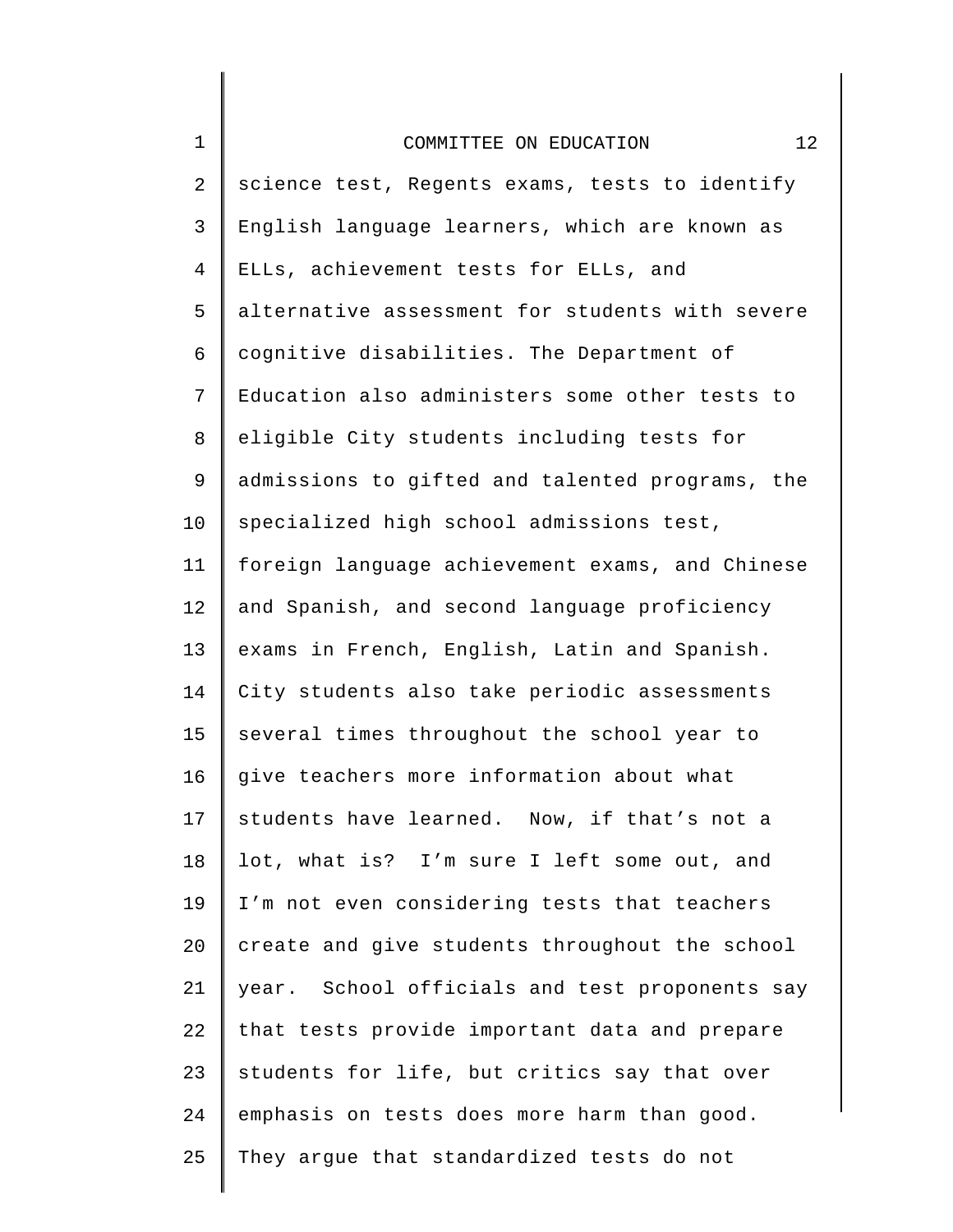science test, Regents exams, tests to identify English language learners, which are known as ELLs, achievement tests for ELLs, and alternative assessment for students with severe cognitive disabilities. The Department of Education also administers some other tests to eligible City students including tests for admissions to gifted and talented programs, the specialized high school admissions test, foreign language achievement exams, and Chinese and Spanish, and second language proficiency exams in French, English, Latin and Spanish. City students also take periodic assessments several times throughout the school year to give teachers more information about what students have learned. Now, if that's not a lot, what is? I'm sure I left some out, and I'm not even considering tests that teachers create and give students throughout the school year. School officials and test proponents say that tests provide important data and prepare students for life, but critics say that over emphasis on tests does more harm than good. They argue that standardized tests do not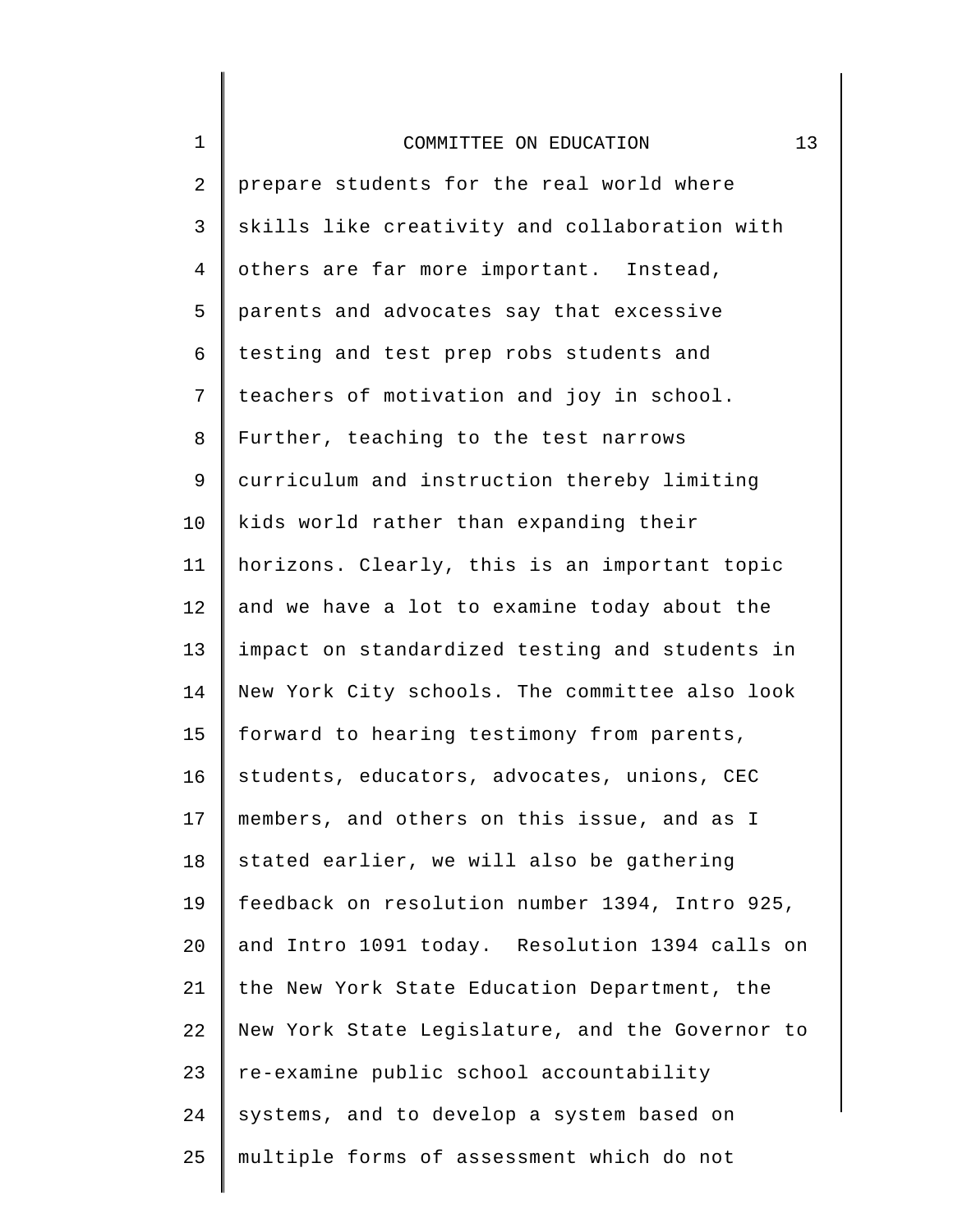prepare students for the real world where skills like creativity and collaboration with others are far more important. Instead, parents and advocates say that excessive testing and test prep robs students and teachers of motivation and joy in school. Further, teaching to the test narrows curriculum and instruction thereby limiting kids world rather than expanding their horizons. Clearly, this is an important topic and we have a lot to examine today about the impact on standardized testing and students in New York City schools. The committee also look forward to hearing testimony from parents, students, educators, advocates, unions, CEC members, and others on this issue, and as I stated earlier, we will also be gathering feedback on resolution number 1394, Intro 925, and Intro 1091 today. Resolution 1394 calls on the New York State Education Department, the New York State Legislature, and the Governor to re-examine public school accountability systems, and to develop a system based on multiple forms of assessment which do not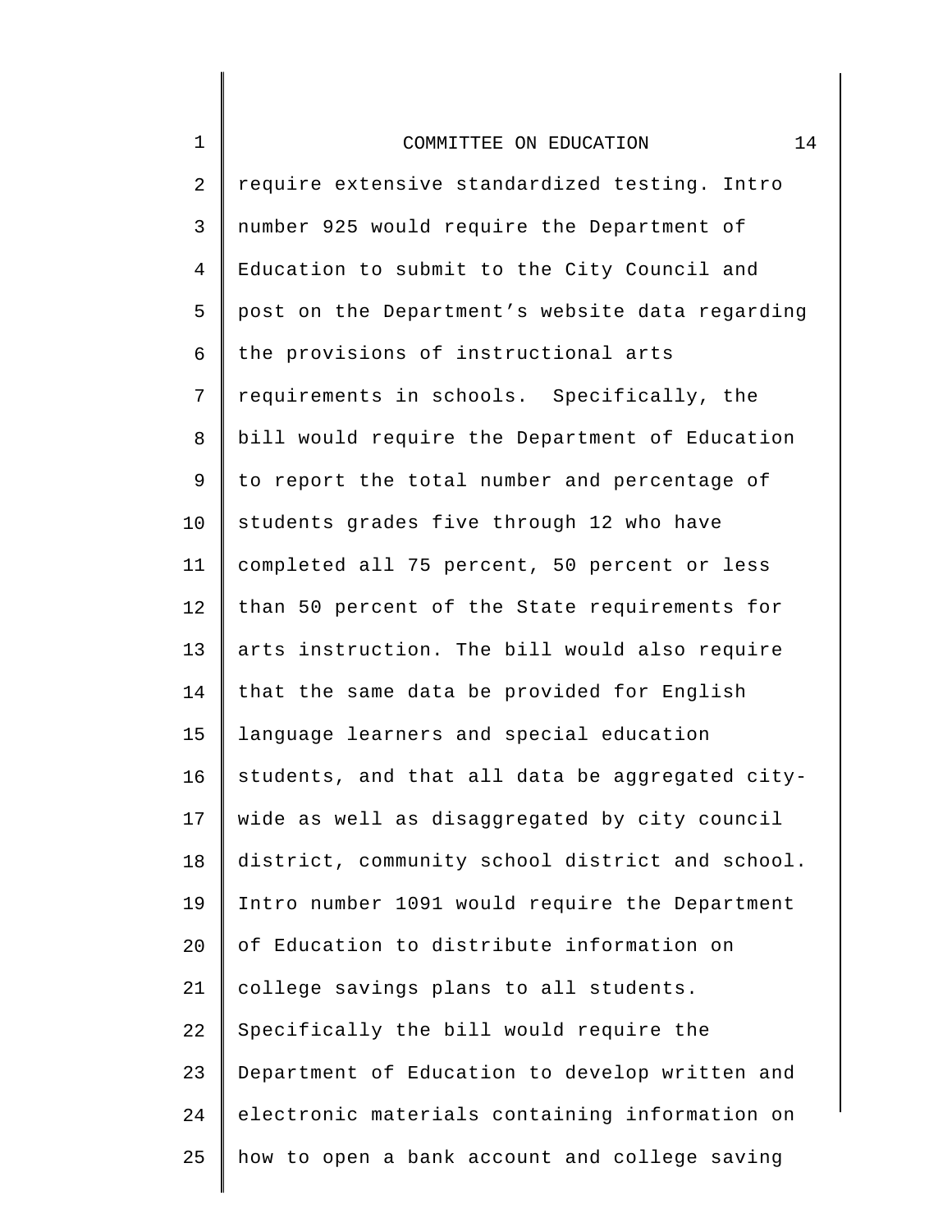require extensive standardized testing. Intro number 925 would require the Department of Education to submit to the City Council and post on the Department's website data regarding the provisions of instructional arts requirements in schools. Specifically, the bill would require the Department of Education to report the total number and percentage of students grades five through 12 who have completed all 75 percent, 50 percent or less than 50 percent of the State requirements for arts instruction. The bill would also require that the same data be provided for English language learners and special education students, and that all data be aggregated city-wide as well as disaggregated by city council district, community school district and school. Intro number 1091 would require the Department of Education to distribute information on college savings plans to all students. Specifically the bill would require the Department of Education to develop written and electronic materials containing information on how to open a bank account and college saving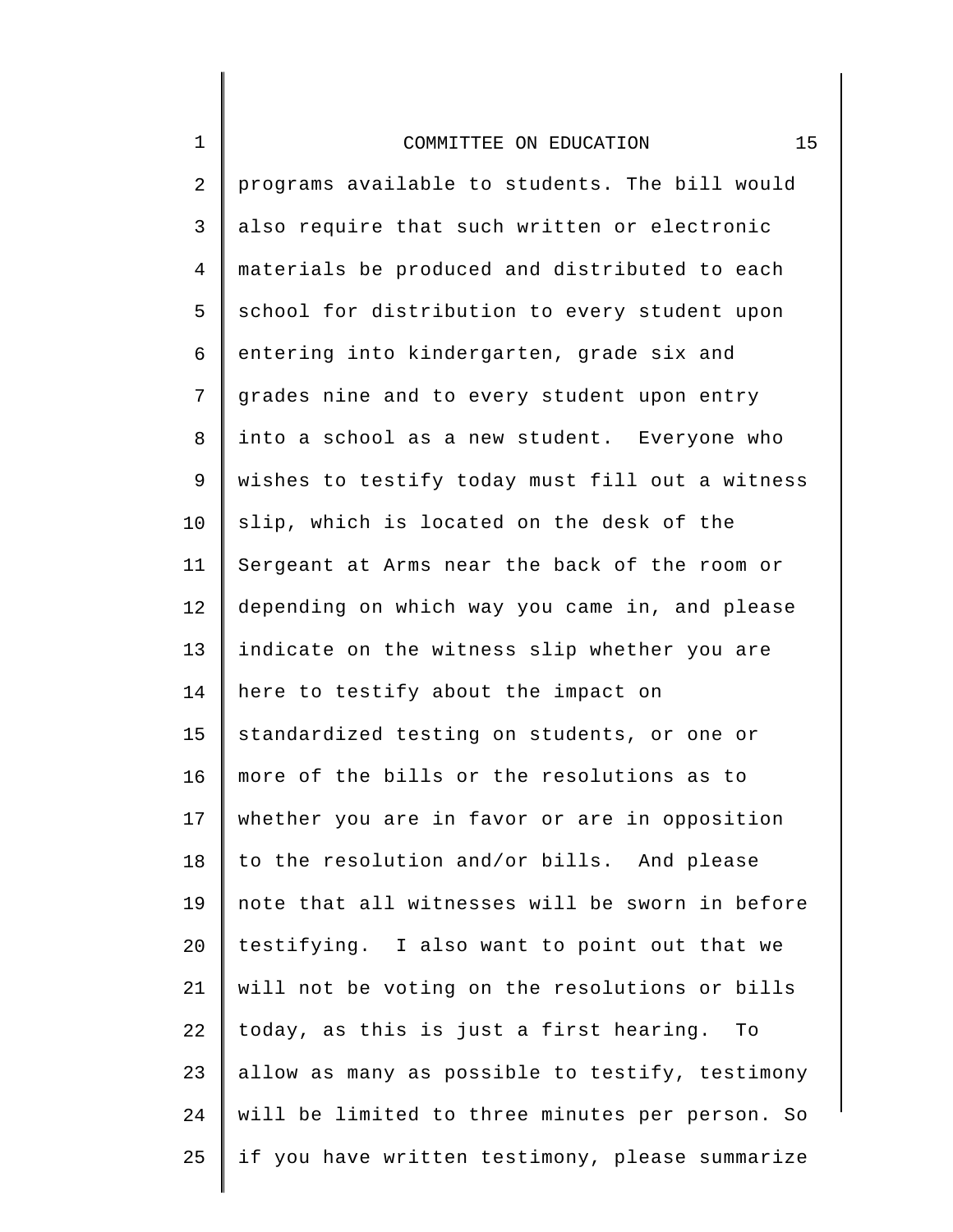programs available to students. The bill would also require that such written or electronic materials be produced and distributed to each school for distribution to every student upon entering into kindergarten, grade six and grades nine and to every student upon entry into a school as a new student. Everyone who wishes to testify today must fill out a witness slip, which is located on the desk of the Sergeant at Arms near the back of the room or depending on which way you came in, and please indicate on the witness slip whether you are here to testify about the impact on standardized testing on students, or one or more of the bills or the resolutions as to whether you are in favor or are in opposition to the resolution and/or bills. And please note that all witnesses will be sworn in before testifying. I also want to point out that we will not be voting on the resolutions or bills today, as this is just a first hearing. To allow as many as possible to testify, testimony will be limited to three minutes per person. So if you have written testimony, please summarize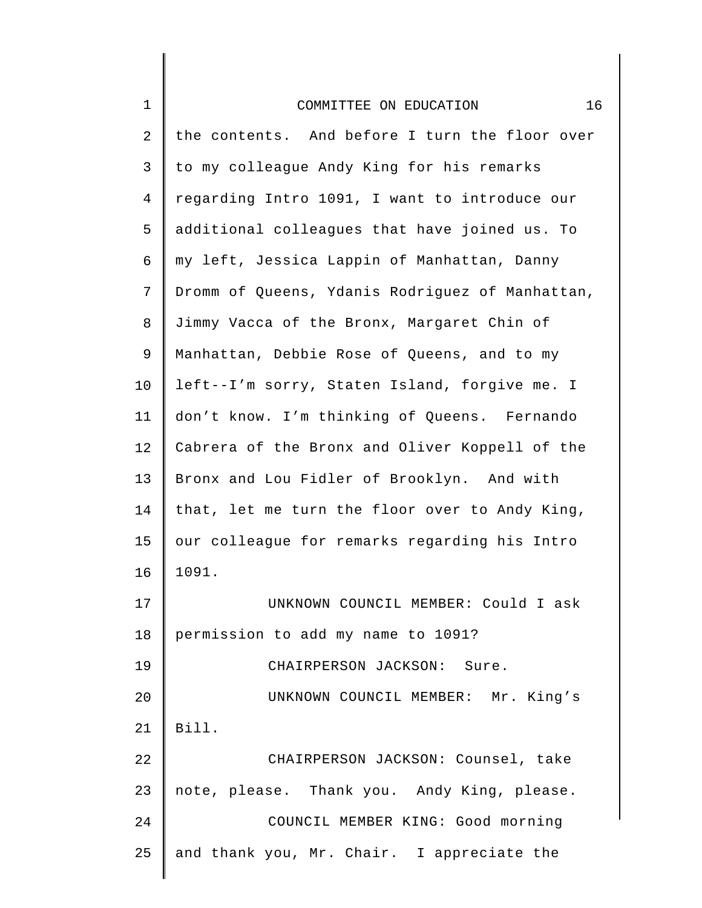the contents. And before I turn the floor over to my colleague Andy King for his remarks regarding Intro 1091, I want to introduce our additional colleagues that have joined us. To my left, Jessica Lappin of Manhattan, Danny Dromm of Queens, Ydanis Rodriguez of Manhattan, Jimmy Vacca of the Bronx, Margaret Chin of Manhattan, Debbie Rose of Queens, and to my left--I'm sorry, Staten Island, forgive me. I don't know. I'm thinking of Queens. Fernando Cabrera of the Bronx and Oliver Koppell of the Bronx and Lou Fidler of Brooklyn. And with that, let me turn the floor over to Andy King, our colleague for remarks regarding his Intro 1091.

UNKNOWN COUNCIL MEMBER: Could I ask permission to add my name to 1091?

CHAIRPERSON JACKSON: Sure.

UNKNOWN COUNCIL MEMBER: Mr. King's Bill.

CHAIRPERSON JACKSON: Counsel, take note, please. Thank you. Andy King, please.

COUNCIL MEMBER KING: Good morning and thank you, Mr. Chair. I appreciate the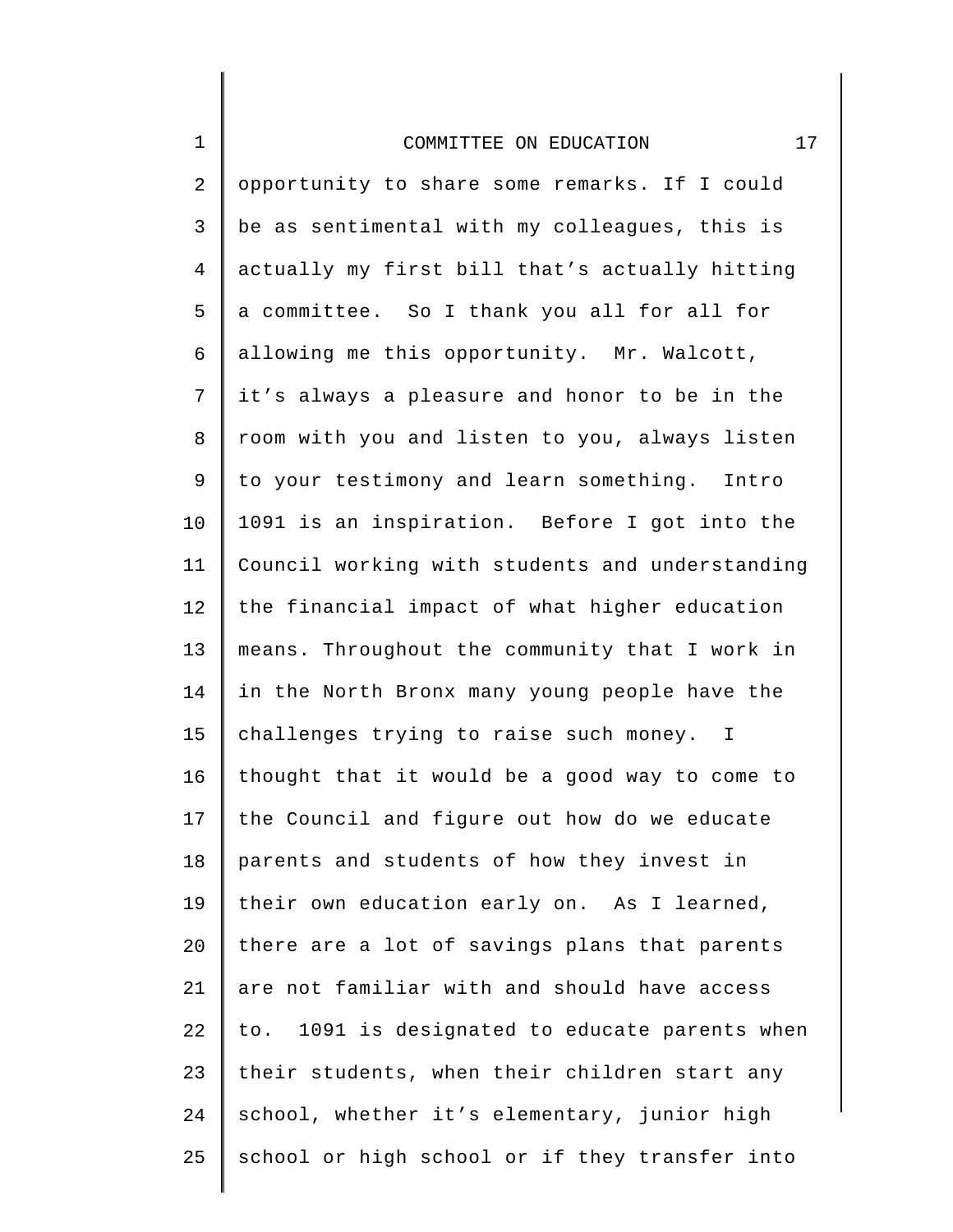opportunity to share some remarks. If I could be as sentimental with my colleagues, this is actually my first bill that's actually hitting a committee. So I thank you all for all for allowing me this opportunity. Mr. Walcott, it's always a pleasure and honor to be in the room with you and listen to you, always listen to your testimony and learn something. Intro 1091 is an inspiration. Before I got into the Council working with students and understanding the financial impact of what higher education means. Throughout the community that I work in in the North Bronx many young people have the challenges trying to raise such money. I thought that it would be a good way to come to the Council and figure out how do we educate parents and students of how they invest in their own education early on. As I learned, there are a lot of savings plans that parents are not familiar with and should have access to. 1091 is designated to educate parents when their students, when their children start any school, whether it's elementary, junior high school or high school or if they transfer into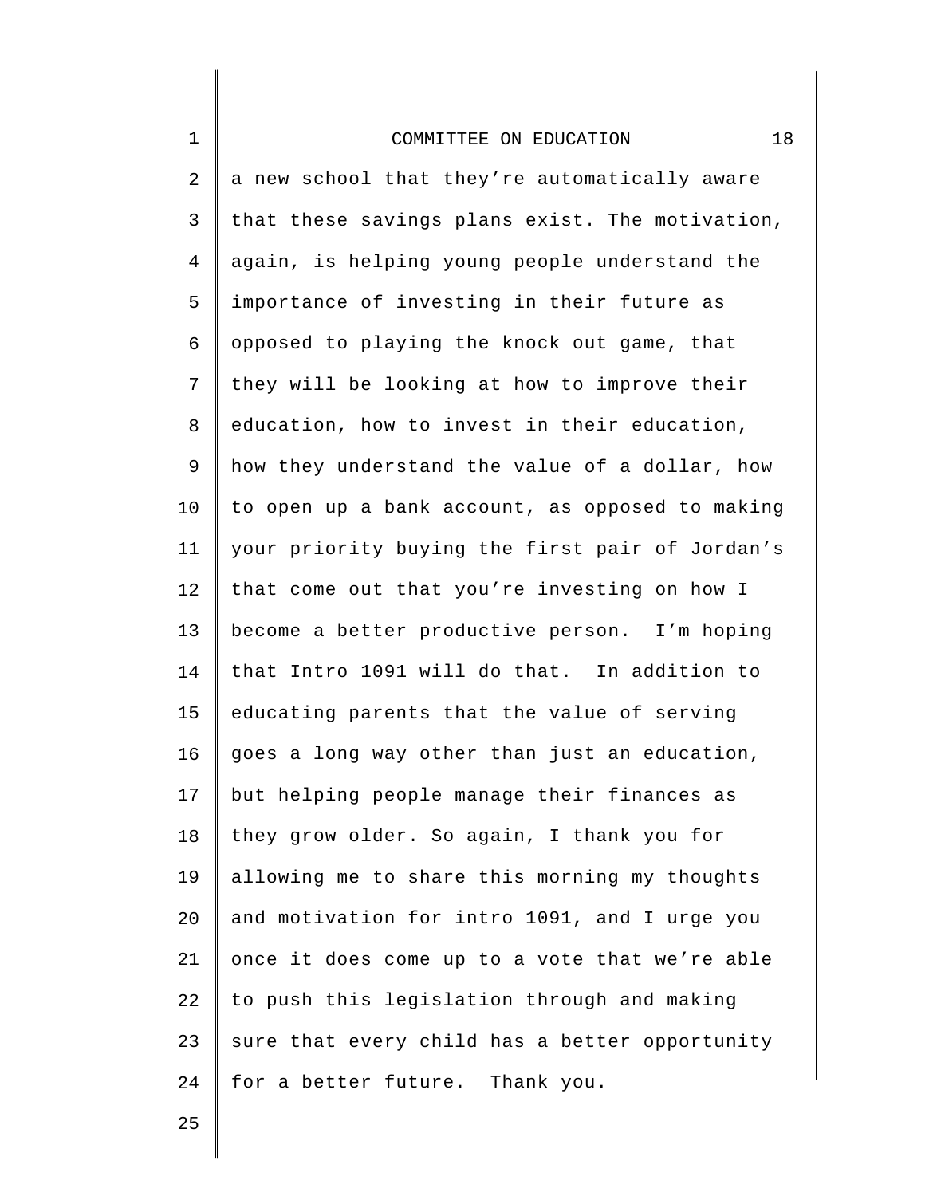a new school that they're automatically aware that these savings plans exist. The motivation, again, is helping young people understand the importance of investing in their future as opposed to playing the knock out game, that they will be looking at how to improve their education, how to invest in their education, how they understand the value of a dollar, how to open up a bank account, as opposed to making your priority buying the first pair of Jordan's that come out that you're investing on how I become a better productive person. I'm hoping that Intro 1091 will do that. In addition to educating parents that the value of serving goes a long way other than just an education, but helping people manage their finances as they grow older. So again, I thank you for allowing me to share this morning my thoughts and motivation for intro 1091, and I urge you once it does come up to a vote that we're able to push this legislation through and making sure that every child has a better opportunity for a better future. Thank you.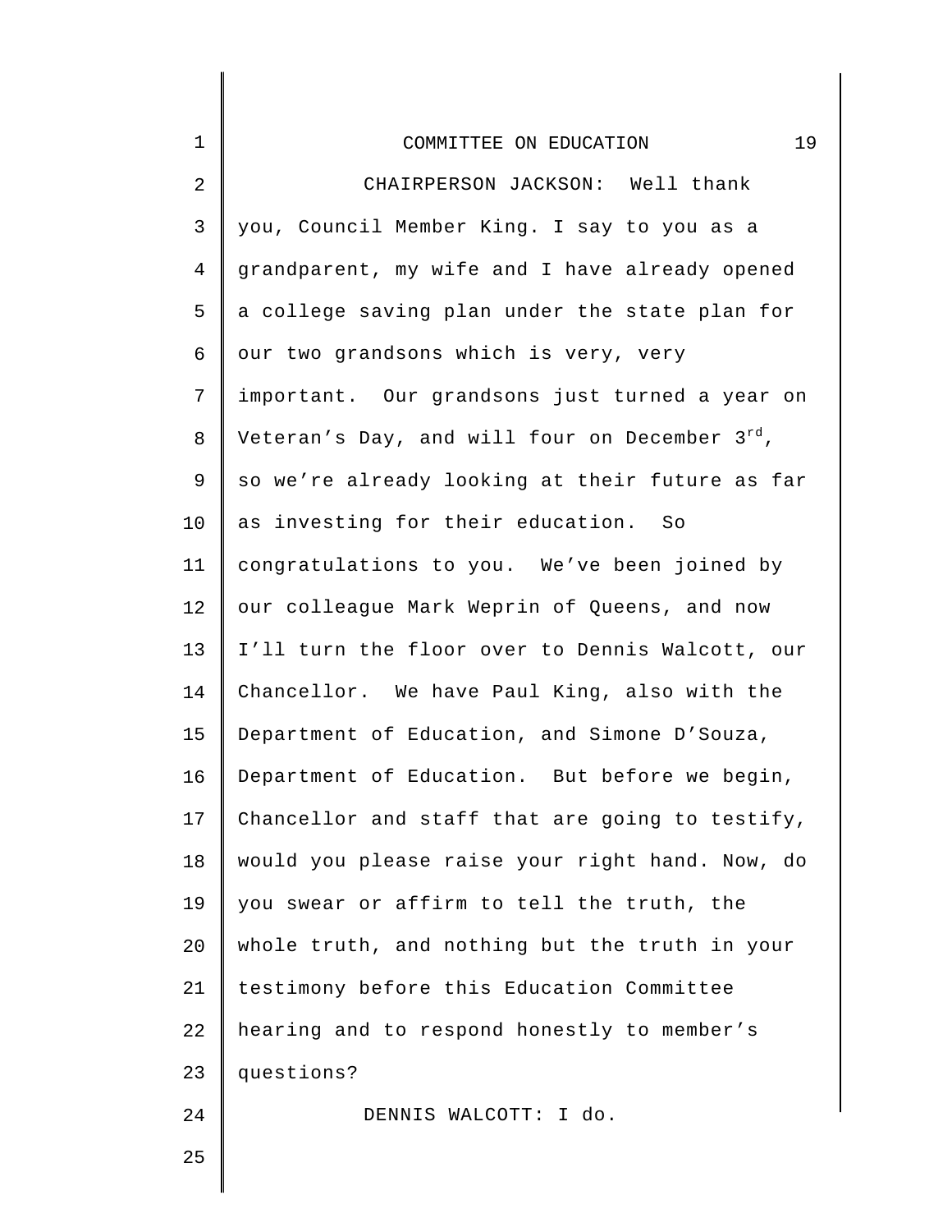CHAIRPERSON JACKSON: Well thank you, Council Member King. I say to you as a grandparent, my wife and I have already opened a college saving plan under the state plan for our two grandsons which is very, very important. Our grandsons just turned a year on Veteran's Day, and will four on December 3rd, so we're already looking at their future as far as investing for their education. So congratulations to you. We've been joined by our colleague Mark Weprin of Queens, and now I'll turn the floor over to Dennis Walcott, our Chancellor. We have Paul King, also with the Department of Education, and Simone D'Souza, Department of Education. But before we begin, Chancellor and staff that are going to testify, would you please raise your right hand. Now, do you swear or affirm to tell the truth, the whole truth, and nothing but the truth in your testimony before this Education Committee hearing and to respond honestly to member's questions?

DENNIS WALCOTT: I do.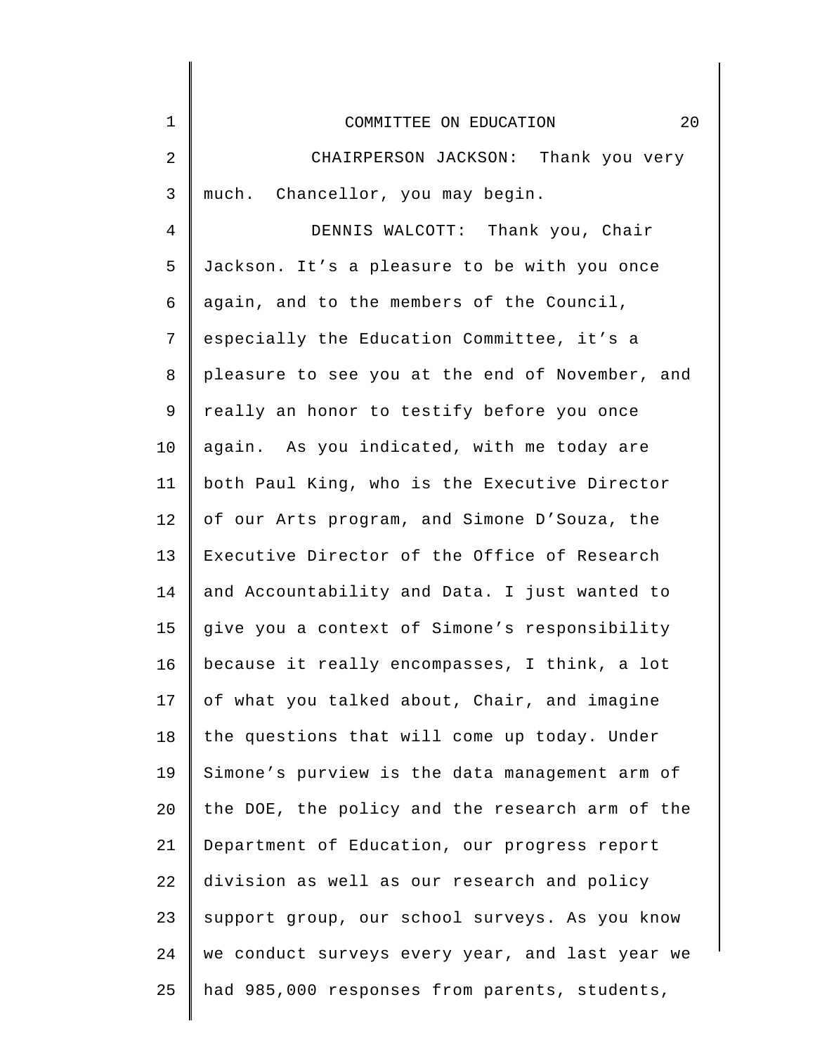CHAIRPERSON JACKSON: Thank you very much. Chancellor, you may begin.

DENNIS WALCOTT: Thank you, Chair Jackson. It's a pleasure to be with you once again, and to the members of the Council, especially the Education Committee, it's a pleasure to see you at the end of November, and really an honor to testify before you once again. As you indicated, with me today are both Paul King, who is the Executive Director of our Arts program, and Simone D'Souza, the Executive Director of the Office of Research and Accountability and Data. I just wanted to give you a context of Simone's responsibility because it really encompasses, I think, a lot of what you talked about, Chair, and imagine the questions that will come up today. Under Simone's purview is the data management arm of the DOE, the policy and the research arm of the Department of Education, our progress report division as well as our research and policy support group, our school surveys. As you know we conduct surveys every year, and last year we had 985,000 responses from parents, students,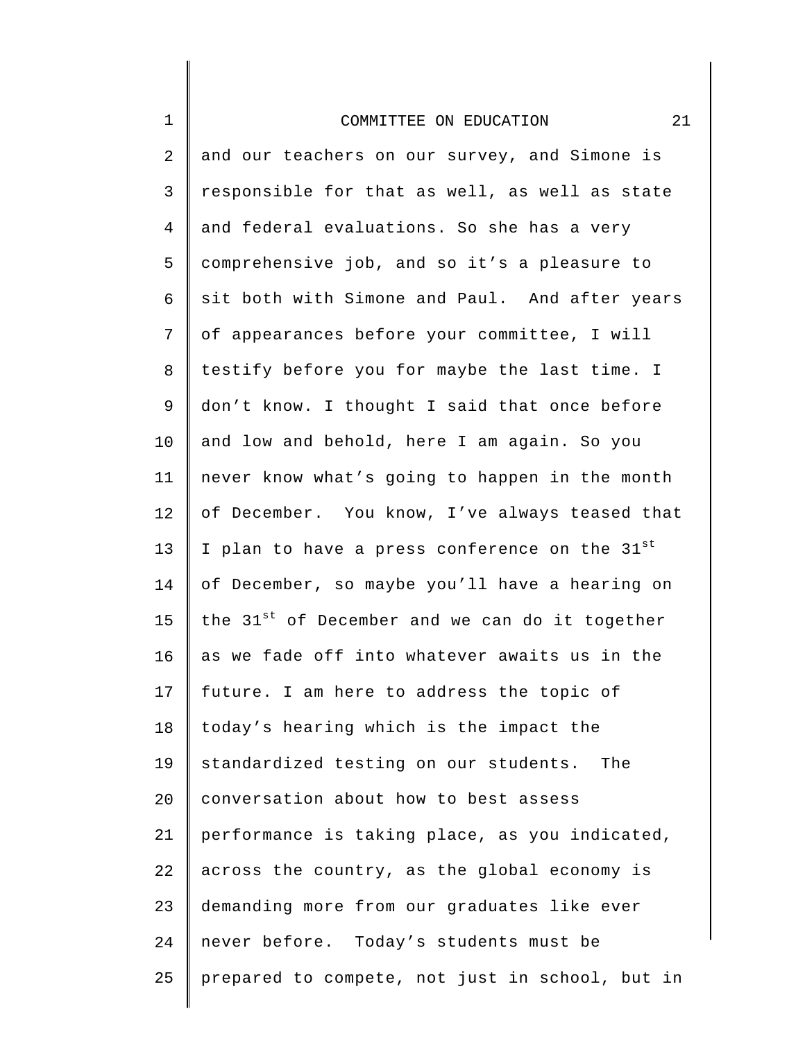and our teachers on our survey, and Simone is responsible for that as well, as well as state and federal evaluations. So she has a very comprehensive job, and so it’s a pleasure to sit both with Simone and Paul. And after years of appearances before your committee, I will testify before you for maybe the last time. I don’t know. I thought I said that once before and low and behold, here I am again. So you never know what’s going to happen in the month of December. You know, I’ve always teased that I plan to have a press conference on the 31st of December, so maybe you’ll have a hearing on the 31st of December and we can do it together as we fade off into whatever awaits us in the future. I am here to address the topic of today’s hearing which is the impact the standardized testing on our students. The conversation about how to best assess performance is taking place, as you indicated, across the country, as the global economy is demanding more from our graduates like ever never before. Today’s students must be prepared to compete, not just in school, but in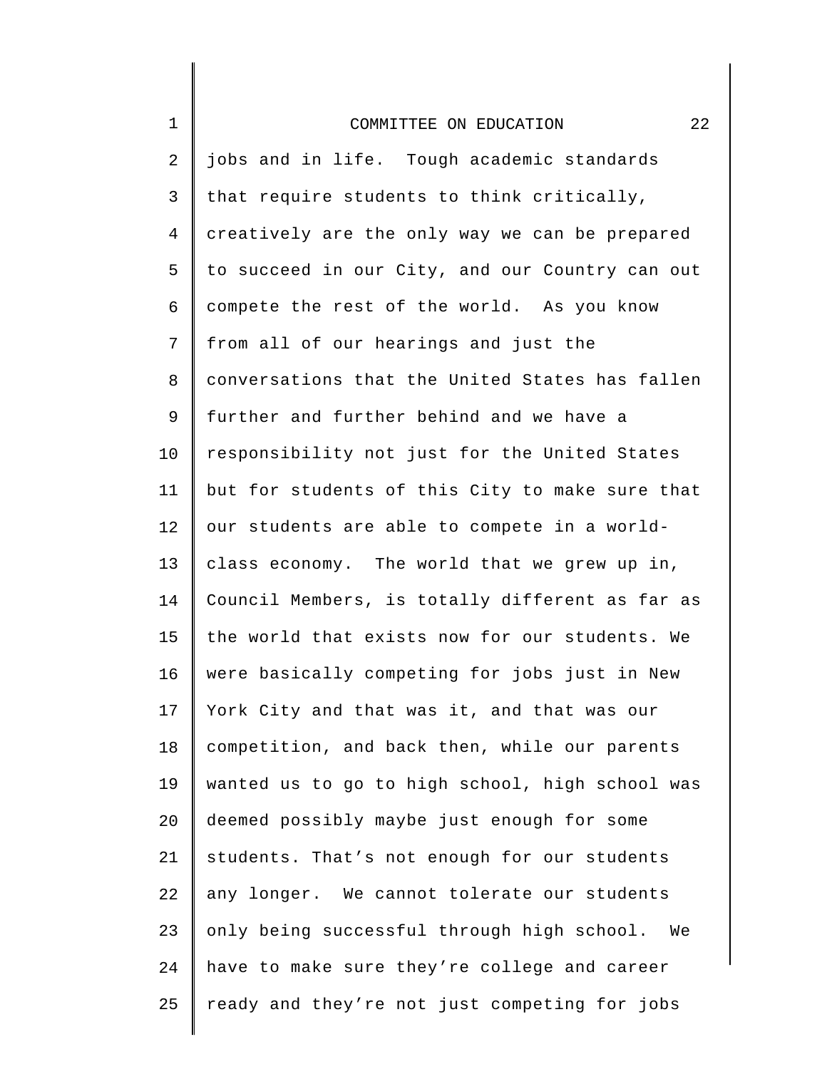jobs and in life. Tough academic standards that require students to think critically, creatively are the only way we can be prepared to succeed in our City, and our Country can out compete the rest of the world. As you know from all of our hearings and just the conversations that the United States has fallen further and further behind and we have a responsibility not just for the United States but for students of this City to make sure that our students are able to compete in a world-class economy. The world that we grew up in, Council Members, is totally different as far as the world that exists now for our students. We were basically competing for jobs just in New York City and that was it, and that was our competition, and back then, while our parents wanted us to go to high school, high school was deemed possibly maybe just enough for some students. That's not enough for our students any longer. We cannot tolerate our students only being successful through high school. We have to make sure they're college and career ready and they're not just competing for jobs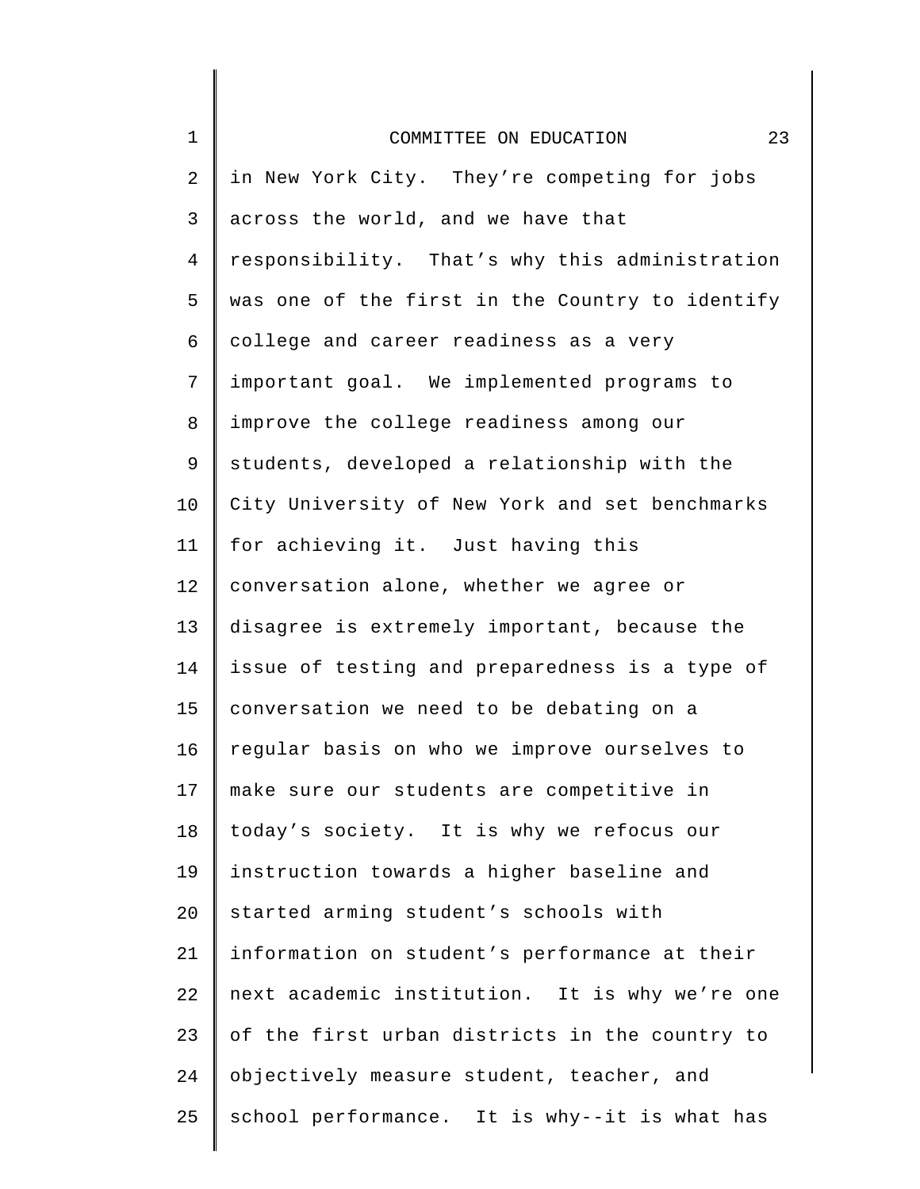in New York City. They're competing for jobs across the world, and we have that responsibility. That's why this administration was one of the first in the Country to identify college and career readiness as a very important goal. We implemented programs to improve the college readiness among our students, developed a relationship with the City University of New York and set benchmarks for achieving it. Just having this conversation alone, whether we agree or disagree is extremely important, because the issue of testing and preparedness is a type of conversation we need to be debating on a regular basis on who we improve ourselves to make sure our students are competitive in today's society. It is why we refocus our instruction towards a higher baseline and started arming student's schools with information on student's performance at their next academic institution. It is why we're one of the first urban districts in the country to objectively measure student, teacher, and school performance. It is why--it is what has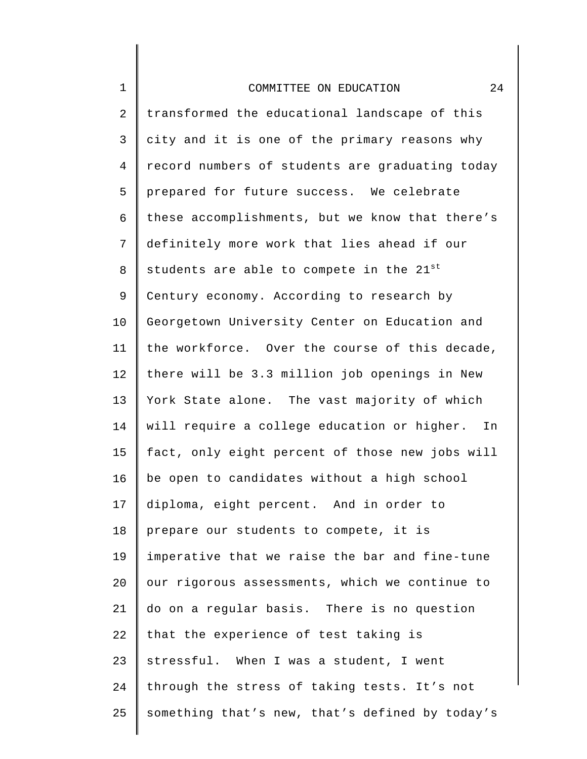transformed the educational landscape of this city and it is one of the primary reasons why record numbers of students are graduating today prepared for future success. We celebrate these accomplishments, but we know that there's definitely more work that lies ahead if our students are able to compete in the 21st Century economy. According to research by Georgetown University Center on Education and the workforce. Over the course of this decade, there will be 3.3 million job openings in New York State alone. The vast majority of which will require a college education or higher. In fact, only eight percent of those new jobs will be open to candidates without a high school diploma, eight percent. And in order to prepare our students to compete, it is imperative that we raise the bar and fine-tune our rigorous assessments, which we continue to do on a regular basis. There is no question that the experience of test taking is stressful. When I was a student, I went through the stress of taking tests. It's not something that's new, that's defined by today's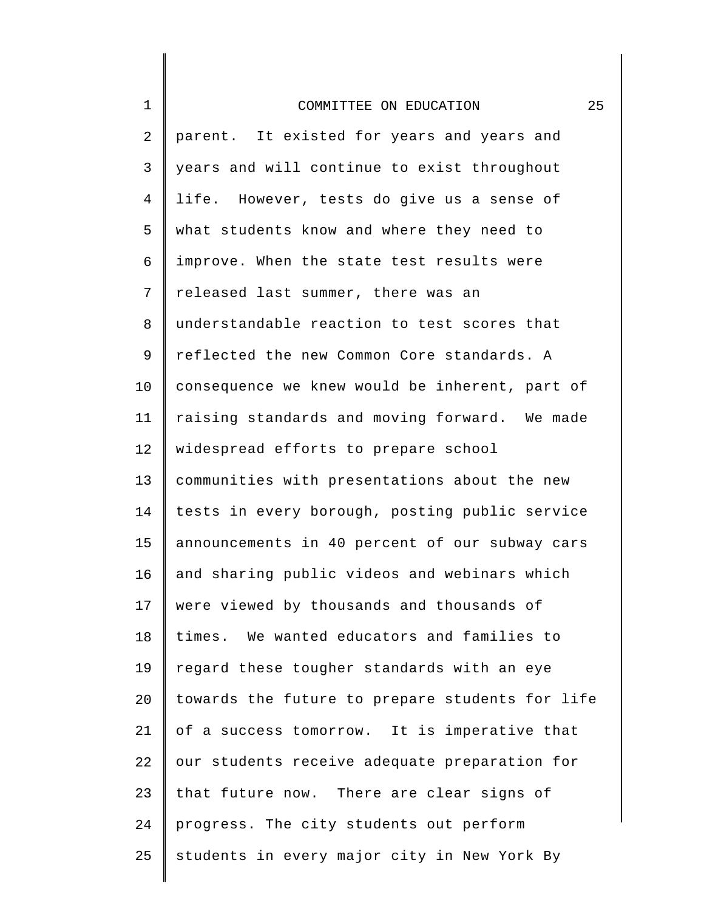parent. It existed for years and years and years and will continue to exist throughout life. However, tests do give us a sense of what students know and where they need to improve. When the state test results were released last summer, there was an understandable reaction to test scores that reflected the new Common Core standards. A consequence we knew would be inherent, part of raising standards and moving forward. We made widespread efforts to prepare school communities with presentations about the new tests in every borough, posting public service announcements in 40 percent of our subway cars and sharing public videos and webinars which were viewed by thousands and thousands of times. We wanted educators and families to regard these tougher standards with an eye towards the future to prepare students for life of a success tomorrow. It is imperative that our students receive adequate preparation for that future now. There are clear signs of progress. The city students out perform students in every major city in New York By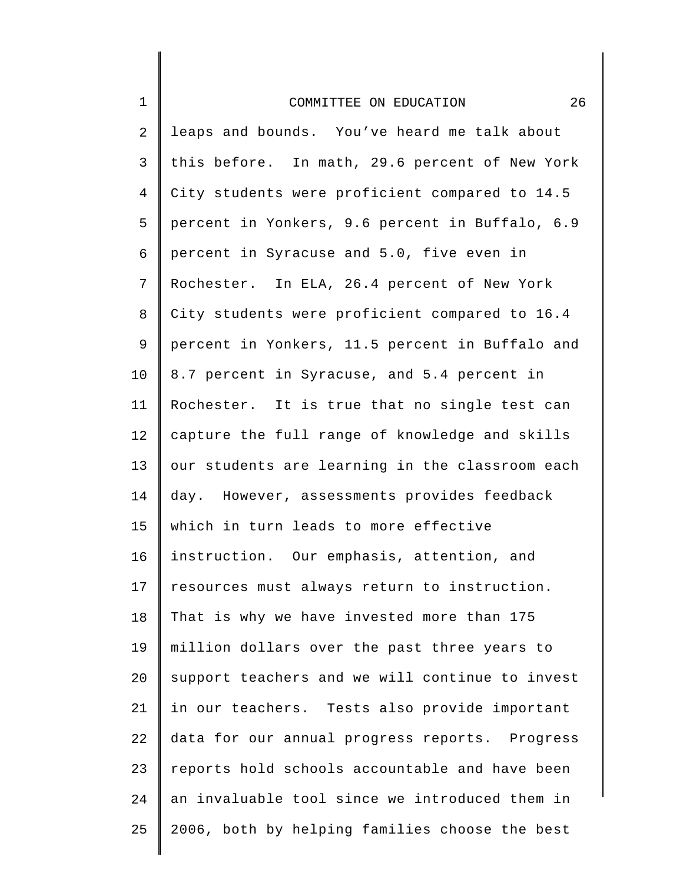leaps and bounds. You've heard me talk about this before. In math, 29.6 percent of New York City students were proficient compared to 14.5 percent in Yonkers, 9.6 percent in Buffalo, 6.9 percent in Syracuse and 5.0, five even in Rochester. In ELA, 26.4 percent of New York City students were proficient compared to 16.4 percent in Yonkers, 11.5 percent in Buffalo and 8.7 percent in Syracuse, and 5.4 percent in Rochester. It is true that no single test can capture the full range of knowledge and skills our students are learning in the classroom each day. However, assessments provides feedback which in turn leads to more effective instruction. Our emphasis, attention, and resources must always return to instruction. That is why we have invested more than 175 million dollars over the past three years to support teachers and we will continue to invest in our teachers. Tests also provide important data for our annual progress reports. Progress reports hold schools accountable and have been an invaluable tool since we introduced them in 2006, both by helping families choose the best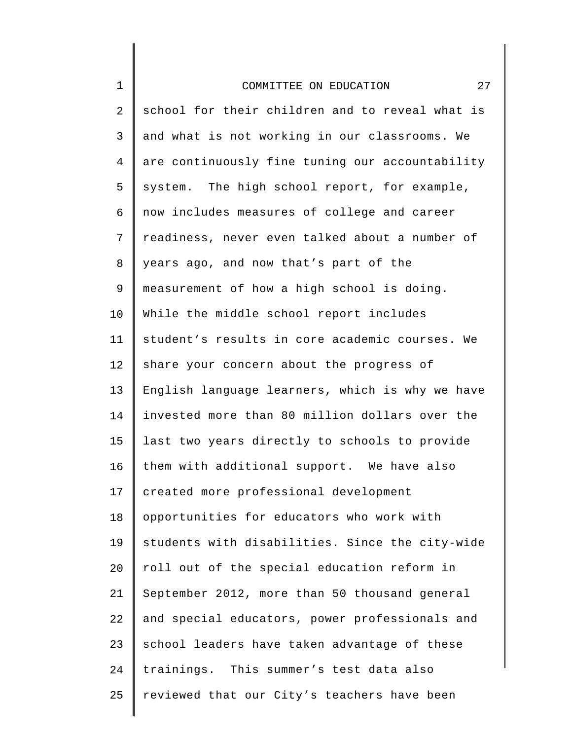school for their children and to reveal what is and what is not working in our classrooms. We are continuously fine tuning our accountability system. The high school report, for example, now includes measures of college and career readiness, never even talked about a number of years ago, and now that's part of the measurement of how a high school is doing. While the middle school report includes student's results in core academic courses. We share your concern about the progress of English language learners, which is why we have invested more than 80 million dollars over the last two years directly to schools to provide them with additional support. We have also created more professional development opportunities for educators who work with students with disabilities. Since the city-wide roll out of the special education reform in September 2012, more than 50 thousand general and special educators, power professionals and school leaders have taken advantage of these trainings. This summer's test data also reviewed that our City's teachers have been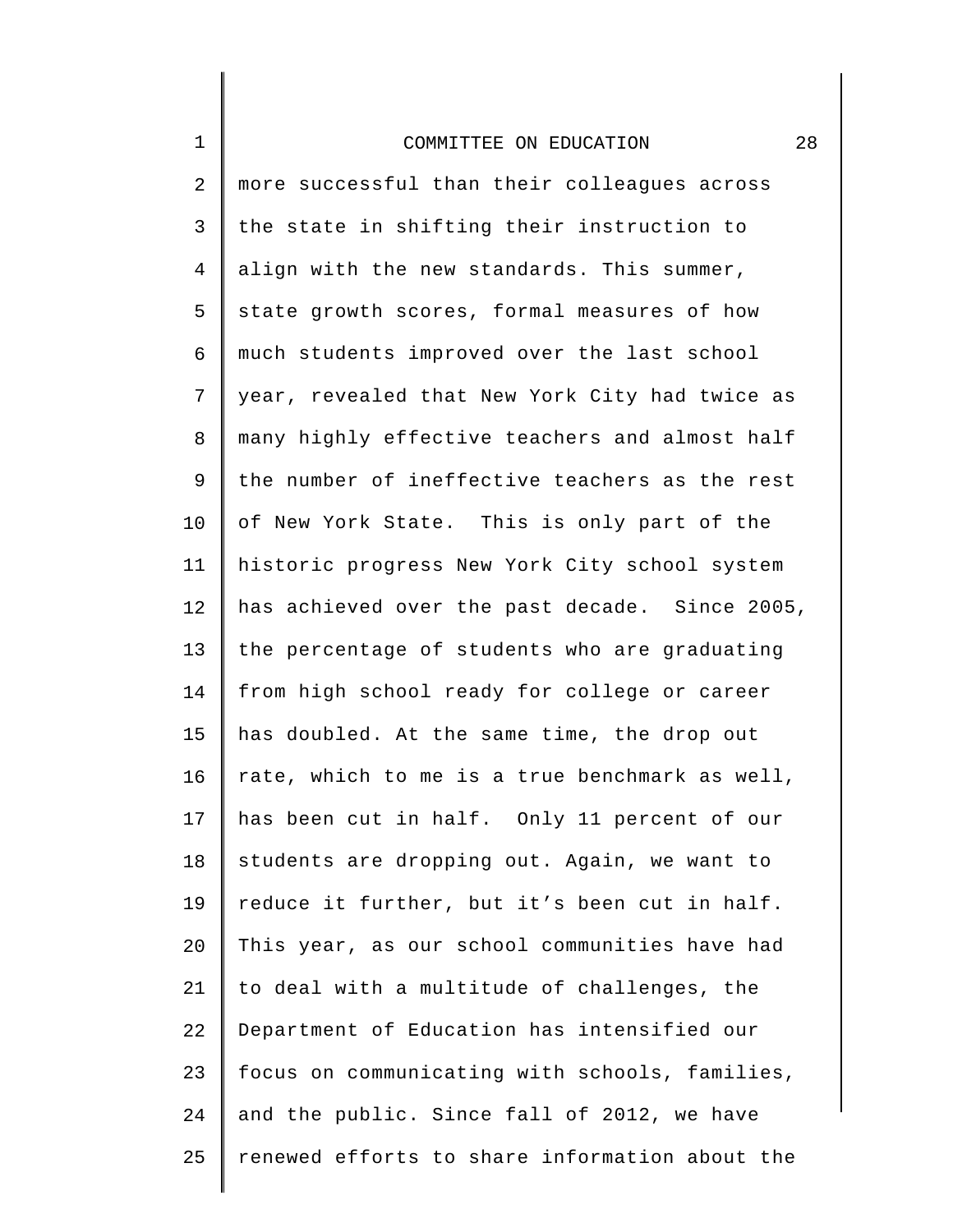more successful than their colleagues across the state in shifting their instruction to align with the new standards. This summer, state growth scores, formal measures of how much students improved over the last school year, revealed that New York City had twice as many highly effective teachers and almost half the number of ineffective teachers as the rest of New York State. This is only part of the historic progress New York City school system has achieved over the past decade. Since 2005, the percentage of students who are graduating from high school ready for college or career has doubled. At the same time, the drop out rate, which to me is a true benchmark as well, has been cut in half. Only 11 percent of our students are dropping out. Again, we want to reduce it further, but it’s been cut in half. This year, as our school communities have had to deal with a multitude of challenges, the Department of Education has intensified our focus on communicating with schools, families, and the public. Since fall of 2012, we have renewed efforts to share information about the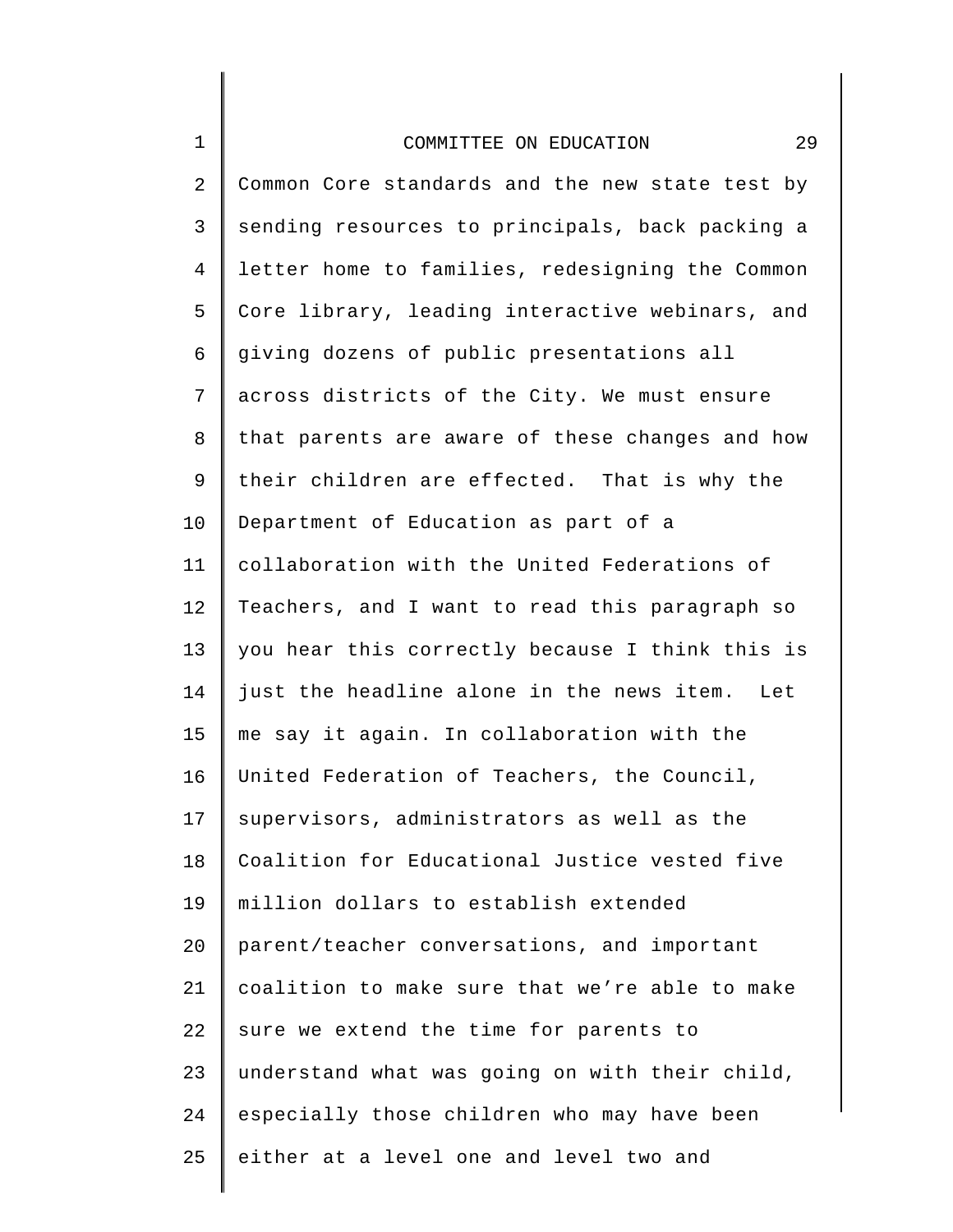Common Core standards and the new state test by sending resources to principals, back packing a letter home to families, redesigning the Common Core library, leading interactive webinars, and giving dozens of public presentations all across districts of the City. We must ensure that parents are aware of these changes and how their children are effected. That is why the Department of Education as part of a collaboration with the United Federations of Teachers, and I want to read this paragraph so you hear this correctly because I think this is just the headline alone in the news item. Let me say it again. In collaboration with the United Federation of Teachers, the Council, supervisors, administrators as well as the Coalition for Educational Justice vested five million dollars to establish extended parent/teacher conversations, and important coalition to make sure that we're able to make sure we extend the time for parents to understand what was going on with their child, especially those children who may have been either at a level one and level two and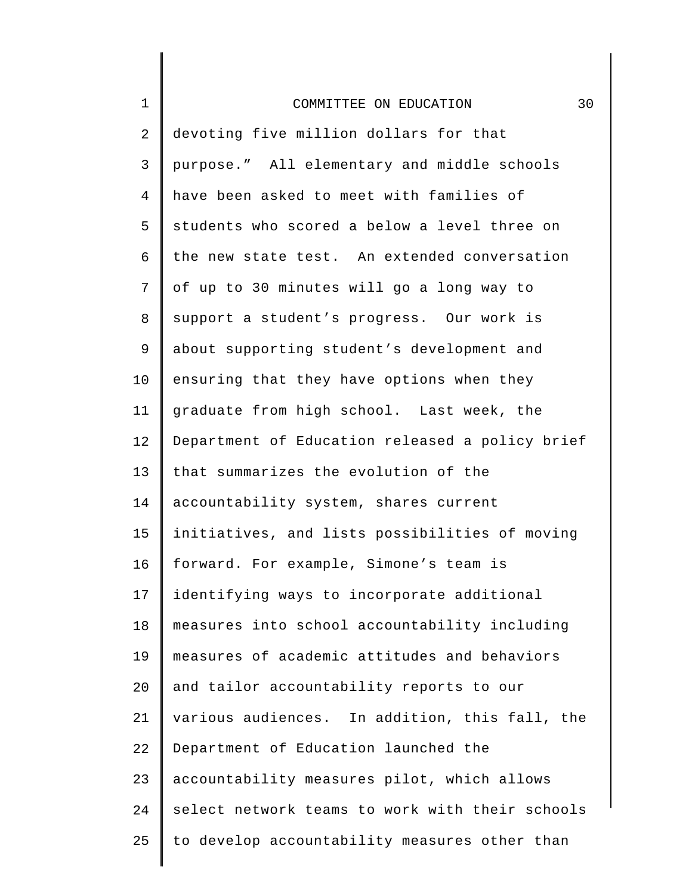devoting five million dollars for that purpose." All elementary and middle schools have been asked to meet with families of students who scored a below a level three on the new state test. An extended conversation of up to 30 minutes will go a long way to support a student's progress. Our work is about supporting student's development and ensuring that they have options when they graduate from high school. Last week, the Department of Education released a policy brief that summarizes the evolution of the accountability system, shares current initiatives, and lists possibilities of moving forward. For example, Simone's team is identifying ways to incorporate additional measures into school accountability including measures of academic attitudes and behaviors and tailor accountability reports to our various audiences. In addition, this fall, the Department of Education launched the accountability measures pilot, which allows select network teams to work with their schools to develop accountability measures other than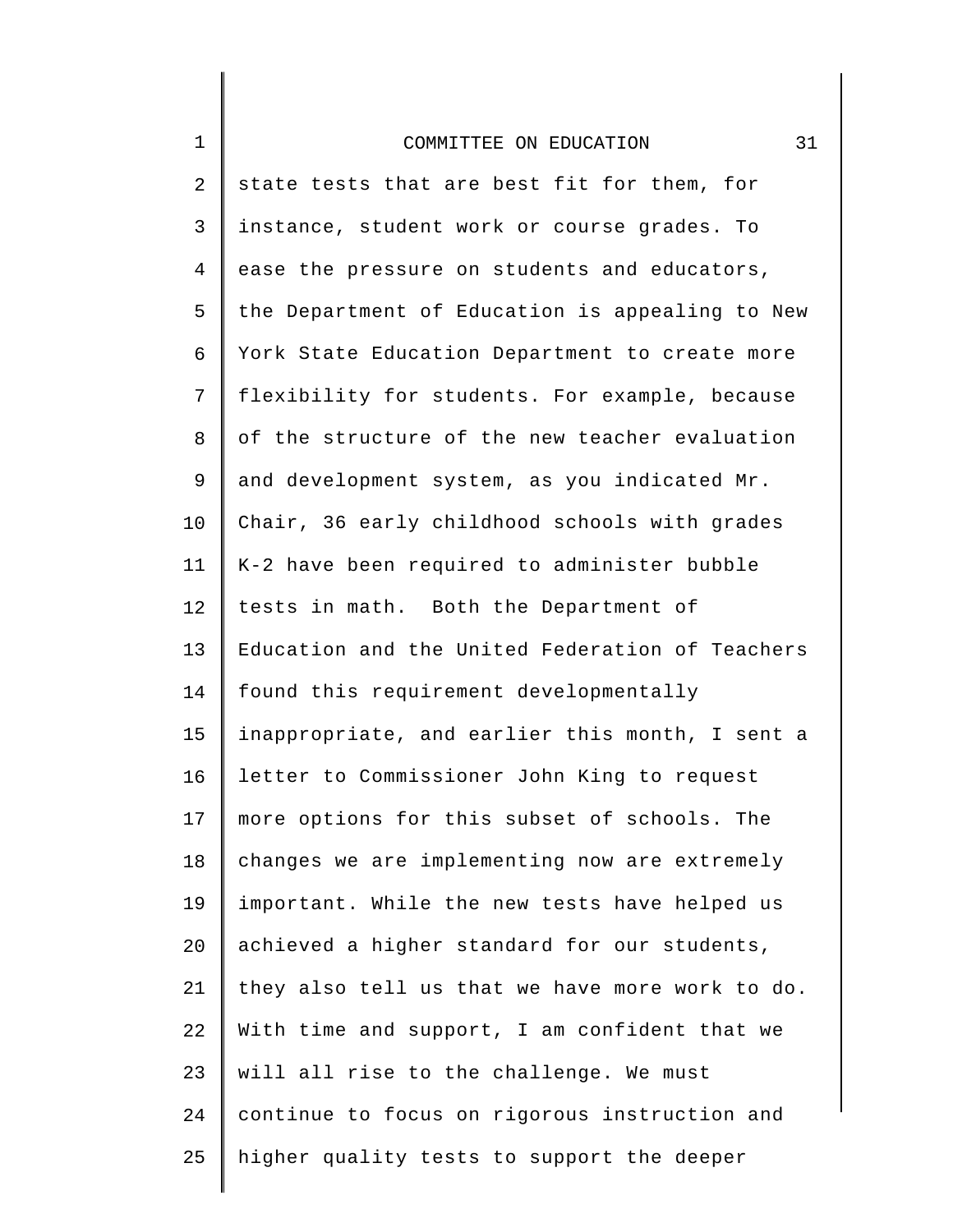state tests that are best fit for them, for instance, student work or course grades. To ease the pressure on students and educators, the Department of Education is appealing to New York State Education Department to create more flexibility for students. For example, because of the structure of the new teacher evaluation and development system, as you indicated Mr. Chair, 36 early childhood schools with grades K-2 have been required to administer bubble tests in math. Both the Department of Education and the United Federation of Teachers found this requirement developmentally inappropriate, and earlier this month, I sent a letter to Commissioner John King to request more options for this subset of schools. The changes we are implementing now are extremely important. While the new tests have helped us achieved a higher standard for our students, they also tell us that we have more work to do. With time and support, I am confident that we will all rise to the challenge. We must continue to focus on rigorous instruction and higher quality tests to support the deeper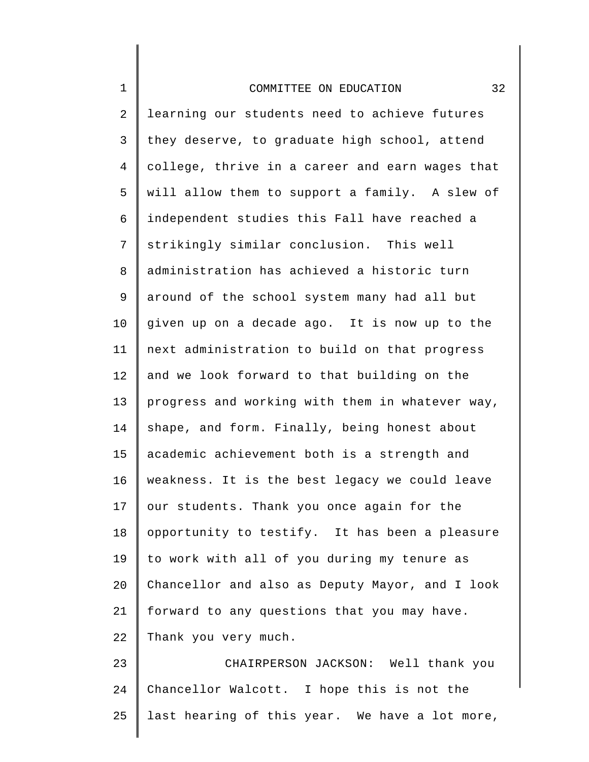learning our students need to achieve futures they deserve, to graduate high school, attend college, thrive in a career and earn wages that will allow them to support a family. A slew of independent studies this Fall have reached a strikingly similar conclusion. This well administration has achieved a historic turn around of the school system many had all but given up on a decade ago. It is now up to the next administration to build on that progress and we look forward to that building on the progress and working with them in whatever way, shape, and form. Finally, being honest about academic achievement both is a strength and weakness. It is the best legacy we could leave our students. Thank you once again for the opportunity to testify. It has been a pleasure to work with all of you during my tenure as Chancellor and also as Deputy Mayor, and I look forward to any questions that you may have. Thank you very much.

CHAIRPERSON JACKSON: Well thank you Chancellor Walcott. I hope this is not the last hearing of this year. We have a lot more,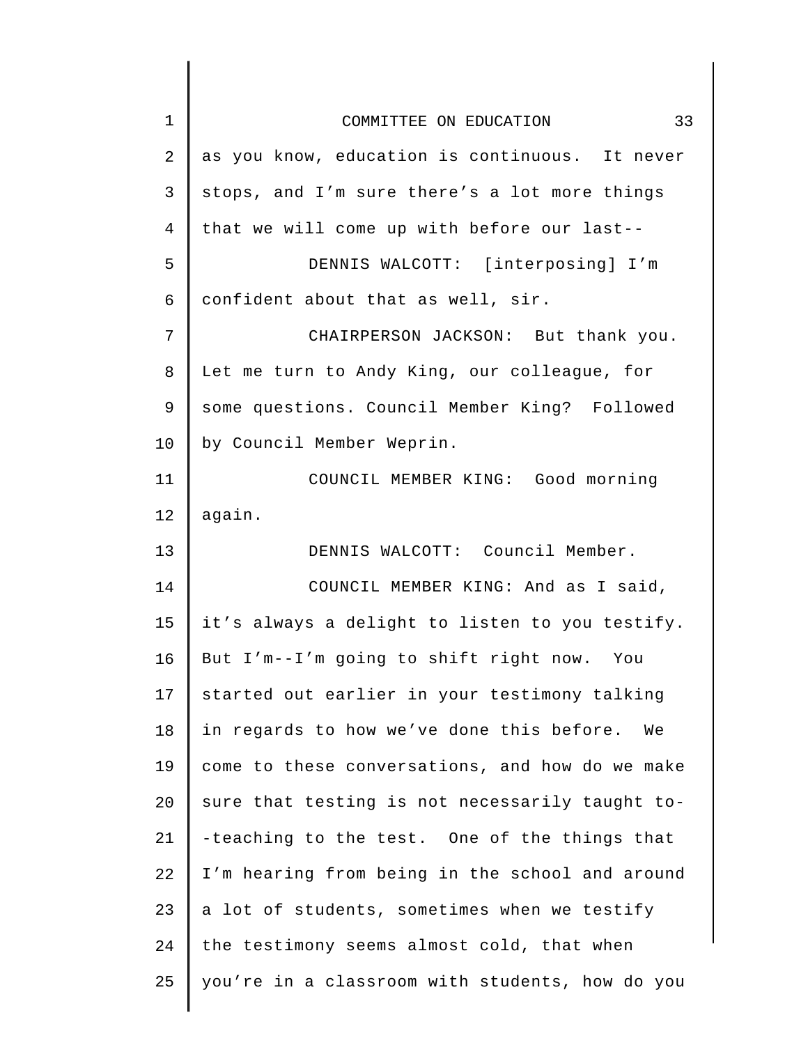as you know, education is continuous. It never stops, and I’m sure there’s a lot more things that we will come up with before our last--

DENNIS WALCOTT: [interposing] I’m confident about that as well, sir.

CHAIRPERSON JACKSON: But thank you. Let me turn to Andy King, our colleague, for some questions. Council Member King? Followed by Council Member Weprin.

COUNCIL MEMBER KING: Good morning again.

DENNIS WALCOTT: Council Member.

COUNCIL MEMBER KING: And as I said, it’s always a delight to listen to you testify. But I’m--I’m going to shift right now. You started out earlier in your testimony talking in regards to how we’ve done this before. We come to these conversations, and how do we make sure that testing is not necessarily taught to--teaching to the test. One of the things that I’m hearing from being in the school and around a lot of students, sometimes when we testify the testimony seems almost cold, that when you’re in a classroom with students, how do you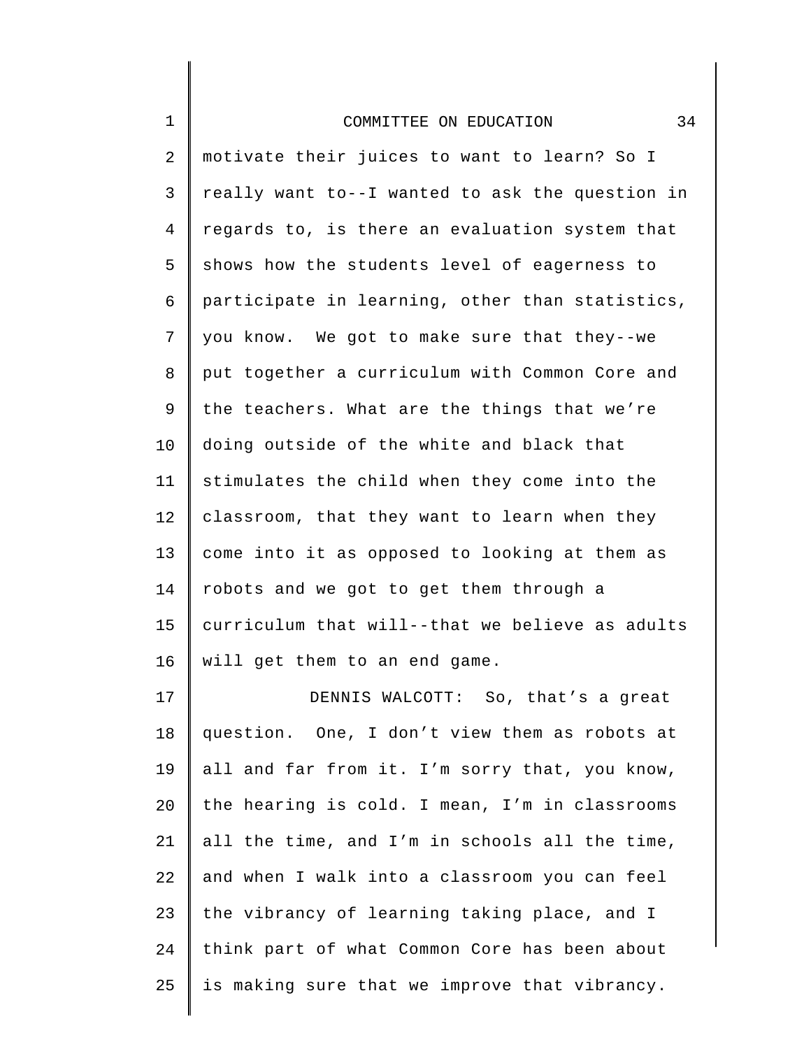motivate their juices to want to learn? So I really want to--I wanted to ask the question in regards to, is there an evaluation system that shows how the students level of eagerness to participate in learning, other than statistics, you know. We got to make sure that they--we put together a curriculum with Common Core and the teachers. What are the things that we're doing outside of the white and black that stimulates the child when they come into the classroom, that they want to learn when they come into it as opposed to looking at them as robots and we got to get them through a curriculum that will--that we believe as adults will get them to an end game.

DENNIS WALCOTT: So, that's a great question. One, I don't view them as robots at all and far from it. I'm sorry that, you know, the hearing is cold. I mean, I'm in classrooms all the time, and I'm in schools all the time, and when I walk into a classroom you can feel the vibrancy of learning taking place, and I think part of what Common Core has been about is making sure that we improve that vibrancy.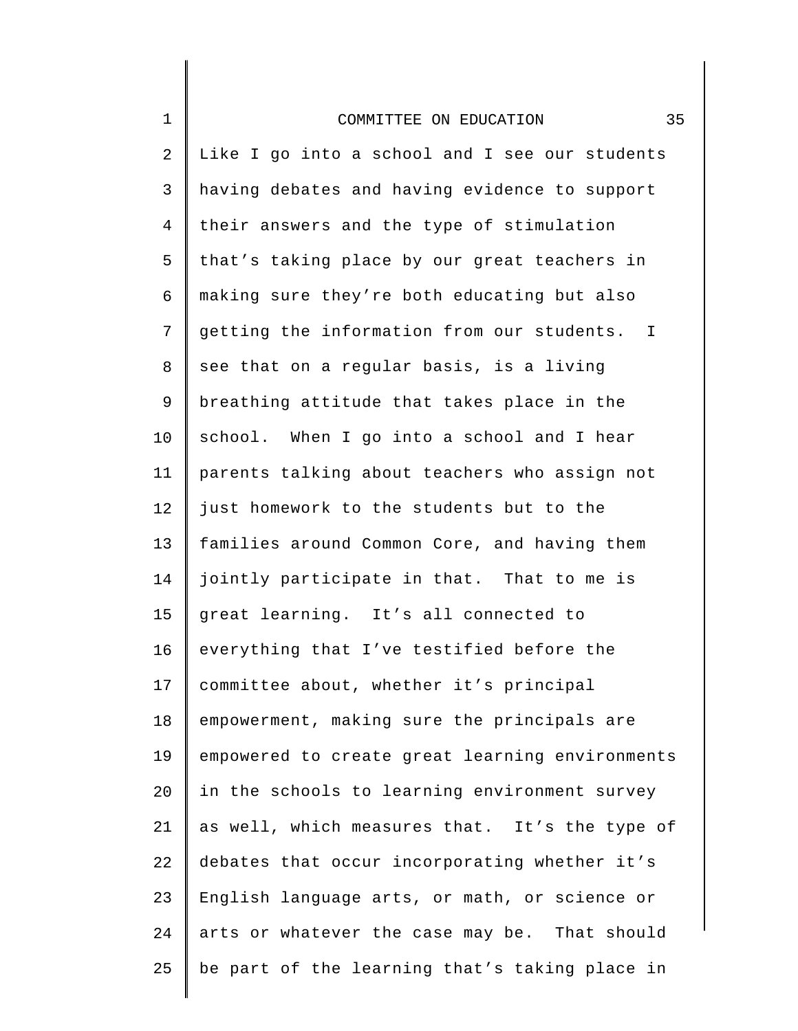Like I go into a school and I see our students having debates and having evidence to support their answers and the type of stimulation that's taking place by our great teachers in making sure they're both educating but also getting the information from our students. I see that on a regular basis, is a living breathing attitude that takes place in the school. When I go into a school and I hear parents talking about teachers who assign not just homework to the students but to the families around Common Core, and having them jointly participate in that. That to me is great learning. It's all connected to everything that I've testified before the committee about, whether it's principal empowerment, making sure the principals are empowered to create great learning environments in the schools to learning environment survey as well, which measures that. It's the type of debates that occur incorporating whether it's English language arts, or math, or science or arts or whatever the case may be. That should be part of the learning that's taking place in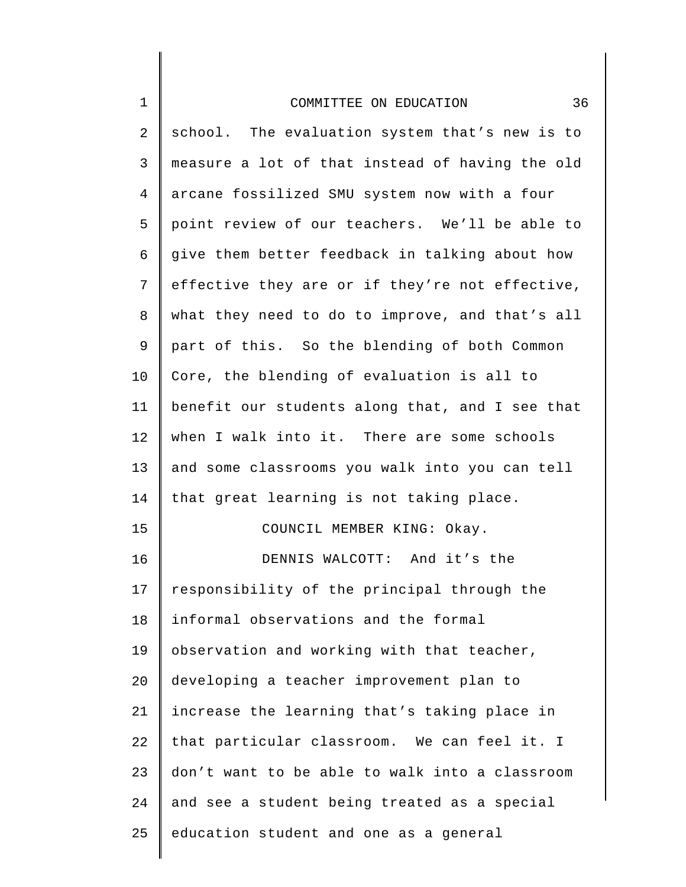school. The evaluation system that's new is to measure a lot of that instead of having the old arcane fossilized SMU system now with a four point review of our teachers. We'll be able to give them better feedback in talking about how effective they are or if they're not effective, what they need to do to improve, and that's all part of this. So the blending of both Common Core, the blending of evaluation is all to benefit our students along that, and I see that when I walk into it. There are some schools and some classrooms you walk into you can tell that great learning is not taking place.

COUNCIL MEMBER KING: Okay.

DENNIS WALCOTT: And it's the responsibility of the principal through the informal observations and the formal observation and working with that teacher, developing a teacher improvement plan to increase the learning that's taking place in that particular classroom. We can feel it. I don't want to be able to walk into a classroom and see a student being treated as a special education student and one as a general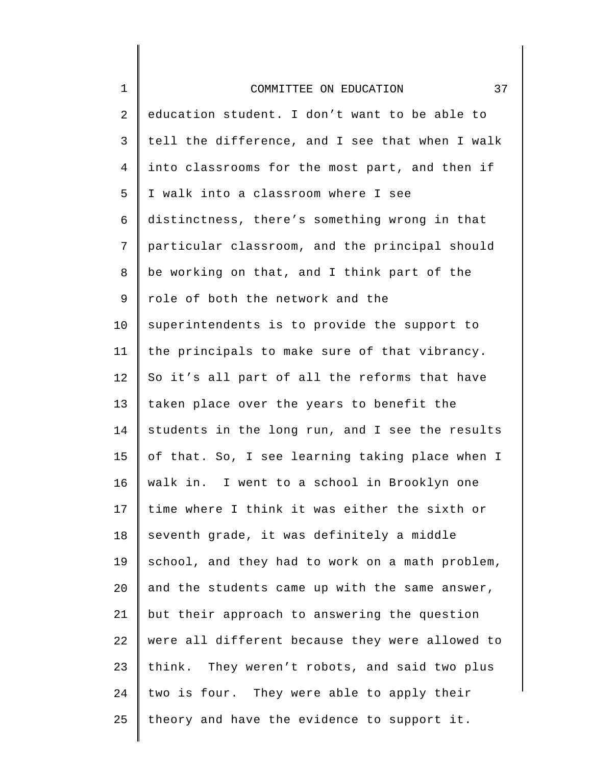education student. I don't want to be able to tell the difference, and I see that when I walk into classrooms for the most part, and then if I walk into a classroom where I see distinctness, there's something wrong in that particular classroom, and the principal should be working on that, and I think part of the role of both the network and the superintendents is to provide the support to the principals to make sure of that vibrancy. So it's all part of all the reforms that have taken place over the years to benefit the students in the long run, and I see the results of that. So, I see learning taking place when I walk in. I went to a school in Brooklyn one time where I think it was either the sixth or seventh grade, it was definitely a middle school, and they had to work on a math problem, and the students came up with the same answer, but their approach to answering the question were all different because they were allowed to think. They weren't robots, and said two plus two is four. They were able to apply their theory and have the evidence to support it.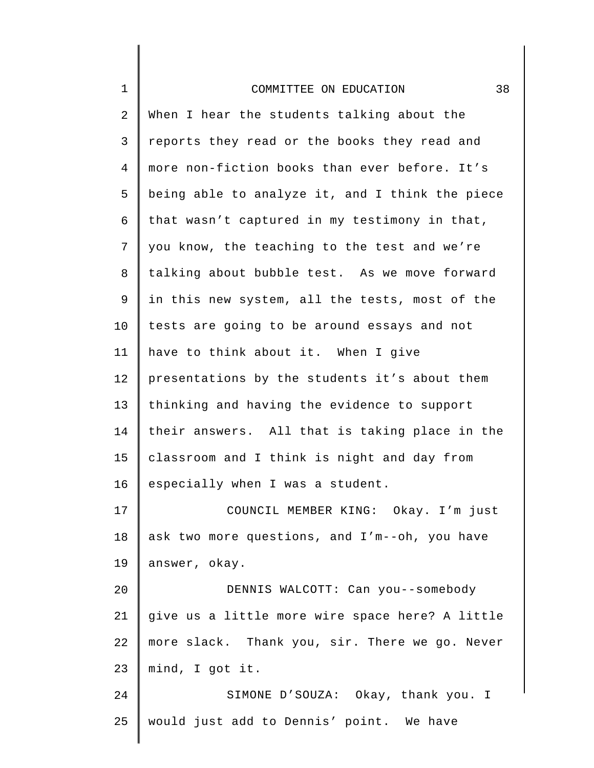When I hear the students talking about the reports they read or the books they read and more non-fiction books than ever before. It's being able to analyze it, and I think the piece that wasn't captured in my testimony in that, you know, the teaching to the test and we're talking about bubble test. As we move forward in this new system, all the tests, most of the tests are going to be around essays and not have to think about it. When I give presentations by the students it's about them thinking and having the evidence to support their answers. All that is taking place in the classroom and I think is night and day from especially when I was a student.

COUNCIL MEMBER KING: Okay. I'm just ask two more questions, and I'm--oh, you have answer, okay.

DENNIS WALCOTT: Can you--somebody give us a little more wire space here? A little more slack. Thank you, sir. There we go. Never mind, I got it.

SIMONE D'SOUZA: Okay, thank you. I would just add to Dennis' point. We have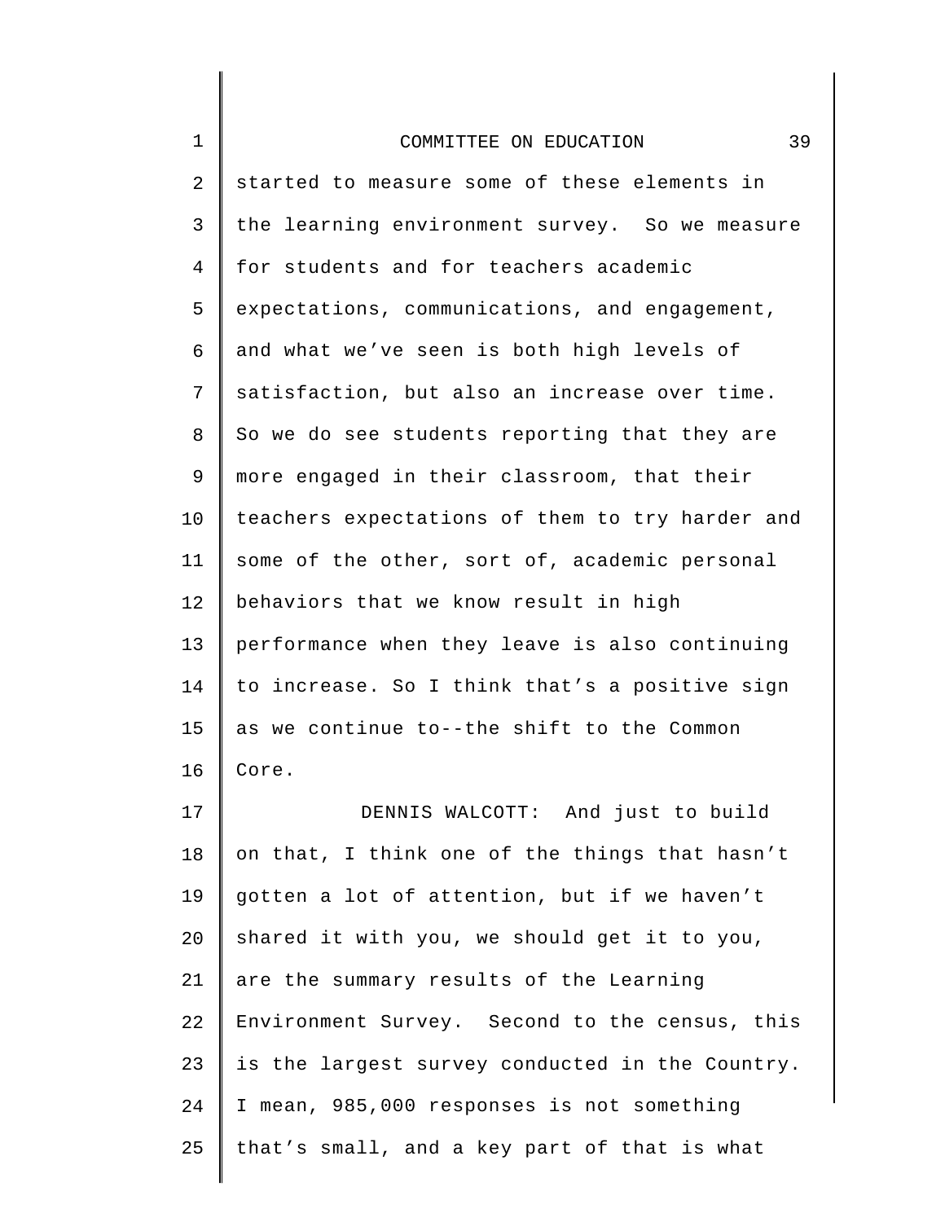started to measure some of these elements in the learning environment survey. So we measure for students and for teachers academic expectations, communications, and engagement, and what we've seen is both high levels of satisfaction, but also an increase over time. So we do see students reporting that they are more engaged in their classroom, that their teachers expectations of them to try harder and some of the other, sort of, academic personal behaviors that we know result in high performance when they leave is also continuing to increase. So I think that's a positive sign as we continue to--the shift to the Common Core.

DENNIS WALCOTT: And just to build on that, I think one of the things that hasn't gotten a lot of attention, but if we haven't shared it with you, we should get it to you, are the summary results of the Learning Environment Survey. Second to the census, this is the largest survey conducted in the Country. I mean, 985,000 responses is not something that's small, and a key part of that is what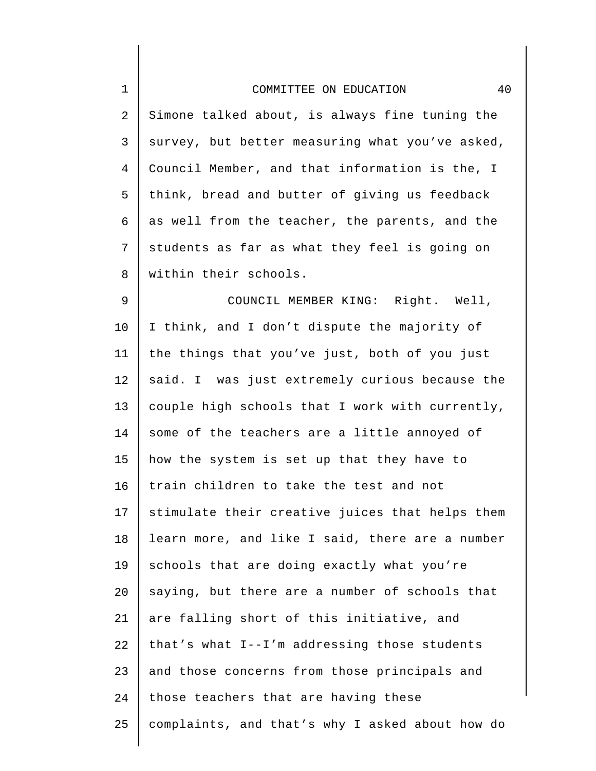Simone talked about, is always fine tuning the survey, but better measuring what you've asked, Council Member, and that information is the, I think, bread and butter of giving us feedback as well from the teacher, the parents, and the students as far as what they feel is going on within their schools.

COUNCIL MEMBER KING: Right. Well, I think, and I don't dispute the majority of the things that you've just, both of you just said. I was just extremely curious because the couple high schools that I work with currently, some of the teachers are a little annoyed of how the system is set up that they have to train children to take the test and not stimulate their creative juices that helps them learn more, and like I said, there are a number schools that are doing exactly what you're saying, but there are a number of schools that are falling short of this initiative, and that's what I--I'm addressing those students and those concerns from those principals and those teachers that are having these complaints, and that's why I asked about how do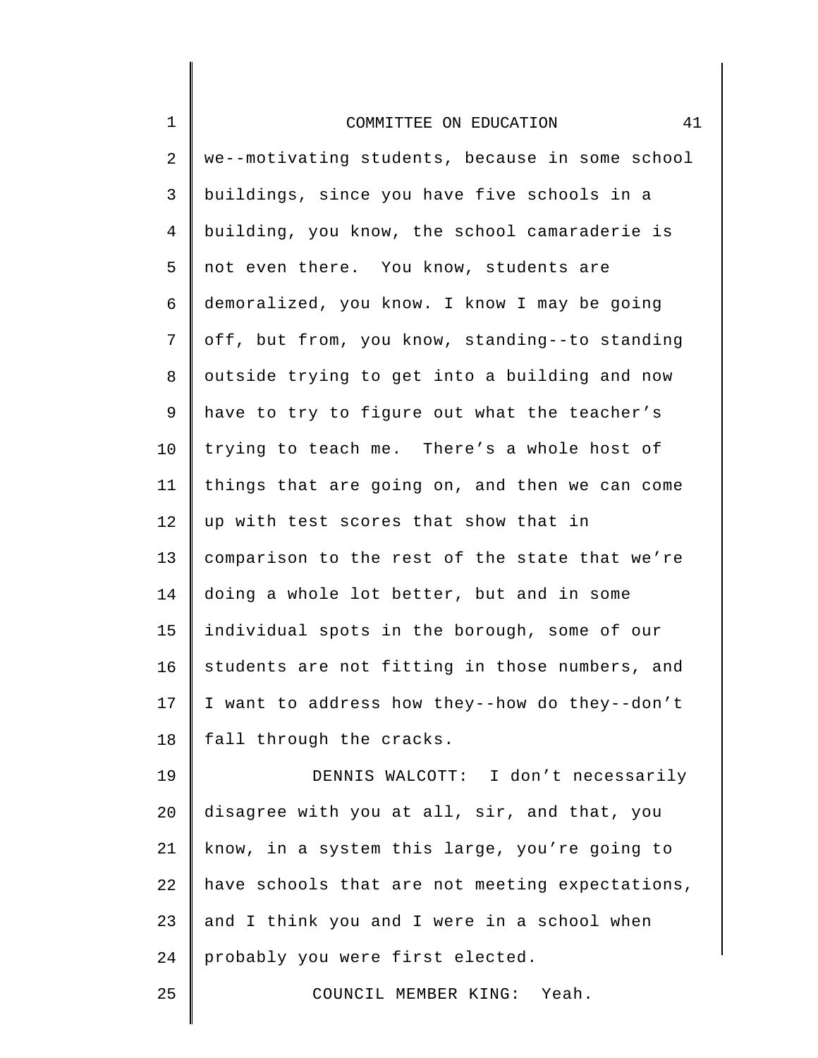we--motivating students, because in some school buildings, since you have five schools in a building, you know, the school camaraderie is not even there. You know, students are demoralized, you know. I know I may be going off, but from, you know, standing--to standing outside trying to get into a building and now have to try to figure out what the teacher's trying to teach me. There's a whole host of things that are going on, and then we can come up with test scores that show that in comparison to the rest of the state that we're doing a whole lot better, but and in some individual spots in the borough, some of our students are not fitting in those numbers, and I want to address how they--how do they--don't fall through the cracks.

DENNIS WALCOTT: I don't necessarily disagree with you at all, sir, and that, you know, in a system this large, you're going to have schools that are not meeting expectations, and I think you and I were in a school when probably you were first elected.

COUNCIL MEMBER KING: Yeah.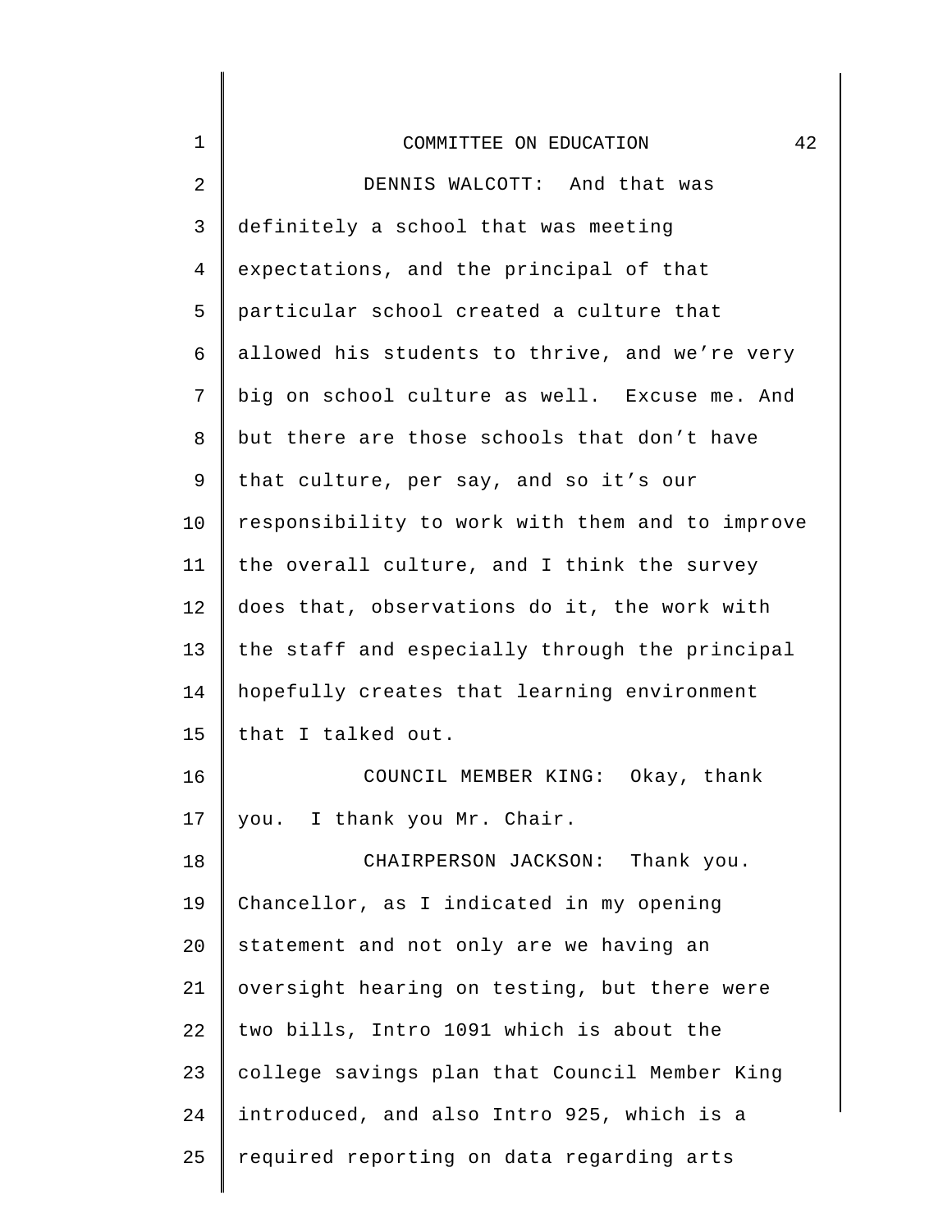DENNIS WALCOTT: And that was definitely a school that was meeting expectations, and the principal of that particular school created a culture that allowed his students to thrive, and we're very big on school culture as well. Excuse me. And but there are those schools that don't have that culture, per say, and so it's our responsibility to work with them and to improve the overall culture, and I think the survey does that, observations do it, the work with the staff and especially through the principal hopefully creates that learning environment that I talked out.

COUNCIL MEMBER KING: Okay, thank you. I thank you Mr. Chair.

CHAIRPERSON JACKSON: Thank you. Chancellor, as I indicated in my opening statement and not only are we having an oversight hearing on testing, but there were two bills, Intro 1091 which is about the college savings plan that Council Member King introduced, and also Intro 925, which is a required reporting on data regarding arts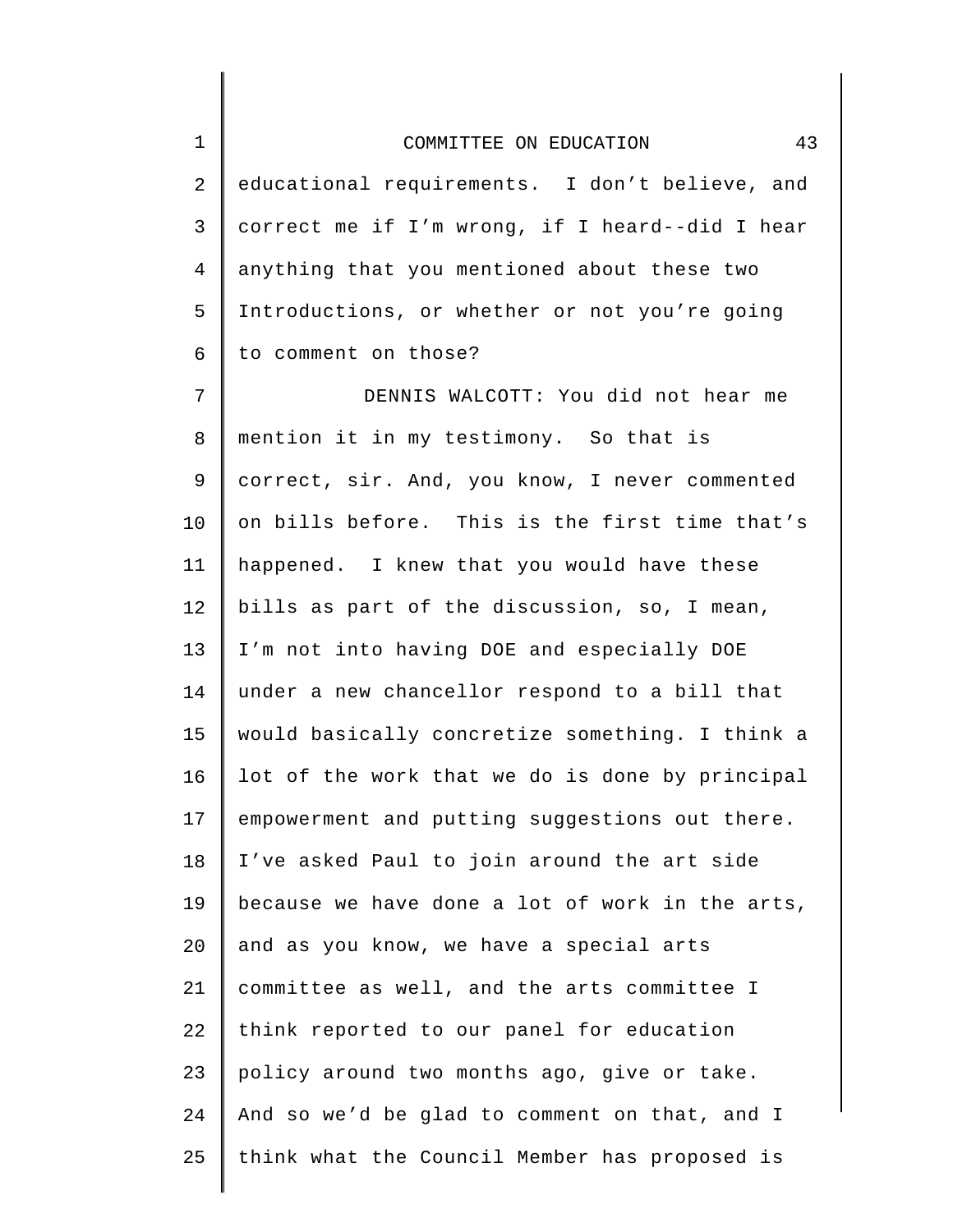educational requirements. I don't believe, and correct me if I'm wrong, if I heard--did I hear anything that you mentioned about these two Introductions, or whether or not you're going to comment on those?

DENNIS WALCOTT: You did not hear me mention it in my testimony. So that is correct, sir. And, you know, I never commented on bills before. This is the first time that's happened. I knew that you would have these bills as part of the discussion, so, I mean, I'm not into having DOE and especially DOE under a new chancellor respond to a bill that would basically concretize something. I think a lot of the work that we do is done by principal empowerment and putting suggestions out there. I've asked Paul to join around the art side because we have done a lot of work in the arts, and as you know, we have a special arts committee as well, and the arts committee I think reported to our panel for education policy around two months ago, give or take. And so we'd be glad to comment on that, and I think what the Council Member has proposed is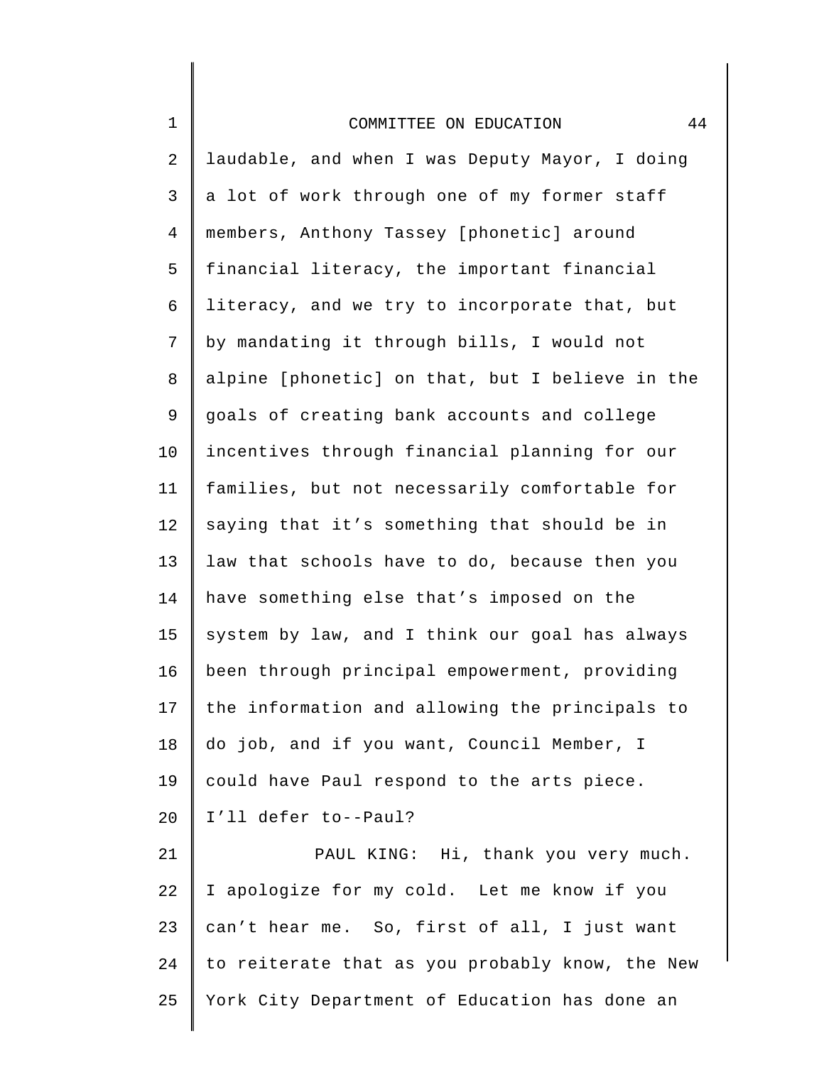laudable, and when I was Deputy Mayor, I doing a lot of work through one of my former staff members, Anthony Tassey [phonetic] around financial literacy, the important financial literacy, and we try to incorporate that, but by mandating it through bills, I would not alpine [phonetic] on that, but I believe in the goals of creating bank accounts and college incentives through financial planning for our families, but not necessarily comfortable for saying that it's something that should be in law that schools have to do, because then you have something else that's imposed on the system by law, and I think our goal has always been through principal empowerment, providing the information and allowing the principals to do job, and if you want, Council Member, I could have Paul respond to the arts piece. I'll defer to--Paul?

PAUL KING: Hi, thank you very much. I apologize for my cold. Let me know if you can't hear me. So, first of all, I just want to reiterate that as you probably know, the New York City Department of Education has done an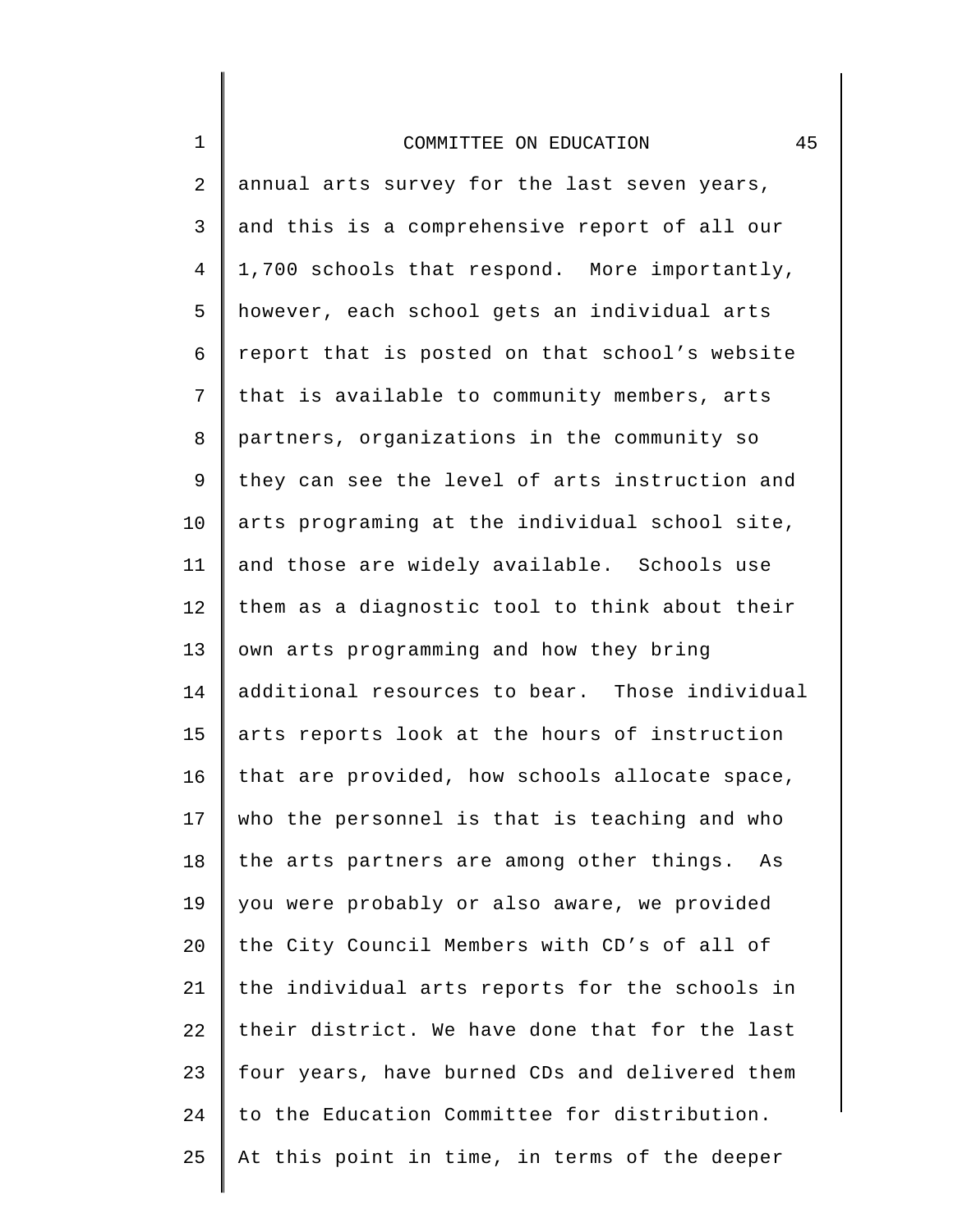annual arts survey for the last seven years, and this is a comprehensive report of all our 1,700 schools that respond. More importantly, however, each school gets an individual arts report that is posted on that school's website that is available to community members, arts partners, organizations in the community so they can see the level of arts instruction and arts programing at the individual school site, and those are widely available. Schools use them as a diagnostic tool to think about their own arts programming and how they bring additional resources to bear. Those individual arts reports look at the hours of instruction that are provided, how schools allocate space, who the personnel is that is teaching and who the arts partners are among other things. As you were probably or also aware, we provided the City Council Members with CD's of all of the individual arts reports for the schools in their district. We have done that for the last four years, have burned CDs and delivered them to the Education Committee for distribution. At this point in time, in terms of the deeper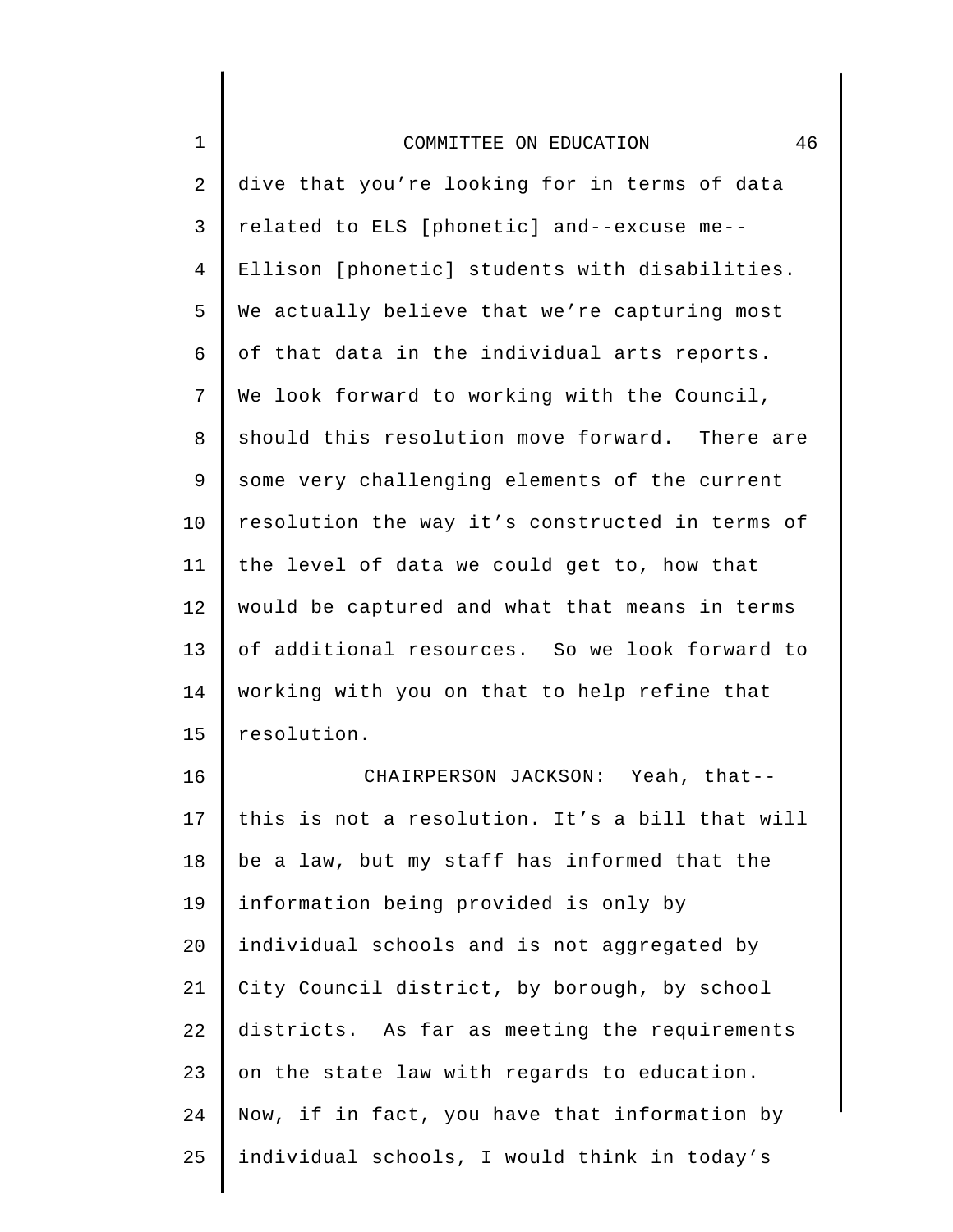dive that you're looking for in terms of data related to ELS [phonetic] and--excuse me--Ellison [phonetic] students with disabilities. We actually believe that we're capturing most of that data in the individual arts reports. We look forward to working with the Council, should this resolution move forward. There are some very challenging elements of the current resolution the way it's constructed in terms of the level of data we could get to, how that would be captured and what that means in terms of additional resources. So we look forward to working with you on that to help refine that resolution.

CHAIRPERSON JACKSON: Yeah, that--this is not a resolution. It's a bill that will be a law, but my staff has informed that the information being provided is only by individual schools and is not aggregated by City Council district, by borough, by school districts. As far as meeting the requirements on the state law with regards to education. Now, if in fact, you have that information by individual schools, I would think in today's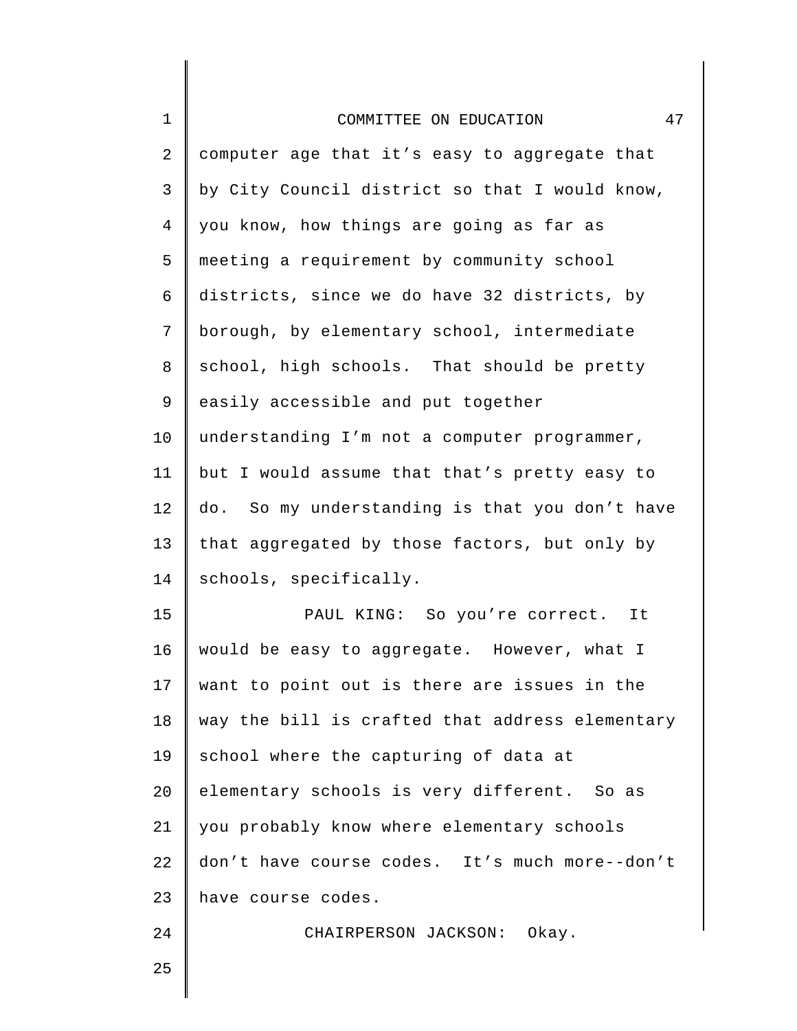computer age that it's easy to aggregate that by City Council district so that I would know, you know, how things are going as far as meeting a requirement by community school districts, since we do have 32 districts, by borough, by elementary school, intermediate school, high schools. That should be pretty easily accessible and put together understanding I'm not a computer programmer, but I would assume that that's pretty easy to do. So my understanding is that you don't have that aggregated by those factors, but only by schools, specifically.

PAUL KING: So you're correct. It would be easy to aggregate. However, what I want to point out is there are issues in the way the bill is crafted that address elementary school where the capturing of data at elementary schools is very different. So as you probably know where elementary schools don't have course codes. It's much more--don't have course codes.

CHAIRPERSON JACKSON: Okay.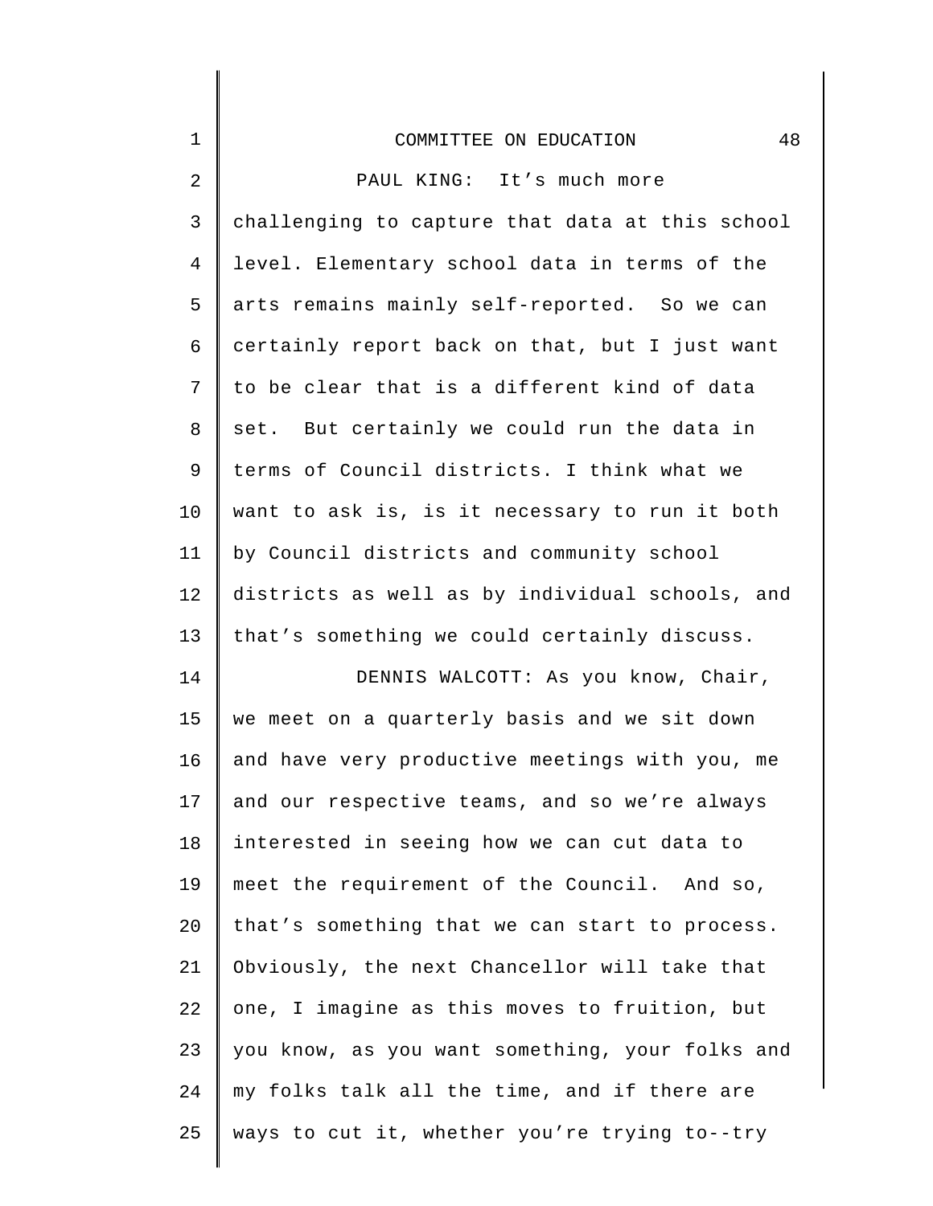PAUL KING: It's much more challenging to capture that data at this school level. Elementary school data in terms of the arts remains mainly self-reported. So we can certainly report back on that, but I just want to be clear that is a different kind of data set. But certainly we could run the data in terms of Council districts. I think what we want to ask is, is it necessary to run it both by Council districts and community school districts as well as by individual schools, and that's something we could certainly discuss.

DENNIS WALCOTT: As you know, Chair, we meet on a quarterly basis and we sit down and have very productive meetings with you, me and our respective teams, and so we're always interested in seeing how we can cut data to meet the requirement of the Council. And so, that's something that we can start to process. Obviously, the next Chancellor will take that one, I imagine as this moves to fruition, but you know, as you want something, your folks and my folks talk all the time, and if there are ways to cut it, whether you're trying to--try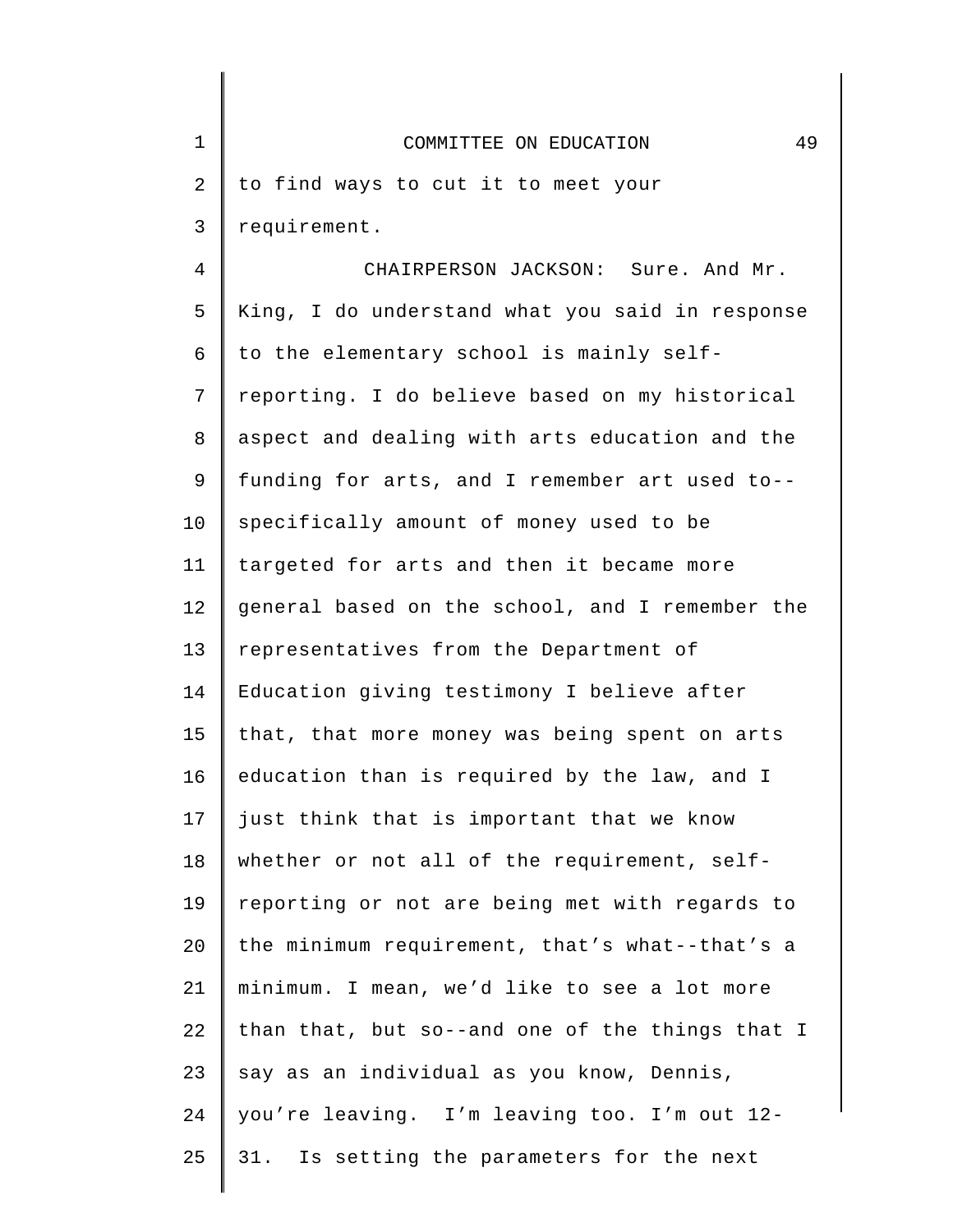to find ways to cut it to meet your requirement.

CHAIRPERSON JACKSON: Sure. And Mr. King, I do understand what you said in response to the elementary school is mainly self-reporting. I do believe based on my historical aspect and dealing with arts education and the funding for arts, and I remember art used to--specifically amount of money used to be targeted for arts and then it became more general based on the school, and I remember the representatives from the Department of Education giving testimony I believe after that, that more money was being spent on arts education than is required by the law, and I just think that is important that we know whether or not all of the requirement, self-reporting or not are being met with regards to the minimum requirement, that's what--that's a minimum. I mean, we'd like to see a lot more than that, but so--and one of the things that I say as an individual as you know, Dennis, you're leaving. I'm leaving too. I'm out 12-31. Is setting the parameters for the next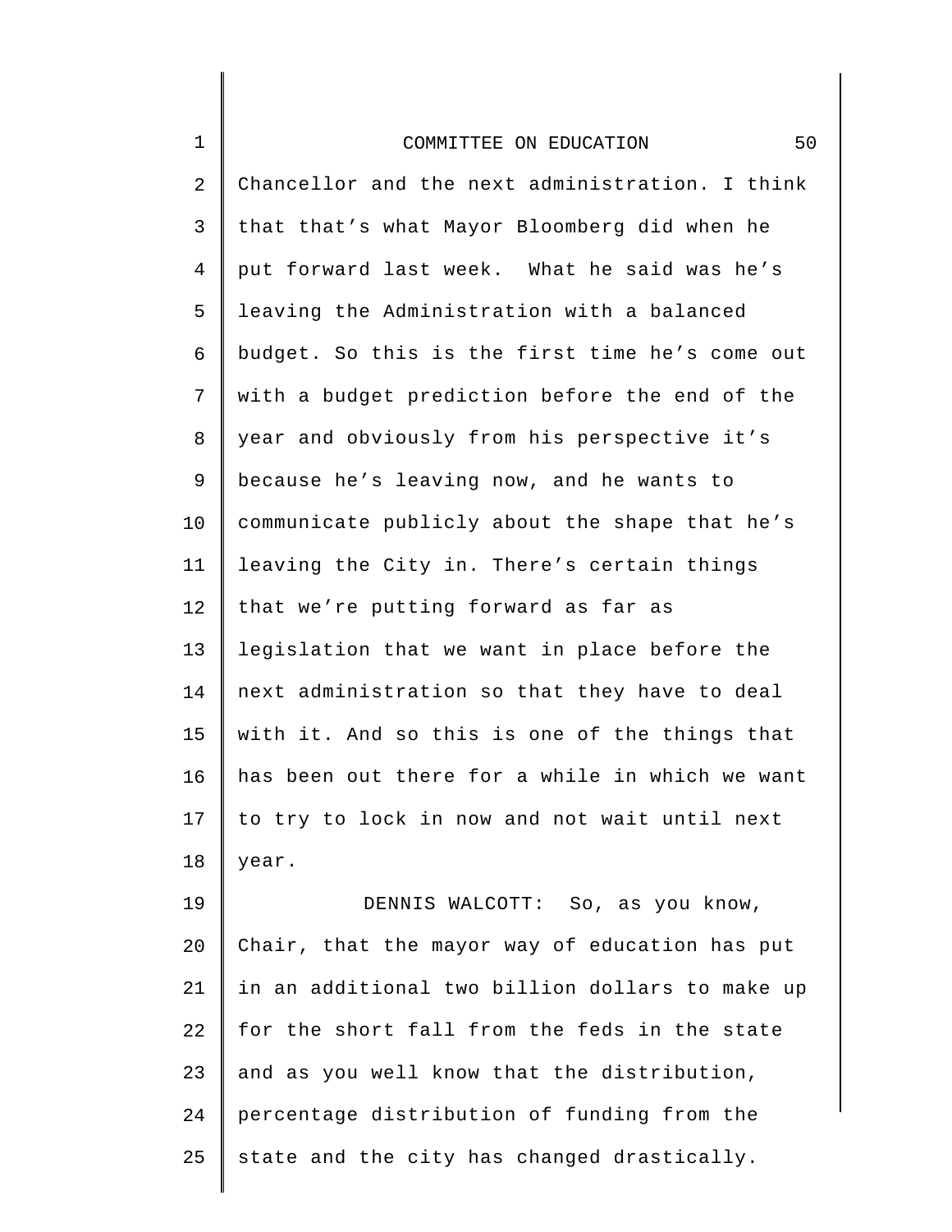Chancellor and the next administration. I think that that's what Mayor Bloomberg did when he put forward last week. What he said was he's leaving the Administration with a balanced budget. So this is the first time he's come out with a budget prediction before the end of the year and obviously from his perspective it's because he's leaving now, and he wants to communicate publicly about the shape that he's leaving the City in. There's certain things that we're putting forward as far as legislation that we want in place before the next administration so that they have to deal with it. And so this is one of the things that has been out there for a while in which we want to try to lock in now and not wait until next year.

DENNIS WALCOTT: So, as you know, Chair, that the mayor way of education has put in an additional two billion dollars to make up for the short fall from the feds in the state and as you well know that the distribution, percentage distribution of funding from the state and the city has changed drastically.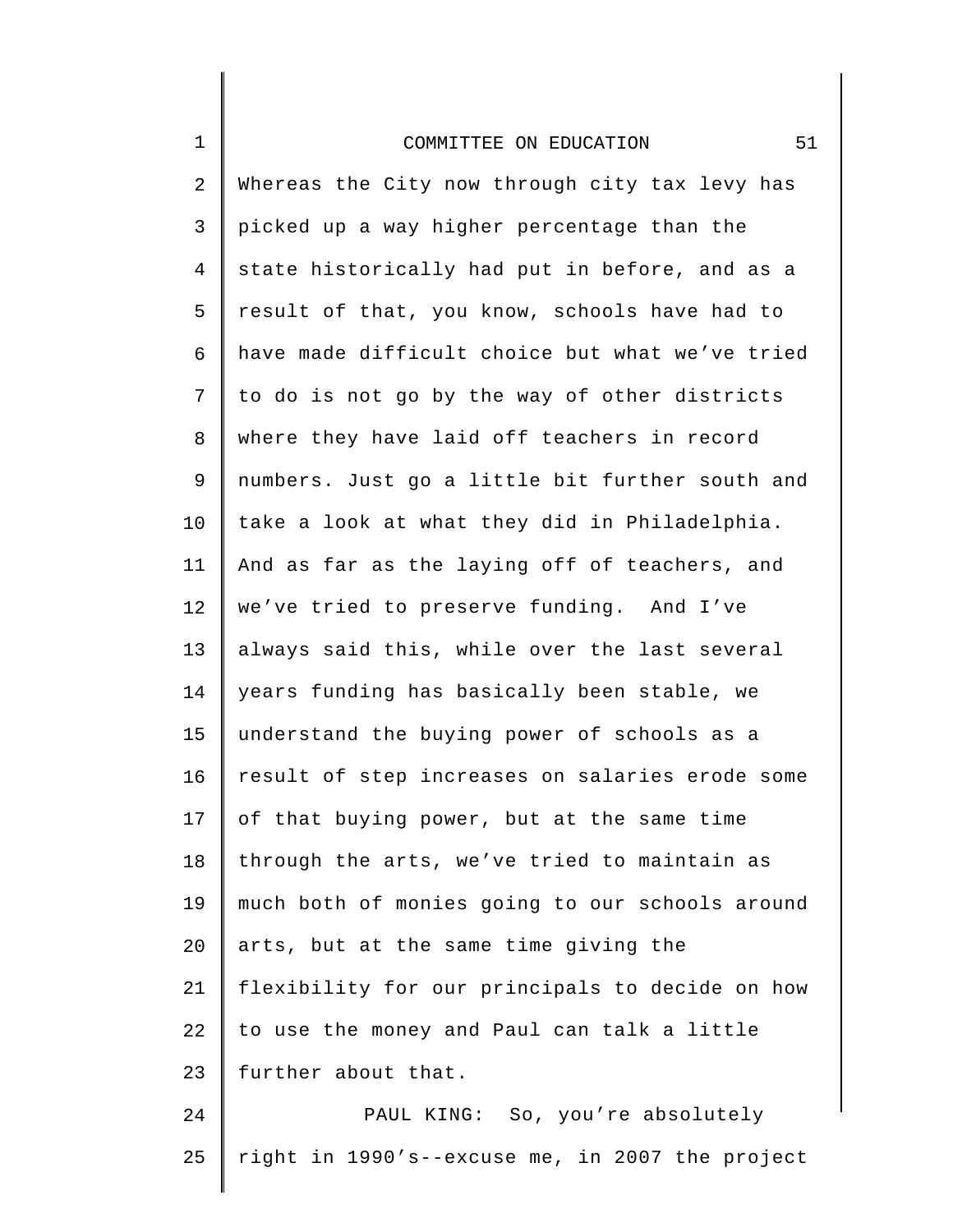Whereas the City now through city tax levy has picked up a way higher percentage than the state historically had put in before, and as a result of that, you know, schools have had to have made difficult choice but what we've tried to do is not go by the way of other districts where they have laid off teachers in record numbers. Just go a little bit further south and take a look at what they did in Philadelphia. And as far as the laying off of teachers, and we've tried to preserve funding. And I've always said this, while over the last several years funding has basically been stable, we understand the buying power of schools as a result of step increases on salaries erode some of that buying power, but at the same time through the arts, we've tried to maintain as much both of monies going to our schools around arts, but at the same time giving the flexibility for our principals to decide on how to use the money and Paul can talk a little further about that.

PAUL KING: So, you're absolutely right in 1990's--excuse me, in 2007 the project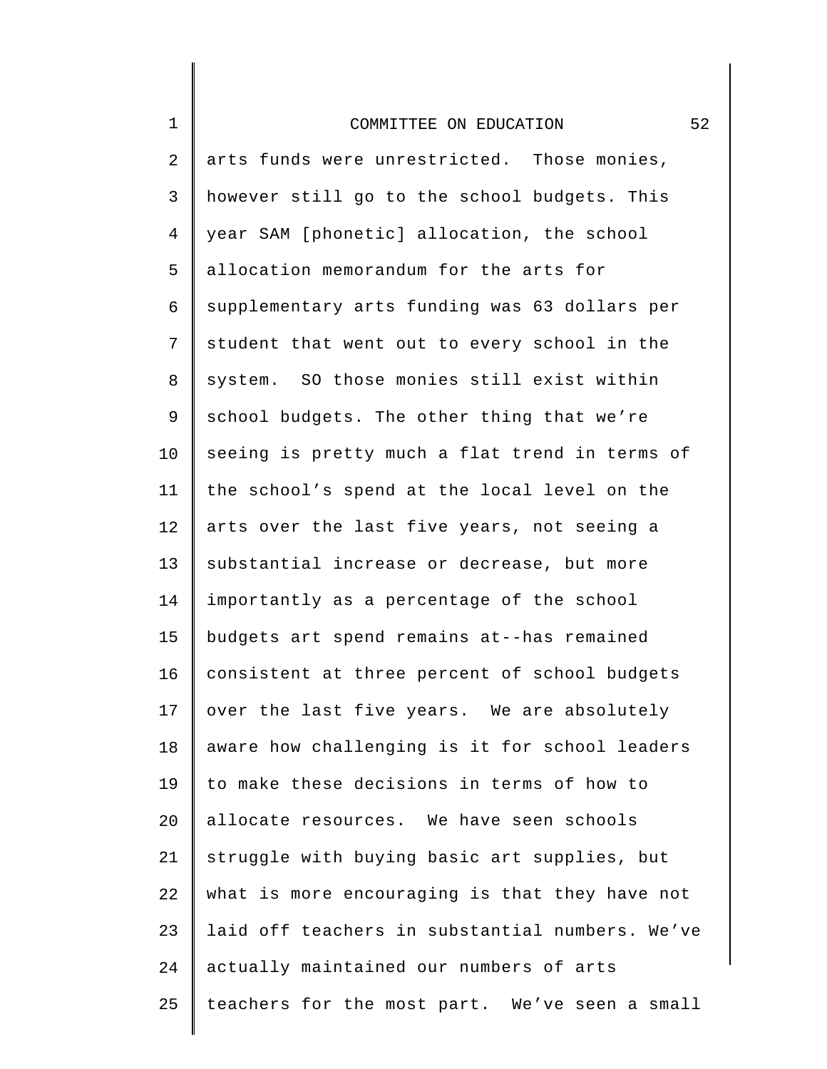arts funds were unrestricted. Those monies, however still go to the school budgets. This year SAM [phonetic] allocation, the school allocation memorandum for the arts for supplementary arts funding was 63 dollars per student that went out to every school in the system. SO those monies still exist within school budgets. The other thing that we're seeing is pretty much a flat trend in terms of the school's spend at the local level on the arts over the last five years, not seeing a substantial increase or decrease, but more importantly as a percentage of the school budgets art spend remains at--has remained consistent at three percent of school budgets over the last five years. We are absolutely aware how challenging is it for school leaders to make these decisions in terms of how to allocate resources. We have seen schools struggle with buying basic art supplies, but what is more encouraging is that they have not laid off teachers in substantial numbers. We've actually maintained our numbers of arts teachers for the most part. We've seen a small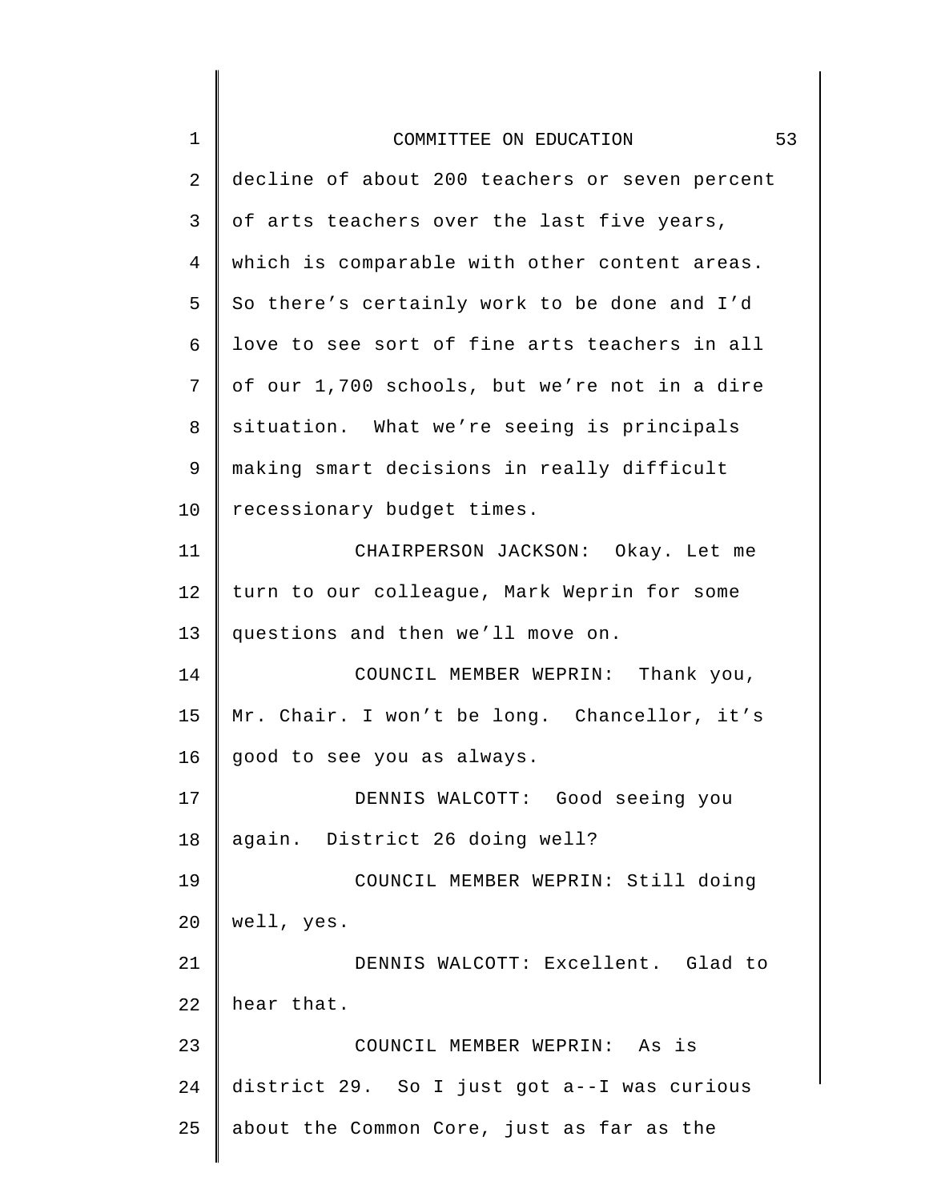decline of about 200 teachers or seven percent of arts teachers over the last five years, which is comparable with other content areas. So there's certainly work to be done and I'd love to see sort of fine arts teachers in all of our 1,700 schools, but we're not in a dire situation. What we're seeing is principals making smart decisions in really difficult recessionary budget times.

CHAIRPERSON JACKSON: Okay. Let me turn to our colleague, Mark Weprin for some questions and then we'll move on.

COUNCIL MEMBER WEPRIN: Thank you, Mr. Chair. I won't be long. Chancellor, it's good to see you as always.

DENNIS WALCOTT: Good seeing you again. District 26 doing well?

COUNCIL MEMBER WEPRIN: Still doing well, yes.

DENNIS WALCOTT: Excellent. Glad to hear that.

COUNCIL MEMBER WEPRIN: As is district 29. So I just got a--I was curious about the Common Core, just as far as the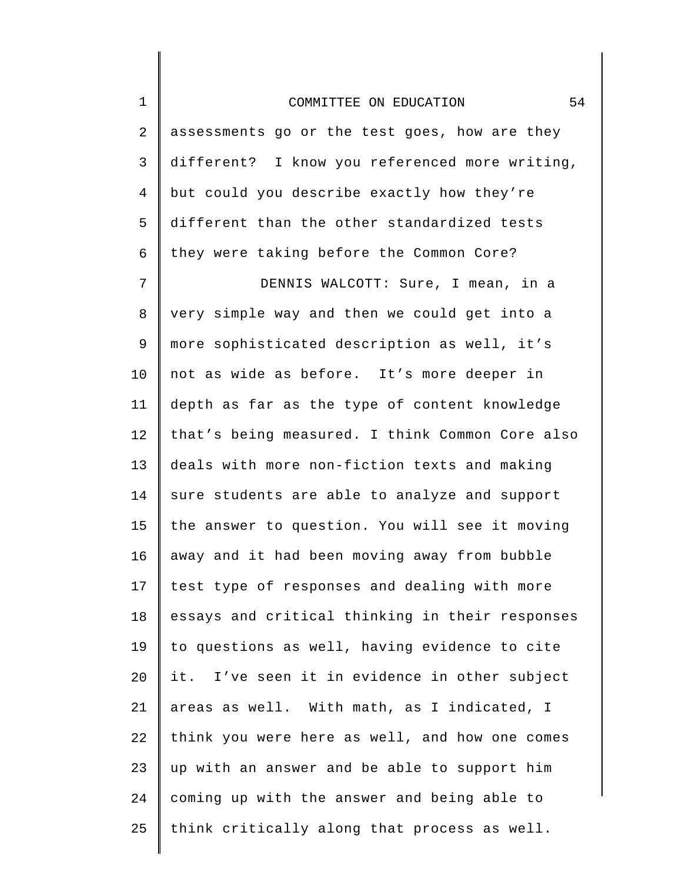assessments go or the test goes, how are they different? I know you referenced more writing, but could you describe exactly how they're different than the other standardized tests they were taking before the Common Core?

DENNIS WALCOTT: Sure, I mean, in a very simple way and then we could get into a more sophisticated description as well, it's not as wide as before. It's more deeper in depth as far as the type of content knowledge that's being measured. I think Common Core also deals with more non-fiction texts and making sure students are able to analyze and support the answer to question. You will see it moving away and it had been moving away from bubble test type of responses and dealing with more essays and critical thinking in their responses to questions as well, having evidence to cite it. I've seen it in evidence in other subject areas as well. With math, as I indicated, I think you were here as well, and how one comes up with an answer and be able to support him coming up with the answer and being able to think critically along that process as well.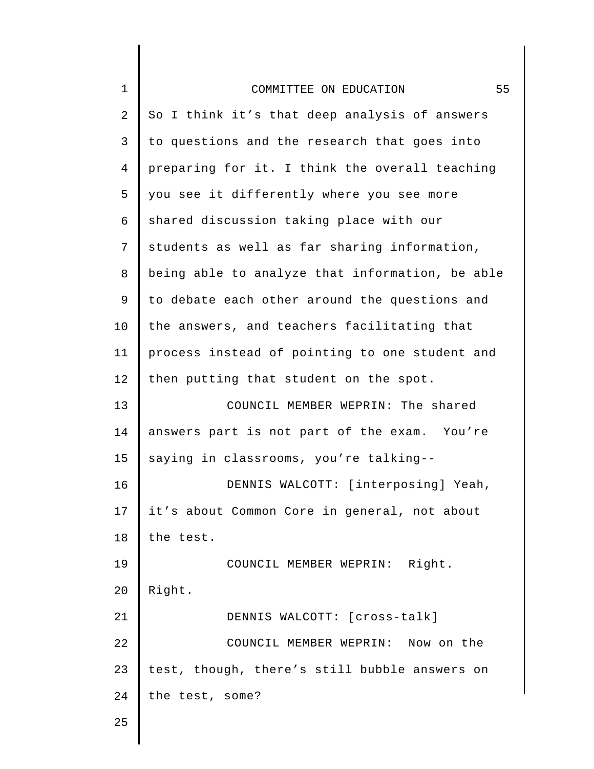So I think it's that deep analysis of answers to questions and the research that goes into preparing for it. I think the overall teaching you see it differently where you see more shared discussion taking place with our students as well as far sharing information, being able to analyze that information, be able to debate each other around the questions and the answers, and teachers facilitating that process instead of pointing to one student and then putting that student on the spot.

COUNCIL MEMBER WEPRIN: The shared answers part is not part of the exam. You're saying in classrooms, you're talking--

DENNIS WALCOTT: [interposing] Yeah, it's about Common Core in general, not about the test.

COUNCIL MEMBER WEPRIN: Right. Right.

DENNIS WALCOTT: [cross-talk]

COUNCIL MEMBER WEPRIN: Now on the test, though, there's still bubble answers on the test, some?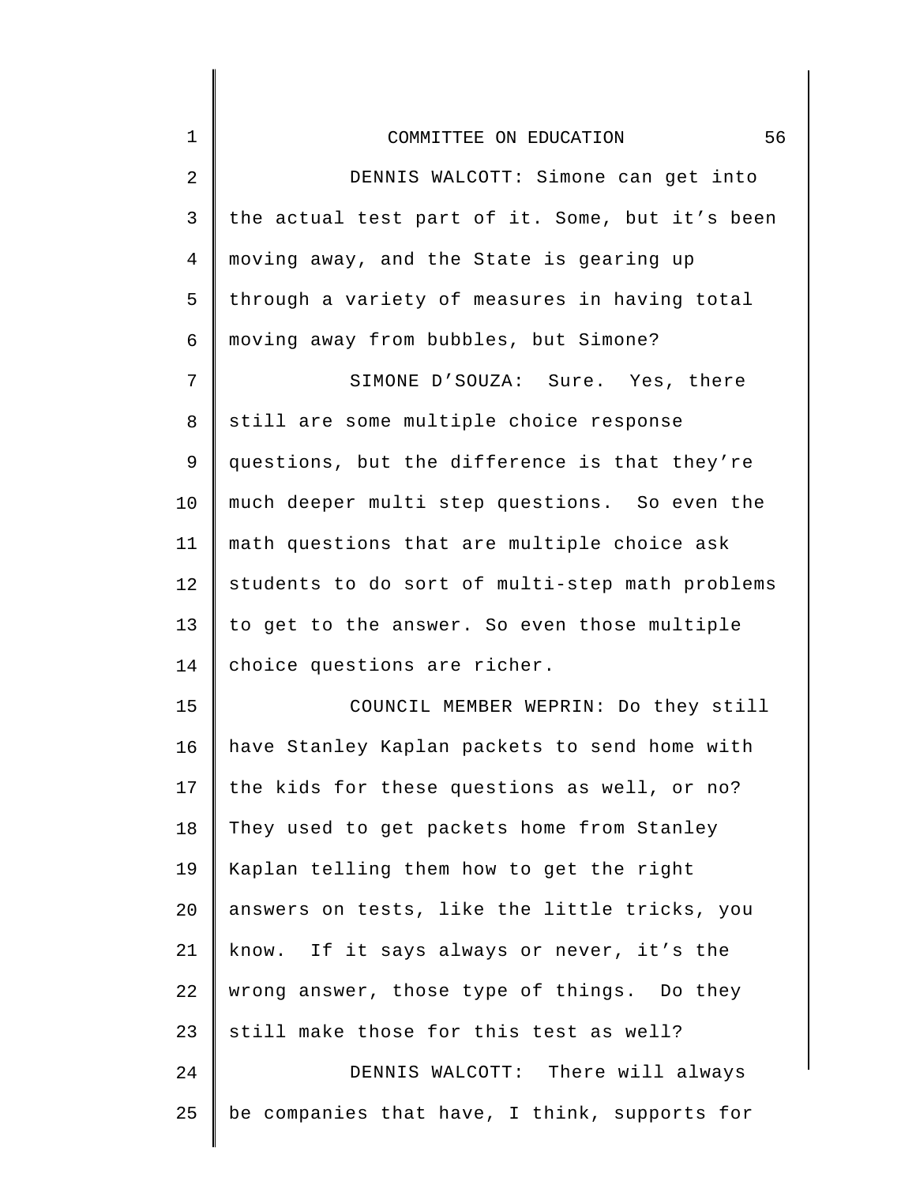DENNIS WALCOTT: Simone can get into the actual test part of it. Some, but it's been moving away, and the State is gearing up through a variety of measures in having total moving away from bubbles, but Simone?

SIMONE D'SOUZA: Sure. Yes, there still are some multiple choice response questions, but the difference is that they're much deeper multi step questions. So even the math questions that are multiple choice ask students to do sort of multi-step math problems to get to the answer. So even those multiple choice questions are richer.

COUNCIL MEMBER WEPRIN: Do they still have Stanley Kaplan packets to send home with the kids for these questions as well, or no? They used to get packets home from Stanley Kaplan telling them how to get the right answers on tests, like the little tricks, you know. If it says always or never, it's the wrong answer, those type of things. Do they still make those for this test as well?

DENNIS WALCOTT: There will always be companies that have, I think, supports for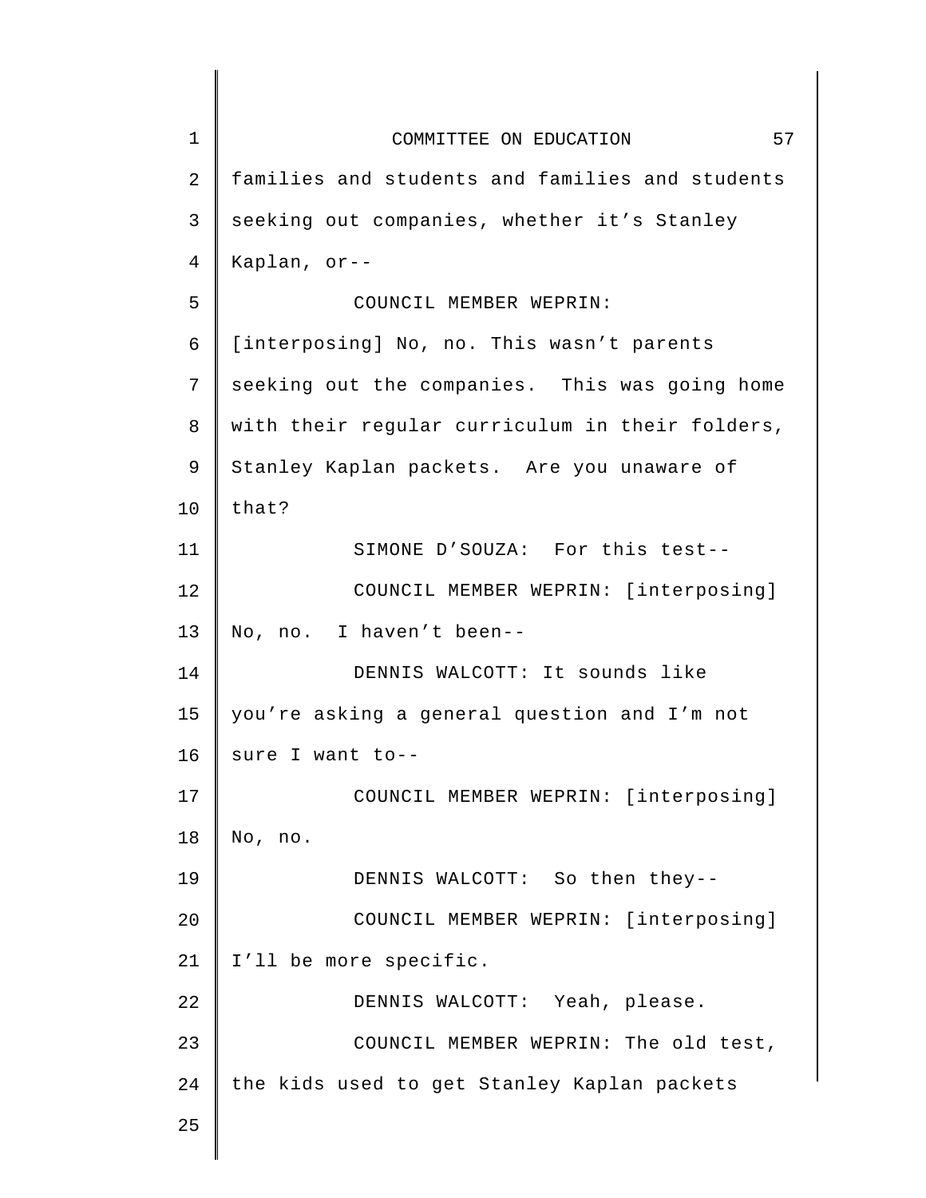families and students and families and students seeking out companies, whether it's Stanley Kaplan, or--

COUNCIL MEMBER WEPRIN: [interposing] No, no. This wasn't parents seeking out the companies. This was going home with their regular curriculum in their folders, Stanley Kaplan packets. Are you unaware of that?

SIMONE D'SOUZA: For this test--

COUNCIL MEMBER WEPRIN: [interposing] No, no. I haven't been--

DENNIS WALCOTT: It sounds like you're asking a general question and I'm not sure I want to--

COUNCIL MEMBER WEPRIN: [interposing] No, no.

DENNIS WALCOTT: So then they--

COUNCIL MEMBER WEPRIN: [interposing] I'll be more specific.

DENNIS WALCOTT: Yeah, please.

COUNCIL MEMBER WEPRIN: The old test, the kids used to get Stanley Kaplan packets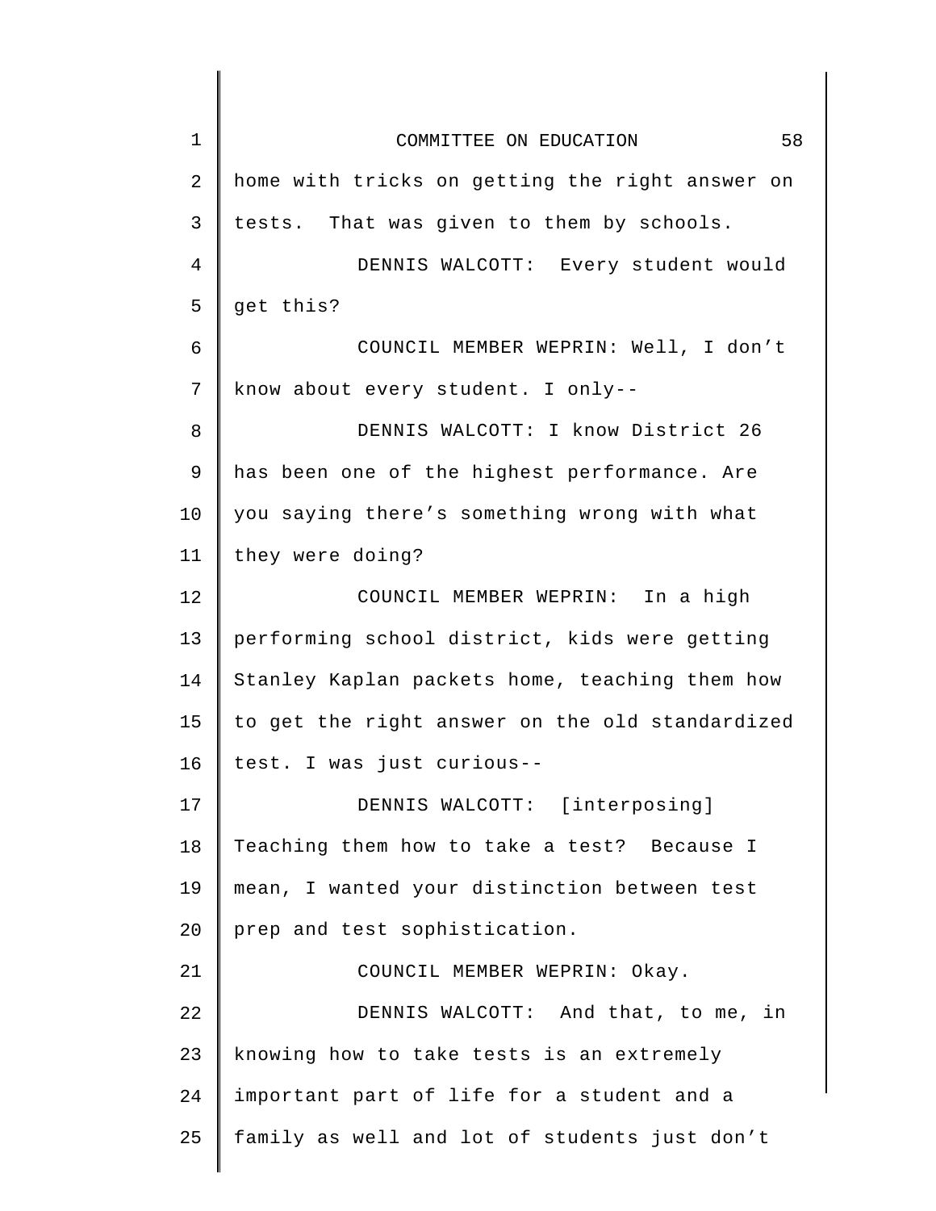home with tricks on getting the right answer on tests. That was given to them by schools.

DENNIS WALCOTT: Every student would get this?

COUNCIL MEMBER WEPRIN: Well, I don't know about every student. I only--

DENNIS WALCOTT: I know District 26 has been one of the highest performance. Are you saying there's something wrong with what they were doing?

COUNCIL MEMBER WEPRIN: In a high performing school district, kids were getting Stanley Kaplan packets home, teaching them how to get the right answer on the old standardized test. I was just curious--

DENNIS WALCOTT: [interposing] Teaching them how to take a test? Because I mean, I wanted your distinction between test prep and test sophistication.

COUNCIL MEMBER WEPRIN: Okay.

DENNIS WALCOTT: And that, to me, in knowing how to take tests is an extremely important part of life for a student and a family as well and lot of students just don't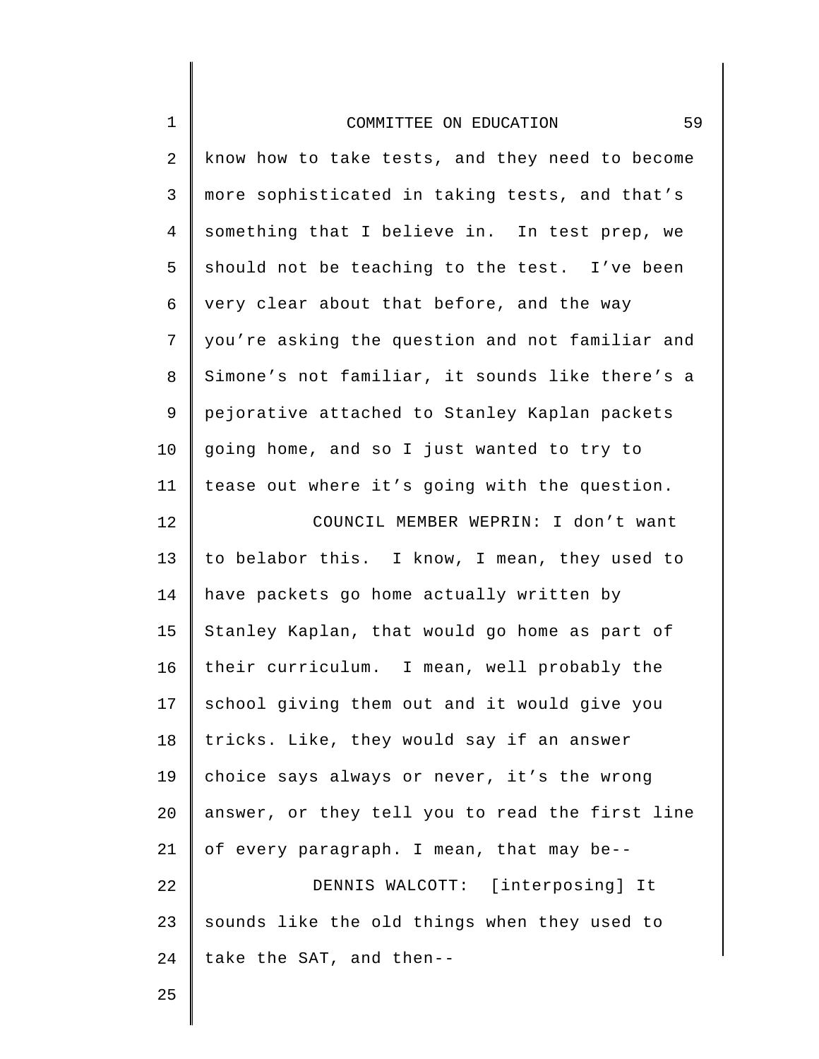know how to take tests, and they need to become more sophisticated in taking tests, and that's something that I believe in. In test prep, we should not be teaching to the test. I've been very clear about that before, and the way you're asking the question and not familiar and Simone's not familiar, it sounds like there's a pejorative attached to Stanley Kaplan packets going home, and so I just wanted to try to tease out where it's going with the question.

COUNCIL MEMBER WEPRIN: I don't want to belabor this. I know, I mean, they used to have packets go home actually written by Stanley Kaplan, that would go home as part of their curriculum. I mean, well probably the school giving them out and it would give you tricks. Like, they would say if an answer choice says always or never, it's the wrong answer, or they tell you to read the first line of every paragraph. I mean, that may be--

DENNIS WALCOTT: [interposing] It sounds like the old things when they used to take the SAT, and then--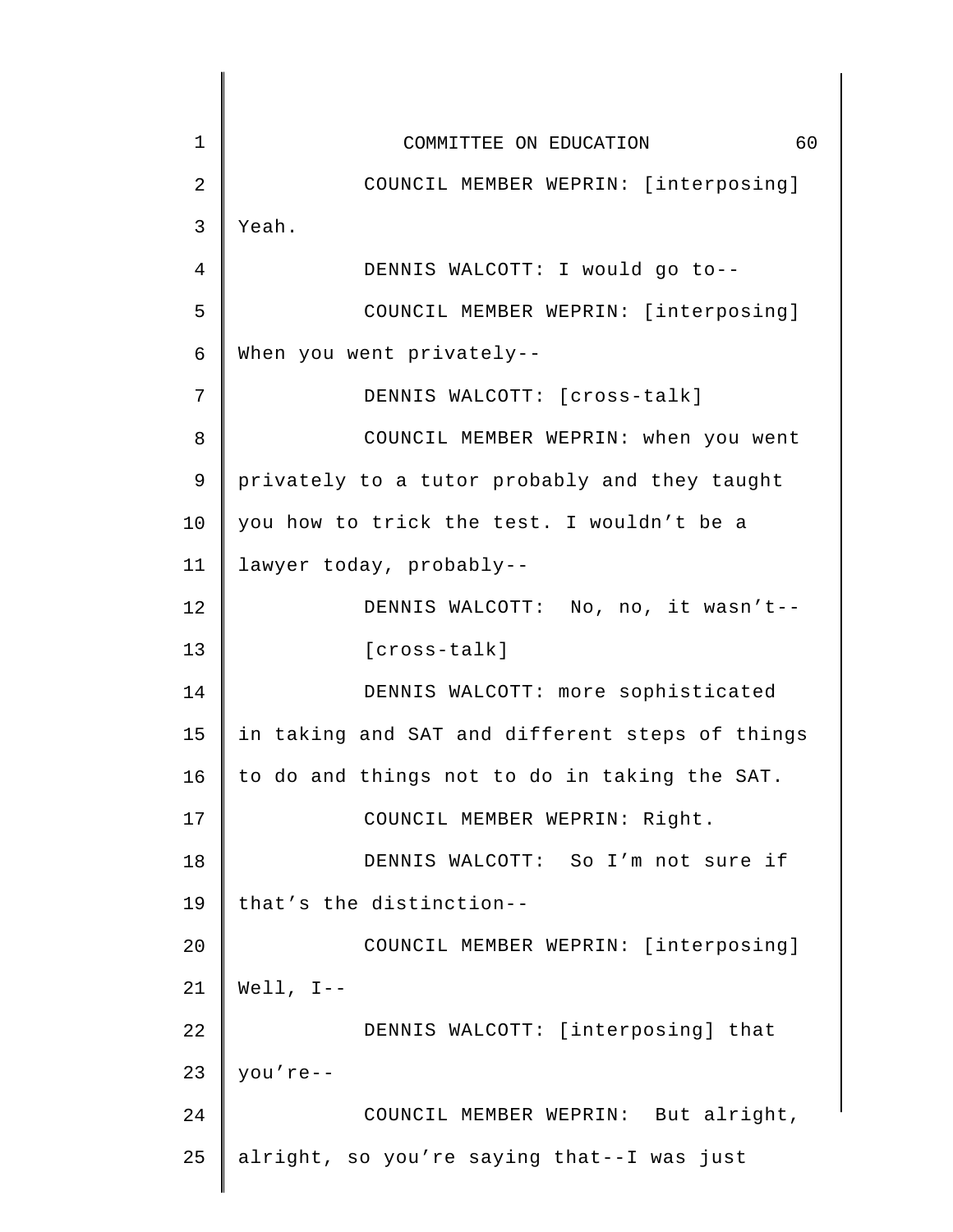COUNCIL MEMBER WEPRIN: [interposing] Yeah.

DENNIS WALCOTT: I would go to--

COUNCIL MEMBER WEPRIN: [interposing] When you went privately--

DENNIS WALCOTT: [cross-talk]

COUNCIL MEMBER WEPRIN: when you went privately to a tutor probably and they taught you how to trick the test. I wouldn't be a lawyer today, probably--

DENNIS WALCOTT: No, no, it wasn't--

[cross-talk]

DENNIS WALCOTT: more sophisticated in taking and SAT and different steps of things to do and things not to do in taking the SAT.

COUNCIL MEMBER WEPRIN: Right.

DENNIS WALCOTT: So I'm not sure if that's the distinction--

COUNCIL MEMBER WEPRIN: [interposing] Well, I--

DENNIS WALCOTT: [interposing] that you're--

COUNCIL MEMBER WEPRIN: But alright, alright, so you're saying that--I was just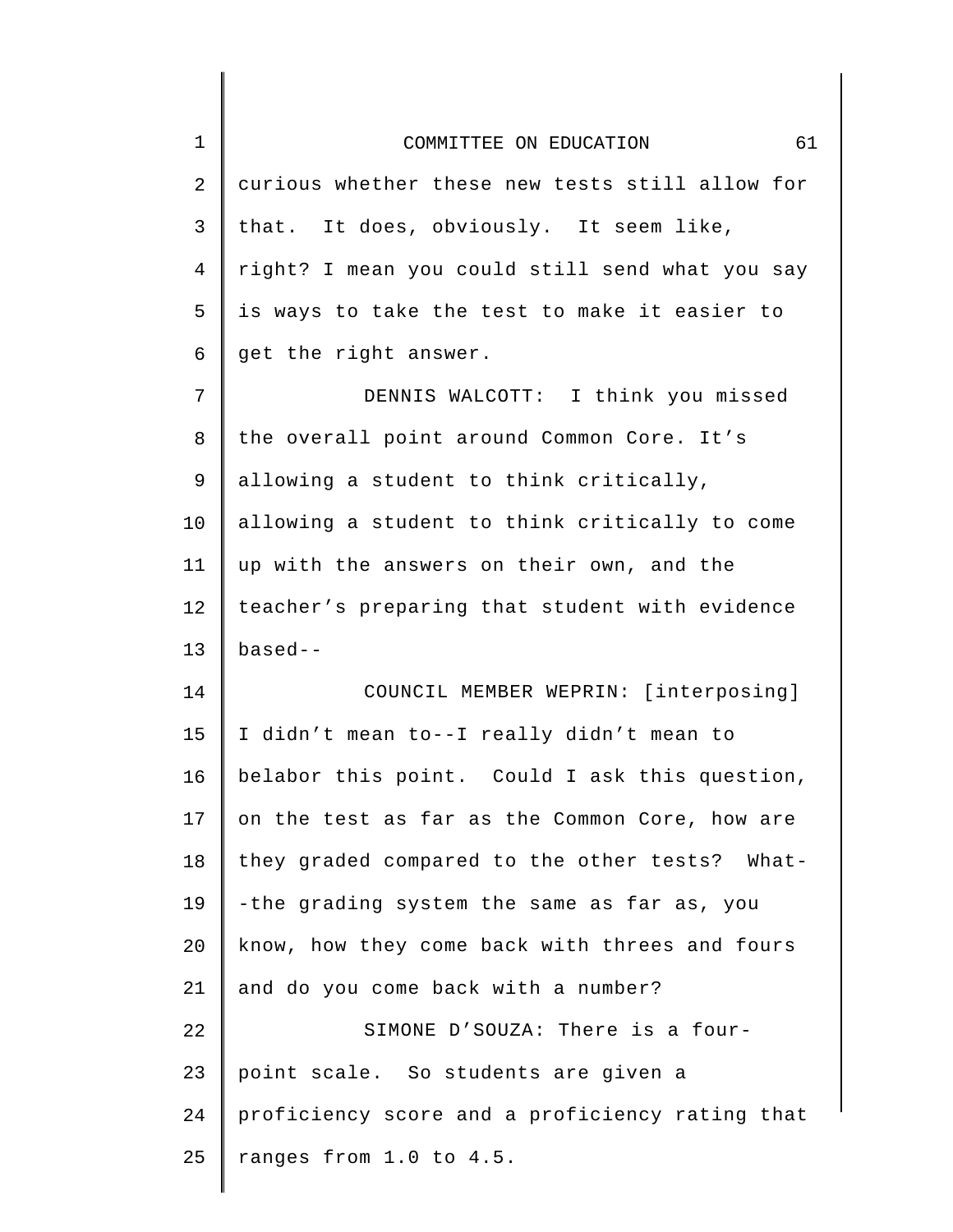curious whether these new tests still allow for that. It does, obviously. It seem like, right? I mean you could still send what you say is ways to take the test to make it easier to get the right answer.

DENNIS WALCOTT: I think you missed the overall point around Common Core. It's allowing a student to think critically, allowing a student to think critically to come up with the answers on their own, and the teacher's preparing that student with evidence based--

COUNCIL MEMBER WEPRIN: [interposing] I didn't mean to--I really didn't mean to belabor this point. Could I ask this question, on the test as far as the Common Core, how are they graded compared to the other tests? What--the grading system the same as far as, you know, how they come back with threes and fours and do you come back with a number?

SIMONE D'SOUZA: There is a four-point scale. So students are given a proficiency score and a proficiency rating that ranges from 1.0 to 4.5.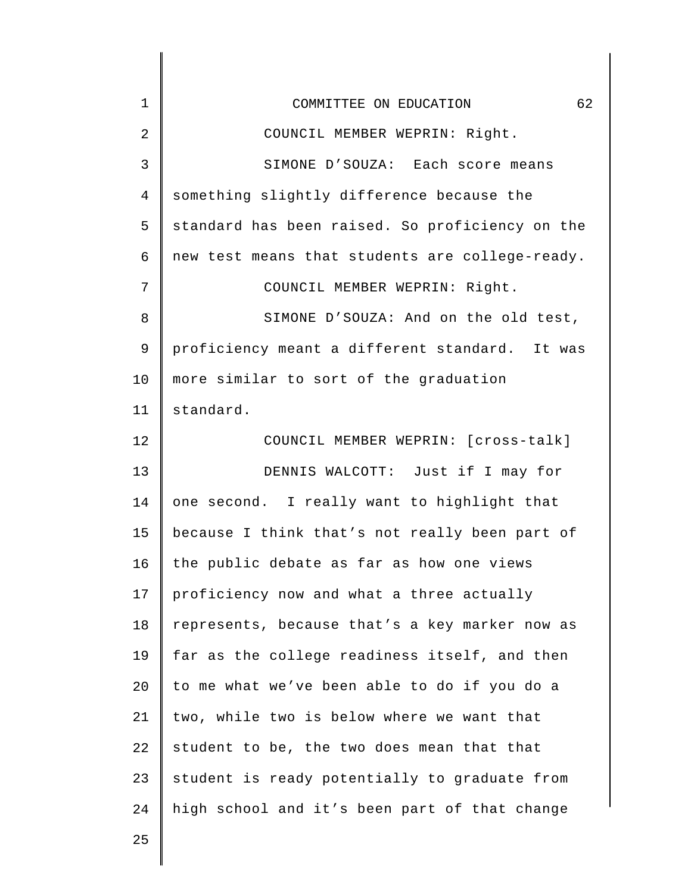COUNCIL MEMBER WEPRIN: Right.

SIMONE D'SOUZA: Each score means something slightly difference because the standard has been raised. So proficiency on the new test means that students are college-ready.

COUNCIL MEMBER WEPRIN: Right.

SIMONE D'SOUZA: And on the old test, proficiency meant a different standard. It was more similar to sort of the graduation standard.

COUNCIL MEMBER WEPRIN: [cross-talk]

DENNIS WALCOTT: Just if I may for one second. I really want to highlight that because I think that's not really been part of the public debate as far as how one views proficiency now and what a three actually represents, because that's a key marker now as far as the college readiness itself, and then to me what we've been able to do if you do a two, while two is below where we want that student to be, the two does mean that that student is ready potentially to graduate from high school and it's been part of that change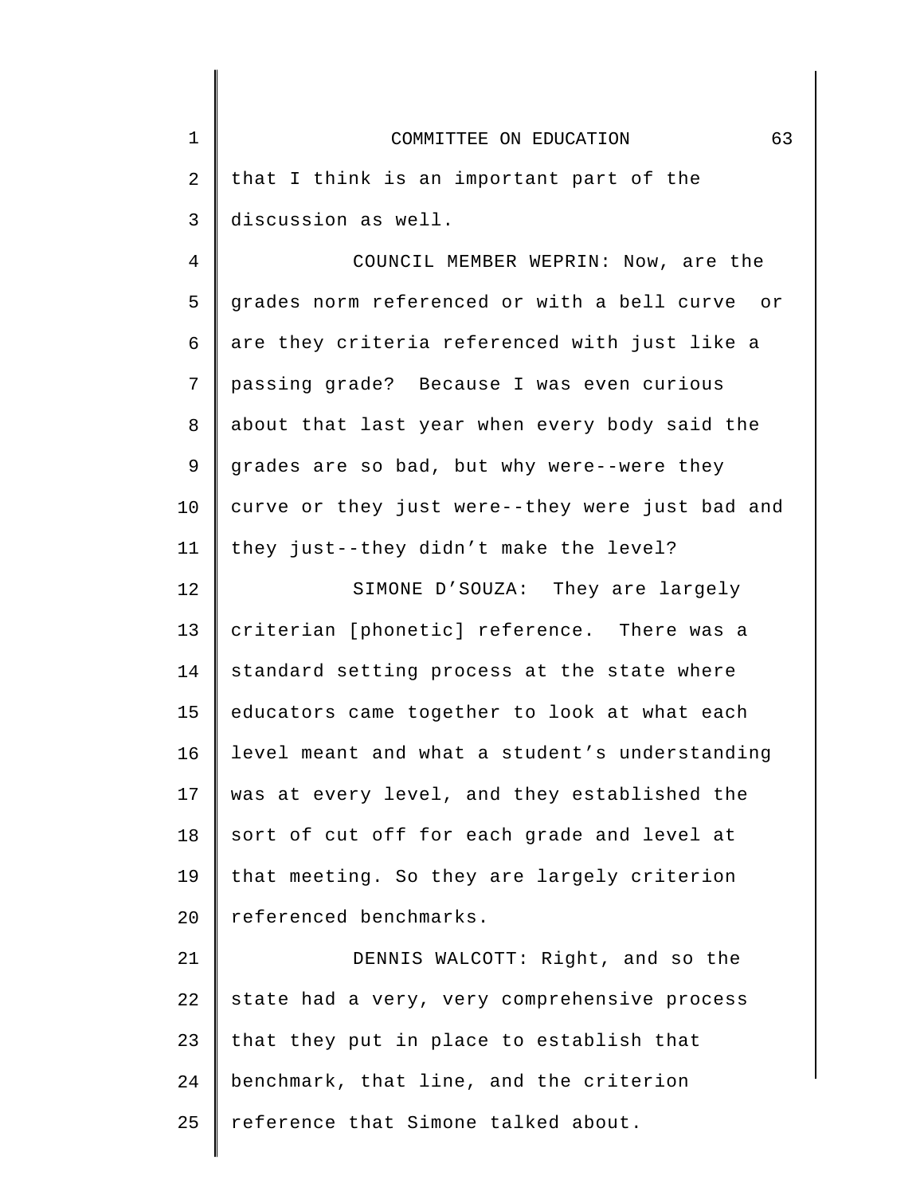that I think is an important part of the discussion as well.

COUNCIL MEMBER WEPRIN: Now, are the grades norm referenced or with a bell curve or are they criteria referenced with just like a passing grade? Because I was even curious about that last year when every body said the grades are so bad, but why were--were they curve or they just were--they were just bad and they just--they didn't make the level?

SIMONE D'SOUZA: They are largely criterian [phonetic] reference. There was a standard setting process at the state where educators came together to look at what each level meant and what a student's understanding was at every level, and they established the sort of cut off for each grade and level at that meeting. So they are largely criterion referenced benchmarks.

DENNIS WALCOTT: Right, and so the state had a very, very comprehensive process that they put in place to establish that benchmark, that line, and the criterion reference that Simone talked about.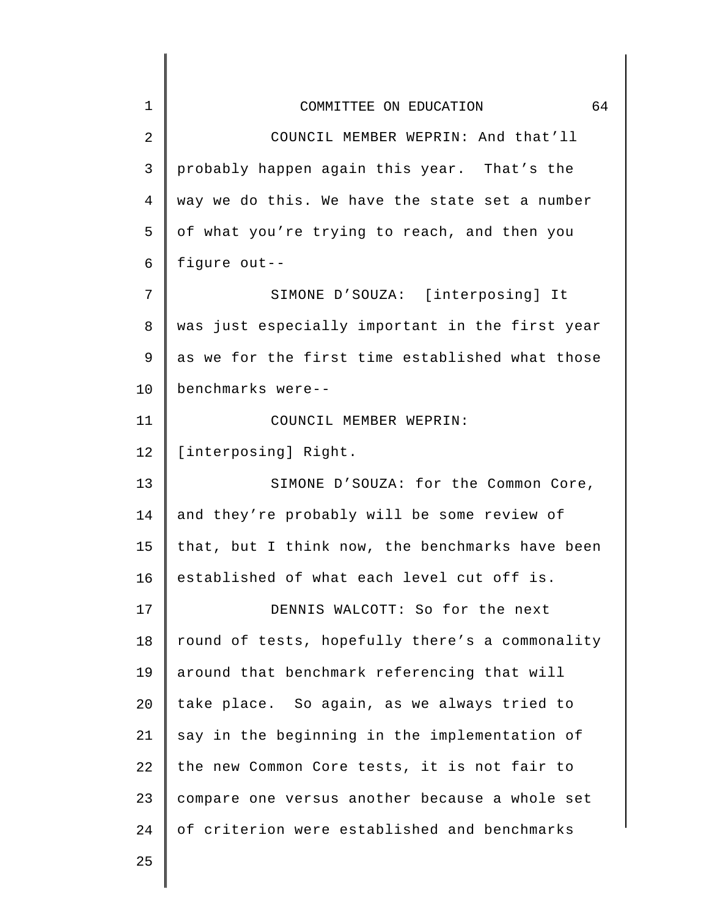COUNCIL MEMBER WEPRIN: And that'll probably happen again this year. That's the way we do this. We have the state set a number of what you're trying to reach, and then you figure out--

SIMONE D'SOUZA: [interposing] It was just especially important in the first year as we for the first time established what those benchmarks were--

COUNCIL MEMBER WEPRIN: [interposing] Right.

SIMONE D'SOUZA: for the Common Core, and they're probably will be some review of that, but I think now, the benchmarks have been established of what each level cut off is.

DENNIS WALCOTT: So for the next round of tests, hopefully there's a commonality around that benchmark referencing that will take place. So again, as we always tried to say in the beginning in the implementation of the new Common Core tests, it is not fair to compare one versus another because a whole set of criterion were established and benchmarks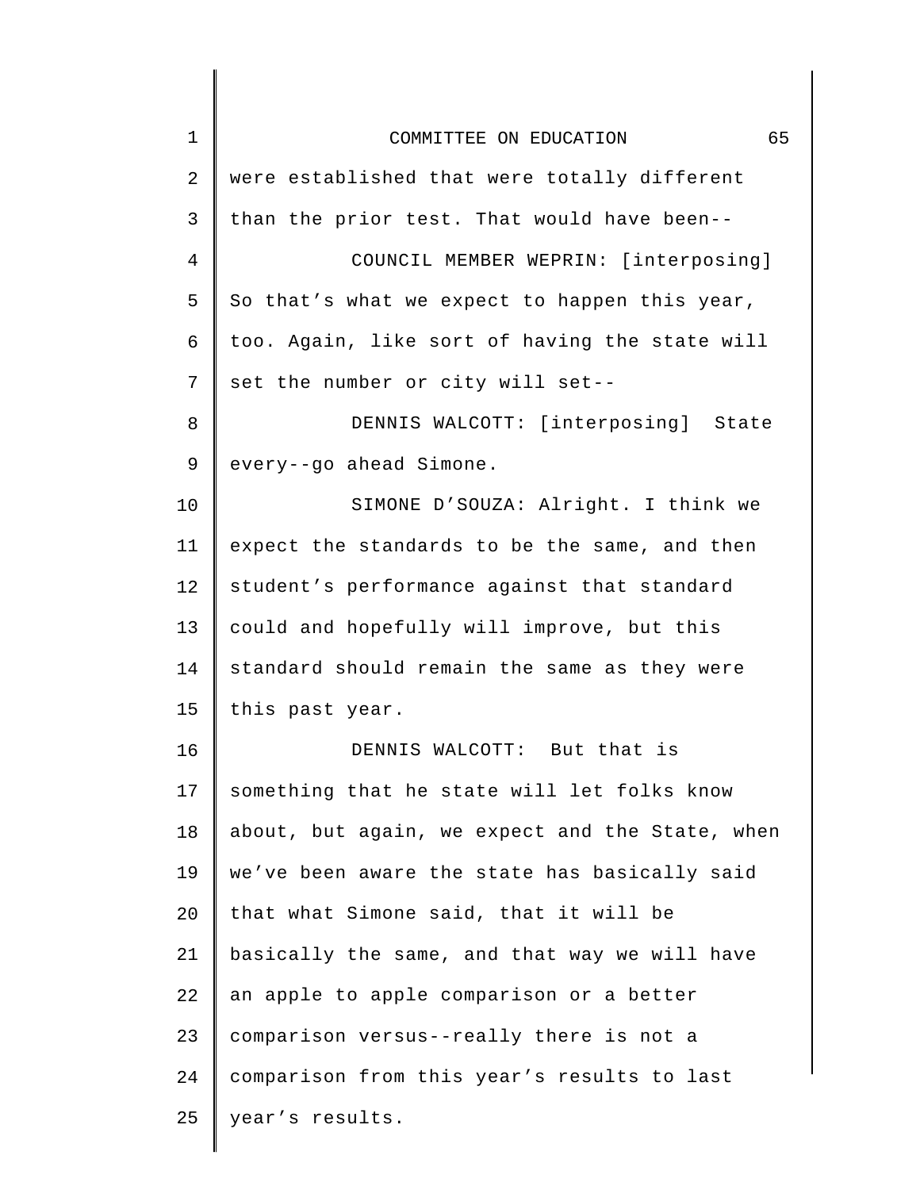were established that were totally different than the prior test. That would have been--

COUNCIL MEMBER WEPRIN: [interposing] So that's what we expect to happen this year, too. Again, like sort of having the state will set the number or city will set--

DENNIS WALCOTT: [interposing] State every--go ahead Simone.

SIMONE D'SOUZA: Alright. I think we expect the standards to be the same, and then student's performance against that standard could and hopefully will improve, but this standard should remain the same as they were this past year.

DENNIS WALCOTT: But that is something that he state will let folks know about, but again, we expect and the State, when we've been aware the state has basically said that what Simone said, that it will be basically the same, and that way we will have an apple to apple comparison or a better comparison versus--really there is not a comparison from this year's results to last year's results.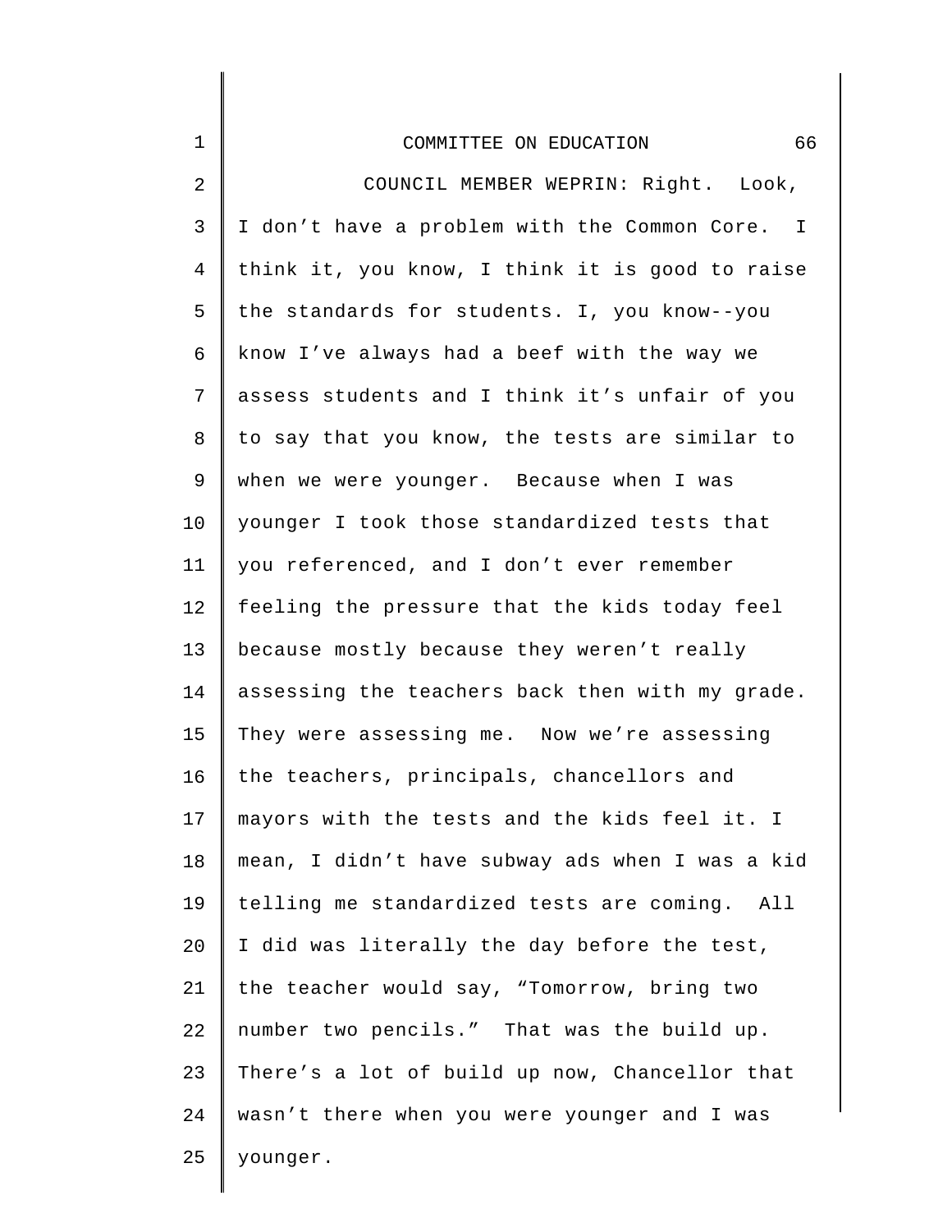COUNCIL MEMBER WEPRIN: Right. Look, I don't have a problem with the Common Core. I think it, you know, I think it is good to raise the standards for students. I, you know--you know I've always had a beef with the way we assess students and I think it's unfair of you to say that you know, the tests are similar to when we were younger. Because when I was younger I took those standardized tests that you referenced, and I don't ever remember feeling the pressure that the kids today feel because mostly because they weren't really assessing the teachers back then with my grade. They were assessing me. Now we're assessing the teachers, principals, chancellors and mayors with the tests and the kids feel it. I mean, I didn't have subway ads when I was a kid telling me standardized tests are coming. All I did was literally the day before the test, the teacher would say, "Tomorrow, bring two number two pencils." That was the build up. There's a lot of build up now, Chancellor that wasn't there when you were younger and I was younger.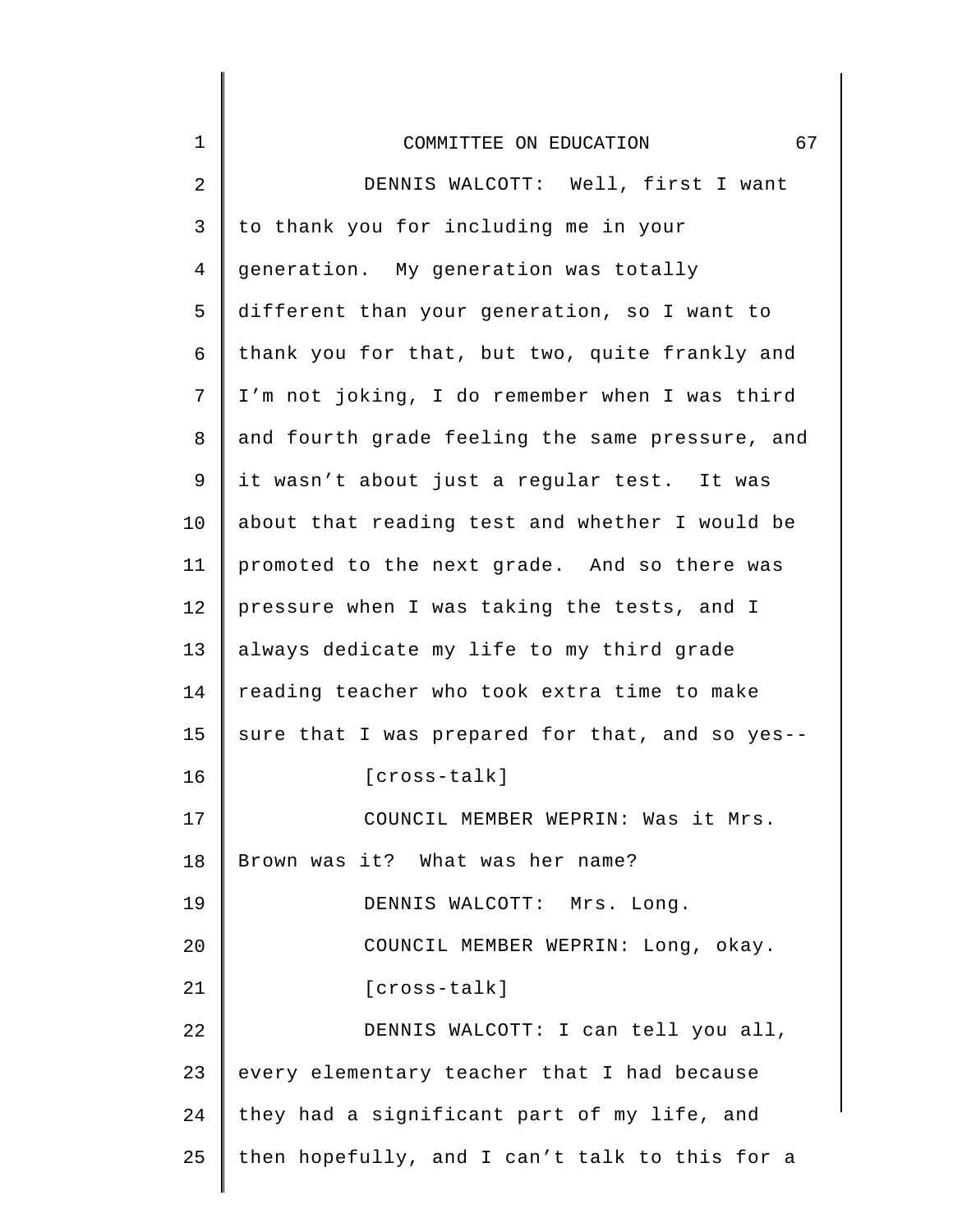DENNIS WALCOTT: Well, first I want to thank you for including me in your generation. My generation was totally different than your generation, so I want to thank you for that, but two, quite frankly and I'm not joking, I do remember when I was third and fourth grade feeling the same pressure, and it wasn't about just a regular test. It was about that reading test and whether I would be promoted to the next grade. And so there was pressure when I was taking the tests, and I always dedicate my life to my third grade reading teacher who took extra time to make sure that I was prepared for that, and so yes--

[cross-talk]

COUNCIL MEMBER WEPRIN: Was it Mrs. Brown was it? What was her name?

DENNIS WALCOTT: Mrs. Long.

COUNCIL MEMBER WEPRIN: Long, okay.

[cross-talk]

DENNIS WALCOTT: I can tell you all, every elementary teacher that I had because they had a significant part of my life, and then hopefully, and I can't talk to this for a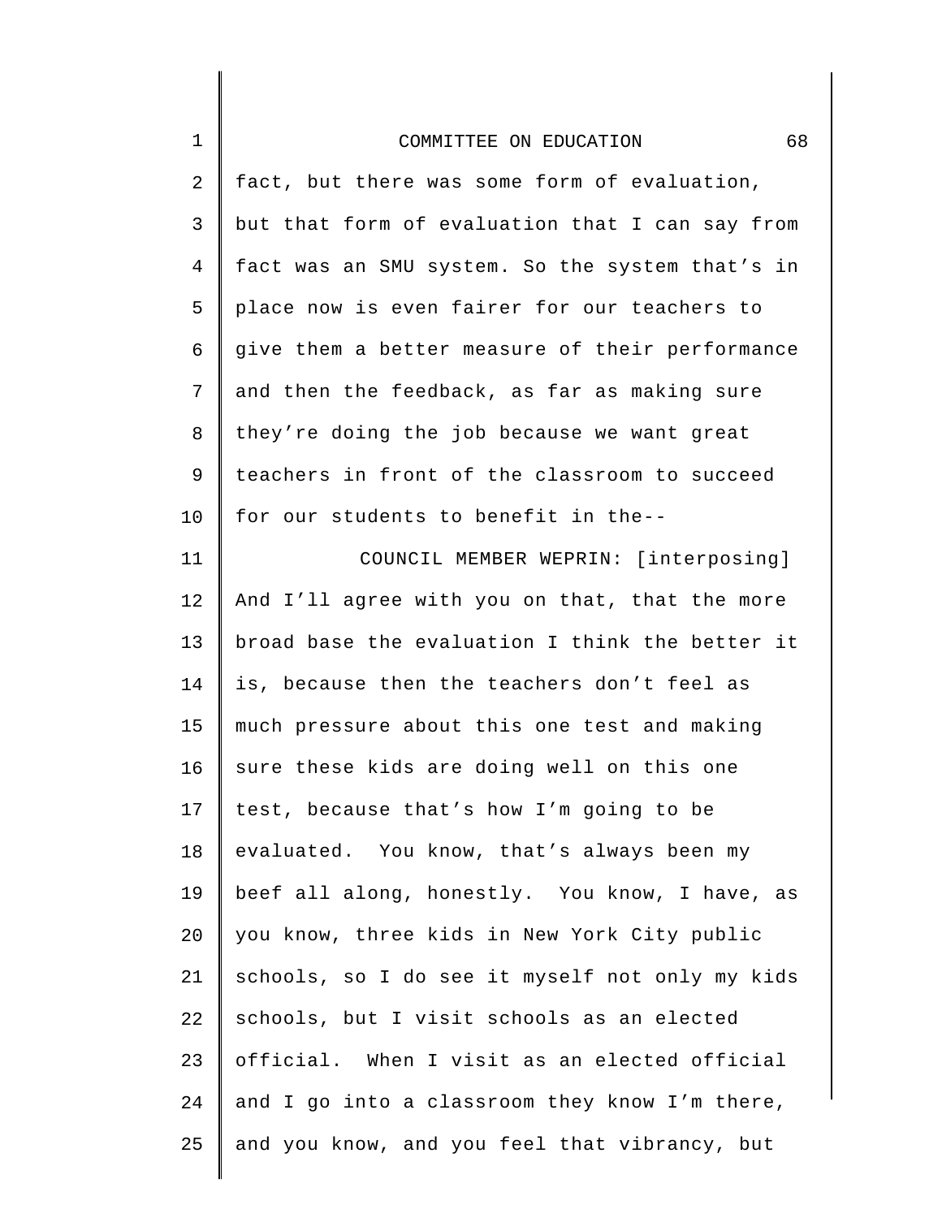fact, but there was some form of evaluation, but that form of evaluation that I can say from fact was an SMU system. So the system that's in place now is even fairer for our teachers to give them a better measure of their performance and then the feedback, as far as making sure they're doing the job because we want great teachers in front of the classroom to succeed for our students to benefit in the--

COUNCIL MEMBER WEPRIN: [interposing] And I'll agree with you on that, that the more broad base the evaluation I think the better it is, because then the teachers don't feel as much pressure about this one test and making sure these kids are doing well on this one test, because that's how I'm going to be evaluated. You know, that's always been my beef all along, honestly. You know, I have, as you know, three kids in New York City public schools, so I do see it myself not only my kids schools, but I visit schools as an elected official. When I visit as an elected official and I go into a classroom they know I'm there, and you know, and you feel that vibrancy, but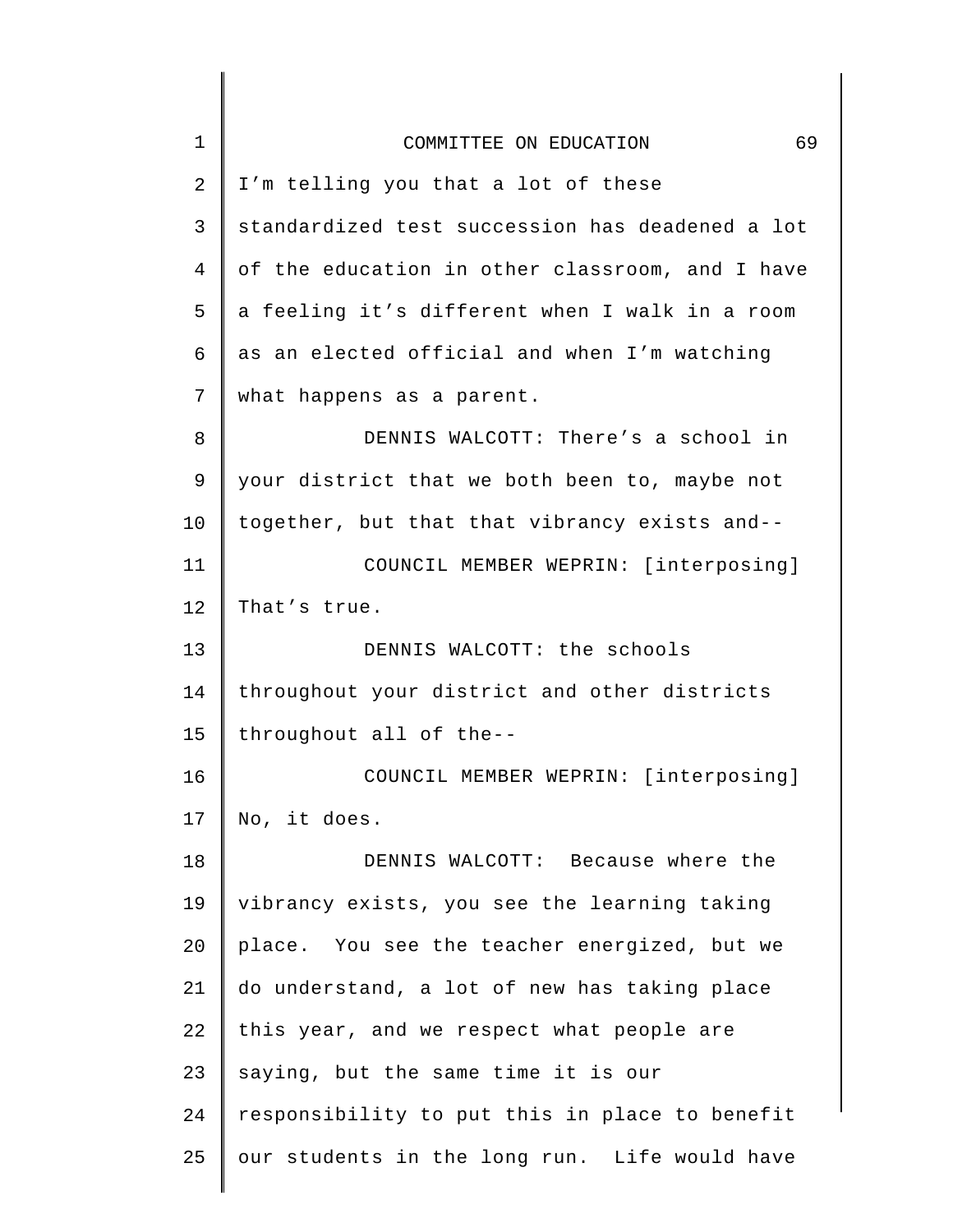I'm telling you that a lot of these standardized test succession has deadened a lot of the education in other classroom, and I have a feeling it's different when I walk in a room as an elected official and when I'm watching what happens as a parent.

DENNIS WALCOTT: There's a school in your district that we both been to, maybe not together, but that that vibrancy exists and--

COUNCIL MEMBER WEPRIN: [interposing] That's true.

DENNIS WALCOTT: the schools throughout your district and other districts throughout all of the--

COUNCIL MEMBER WEPRIN: [interposing] No, it does.

DENNIS WALCOTT: Because where the vibrancy exists, you see the learning taking place. You see the teacher energized, but we do understand, a lot of new has taking place this year, and we respect what people are saying, but the same time it is our responsibility to put this in place to benefit our students in the long run. Life would have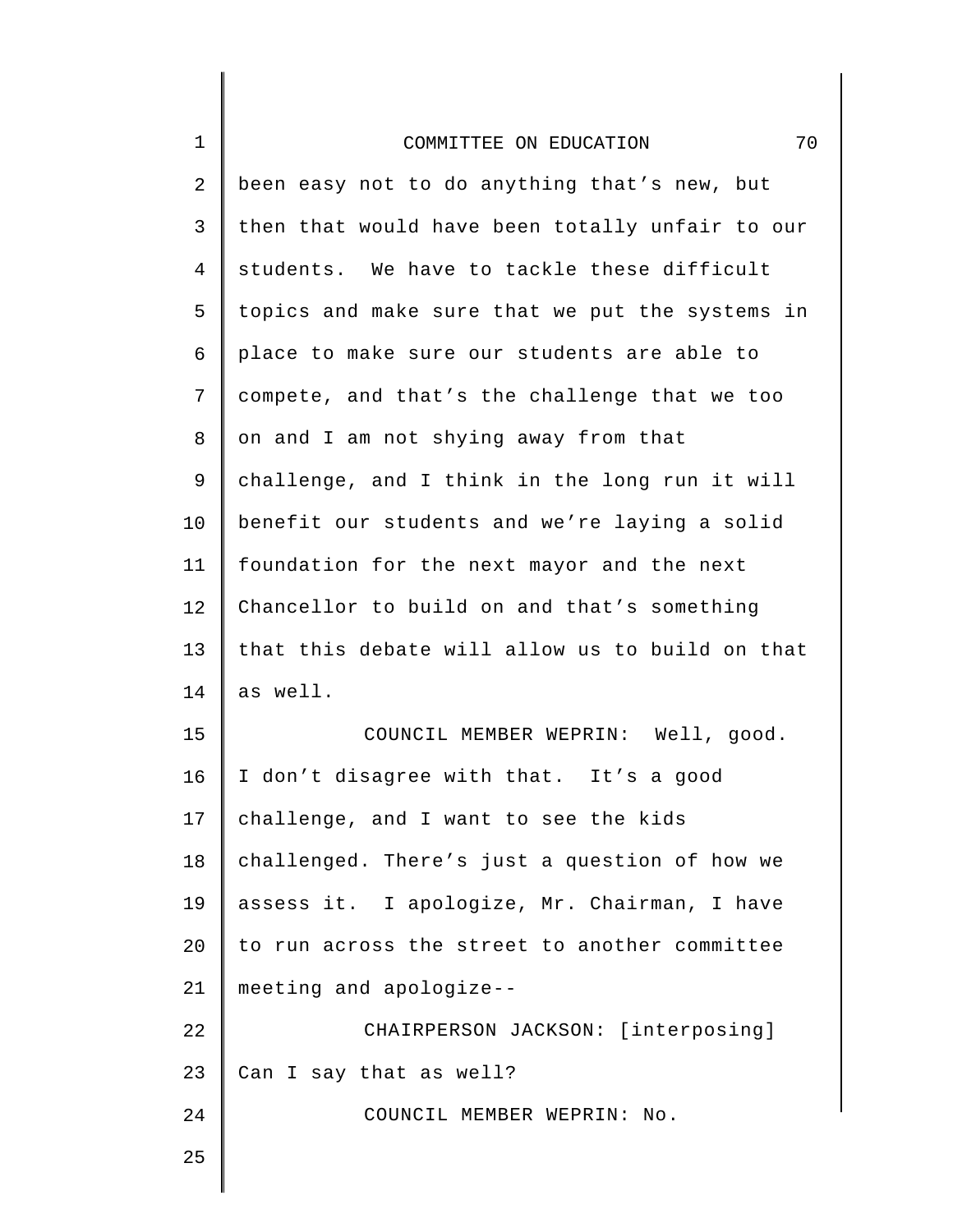been easy not to do anything that's new, but then that would have been totally unfair to our students. We have to tackle these difficult topics and make sure that we put the systems in place to make sure our students are able to compete, and that's the challenge that we too on and I am not shying away from that challenge, and I think in the long run it will benefit our students and we're laying a solid foundation for the next mayor and the next Chancellor to build on and that's something that this debate will allow us to build on that as well.

COUNCIL MEMBER WEPRIN: Well, good. I don't disagree with that. It's a good challenge, and I want to see the kids challenged. There's just a question of how we assess it. I apologize, Mr. Chairman, I have to run across the street to another committee meeting and apologize--

CHAIRPERSON JACKSON: [interposing] Can I say that as well?

COUNCIL MEMBER WEPRIN: No.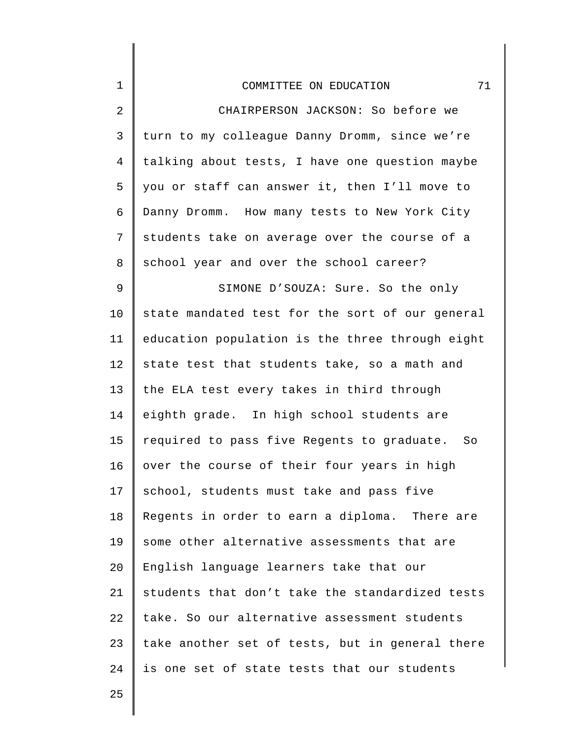CHAIRPERSON JACKSON: So before we turn to my colleague Danny Dromm, since we're talking about tests, I have one question maybe you or staff can answer it, then I'll move to Danny Dromm. How many tests to New York City students take on average over the course of a school year and over the school career?

SIMONE D'SOUZA: Sure. So the only state mandated test for the sort of our general education population is the three through eight state test that students take, so a math and the ELA test every takes in third through eighth grade. In high school students are required to pass five Regents to graduate. So over the course of their four years in high school, students must take and pass five Regents in order to earn a diploma. There are some other alternative assessments that are English language learners take that our students that don't take the standardized tests take. So our alternative assessment students take another set of tests, but in general there is one set of state tests that our students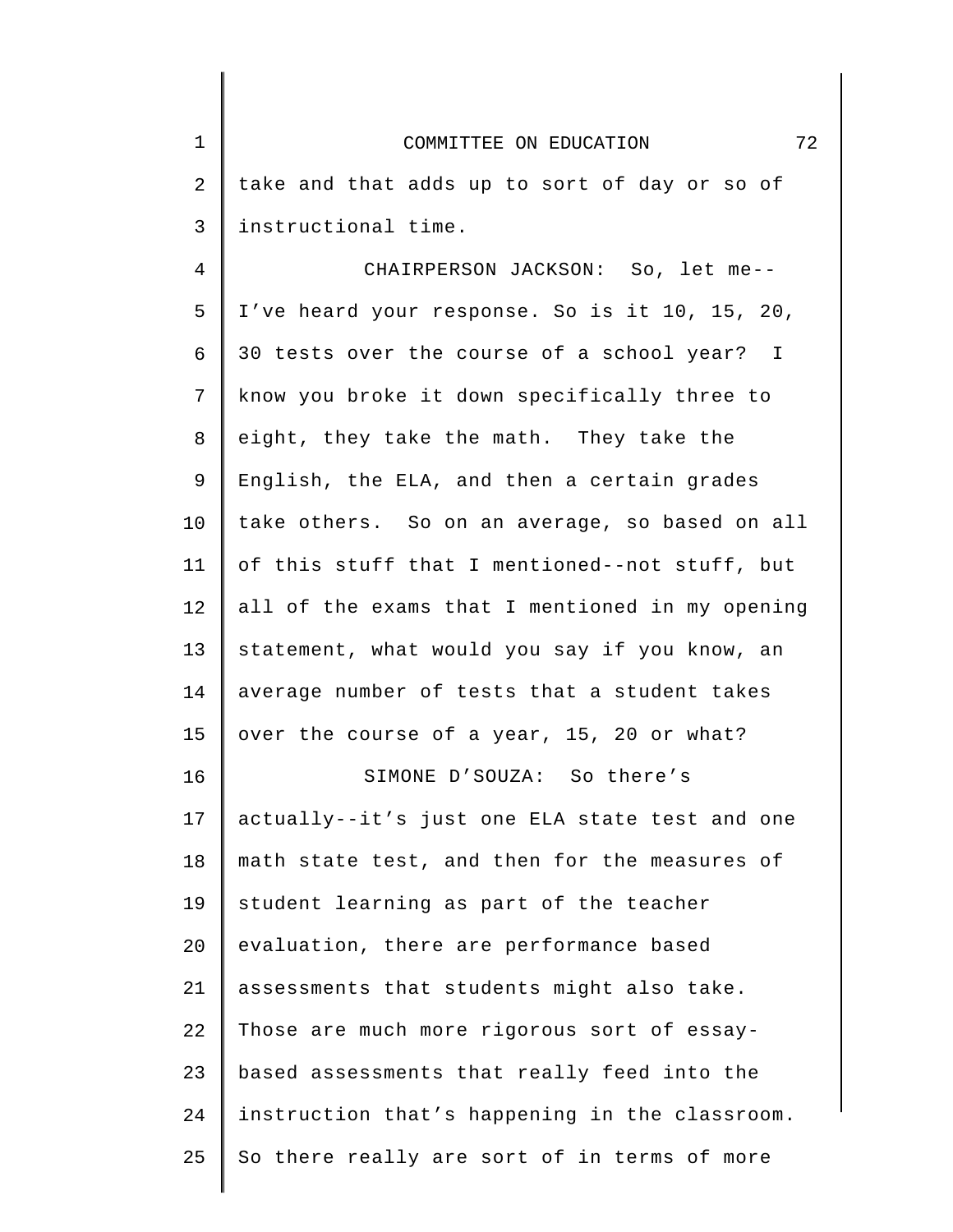take and that adds up to sort of day or so of instructional time.

CHAIRPERSON JACKSON: So, let me-- I've heard your response. So is it 10, 15, 20, 30 tests over the course of a school year? I know you broke it down specifically three to eight, they take the math. They take the English, the ELA, and then a certain grades take others. So on an average, so based on all of this stuff that I mentioned--not stuff, but all of the exams that I mentioned in my opening statement, what would you say if you know, an average number of tests that a student takes over the course of a year, 15, 20 or what?

SIMONE D'SOUZA: So there's actually--it's just one ELA state test and one math state test, and then for the measures of student learning as part of the teacher evaluation, there are performance based assessments that students might also take. Those are much more rigorous sort of essay-based assessments that really feed into the instruction that's happening in the classroom. So there really are sort of in terms of more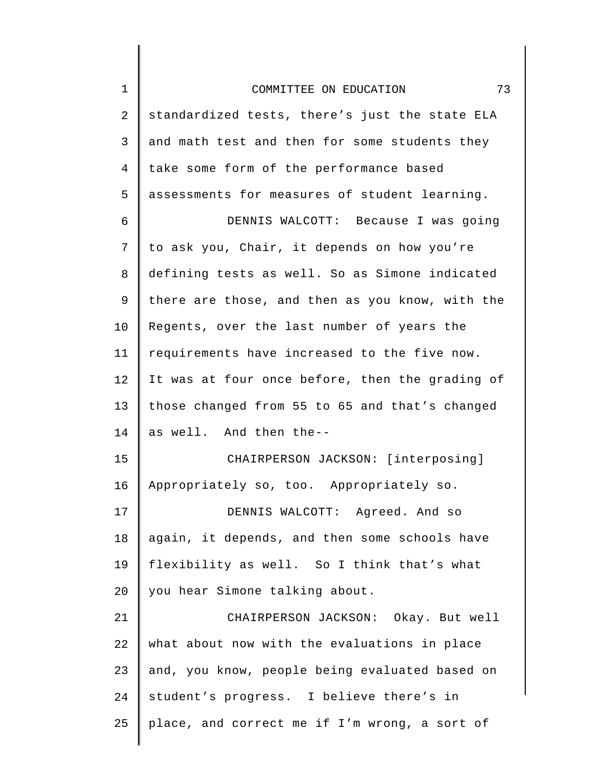standardized tests, there's just the state ELA and math test and then for some students they take some form of the performance based assessments for measures of student learning.

DENNIS WALCOTT: Because I was going to ask you, Chair, it depends on how you're defining tests as well. So as Simone indicated there are those, and then as you know, with the Regents, over the last number of years the requirements have increased to the five now. It was at four once before, then the grading of those changed from 55 to 65 and that's changed as well. And then the--

CHAIRPERSON JACKSON: [interposing] Appropriately so, too. Appropriately so.

DENNIS WALCOTT: Agreed. And so again, it depends, and then some schools have flexibility as well. So I think that's what you hear Simone talking about.

CHAIRPERSON JACKSON: Okay. But well what about now with the evaluations in place and, you know, people being evaluated based on student's progress. I believe there's in place, and correct me if I'm wrong, a sort of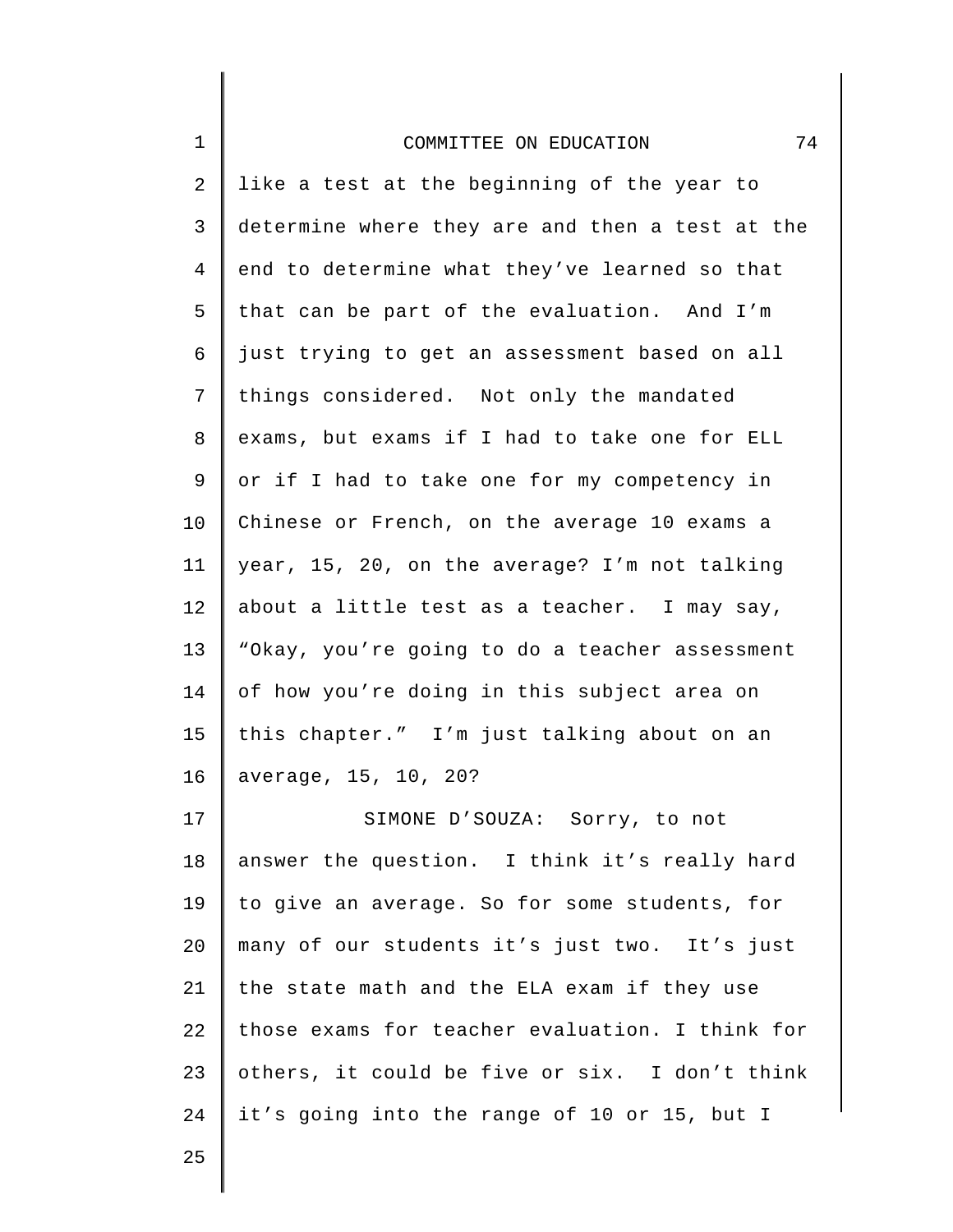like a test at the beginning of the year to determine where they are and then a test at the end to determine what they've learned so that that can be part of the evaluation. And I'm just trying to get an assessment based on all things considered. Not only the mandated exams, but exams if I had to take one for ELL or if I had to take one for my competency in Chinese or French, on the average 10 exams a year, 15, 20, on the average? I'm not talking about a little test as a teacher. I may say, "Okay, you're going to do a teacher assessment of how you're doing in this subject area on this chapter." I'm just talking about on an average, 15, 10, 20?

SIMONE D'SOUZA: Sorry, to not answer the question. I think it's really hard to give an average. So for some students, for many of our students it's just two. It's just the state math and the ELA exam if they use those exams for teacher evaluation. I think for others, it could be five or six. I don't think it's going into the range of 10 or 15, but I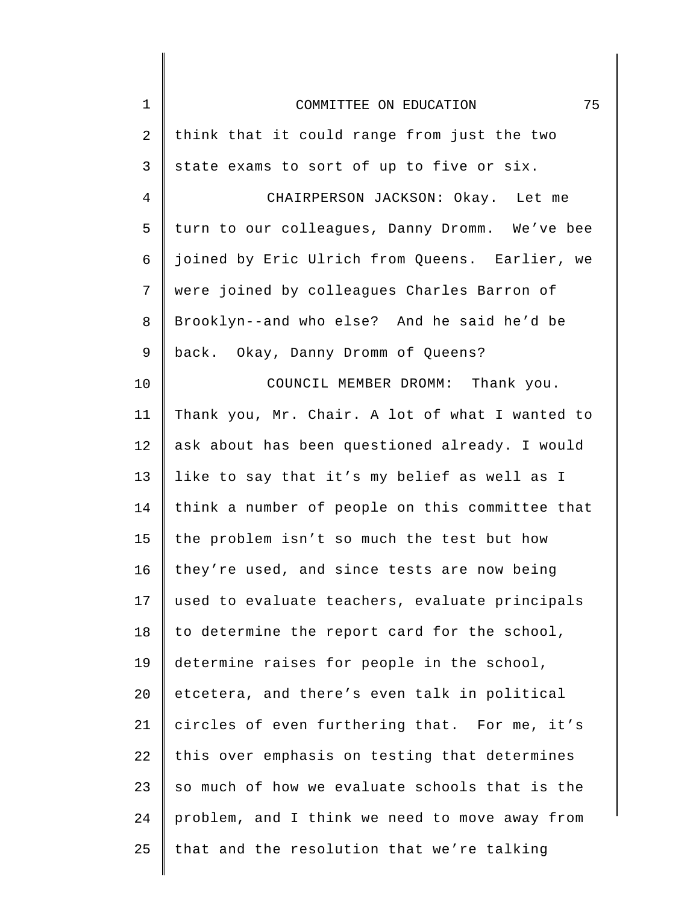think that it could range from just the two state exams to sort of up to five or six.

CHAIRPERSON JACKSON: Okay. Let me turn to our colleagues, Danny Dromm. We've bee joined by Eric Ulrich from Queens. Earlier, we were joined by colleagues Charles Barron of Brooklyn--and who else? And he said he'd be back. Okay, Danny Dromm of Queens?

COUNCIL MEMBER DROMM: Thank you. Thank you, Mr. Chair. A lot of what I wanted to ask about has been questioned already. I would like to say that it's my belief as well as I think a number of people on this committee that the problem isn't so much the test but how they're used, and since tests are now being used to evaluate teachers, evaluate principals to determine the report card for the school, determine raises for people in the school, etcetera, and there's even talk in political circles of even furthering that. For me, it's this over emphasis on testing that determines so much of how we evaluate schools that is the problem, and I think we need to move away from that and the resolution that we're talking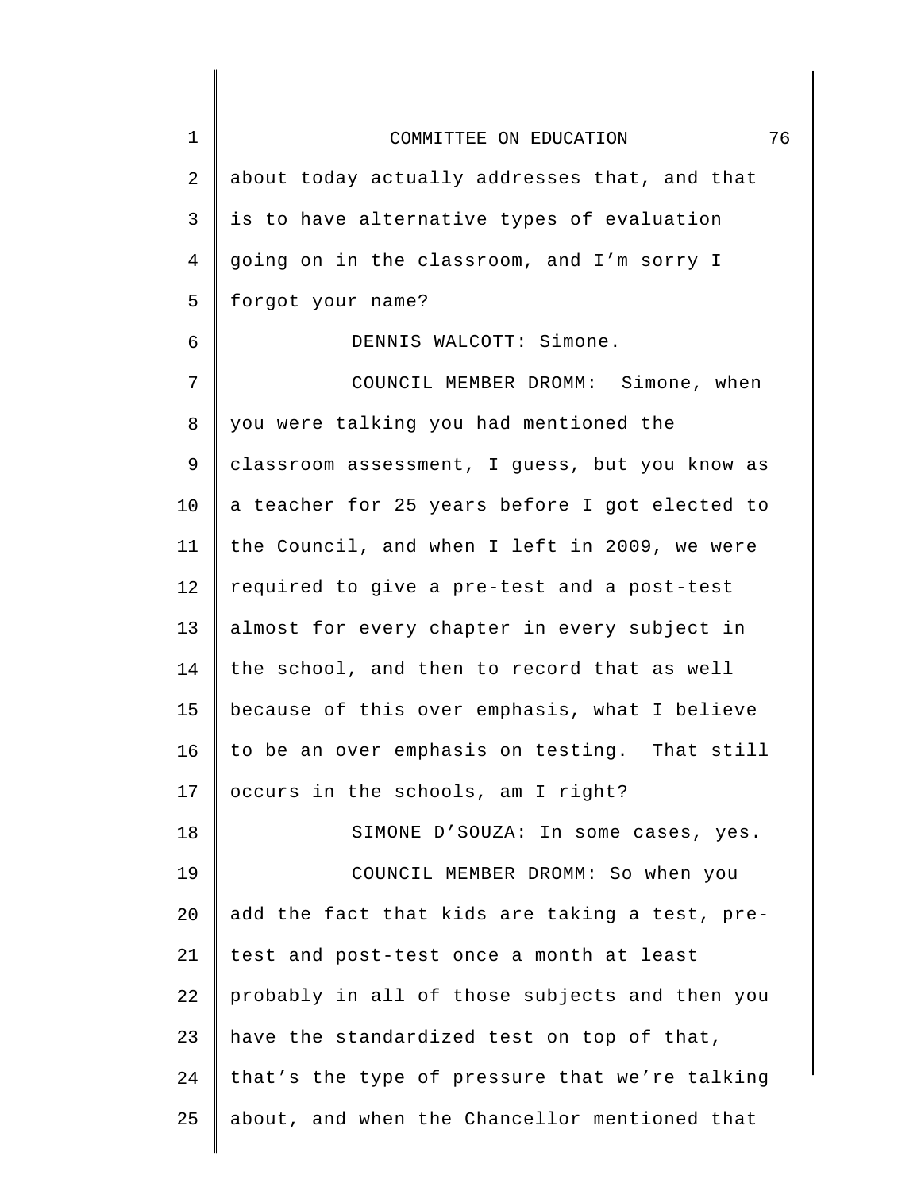about today actually addresses that, and that is to have alternative types of evaluation going on in the classroom, and I'm sorry I forgot your name?

DENNIS WALCOTT: Simone.

COUNCIL MEMBER DROMM: Simone, when you were talking you had mentioned the classroom assessment, I guess, but you know as a teacher for 25 years before I got elected to the Council, and when I left in 2009, we were required to give a pre-test and a post-test almost for every chapter in every subject in the school, and then to record that as well because of this over emphasis, what I believe to be an over emphasis on testing. That still occurs in the schools, am I right?

SIMONE D'SOUZA: In some cases, yes.

COUNCIL MEMBER DROMM: So when you add the fact that kids are taking a test, pre-test and post-test once a month at least probably in all of those subjects and then you have the standardized test on top of that, that's the type of pressure that we're talking about, and when the Chancellor mentioned that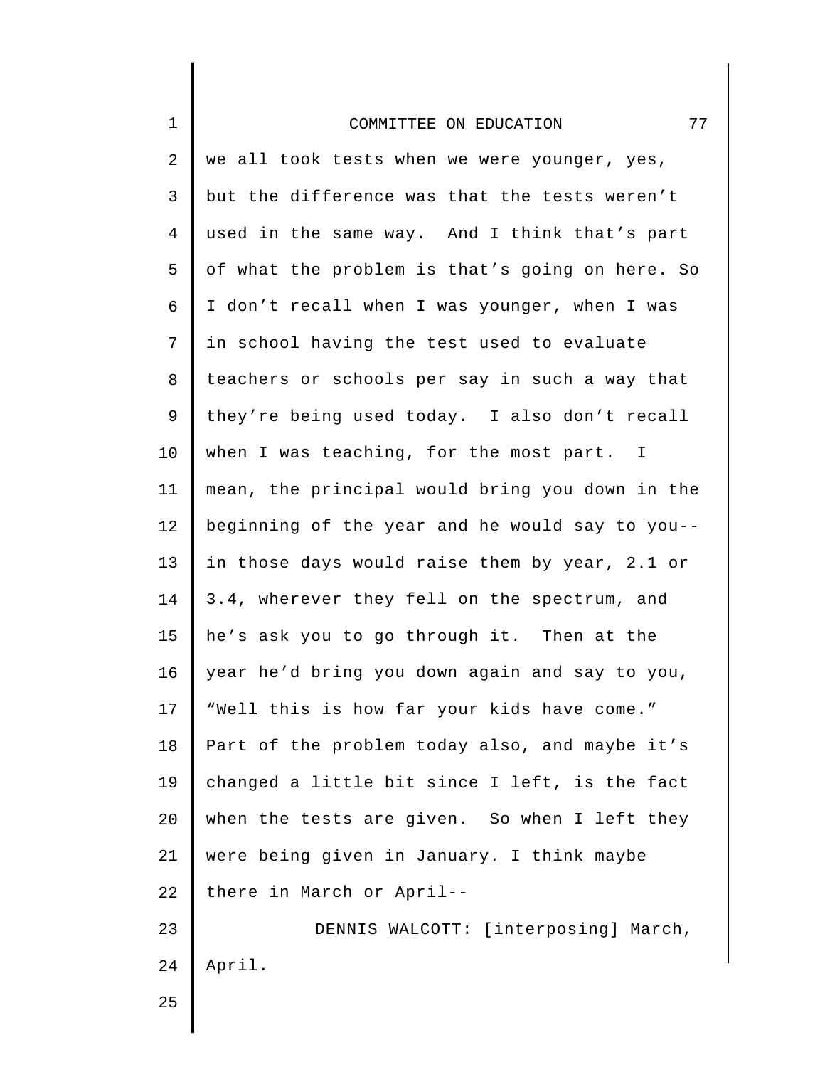we all took tests when we were younger, yes, but the difference was that the tests weren't used in the same way. And I think that's part of what the problem is that's going on here. So I don't recall when I was younger, when I was in school having the test used to evaluate teachers or schools per say in such a way that they're being used today. I also don't recall when I was teaching, for the most part. I mean, the principal would bring you down in the beginning of the year and he would say to you-- in those days would raise them by year, 2.1 or 3.4, wherever they fell on the spectrum, and he's ask you to go through it. Then at the year he'd bring you down again and say to you, "Well this is how far your kids have come." Part of the problem today also, and maybe it's changed a little bit since I left, is the fact when the tests are given. So when I left they were being given in January. I think maybe there in March or April--

DENNIS WALCOTT: [interposing] March, April.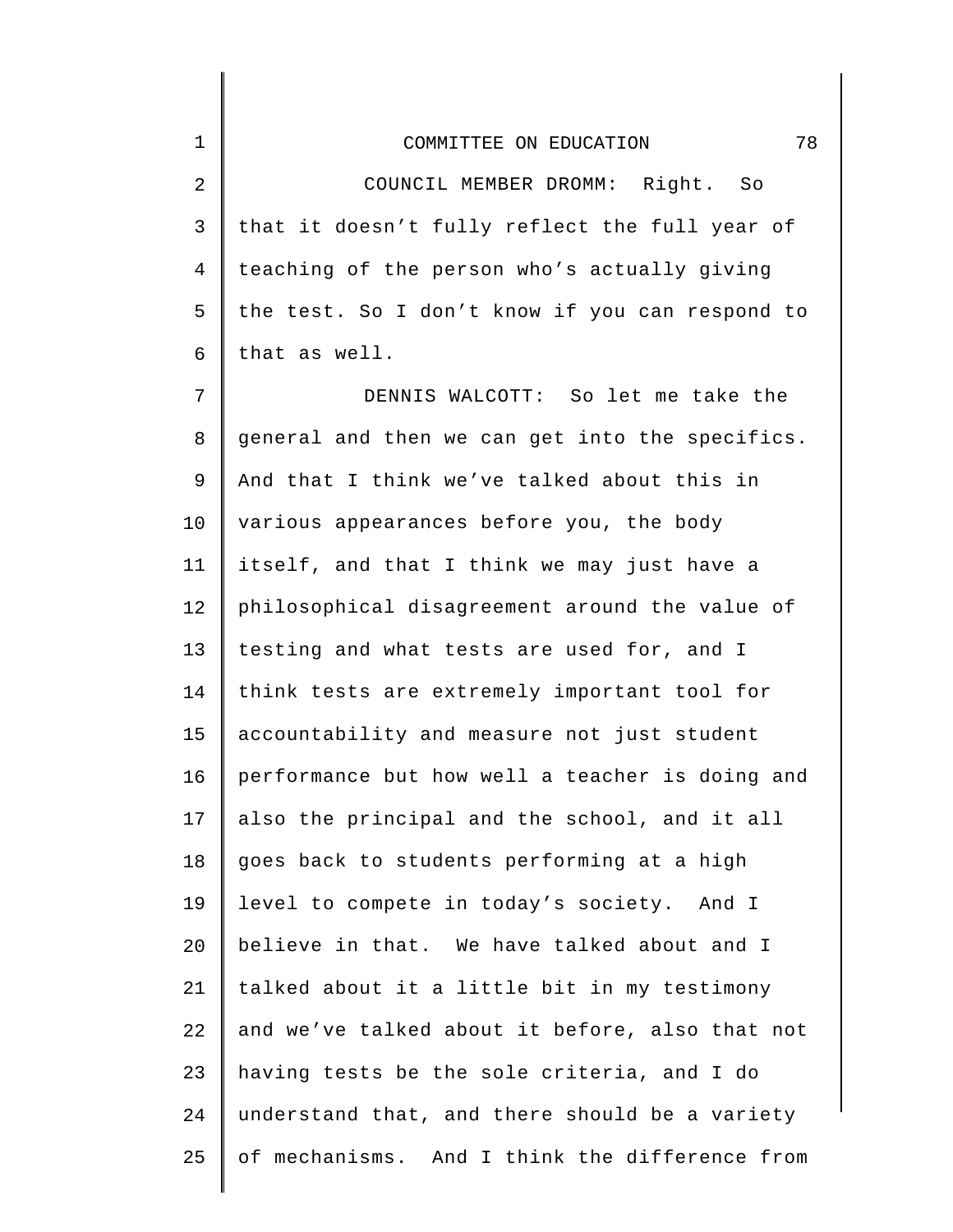COUNCIL MEMBER DROMM: Right. So that it doesn’t fully reflect the full year of teaching of the person who’s actually giving the test. So I don’t know if you can respond to that as well.

DENNIS WALCOTT: So let me take the general and then we can get into the specifics. And that I think we’ve talked about this in various appearances before you, the body itself, and that I think we may just have a philosophical disagreement around the value of testing and what tests are used for, and I think tests are extremely important tool for accountability and measure not just student performance but how well a teacher is doing and also the principal and the school, and it all goes back to students performing at a high level to compete in today’s society. And I believe in that. We have talked about and I talked about it a little bit in my testimony and we’ve talked about it before, also that not having tests be the sole criteria, and I do understand that, and there should be a variety of mechanisms. And I think the difference from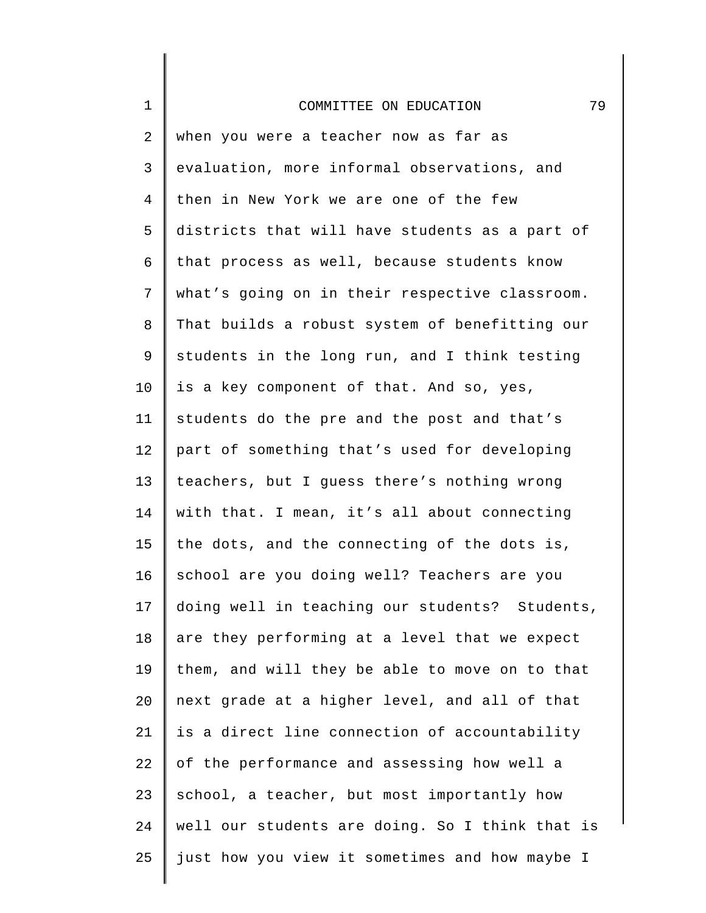when you were a teacher now as far as evaluation, more informal observations, and then in New York we are one of the few districts that will have students as a part of that process as well, because students know what’s going on in their respective classroom. That builds a robust system of benefitting our students in the long run, and I think testing is a key component of that. And so, yes, students do the pre and the post and that’s part of something that’s used for developing teachers, but I guess there’s nothing wrong with that. I mean, it’s all about connecting the dots, and the connecting of the dots is, school are you doing well? Teachers are you doing well in teaching our students? Students, are they performing at a level that we expect them, and will they be able to move on to that next grade at a higher level, and all of that is a direct line connection of accountability of the performance and assessing how well a school, a teacher, but most importantly how well our students are doing. So I think that is just how you view it sometimes and how maybe I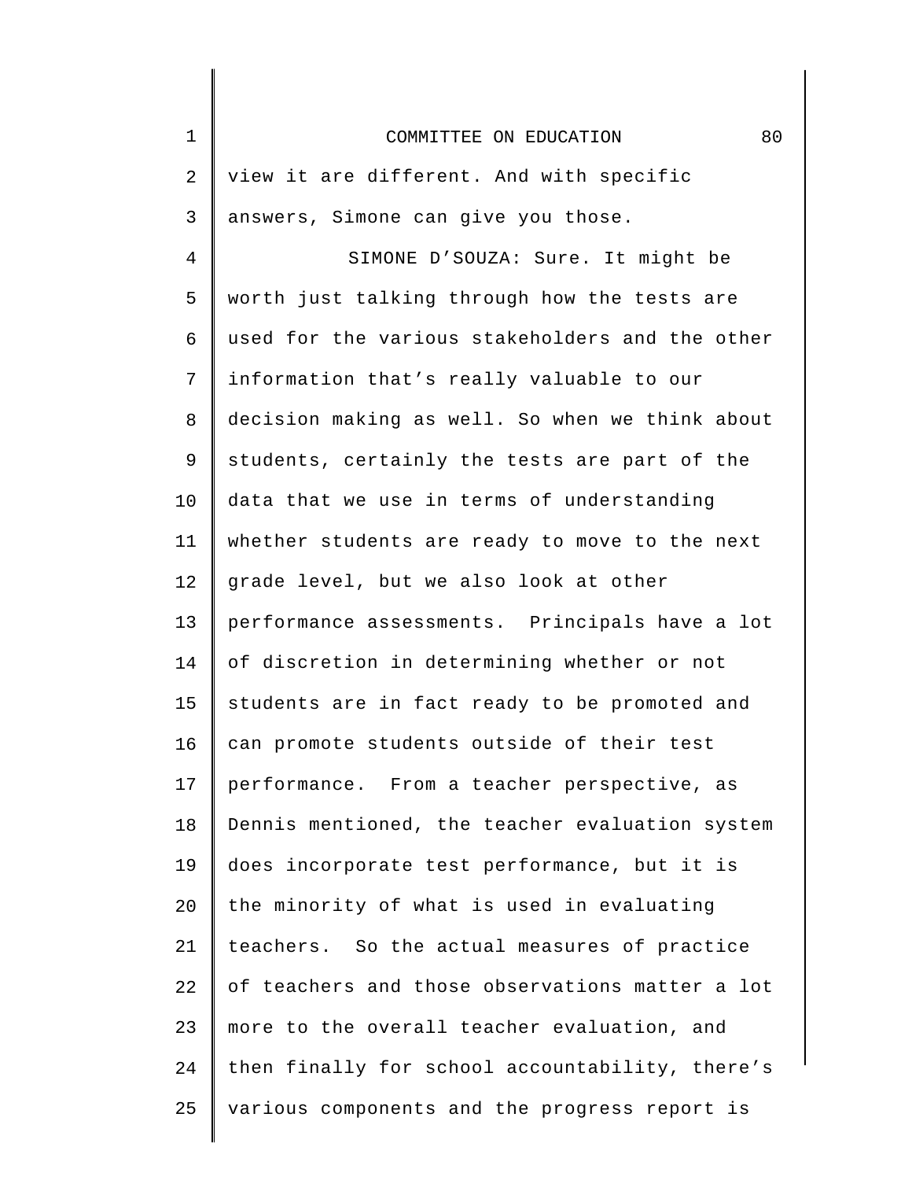view it are different. And with specific answers, Simone can give you those.

SIMONE D’SOUZA: Sure. It might be worth just talking through how the tests are used for the various stakeholders and the other information that’s really valuable to our decision making as well. So when we think about students, certainly the tests are part of the data that we use in terms of understanding whether students are ready to move to the next grade level, but we also look at other performance assessments. Principals have a lot of discretion in determining whether or not students are in fact ready to be promoted and can promote students outside of their test performance. From a teacher perspective, as Dennis mentioned, the teacher evaluation system does incorporate test performance, but it is the minority of what is used in evaluating teachers. So the actual measures of practice of teachers and those observations matter a lot more to the overall teacher evaluation, and then finally for school accountability, there’s various components and the progress report is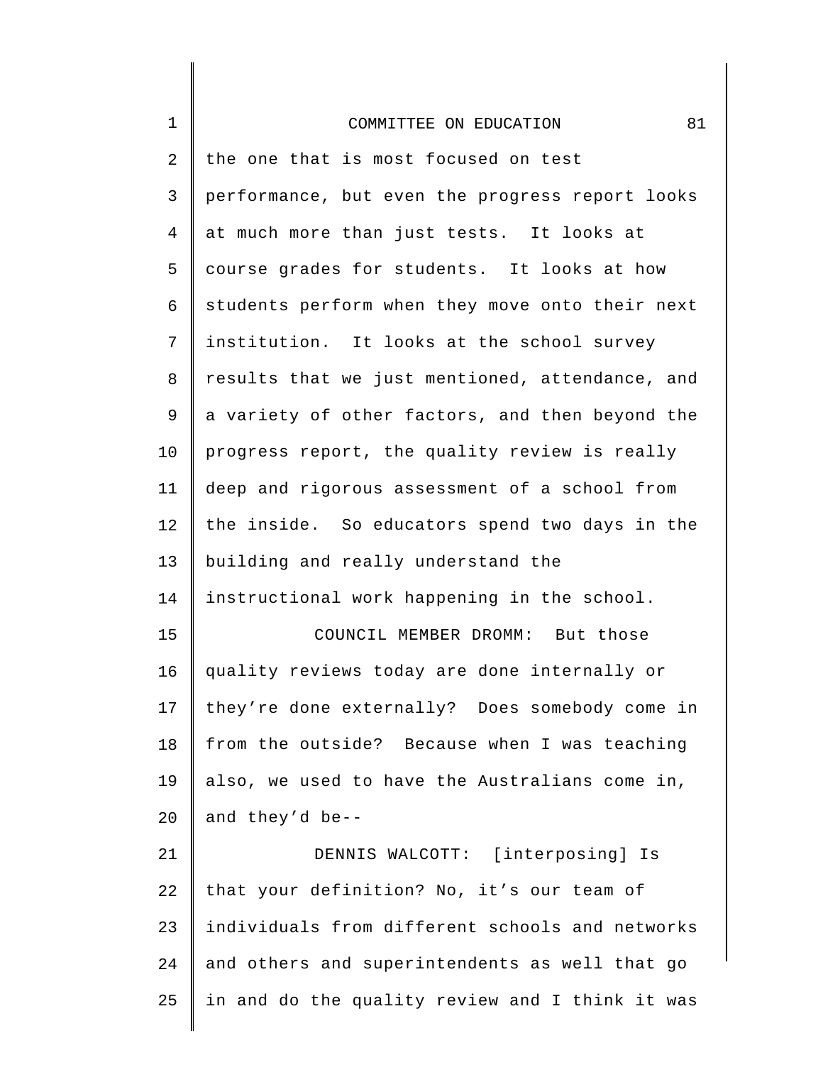the one that is most focused on test performance, but even the progress report looks at much more than just tests. It looks at course grades for students. It looks at how students perform when they move onto their next institution. It looks at the school survey results that we just mentioned, attendance, and a variety of other factors, and then beyond the progress report, the quality review is really deep and rigorous assessment of a school from the inside. So educators spend two days in the building and really understand the instructional work happening in the school.

COUNCIL MEMBER DROMM: But those quality reviews today are done internally or they're done externally? Does somebody come in from the outside? Because when I was teaching also, we used to have the Australians come in, and they'd be--

DENNIS WALCOTT: [interposing] Is that your definition? No, it's our team of individuals from different schools and networks and others and superintendents as well that go in and do the quality review and I think it was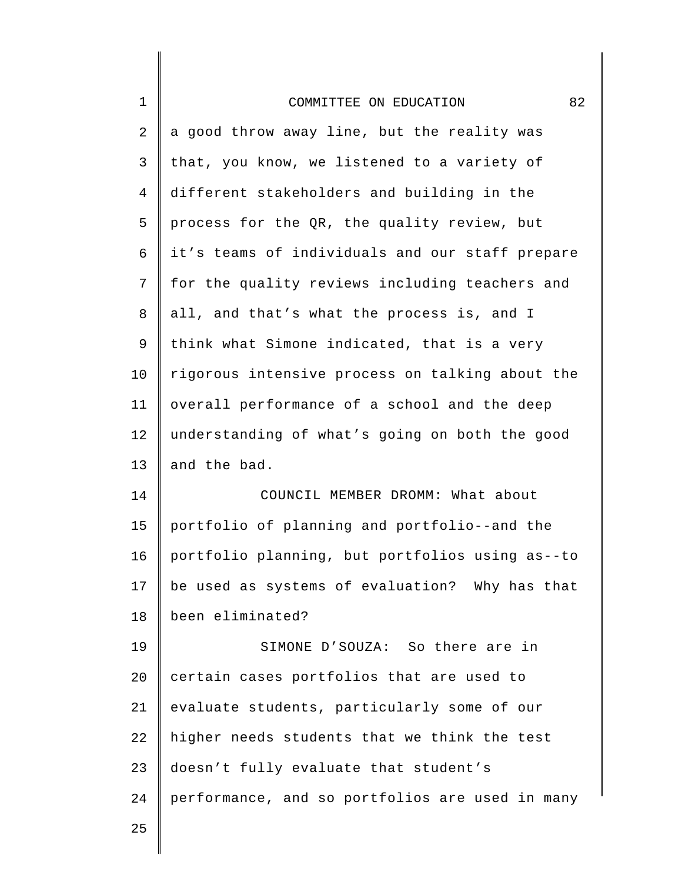a good throw away line, but the reality was that, you know, we listened to a variety of different stakeholders and building in the process for the QR, the quality review, but it’s teams of individuals and our staff prepare for the quality reviews including teachers and all, and that’s what the process is, and I think what Simone indicated, that is a very rigorous intensive process on talking about the overall performance of a school and the deep understanding of what’s going on both the good and the bad.

COUNCIL MEMBER DROMM: What about portfolio of planning and portfolio--and the portfolio planning, but portfolios using as--to be used as systems of evaluation? Why has that been eliminated?

SIMONE D’SOUZA: So there are in certain cases portfolios that are used to evaluate students, particularly some of our higher needs students that we think the test doesn’t fully evaluate that student’s performance, and so portfolios are used in many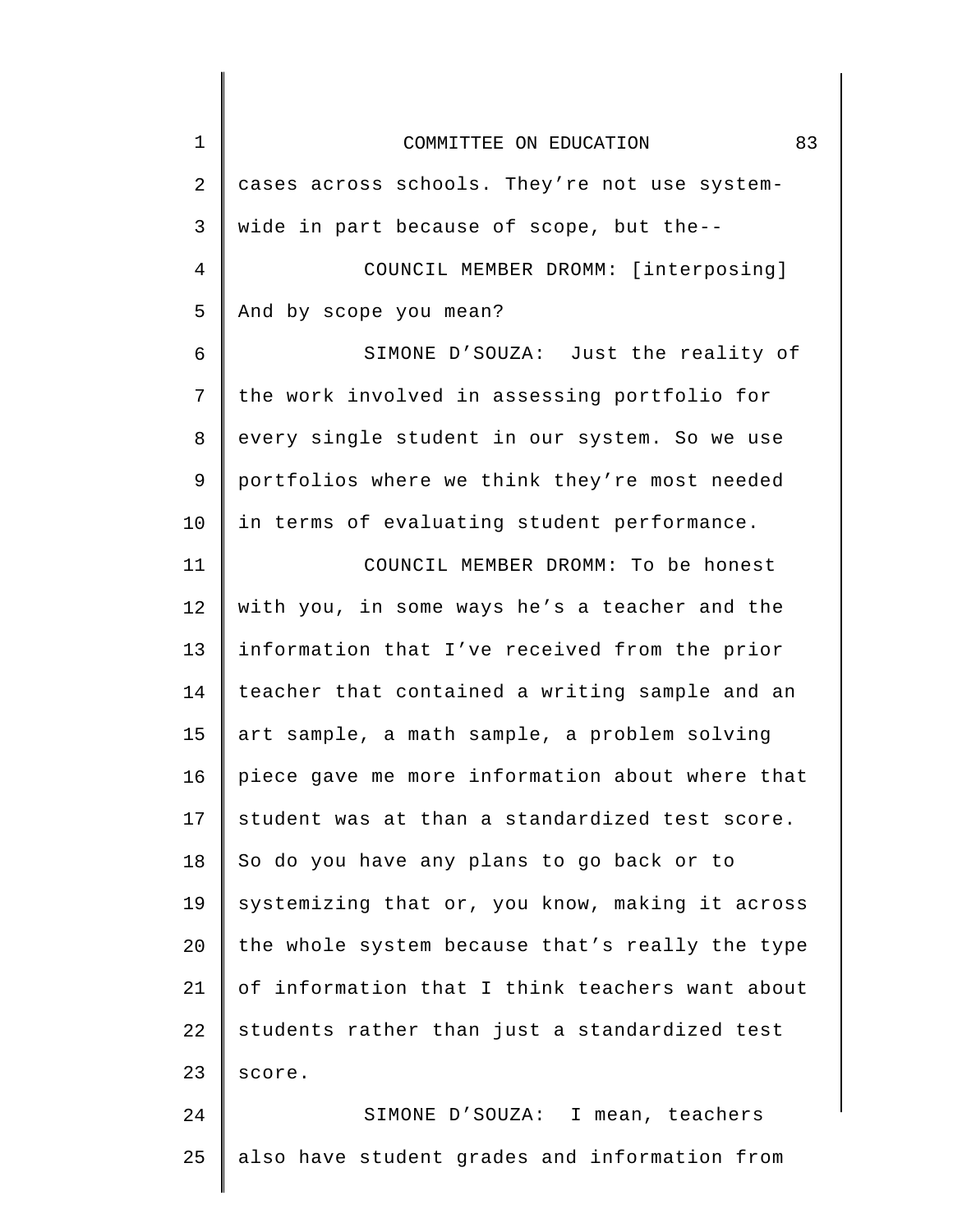cases across schools. They're not use system-wide in part because of scope, but the--

COUNCIL MEMBER DROMM: [interposing] And by scope you mean?

SIMONE D'SOUZA: Just the reality of the work involved in assessing portfolio for every single student in our system. So we use portfolios where we think they're most needed in terms of evaluating student performance.

COUNCIL MEMBER DROMM: To be honest with you, in some ways he's a teacher and the information that I've received from the prior teacher that contained a writing sample and an art sample, a math sample, a problem solving piece gave me more information about where that student was at than a standardized test score. So do you have any plans to go back or to systemizing that or, you know, making it across the whole system because that's really the type of information that I think teachers want about students rather than just a standardized test score.

SIMONE D'SOUZA: I mean, teachers also have student grades and information from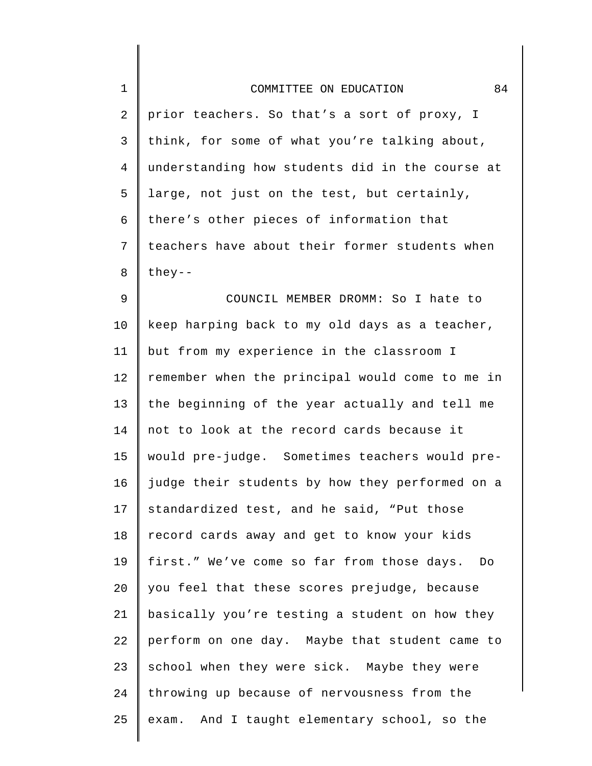prior teachers. So that's a sort of proxy, I think, for some of what you're talking about, understanding how students did in the course at large, not just on the test, but certainly, there's other pieces of information that teachers have about their former students when they--

COUNCIL MEMBER DROMM: So I hate to keep harping back to my old days as a teacher, but from my experience in the classroom I remember when the principal would come to me in the beginning of the year actually and tell me not to look at the record cards because it would pre-judge. Sometimes teachers would pre-judge their students by how they performed on a standardized test, and he said, "Put those record cards away and get to know your kids first." We've come so far from those days. Do you feel that these scores prejudge, because basically you're testing a student on how they perform on one day. Maybe that student came to school when they were sick. Maybe they were throwing up because of nervousness from the exam. And I taught elementary school, so the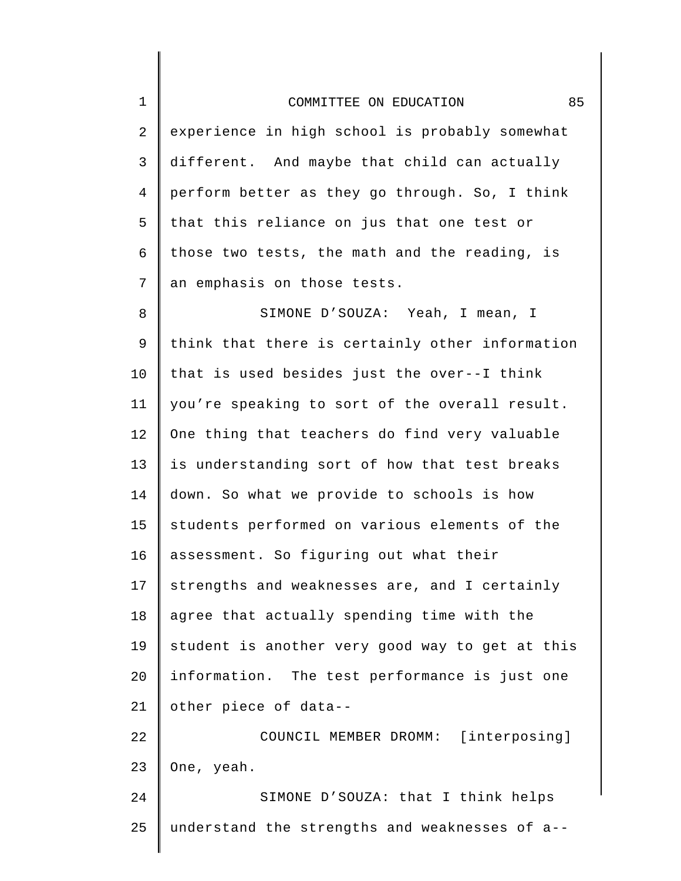experience in high school is probably somewhat different. And maybe that child can actually perform better as they go through. So, I think that this reliance on jus that one test or those two tests, the math and the reading, is an emphasis on those tests.

SIMONE D'SOUZA: Yeah, I mean, I think that there is certainly other information that is used besides just the over--I think you're speaking to sort of the overall result. One thing that teachers do find very valuable is understanding sort of how that test breaks down. So what we provide to schools is how students performed on various elements of the assessment. So figuring out what their strengths and weaknesses are, and I certainly agree that actually spending time with the student is another very good way to get at this information. The test performance is just one other piece of data--

COUNCIL MEMBER DROMM: [interposing] One, yeah.

SIMONE D'SOUZA: that I think helps understand the strengths and weaknesses of a--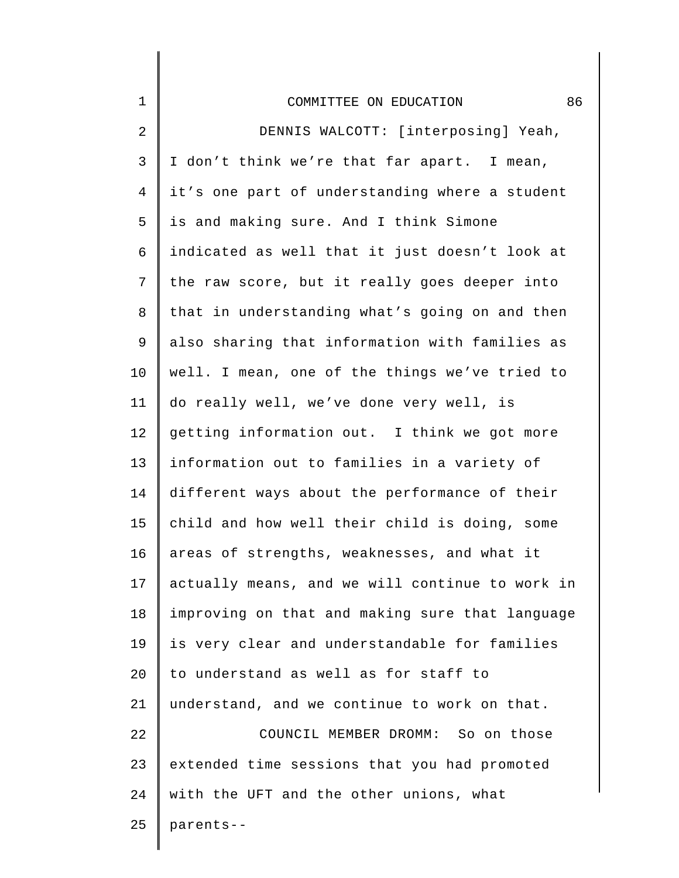DENNIS WALCOTT: [interposing] Yeah, I don’t think we’re that far apart. I mean, it’s one part of understanding where a student is and making sure. And I think Simone indicated as well that it just doesn’t look at the raw score, but it really goes deeper into that in understanding what’s going on and then also sharing that information with families as well. I mean, one of the things we’ve tried to do really well, we’ve done very well, is getting information out. I think we got more information out to families in a variety of different ways about the performance of their child and how well their child is doing, some areas of strengths, weaknesses, and what it actually means, and we will continue to work in improving on that and making sure that language is very clear and understandable for families to understand as well as for staff to understand, and we continue to work on that.

COUNCIL MEMBER DROMM: So on those extended time sessions that you had promoted with the UFT and the other unions, what parents--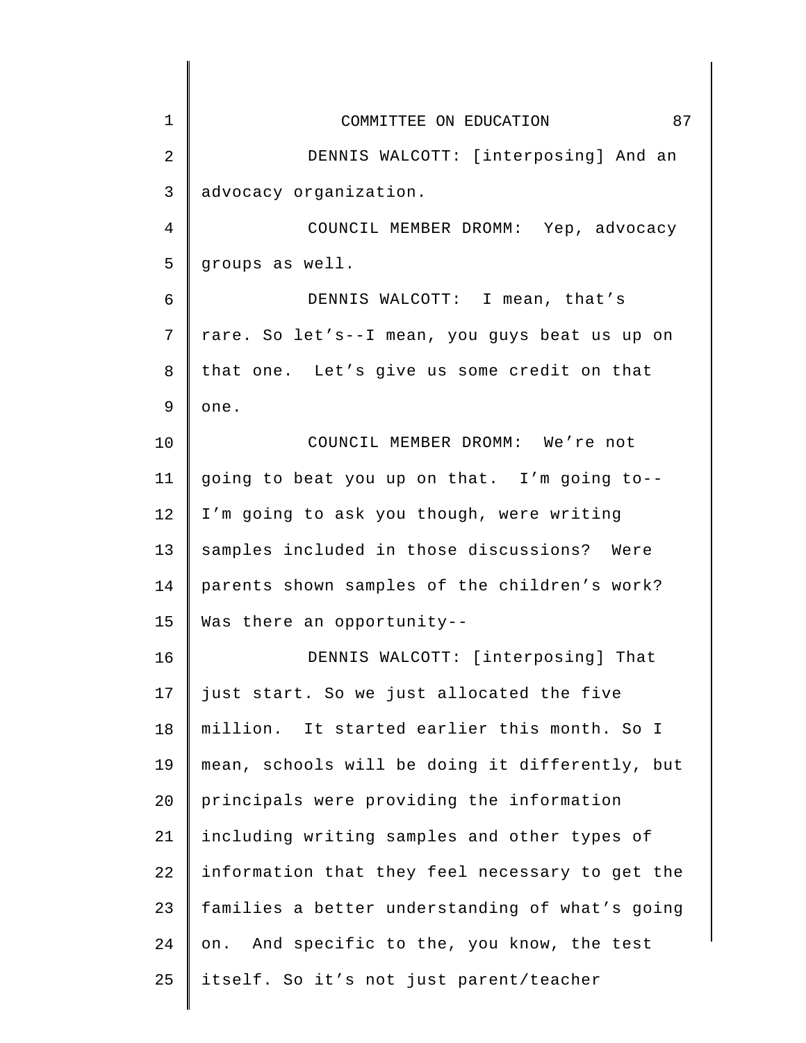DENNIS WALCOTT: [interposing] And an advocacy organization.

COUNCIL MEMBER DROMM: Yep, advocacy groups as well.

DENNIS WALCOTT: I mean, that's rare. So let's--I mean, you guys beat us up on that one. Let's give us some credit on that one.

COUNCIL MEMBER DROMM: We're not going to beat you up on that. I'm going to--I'm going to ask you though, were writing samples included in those discussions? Were parents shown samples of the children's work? Was there an opportunity--

DENNIS WALCOTT: [interposing] That just start. So we just allocated the five million. It started earlier this month. So I mean, schools will be doing it differently, but principals were providing the information including writing samples and other types of information that they feel necessary to get the families a better understanding of what's going on. And specific to the, you know, the test itself. So it's not just parent/teacher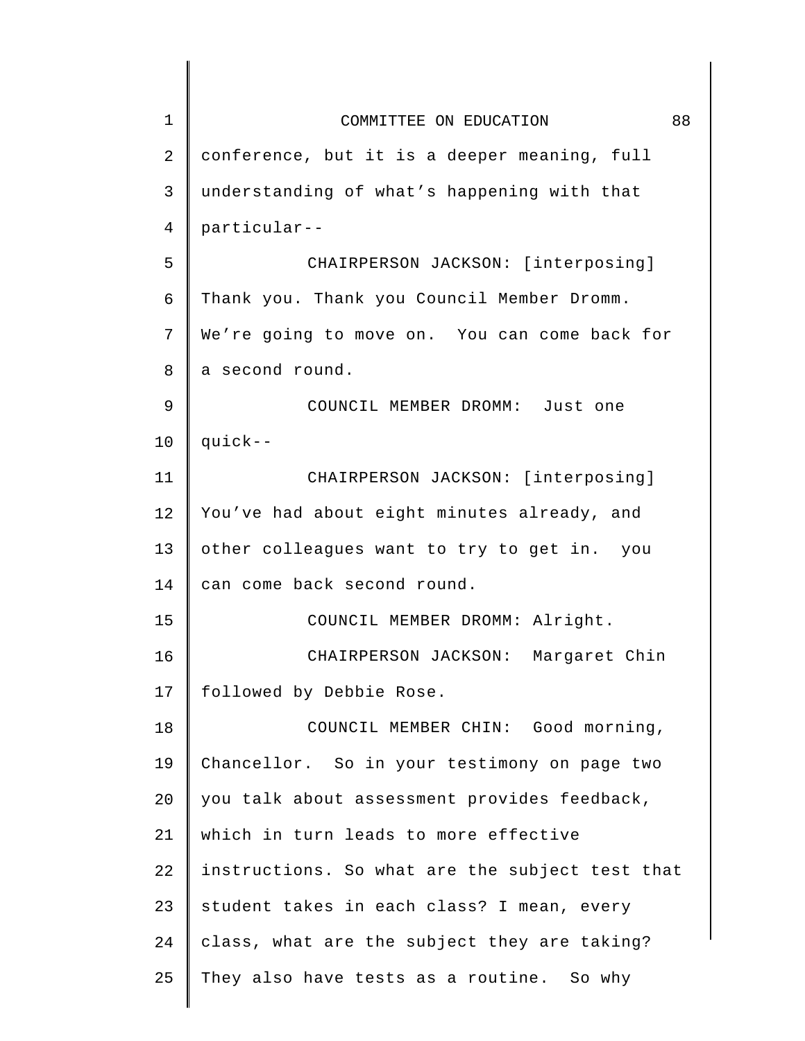conference, but it is a deeper meaning, full understanding of what's happening with that particular--

CHAIRPERSON JACKSON: [interposing] Thank you. Thank you Council Member Dromm. We're going to move on. You can come back for a second round.

COUNCIL MEMBER DROMM: Just one quick--

CHAIRPERSON JACKSON: [interposing] You've had about eight minutes already, and other colleagues want to try to get in. you can come back second round.

COUNCIL MEMBER DROMM: Alright.

CHAIRPERSON JACKSON: Margaret Chin followed by Debbie Rose.

COUNCIL MEMBER CHIN: Good morning, Chancellor. So in your testimony on page two you talk about assessment provides feedback, which in turn leads to more effective instructions. So what are the subject test that student takes in each class? I mean, every class, what are the subject they are taking? They also have tests as a routine. So why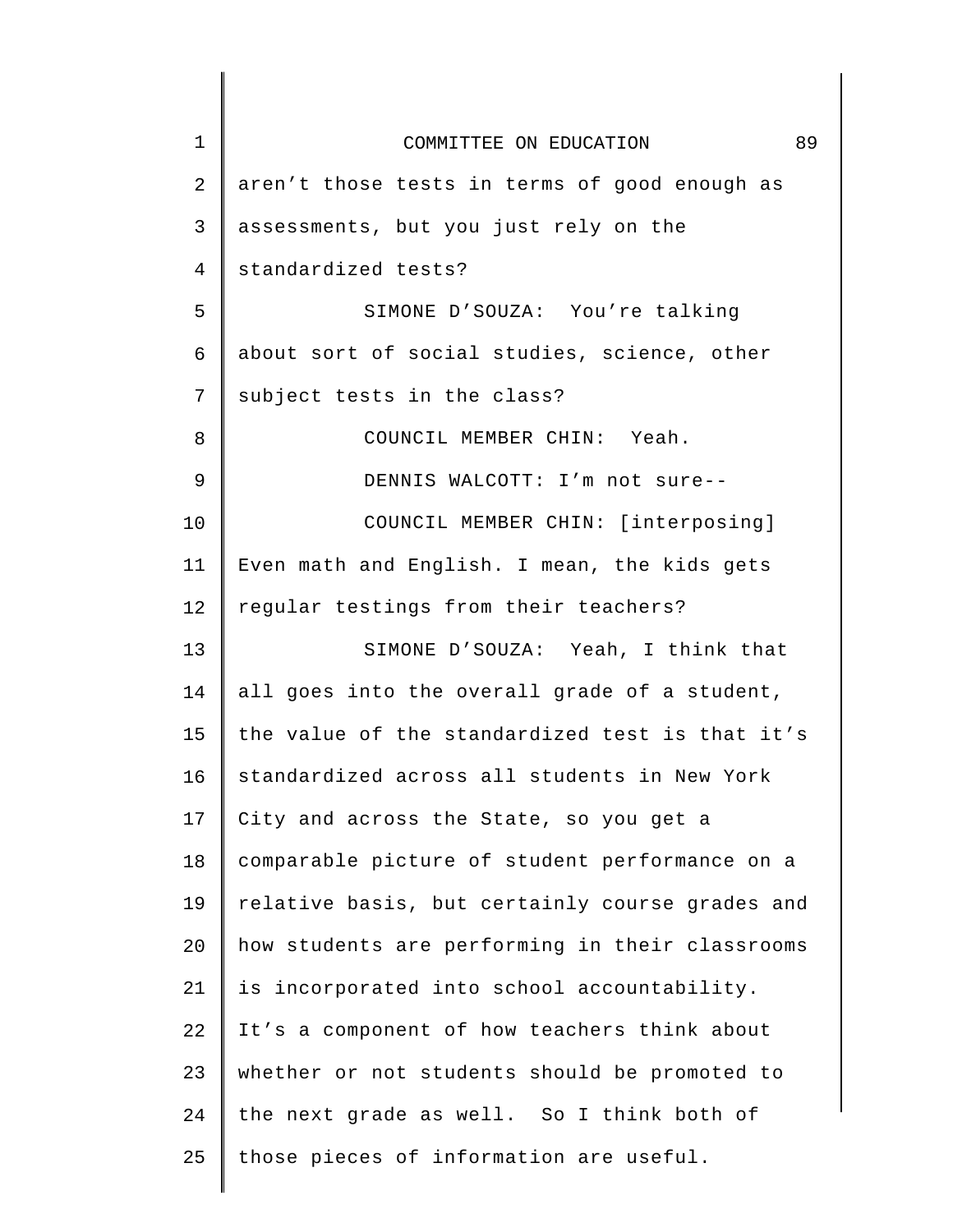aren't those tests in terms of good enough as assessments, but you just rely on the standardized tests?

SIMONE D'SOUZA: You're talking about sort of social studies, science, other subject tests in the class?

COUNCIL MEMBER CHIN: Yeah.

DENNIS WALCOTT: I'm not sure--

COUNCIL MEMBER CHIN: [interposing] Even math and English. I mean, the kids gets regular testings from their teachers?

SIMONE D'SOUZA: Yeah, I think that all goes into the overall grade of a student, the value of the standardized test is that it's standardized across all students in New York City and across the State, so you get a comparable picture of student performance on a relative basis, but certainly course grades and how students are performing in their classrooms is incorporated into school accountability. It's a component of how teachers think about whether or not students should be promoted to the next grade as well. So I think both of those pieces of information are useful.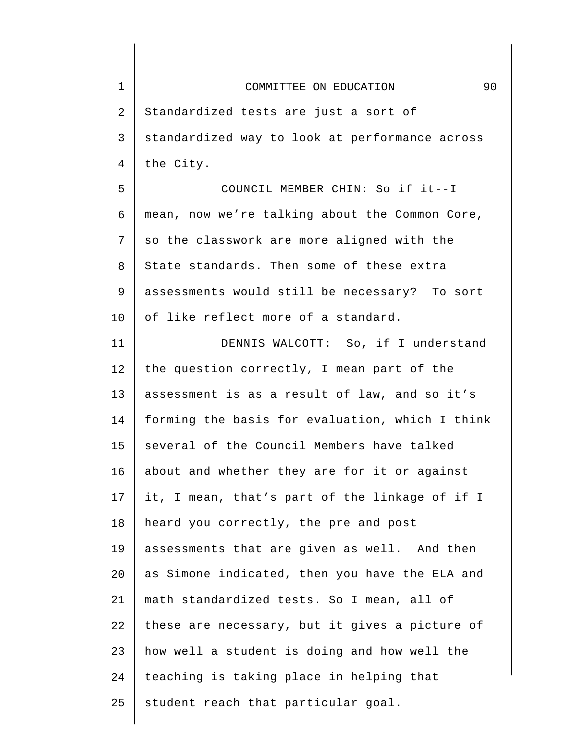Standardized tests are just a sort of standardized way to look at performance across the City.

COUNCIL MEMBER CHIN: So if it--I mean, now we're talking about the Common Core, so the classwork are more aligned with the State standards. Then some of these extra assessments would still be necessary? To sort of like reflect more of a standard.

DENNIS WALCOTT: So, if I understand the question correctly, I mean part of the assessment is as a result of law, and so it's forming the basis for evaluation, which I think several of the Council Members have talked about and whether they are for it or against it, I mean, that's part of the linkage of if I heard you correctly, the pre and post assessments that are given as well. And then as Simone indicated, then you have the ELA and math standardized tests. So I mean, all of these are necessary, but it gives a picture of how well a student is doing and how well the teaching is taking place in helping that student reach that particular goal.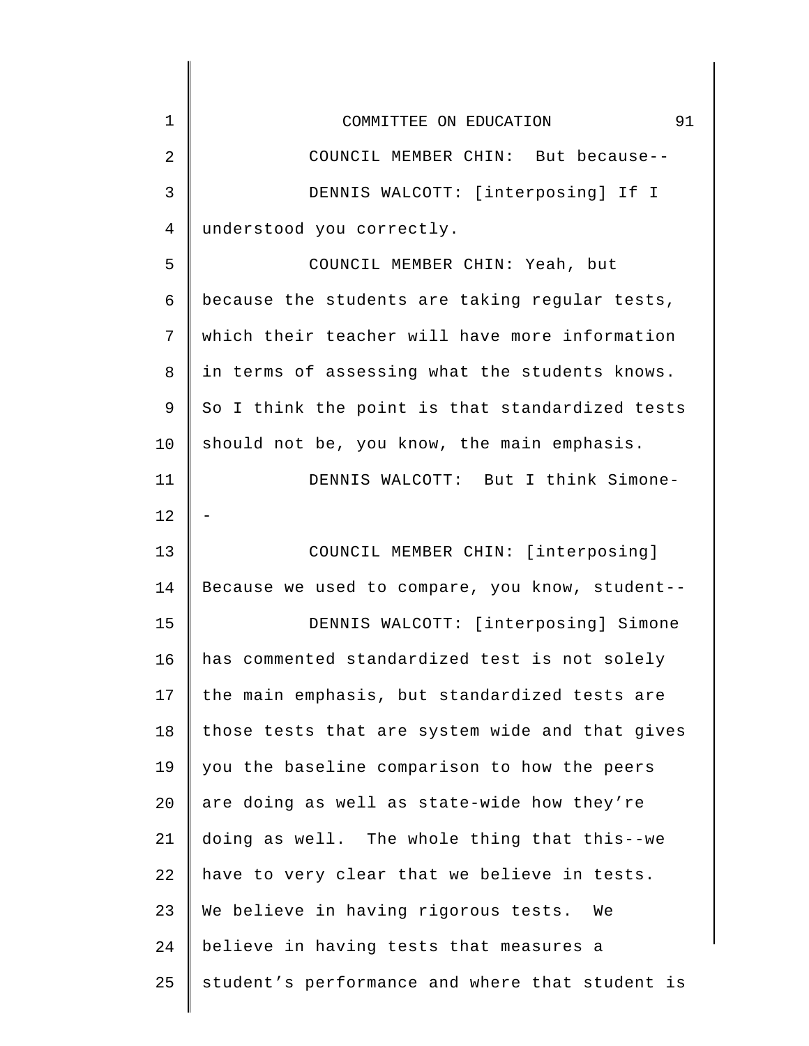COUNCIL MEMBER CHIN: But because--

DENNIS WALCOTT: [interposing] If I understood you correctly.

COUNCIL MEMBER CHIN: Yeah, but because the students are taking regular tests, which their teacher will have more information in terms of assessing what the students knows. So I think the point is that standardized tests should not be, you know, the main emphasis.

DENNIS WALCOTT: But I think Simone--

COUNCIL MEMBER CHIN: [interposing] Because we used to compare, you know, student--

DENNIS WALCOTT: [interposing] Simone has commented standardized test is not solely the main emphasis, but standardized tests are those tests that are system wide and that gives you the baseline comparison to how the peers are doing as well as state-wide how they're doing as well. The whole thing that this--we have to very clear that we believe in tests. We believe in having rigorous tests. We believe in having tests that measures a student's performance and where that student is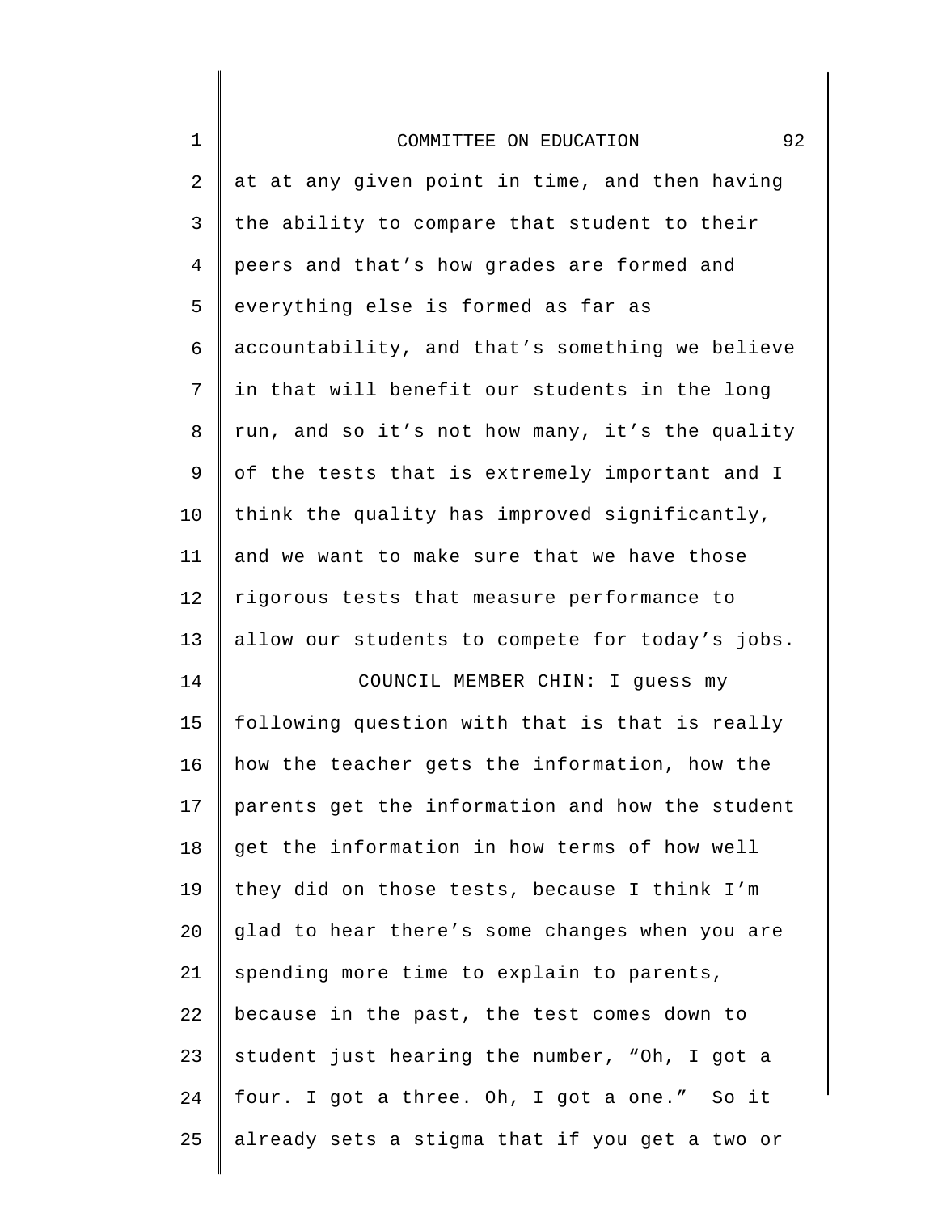at at any given point in time, and then having the ability to compare that student to their peers and that's how grades are formed and everything else is formed as far as accountability, and that's something we believe in that will benefit our students in the long run, and so it's not how many, it's the quality of the tests that is extremely important and I think the quality has improved significantly, and we want to make sure that we have those rigorous tests that measure performance to allow our students to compete for today's jobs.

COUNCIL MEMBER CHIN: I guess my following question with that is that is really how the teacher gets the information, how the parents get the information and how the student get the information in how terms of how well they did on those tests, because I think I'm glad to hear there's some changes when you are spending more time to explain to parents, because in the past, the test comes down to student just hearing the number, "Oh, I got a four. I got a three. Oh, I got a one." So it already sets a stigma that if you get a two or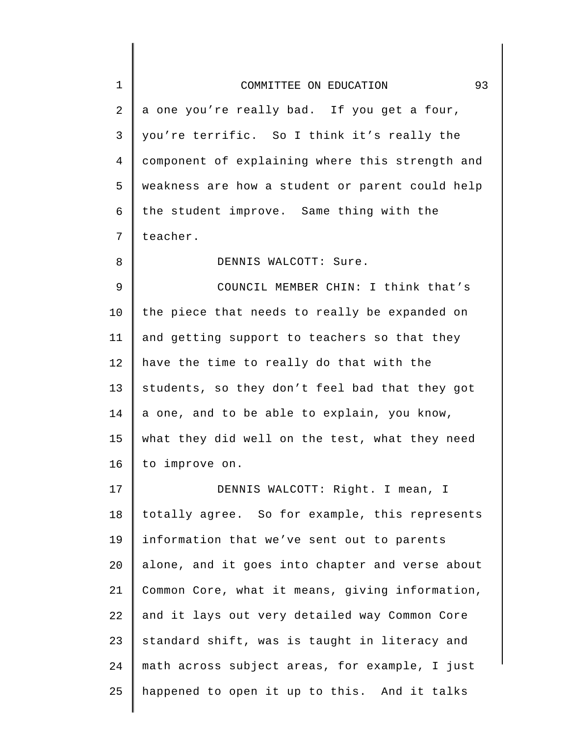a one you're really bad. If you get a four, you're terrific. So I think it's really the component of explaining where this strength and weakness are how a student or parent could help the student improve. Same thing with the teacher.

DENNIS WALCOTT: Sure.

COUNCIL MEMBER CHIN: I think that's the piece that needs to really be expanded on and getting support to teachers so that they have the time to really do that with the students, so they don't feel bad that they got a one, and to be able to explain, you know, what they did well on the test, what they need to improve on.

DENNIS WALCOTT: Right. I mean, I totally agree. So for example, this represents information that we've sent out to parents alone, and it goes into chapter and verse about Common Core, what it means, giving information, and it lays out very detailed way Common Core standard shift, was is taught in literacy and math across subject areas, for example, I just happened to open it up to this. And it talks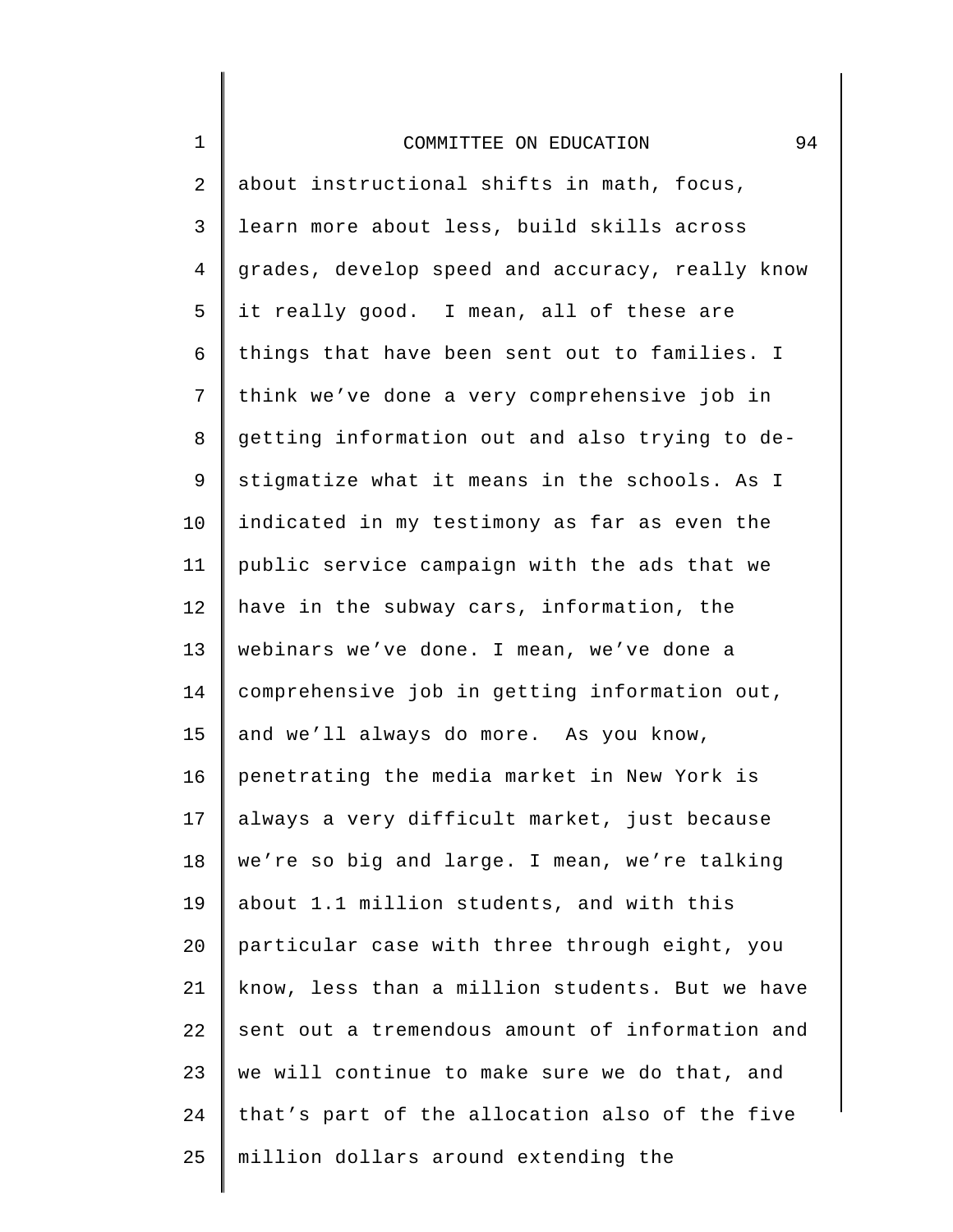about instructional shifts in math, focus, learn more about less, build skills across grades, develop speed and accuracy, really know it really good. I mean, all of these are things that have been sent out to families. I think we've done a very comprehensive job in getting information out and also trying to de-stigmatize what it means in the schools. As I indicated in my testimony as far as even the public service campaign with the ads that we have in the subway cars, information, the webinars we've done. I mean, we've done a comprehensive job in getting information out, and we'll always do more. As you know, penetrating the media market in New York is always a very difficult market, just because we're so big and large. I mean, we're talking about 1.1 million students, and with this particular case with three through eight, you know, less than a million students. But we have sent out a tremendous amount of information and we will continue to make sure we do that, and that's part of the allocation also of the five million dollars around extending the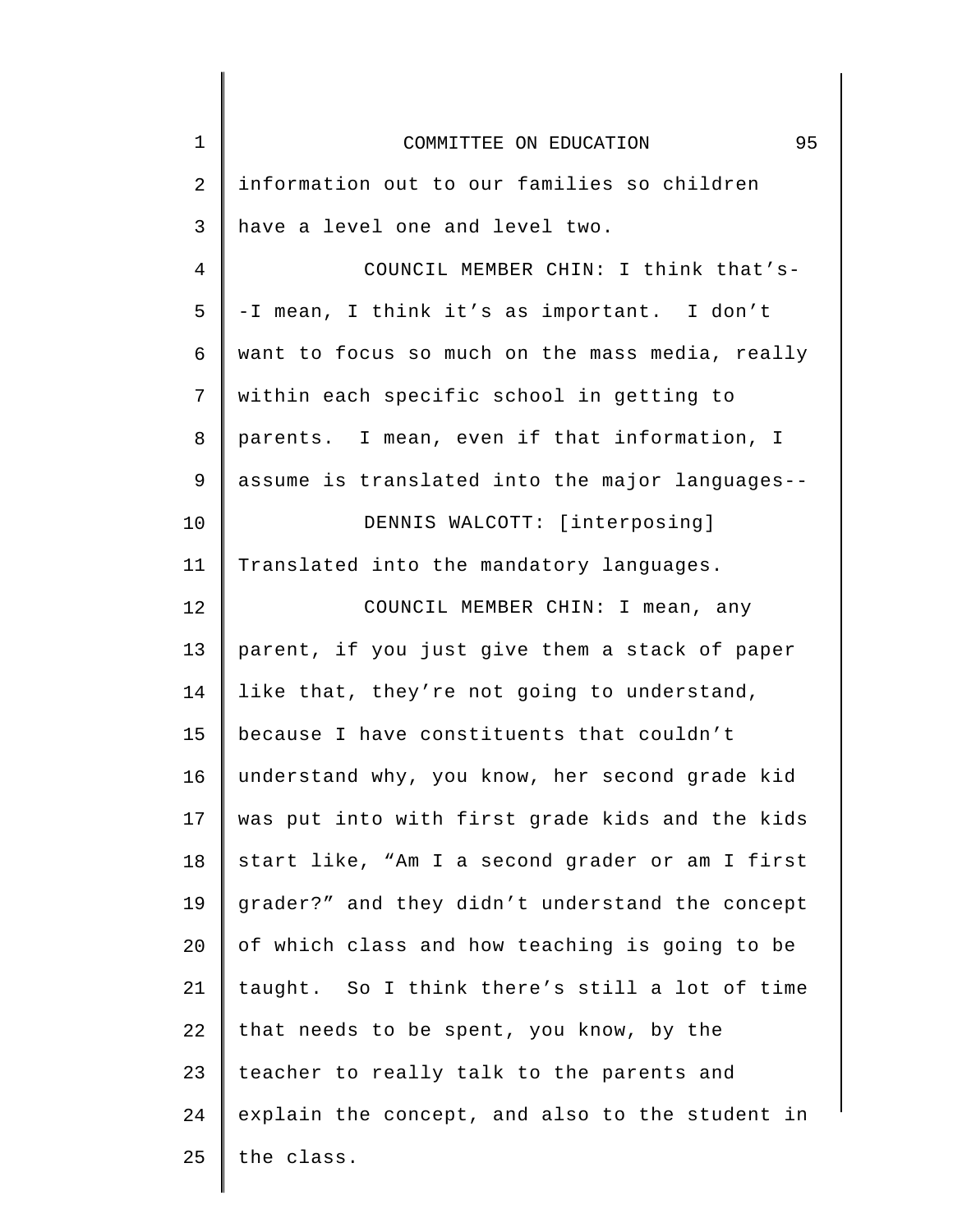information out to our families so children have a level one and level two.

COUNCIL MEMBER CHIN: I think that's--I mean, I think it's as important. I don't want to focus so much on the mass media, really within each specific school in getting to parents. I mean, even if that information, I assume is translated into the major languages--

DENNIS WALCOTT: [interposing] Translated into the mandatory languages.

COUNCIL MEMBER CHIN: I mean, any parent, if you just give them a stack of paper like that, they're not going to understand, because I have constituents that couldn't understand why, you know, her second grade kid was put into with first grade kids and the kids start like, "Am I a second grader or am I first grader?" and they didn't understand the concept of which class and how teaching is going to be taught. So I think there's still a lot of time that needs to be spent, you know, by the teacher to really talk to the parents and explain the concept, and also to the student in the class.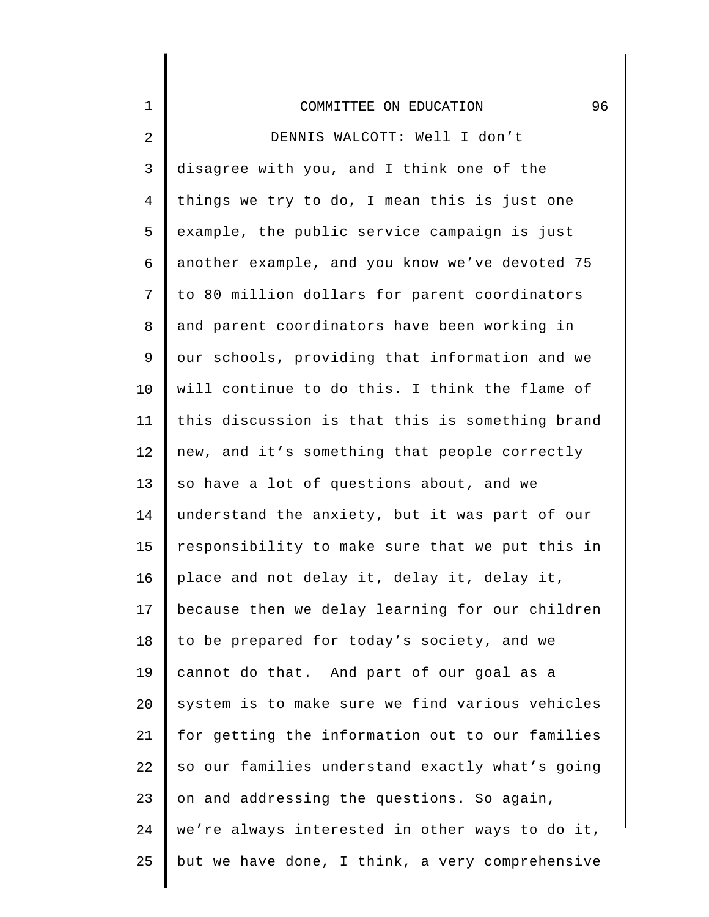DENNIS WALCOTT: Well I don't disagree with you, and I think one of the things we try to do, I mean this is just one example, the public service campaign is just another example, and you know we've devoted 75 to 80 million dollars for parent coordinators and parent coordinators have been working in our schools, providing that information and we will continue to do this. I think the flame of this discussion is that this is something brand new, and it's something that people correctly so have a lot of questions about, and we understand the anxiety, but it was part of our responsibility to make sure that we put this in place and not delay it, delay it, delay it, because then we delay learning for our children to be prepared for today's society, and we cannot do that. And part of our goal as a system is to make sure we find various vehicles for getting the information out to our families so our families understand exactly what's going on and addressing the questions. So again, we're always interested in other ways to do it, but we have done, I think, a very comprehensive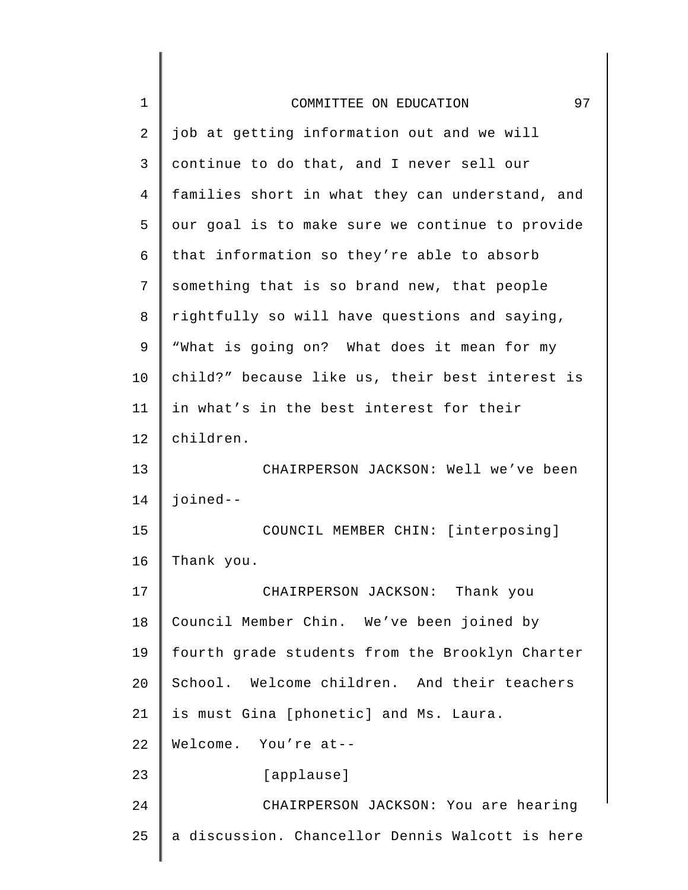job at getting information out and we will continue to do that, and I never sell our families short in what they can understand, and our goal is to make sure we continue to provide that information so they're able to absorb something that is so brand new, that people rightfully so will have questions and saying, "What is going on? What does it mean for my child?" because like us, their best interest is in what's in the best interest for their children.

CHAIRPERSON JACKSON: Well we've been joined--

COUNCIL MEMBER CHIN: [interposing] Thank you.

CHAIRPERSON JACKSON: Thank you Council Member Chin. We've been joined by fourth grade students from the Brooklyn Charter School. Welcome children. And their teachers is must Gina [phonetic] and Ms. Laura. Welcome. You're at--

[applause]

CHAIRPERSON JACKSON: You are hearing a discussion. Chancellor Dennis Walcott is here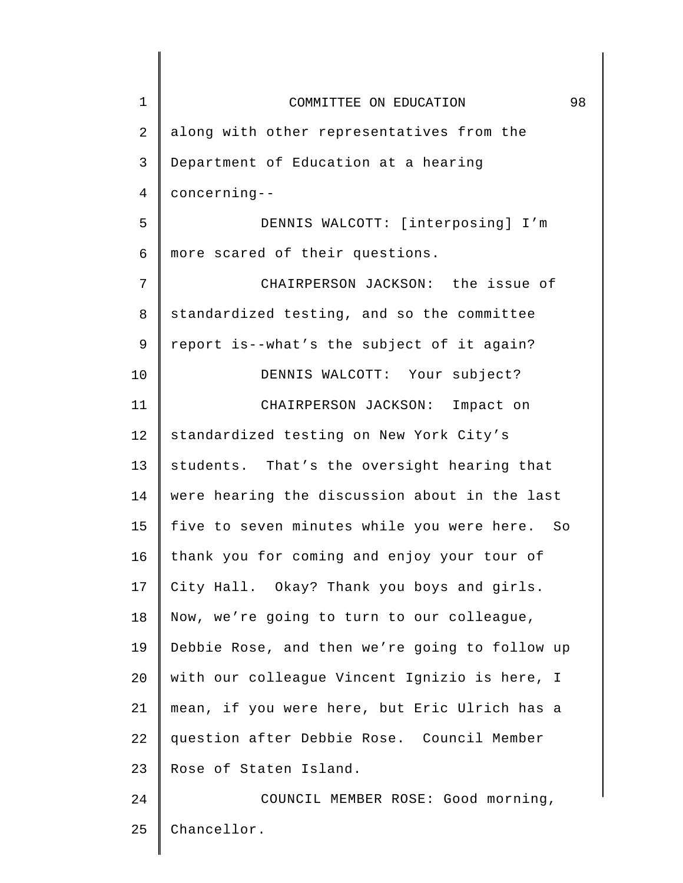along with other representatives from the Department of Education at a hearing concerning--

DENNIS WALCOTT: [interposing] I'm more scared of their questions.

CHAIRPERSON JACKSON: the issue of standardized testing, and so the committee report is--what's the subject of it again?

DENNIS WALCOTT: Your subject?

CHAIRPERSON JACKSON: Impact on standardized testing on New York City's students. That's the oversight hearing that were hearing the discussion about in the last five to seven minutes while you were here. So thank you for coming and enjoy your tour of City Hall. Okay? Thank you boys and girls. Now, we're going to turn to our colleague, Debbie Rose, and then we're going to follow up with our colleague Vincent Ignizio is here, I mean, if you were here, but Eric Ulrich has a question after Debbie Rose. Council Member Rose of Staten Island.

COUNCIL MEMBER ROSE: Good morning, Chancellor.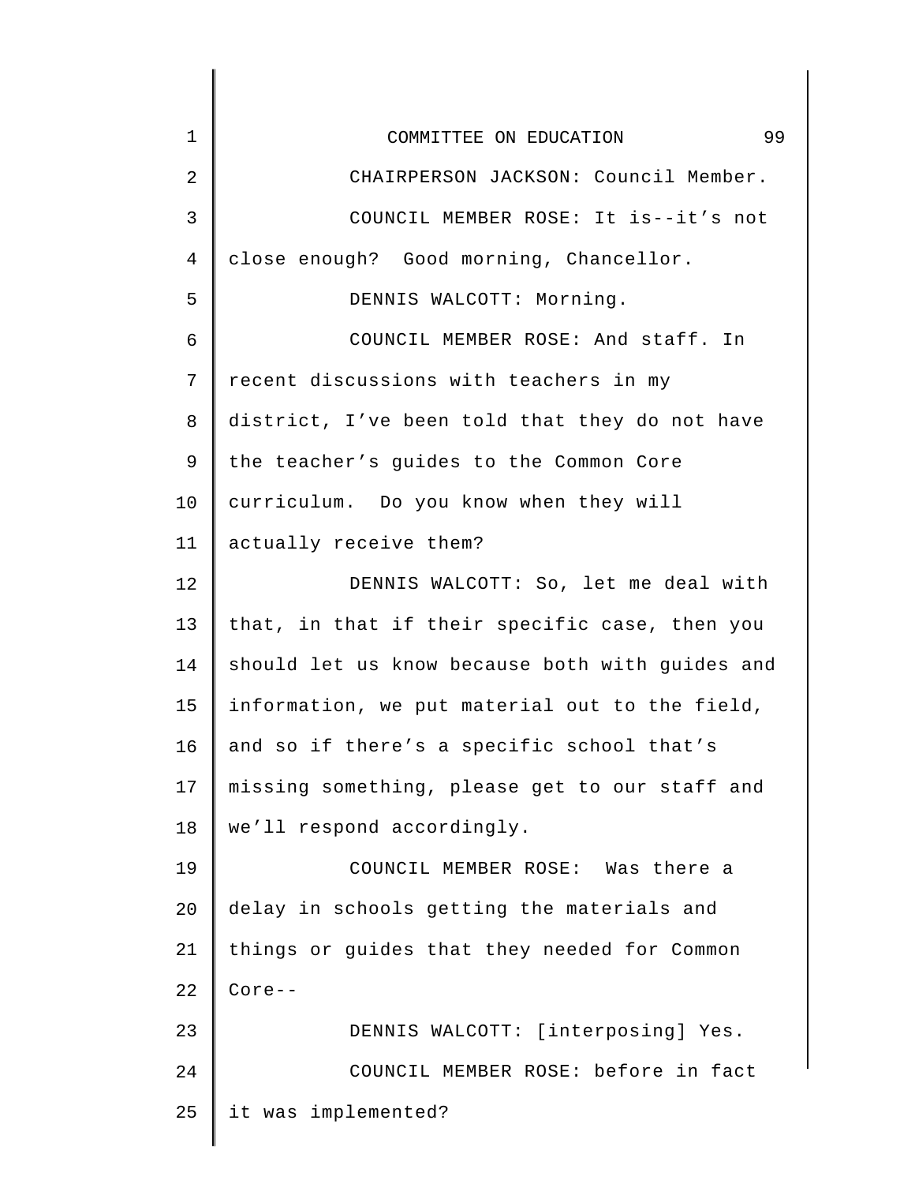CHAIRPERSON JACKSON: Council Member.

COUNCIL MEMBER ROSE: It is--it's not close enough? Good morning, Chancellor.

DENNIS WALCOTT: Morning.

COUNCIL MEMBER ROSE: And staff. In recent discussions with teachers in my district, I've been told that they do not have the teacher's guides to the Common Core curriculum. Do you know when they will actually receive them?

DENNIS WALCOTT: So, let me deal with that, in that if their specific case, then you should let us know because both with guides and information, we put material out to the field, and so if there's a specific school that's missing something, please get to our staff and we'll respond accordingly.

COUNCIL MEMBER ROSE: Was there a delay in schools getting the materials and things or guides that they needed for Common Core--

DENNIS WALCOTT: [interposing] Yes.

COUNCIL MEMBER ROSE: before in fact it was implemented?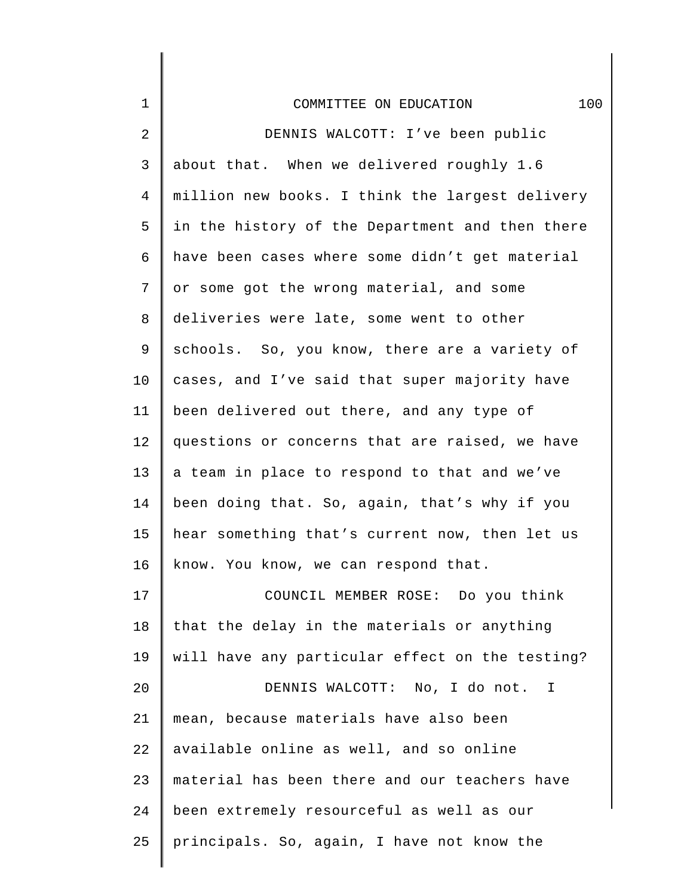DENNIS WALCOTT: I've been public about that. When we delivered roughly 1.6 million new books. I think the largest delivery in the history of the Department and then there have been cases where some didn't get material or some got the wrong material, and some deliveries were late, some went to other schools. So, you know, there are a variety of cases, and I've said that super majority have been delivered out there, and any type of questions or concerns that are raised, we have a team in place to respond to that and we've been doing that. So, again, that's why if you hear something that's current now, then let us know. You know, we can respond that.

COUNCIL MEMBER ROSE: Do you think that the delay in the materials or anything will have any particular effect on the testing?

DENNIS WALCOTT: No, I do not. I mean, because materials have also been available online as well, and so online material has been there and our teachers have been extremely resourceful as well as our principals. So, again, I have not know the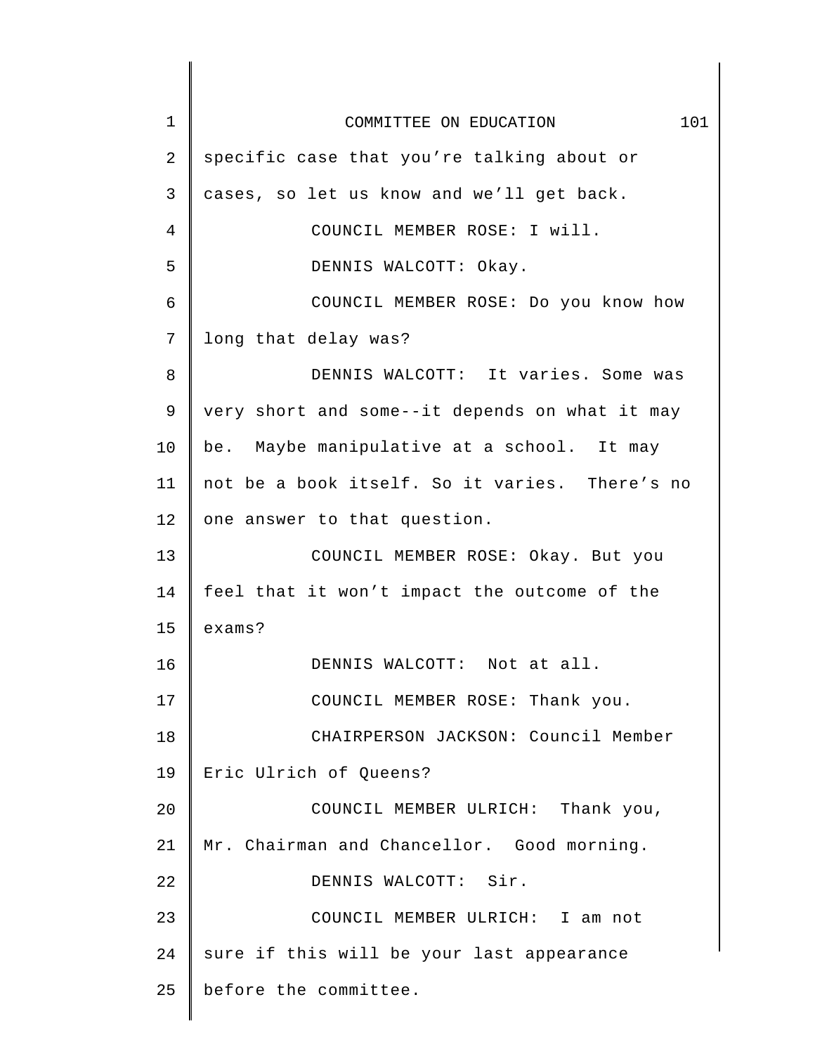specific case that you're talking about or cases, so let us know and we'll get back.

COUNCIL MEMBER ROSE: I will.

DENNIS WALCOTT: Okay.

COUNCIL MEMBER ROSE: Do you know how long that delay was?

DENNIS WALCOTT: It varies. Some was very short and some--it depends on what it may be. Maybe manipulative at a school. It may not be a book itself. So it varies. There's no one answer to that question.

COUNCIL MEMBER ROSE: Okay. But you feel that it won't impact the outcome of the exams?

DENNIS WALCOTT: Not at all.

COUNCIL MEMBER ROSE: Thank you.

CHAIRPERSON JACKSON: Council Member Eric Ulrich of Queens?

COUNCIL MEMBER ULRICH: Thank you, Mr. Chairman and Chancellor. Good morning.

DENNIS WALCOTT: Sir.

COUNCIL MEMBER ULRICH: I am not sure if this will be your last appearance before the committee.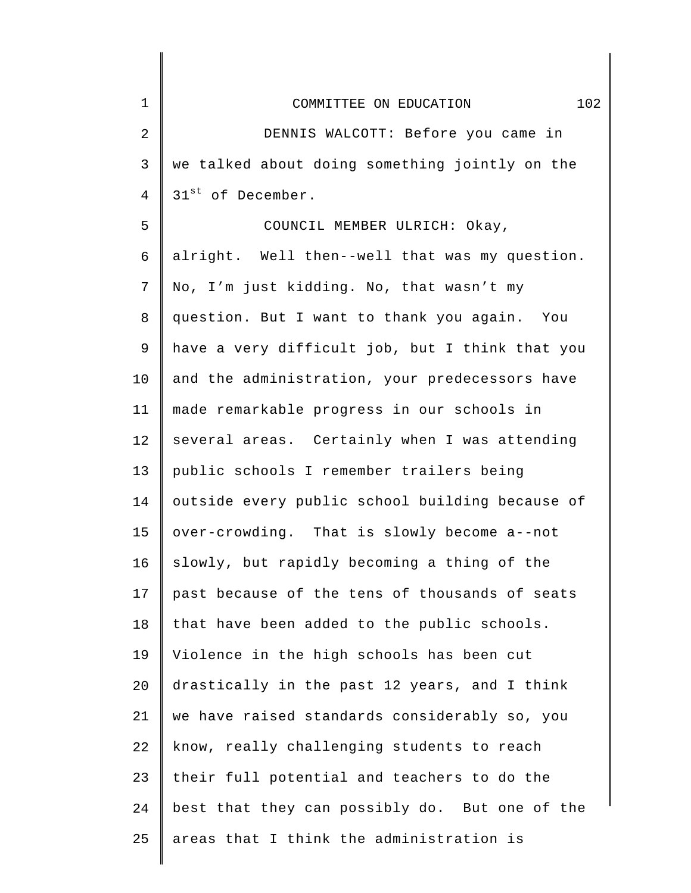DENNIS WALCOTT: Before you came in we talked about doing something jointly on the 31st of December.

COUNCIL MEMBER ULRICH: Okay, alright. Well then--well that was my question. No, I'm just kidding. No, that wasn't my question. But I want to thank you again. You have a very difficult job, but I think that you and the administration, your predecessors have made remarkable progress in our schools in several areas. Certainly when I was attending public schools I remember trailers being outside every public school building because of over-crowding. That is slowly become a--not slowly, but rapidly becoming a thing of the past because of the tens of thousands of seats that have been added to the public schools. Violence in the high schools has been cut drastically in the past 12 years, and I think we have raised standards considerably so, you know, really challenging students to reach their full potential and teachers to do the best that they can possibly do. But one of the areas that I think the administration is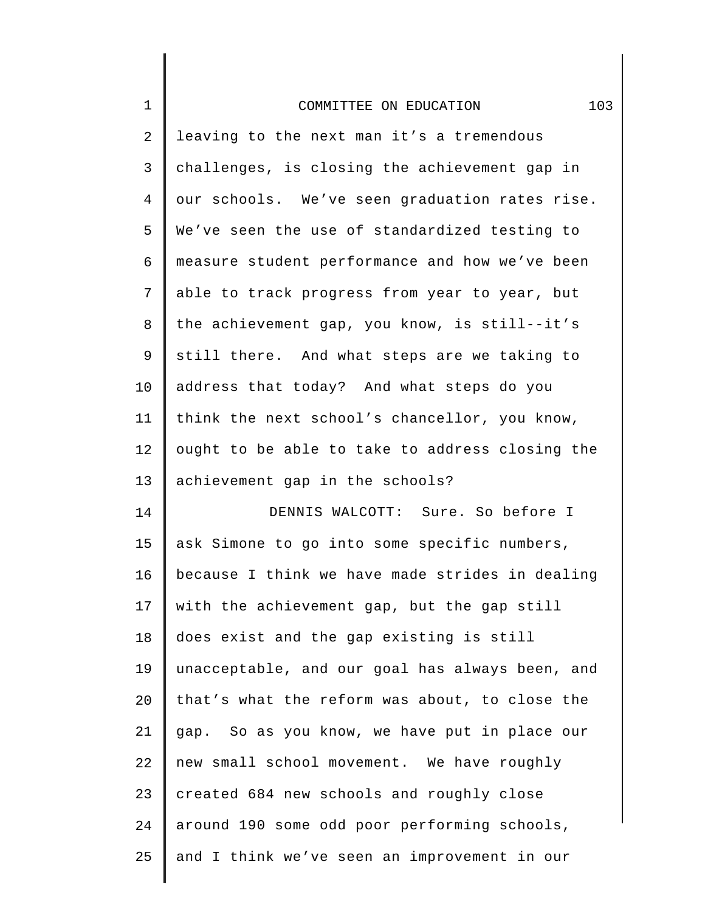leaving to the next man it's a tremendous challenges, is closing the achievement gap in our schools. We've seen graduation rates rise. We've seen the use of standardized testing to measure student performance and how we've been able to track progress from year to year, but the achievement gap, you know, is still--it's still there. And what steps are we taking to address that today? And what steps do you think the next school's chancellor, you know, ought to be able to take to address closing the achievement gap in the schools?

DENNIS WALCOTT: Sure. So before I ask Simone to go into some specific numbers, because I think we have made strides in dealing with the achievement gap, but the gap still does exist and the gap existing is still unacceptable, and our goal has always been, and that's what the reform was about, to close the gap. So as you know, we have put in place our new small school movement. We have roughly created 684 new schools and roughly close around 190 some odd poor performing schools, and I think we've seen an improvement in our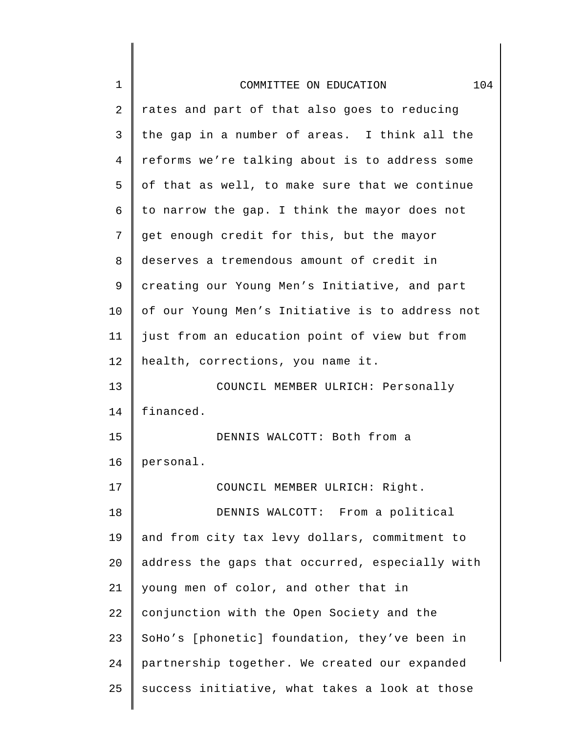rates and part of that also goes to reducing the gap in a number of areas. I think all the reforms we're talking about is to address some of that as well, to make sure that we continue to narrow the gap. I think the mayor does not get enough credit for this, but the mayor deserves a tremendous amount of credit in creating our Young Men's Initiative, and part of our Young Men's Initiative is to address not just from an education point of view but from health, corrections, you name it.

COUNCIL MEMBER ULRICH: Personally financed.

DENNIS WALCOTT: Both from a personal.

COUNCIL MEMBER ULRICH: Right.

DENNIS WALCOTT: From a political and from city tax levy dollars, commitment to address the gaps that occurred, especially with young men of color, and other that in conjunction with the Open Society and the SoHo's [phonetic] foundation, they've been in partnership together. We created our expanded success initiative, what takes a look at those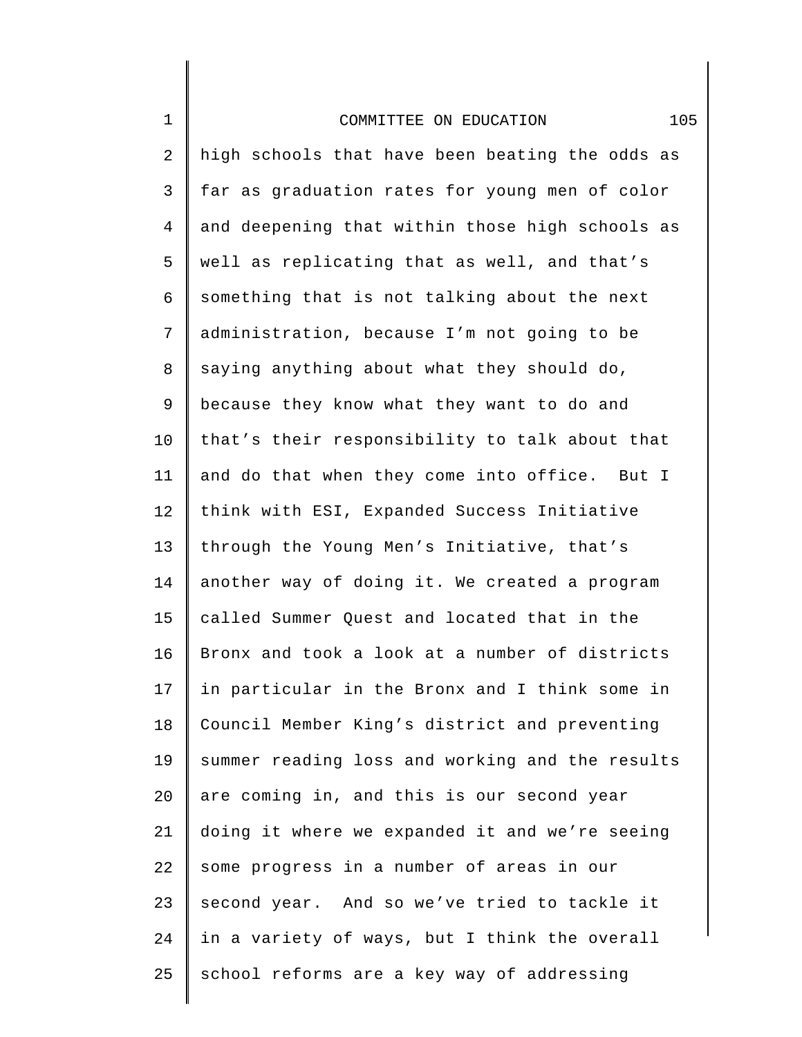high schools that have been beating the odds as far as graduation rates for young men of color and deepening that within those high schools as well as replicating that as well, and that's something that is not talking about the next administration, because I'm not going to be saying anything about what they should do, because they know what they want to do and that's their responsibility to talk about that and do that when they come into office. But I think with ESI, Expanded Success Initiative through the Young Men's Initiative, that's another way of doing it. We created a program called Summer Quest and located that in the Bronx and took a look at a number of districts in particular in the Bronx and I think some in Council Member King's district and preventing summer reading loss and working and the results are coming in, and this is our second year doing it where we expanded it and we're seeing some progress in a number of areas in our second year. And so we've tried to tackle it in a variety of ways, but I think the overall school reforms are a key way of addressing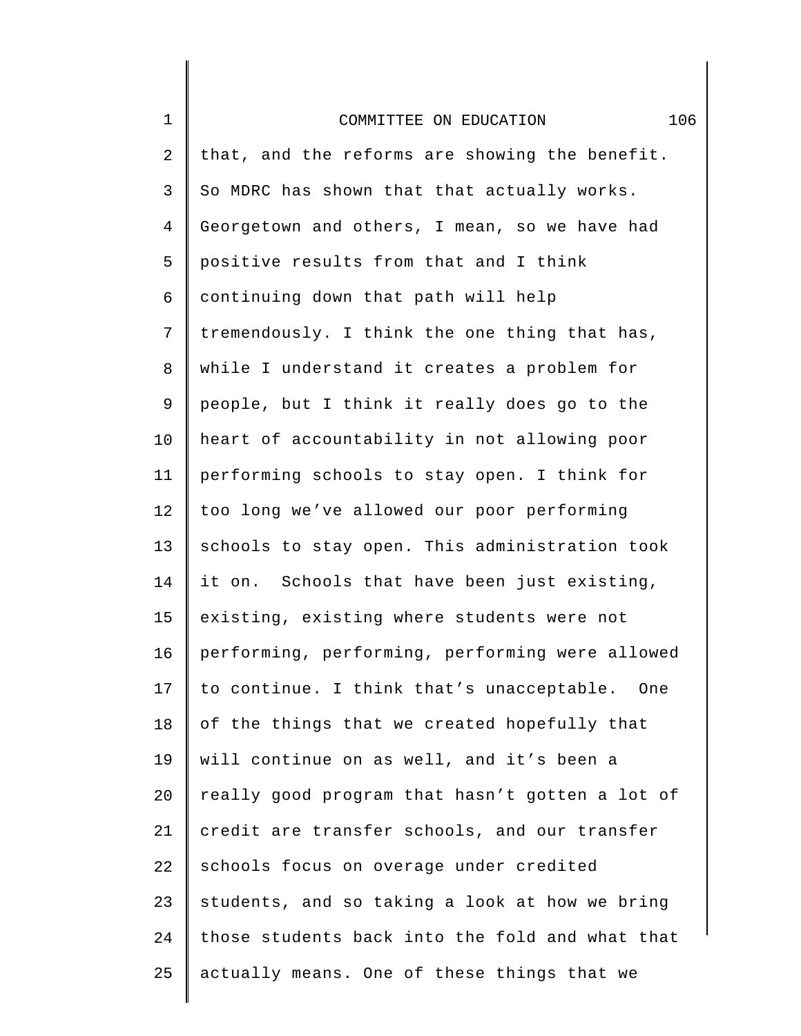that, and the reforms are showing the benefit. So MDRC has shown that that actually works. Georgetown and others, I mean, so we have had positive results from that and I think continuing down that path will help tremendously. I think the one thing that has, while I understand it creates a problem for people, but I think it really does go to the heart of accountability in not allowing poor performing schools to stay open. I think for too long we've allowed our poor performing schools to stay open. This administration took it on. Schools that have been just existing, existing, existing where students were not performing, performing, performing were allowed to continue. I think that's unacceptable. One of the things that we created hopefully that will continue on as well, and it's been a really good program that hasn't gotten a lot of credit are transfer schools, and our transfer schools focus on overage under credited students, and so taking a look at how we bring those students back into the fold and what that actually means. One of these things that we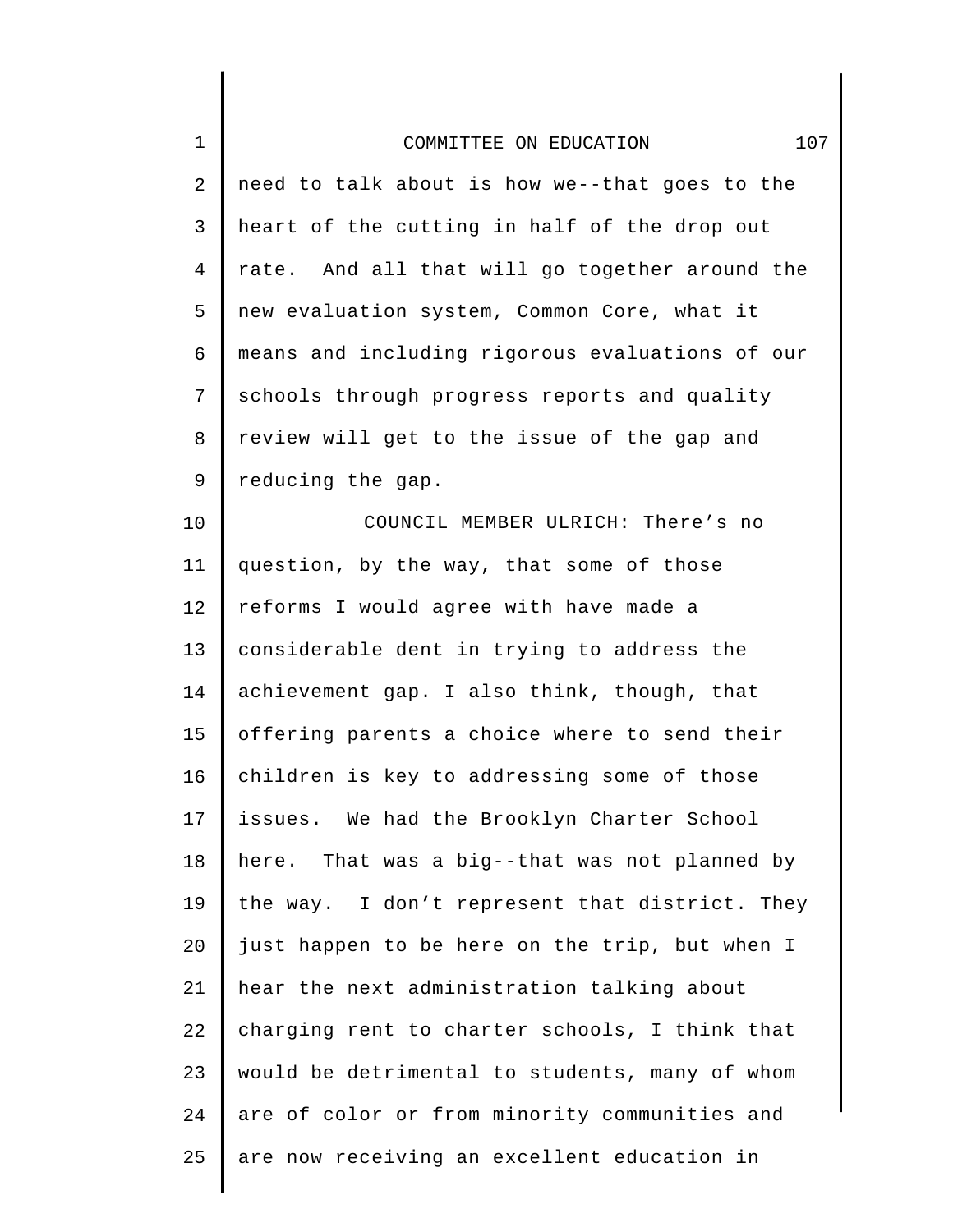need to talk about is how we--that goes to the heart of the cutting in half of the drop out rate. And all that will go together around the new evaluation system, Common Core, what it means and including rigorous evaluations of our schools through progress reports and quality review will get to the issue of the gap and reducing the gap.

COUNCIL MEMBER ULRICH: There's no question, by the way, that some of those reforms I would agree with have made a considerable dent in trying to address the achievement gap. I also think, though, that offering parents a choice where to send their children is key to addressing some of those issues. We had the Brooklyn Charter School here. That was a big--that was not planned by the way. I don't represent that district. They just happen to be here on the trip, but when I hear the next administration talking about charging rent to charter schools, I think that would be detrimental to students, many of whom are of color or from minority communities and are now receiving an excellent education in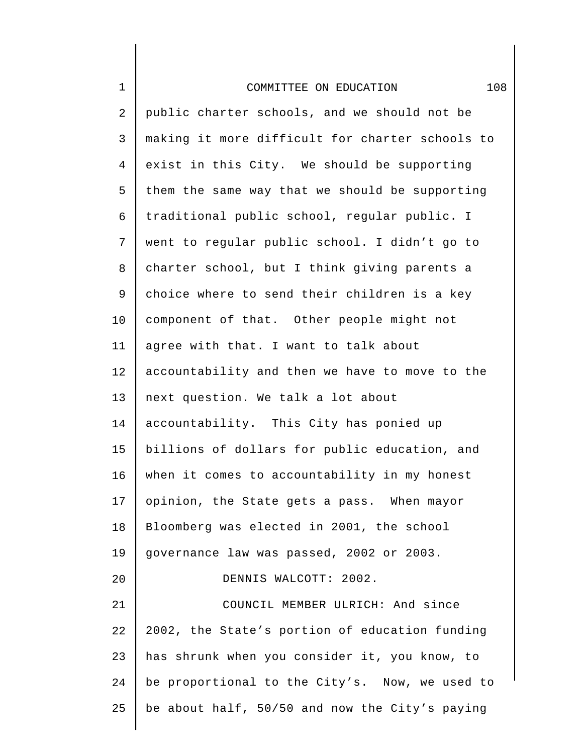public charter schools, and we should not be making it more difficult for charter schools to exist in this City. We should be supporting them the same way that we should be supporting traditional public school, regular public. I went to regular public school. I didn't go to charter school, but I think giving parents a choice where to send their children is a key component of that. Other people might not agree with that. I want to talk about accountability and then we have to move to the next question. We talk a lot about accountability. This City has ponied up billions of dollars for public education, and when it comes to accountability in my honest opinion, the State gets a pass. When mayor Bloomberg was elected in 2001, the school governance law was passed, 2002 or 2003.

DENNIS WALCOTT: 2002.

COUNCIL MEMBER ULRICH: And since 2002, the State's portion of education funding has shrunk when you consider it, you know, to be proportional to the City's. Now, we used to be about half, 50/50 and now the City's paying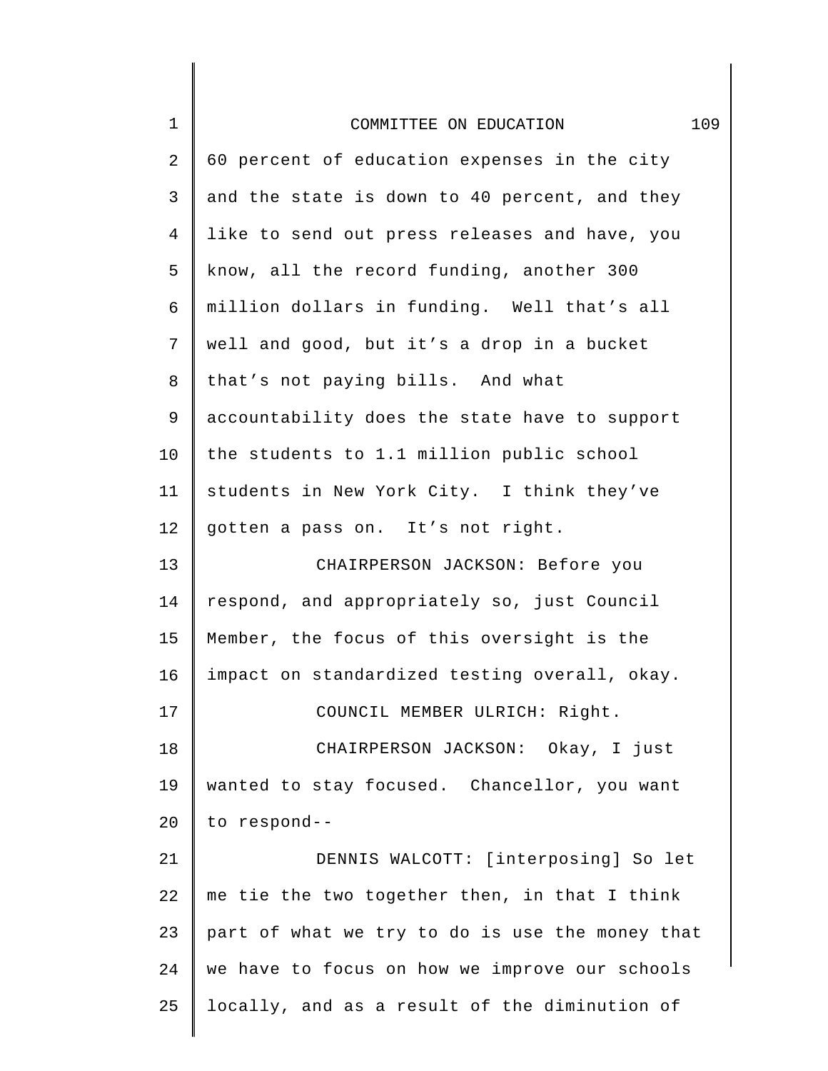60 percent of education expenses in the city and the state is down to 40 percent, and they like to send out press releases and have, you know, all the record funding, another 300 million dollars in funding. Well that's all well and good, but it's a drop in a bucket that's not paying bills. And what accountability does the state have to support the students to 1.1 million public school students in New York City. I think they've gotten a pass on. It's not right.

CHAIRPERSON JACKSON: Before you respond, and appropriately so, just Council Member, the focus of this oversight is the impact on standardized testing overall, okay.

COUNCIL MEMBER ULRICH: Right.

CHAIRPERSON JACKSON: Okay, I just wanted to stay focused. Chancellor, you want to respond--

DENNIS WALCOTT: [interposing] So let me tie the two together then, in that I think part of what we try to do is use the money that we have to focus on how we improve our schools locally, and as a result of the diminution of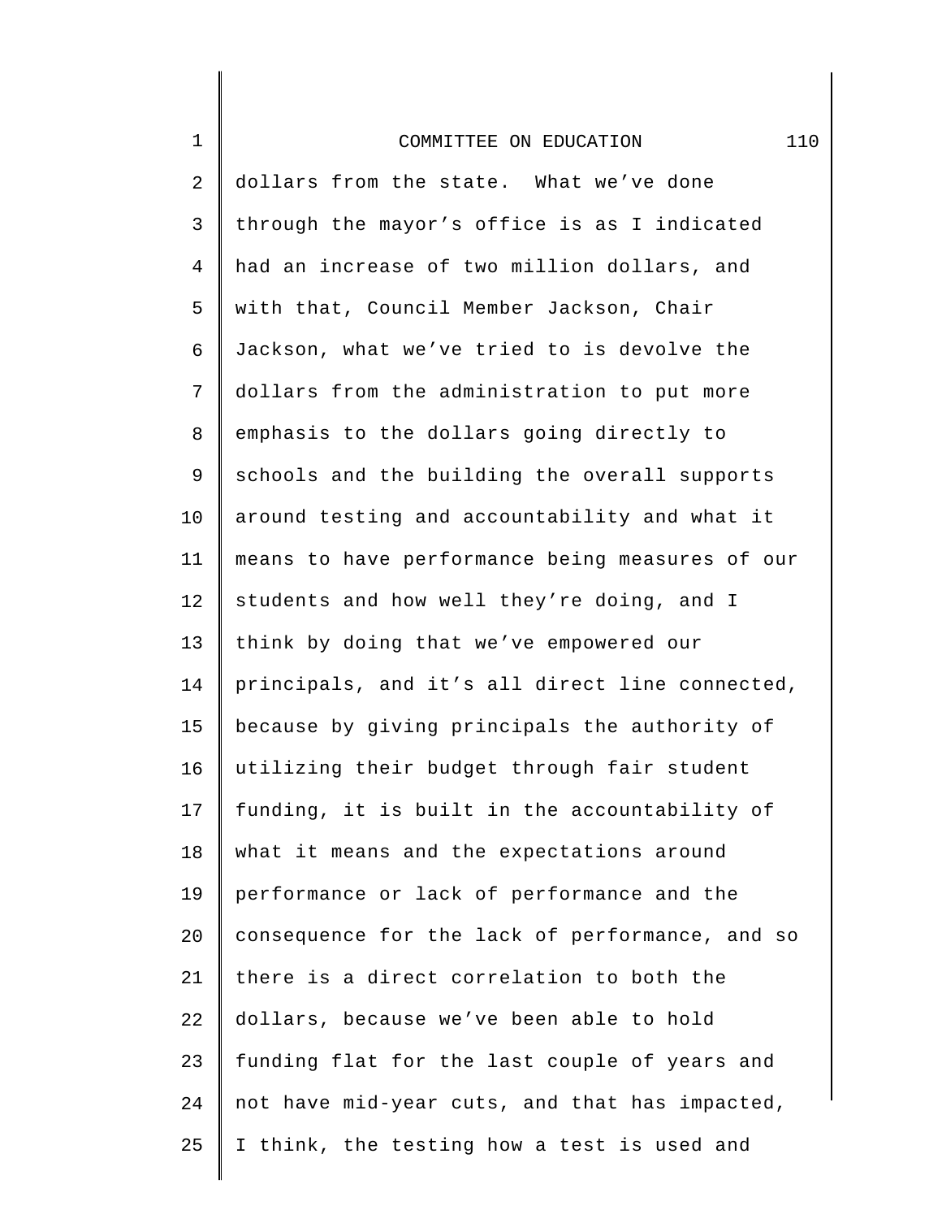dollars from the state. What we've done through the mayor's office is as I indicated had an increase of two million dollars, and with that, Council Member Jackson, Chair Jackson, what we've tried to is devolve the dollars from the administration to put more emphasis to the dollars going directly to schools and the building the overall supports around testing and accountability and what it means to have performance being measures of our students and how well they're doing, and I think by doing that we've empowered our principals, and it's all direct line connected, because by giving principals the authority of utilizing their budget through fair student funding, it is built in the accountability of what it means and the expectations around performance or lack of performance and the consequence for the lack of performance, and so there is a direct correlation to both the dollars, because we've been able to hold funding flat for the last couple of years and not have mid-year cuts, and that has impacted, I think, the testing how a test is used and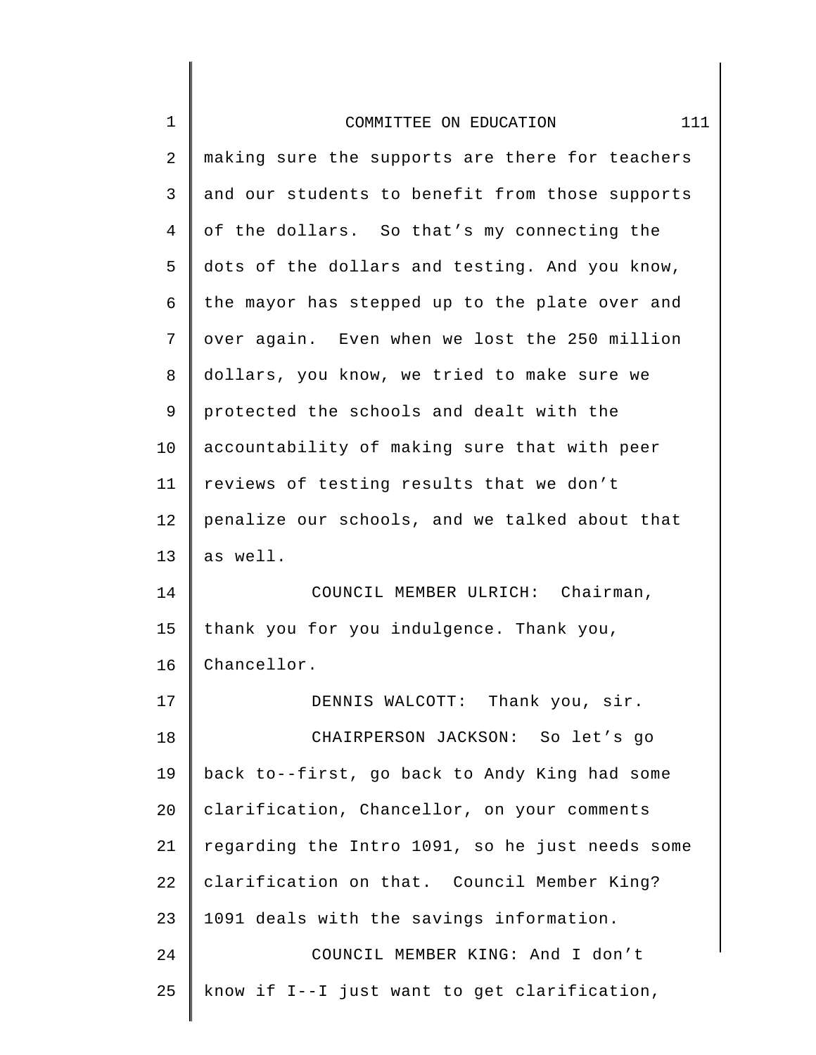making sure the supports are there for teachers and our students to benefit from those supports of the dollars. So that's my connecting the dots of the dollars and testing. And you know, the mayor has stepped up to the plate over and over again. Even when we lost the 250 million dollars, you know, we tried to make sure we protected the schools and dealt with the accountability of making sure that with peer reviews of testing results that we don't penalize our schools, and we talked about that as well.

COUNCIL MEMBER ULRICH: Chairman, thank you for you indulgence. Thank you, Chancellor.

DENNIS WALCOTT: Thank you, sir.

CHAIRPERSON JACKSON: So let's go back to--first, go back to Andy King had some clarification, Chancellor, on your comments regarding the Intro 1091, so he just needs some clarification on that. Council Member King? 1091 deals with the savings information.

COUNCIL MEMBER KING: And I don't know if I--I just want to get clarification,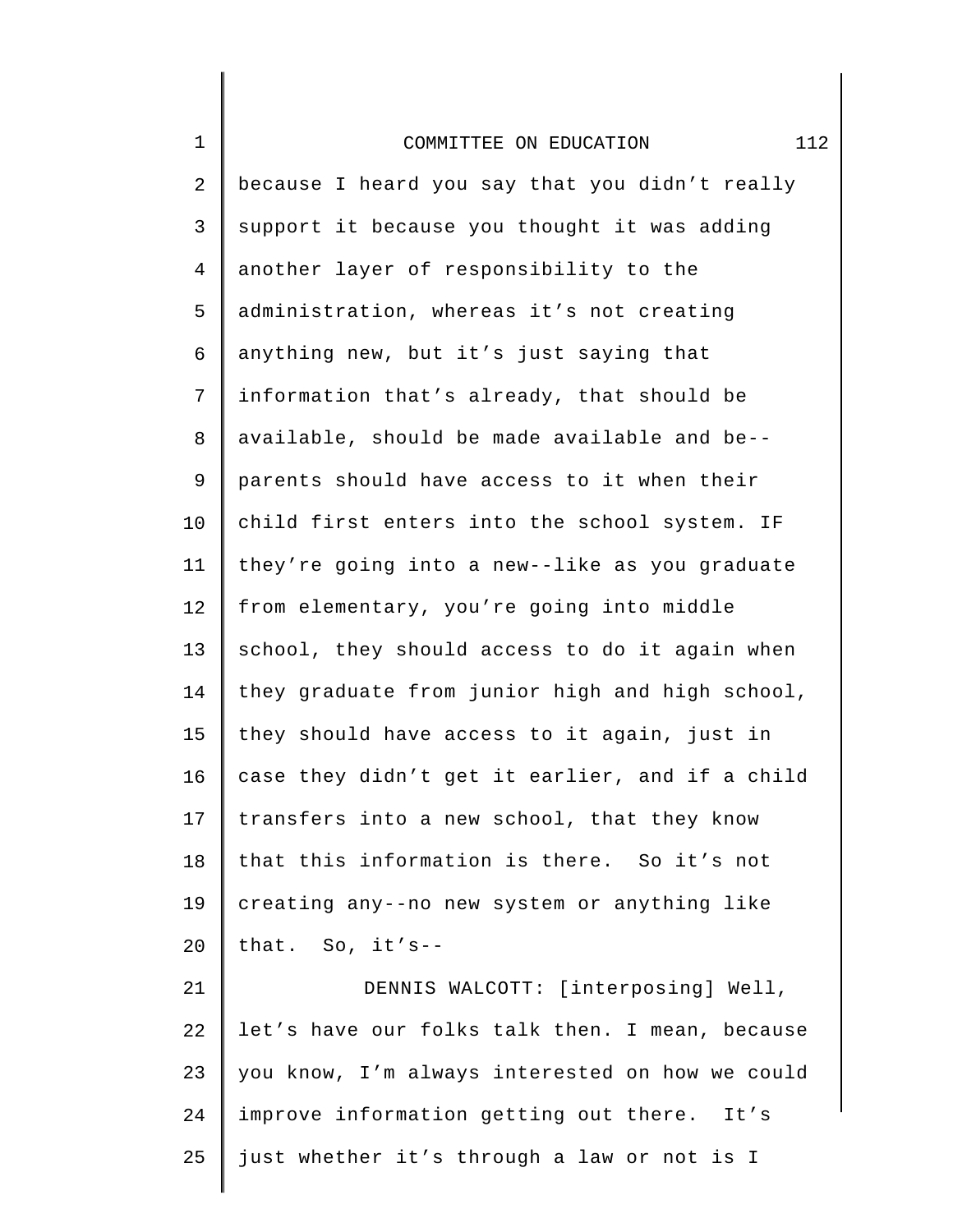because I heard you say that you didn't really support it because you thought it was adding another layer of responsibility to the administration, whereas it's not creating anything new, but it's just saying that information that's already, that should be available, should be made available and be-- parents should have access to it when their child first enters into the school system. IF they're going into a new--like as you graduate from elementary, you're going into middle school, they should access to do it again when they graduate from junior high and high school, they should have access to it again, just in case they didn't get it earlier, and if a child transfers into a new school, that they know that this information is there. So it's not creating any--no new system or anything like that. So, it's--

DENNIS WALCOTT: [interposing] Well, let's have our folks talk then. I mean, because you know, I'm always interested on how we could improve information getting out there. It's just whether it's through a law or not is I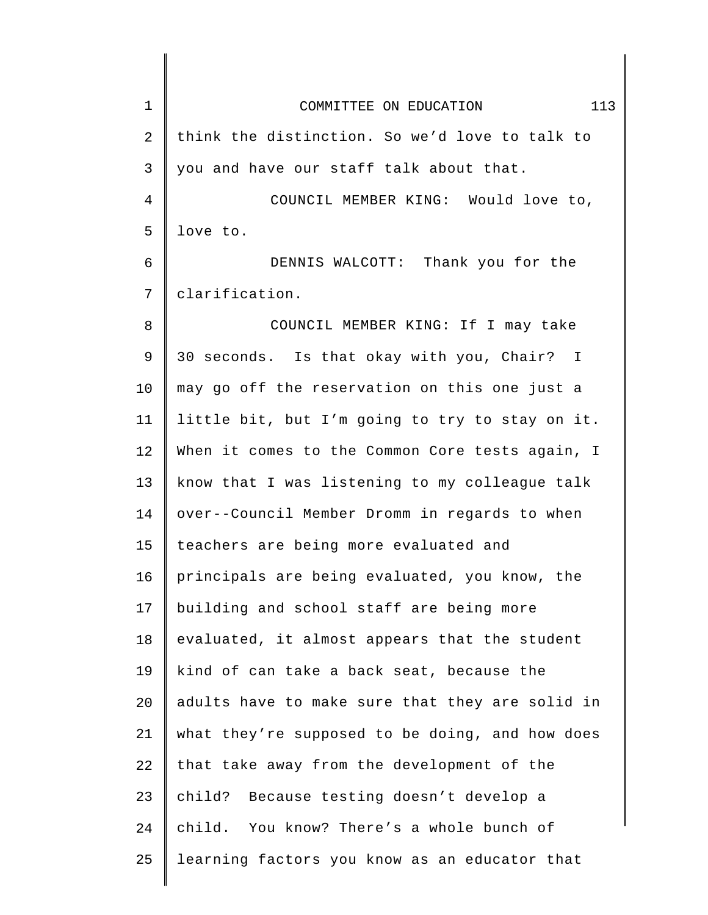think the distinction. So we'd love to talk to you and have our staff talk about that.

COUNCIL MEMBER KING: Would love to, love to.

DENNIS WALCOTT: Thank you for the clarification.

COUNCIL MEMBER KING: If I may take 30 seconds. Is that okay with you, Chair? I may go off the reservation on this one just a little bit, but I'm going to try to stay on it. When it comes to the Common Core tests again, I know that I was listening to my colleague talk over--Council Member Dromm in regards to when teachers are being more evaluated and principals are being evaluated, you know, the building and school staff are being more evaluated, it almost appears that the student kind of can take a back seat, because the adults have to make sure that they are solid in what they're supposed to be doing, and how does that take away from the development of the child? Because testing doesn't develop a child. You know? There's a whole bunch of learning factors you know as an educator that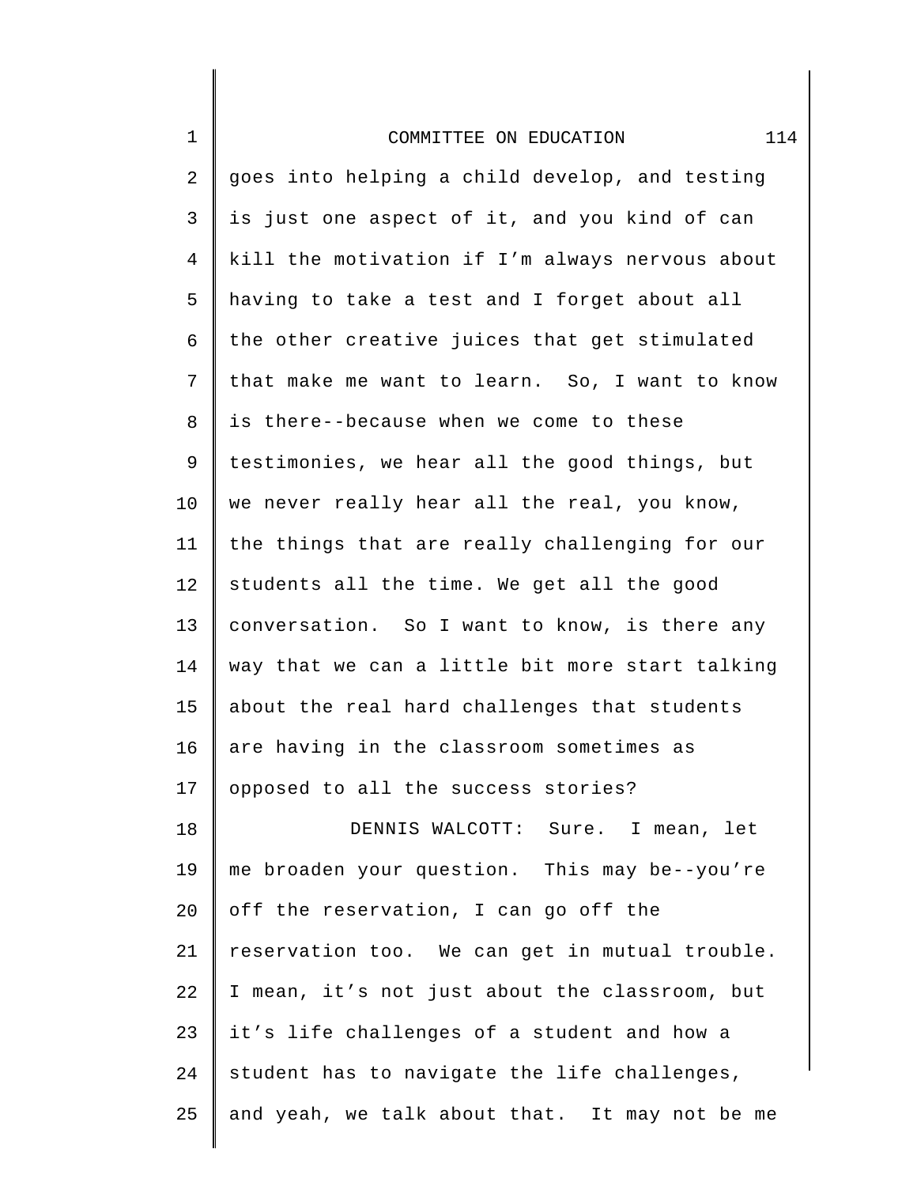goes into helping a child develop, and testing is just one aspect of it, and you kind of can kill the motivation if I'm always nervous about having to take a test and I forget about all the other creative juices that get stimulated that make me want to learn. So, I want to know is there--because when we come to these testimonies, we hear all the good things, but we never really hear all the real, you know, the things that are really challenging for our students all the time. We get all the good conversation. So I want to know, is there any way that we can a little bit more start talking about the real hard challenges that students are having in the classroom sometimes as opposed to all the success stories?

DENNIS WALCOTT: Sure. I mean, let me broaden your question. This may be--you're off the reservation, I can go off the reservation too. We can get in mutual trouble. I mean, it's not just about the classroom, but it's life challenges of a student and how a student has to navigate the life challenges, and yeah, we talk about that. It may not be me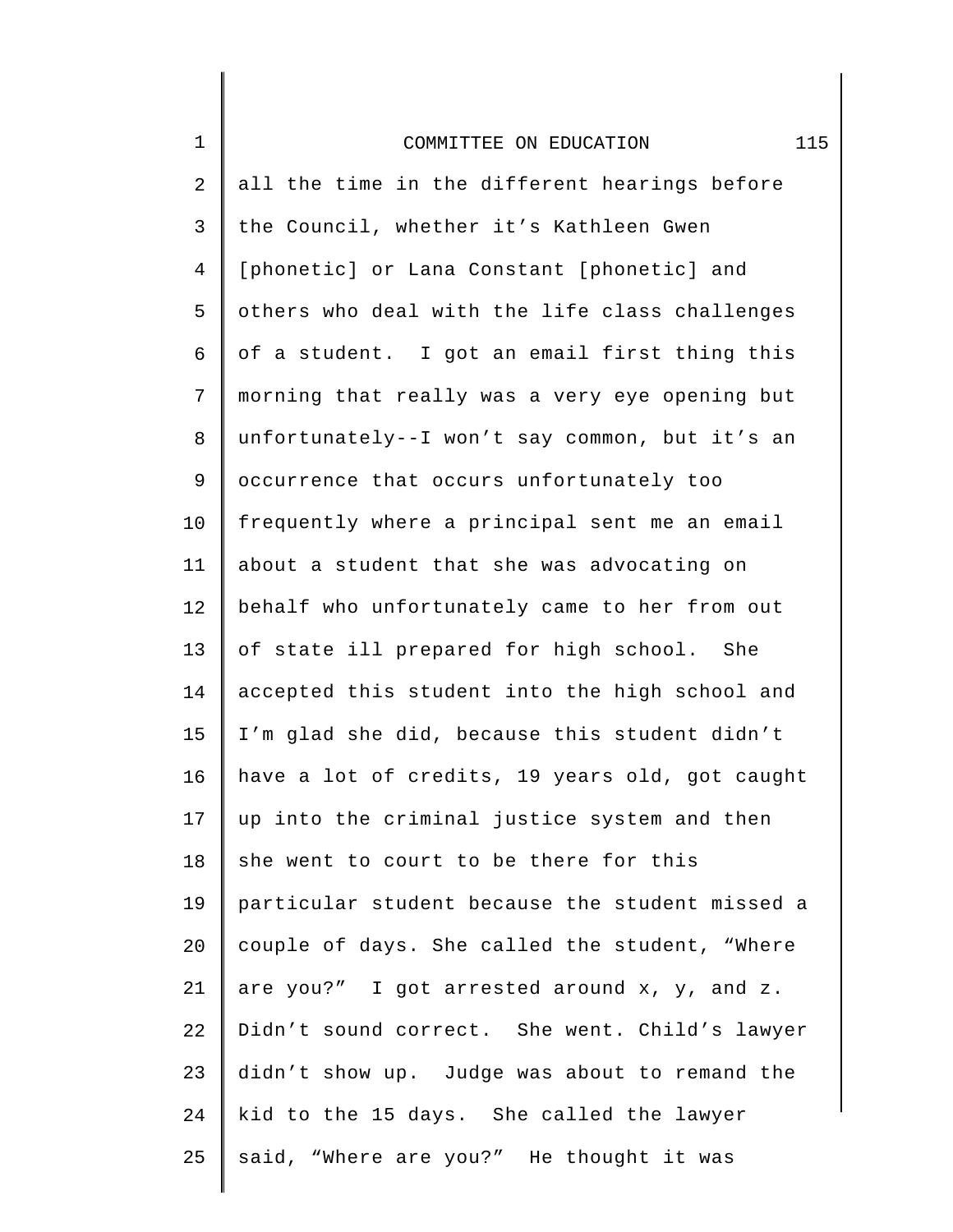all the time in the different hearings before the Council, whether it's Kathleen Gwen [phonetic] or Lana Constant [phonetic] and others who deal with the life class challenges of a student. I got an email first thing this morning that really was a very eye opening but unfortunately--I won't say common, but it's an occurrence that occurs unfortunately too frequently where a principal sent me an email about a student that she was advocating on behalf who unfortunately came to her from out of state ill prepared for high school. She accepted this student into the high school and I'm glad she did, because this student didn't have a lot of credits, 19 years old, got caught up into the criminal justice system and then she went to court to be there for this particular student because the student missed a couple of days. She called the student, "Where are you?" I got arrested around x, y, and z. Didn't sound correct. She went. Child's lawyer didn't show up. Judge was about to remand the kid to the 15 days. She called the lawyer said, "Where are you?" He thought it was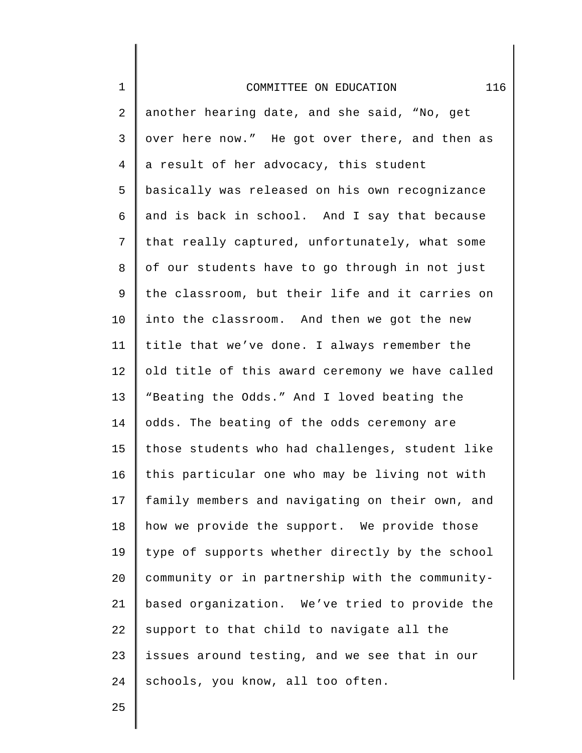another hearing date, and she said, “No, get over here now.” He got over there, and then as a result of her advocacy, this student basically was released on his own recognizance and is back in school. And I say that because that really captured, unfortunately, what some of our students have to go through in not just the classroom, but their life and it carries on into the classroom. And then we got the new title that we’ve done. I always remember the old title of this award ceremony we have called “Beating the Odds.” And I loved beating the odds. The beating of the odds ceremony are those students who had challenges, student like this particular one who may be living not with family members and navigating on their own, and how we provide the support. We provide those type of supports whether directly by the school community or in partnership with the community-based organization. We’ve tried to provide the support to that child to navigate all the issues around testing, and we see that in our schools, you know, all too often.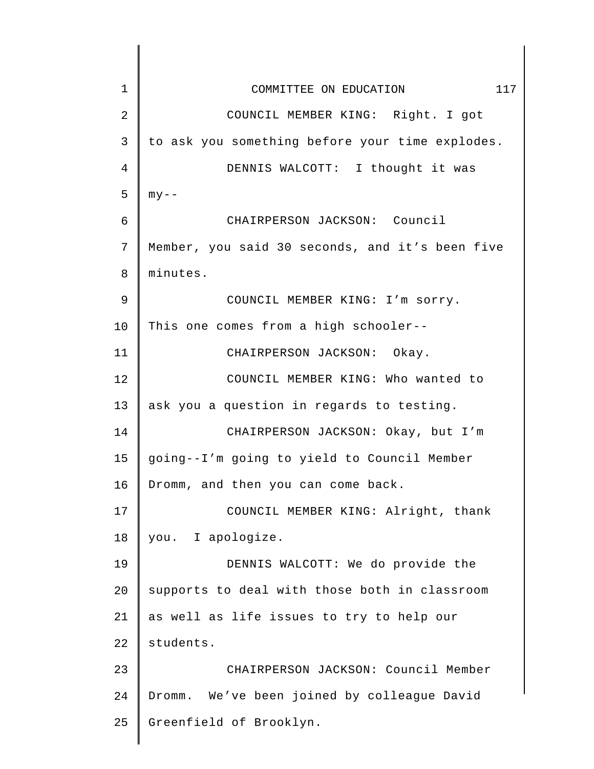COUNCIL MEMBER KING: Right. I got to ask you something before your time explodes.

DENNIS WALCOTT: I thought it was my--

CHAIRPERSON JACKSON: Council Member, you said 30 seconds, and it's been five minutes.

COUNCIL MEMBER KING: I'm sorry. This one comes from a high schooler--

CHAIRPERSON JACKSON: Okay.

COUNCIL MEMBER KING: Who wanted to ask you a question in regards to testing.

CHAIRPERSON JACKSON: Okay, but I'm going--I'm going to yield to Council Member Dromm, and then you can come back.

COUNCIL MEMBER KING: Alright, thank you. I apologize.

DENNIS WALCOTT: We do provide the supports to deal with those both in classroom as well as life issues to try to help our students.

CHAIRPERSON JACKSON: Council Member Dromm. We've been joined by colleague David Greenfield of Brooklyn.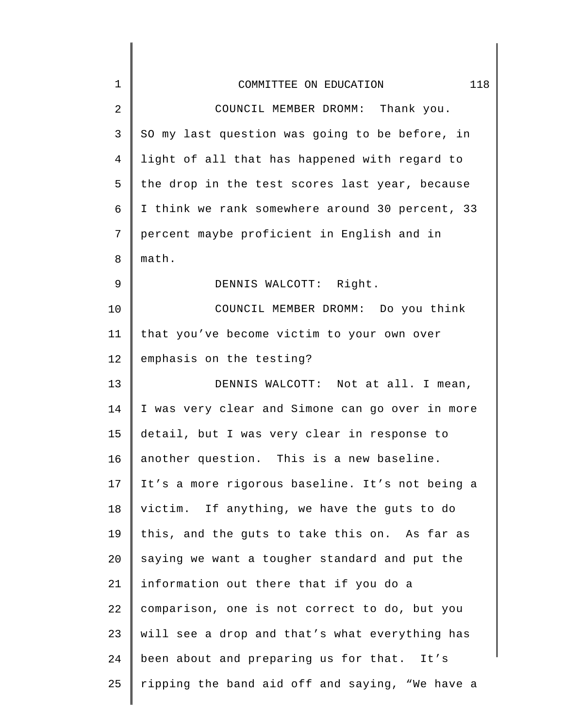COUNCIL MEMBER DROMM: Thank you. SO my last question was going to be before, in light of all that has happened with regard to the drop in the test scores last year, because I think we rank somewhere around 30 percent, 33 percent maybe proficient in English and in math.

DENNIS WALCOTT: Right.

COUNCIL MEMBER DROMM: Do you think that you've become victim to your own over emphasis on the testing?

DENNIS WALCOTT: Not at all. I mean, I was very clear and Simone can go over in more detail, but I was very clear in response to another question. This is a new baseline. It's a more rigorous baseline. It's not being a victim. If anything, we have the guts to do this, and the guts to take this on. As far as saying we want a tougher standard and put the information out there that if you do a comparison, one is not correct to do, but you will see a drop and that's what everything has been about and preparing us for that. It's ripping the band aid off and saying, "We have a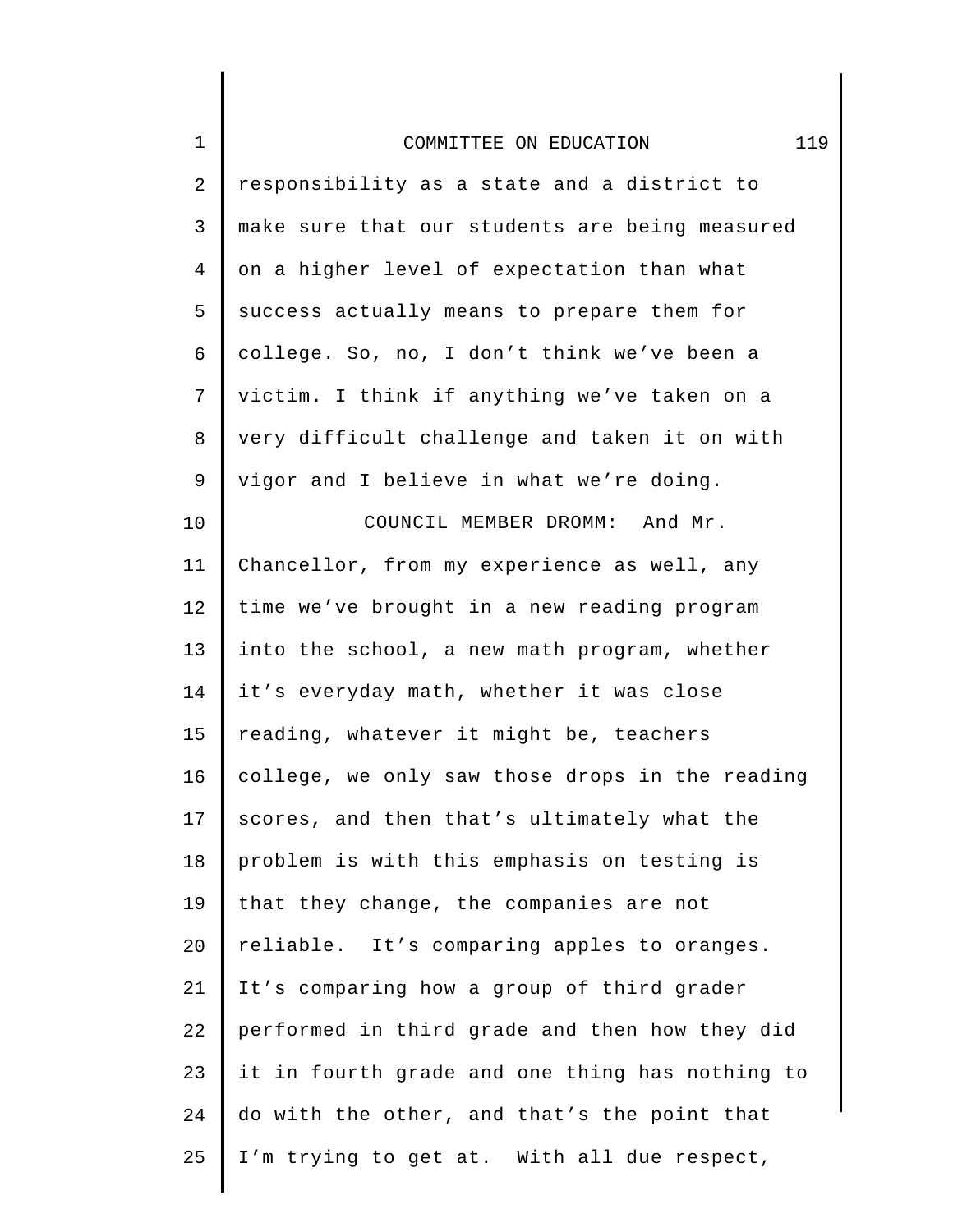responsibility as a state and a district to make sure that our students are being measured on a higher level of expectation than what success actually means to prepare them for college. So, no, I don't think we've been a victim. I think if anything we've taken on a very difficult challenge and taken it on with vigor and I believe in what we're doing.

COUNCIL MEMBER DROMM: And Mr. Chancellor, from my experience as well, any time we've brought in a new reading program into the school, a new math program, whether it's everyday math, whether it was close reading, whatever it might be, teachers college, we only saw those drops in the reading scores, and then that's ultimately what the problem is with this emphasis on testing is that they change, the companies are not reliable. It's comparing apples to oranges. It's comparing how a group of third grader performed in third grade and then how they did it in fourth grade and one thing has nothing to do with the other, and that's the point that I'm trying to get at. With all due respect,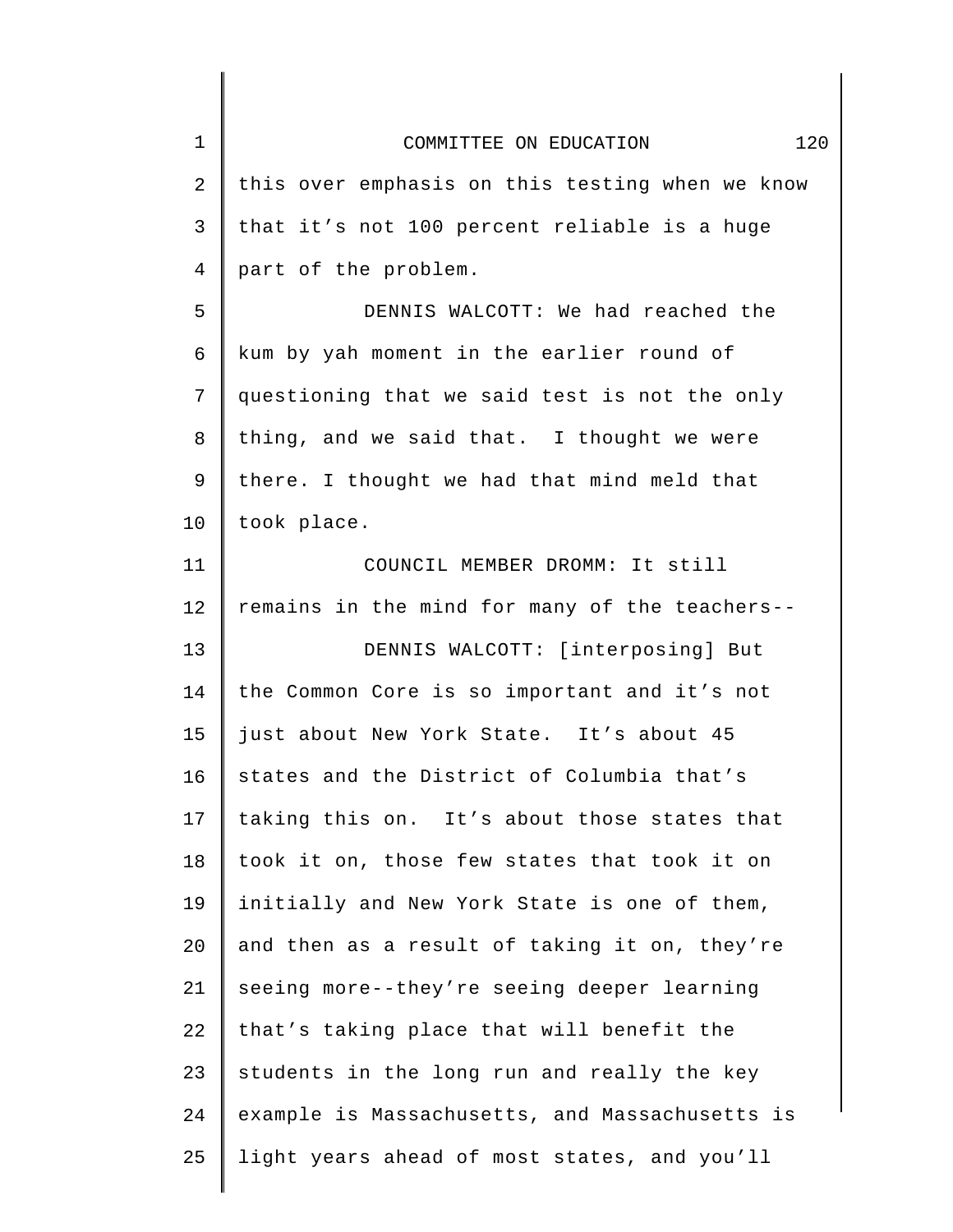this over emphasis on this testing when we know that it's not 100 percent reliable is a huge part of the problem.

DENNIS WALCOTT: We had reached the kum by yah moment in the earlier round of questioning that we said test is not the only thing, and we said that. I thought we were there. I thought we had that mind meld that took place.

COUNCIL MEMBER DROMM: It still remains in the mind for many of the teachers--

DENNIS WALCOTT: [interposing] But the Common Core is so important and it's not just about New York State. It's about 45 states and the District of Columbia that's taking this on. It's about those states that took it on, those few states that took it on initially and New York State is one of them, and then as a result of taking it on, they're seeing more--they're seeing deeper learning that's taking place that will benefit the students in the long run and really the key example is Massachusetts, and Massachusetts is light years ahead of most states, and you'll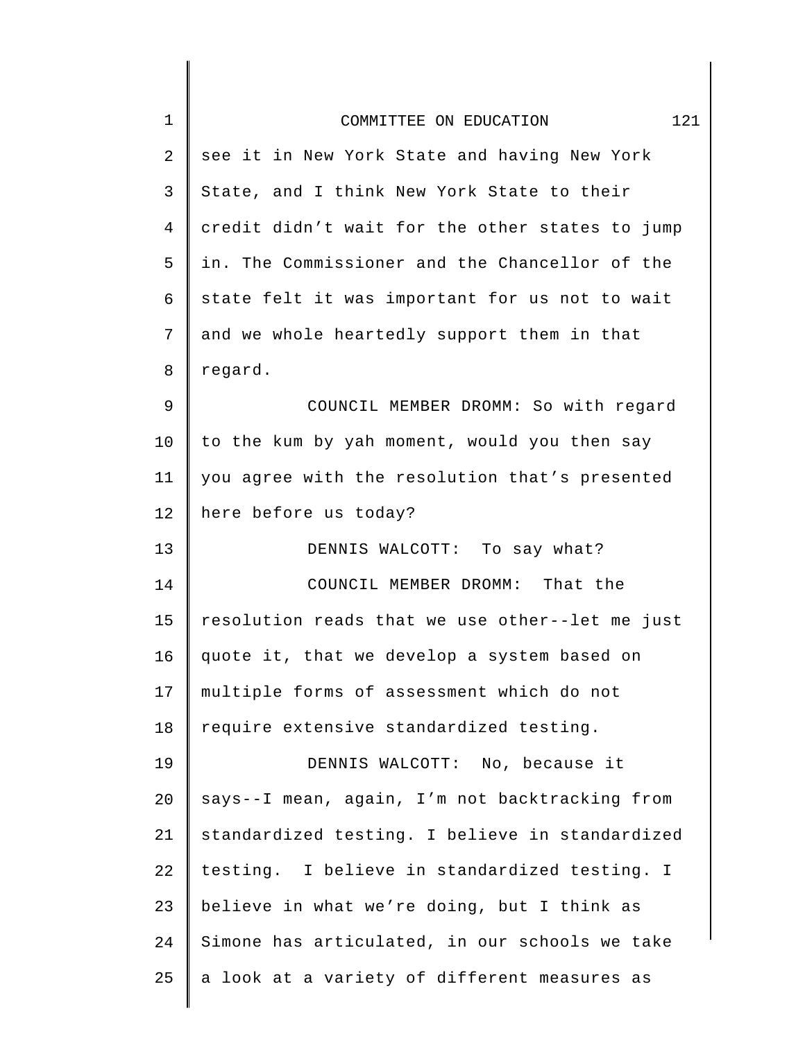see it in New York State and having New York State, and I think New York State to their credit didn't wait for the other states to jump in. The Commissioner and the Chancellor of the state felt it was important for us not to wait and we whole heartedly support them in that regard.

COUNCIL MEMBER DROMM: So with regard to the kum by yah moment, would you then say you agree with the resolution that's presented here before us today?

DENNIS WALCOTT: To say what?

COUNCIL MEMBER DROMM: That the resolution reads that we use other--let me just quote it, that we develop a system based on multiple forms of assessment which do not require extensive standardized testing.

DENNIS WALCOTT: No, because it says--I mean, again, I'm not backtracking from standardized testing. I believe in standardized testing. I believe in standardized testing. I believe in what we're doing, but I think as Simone has articulated, in our schools we take a look at a variety of different measures as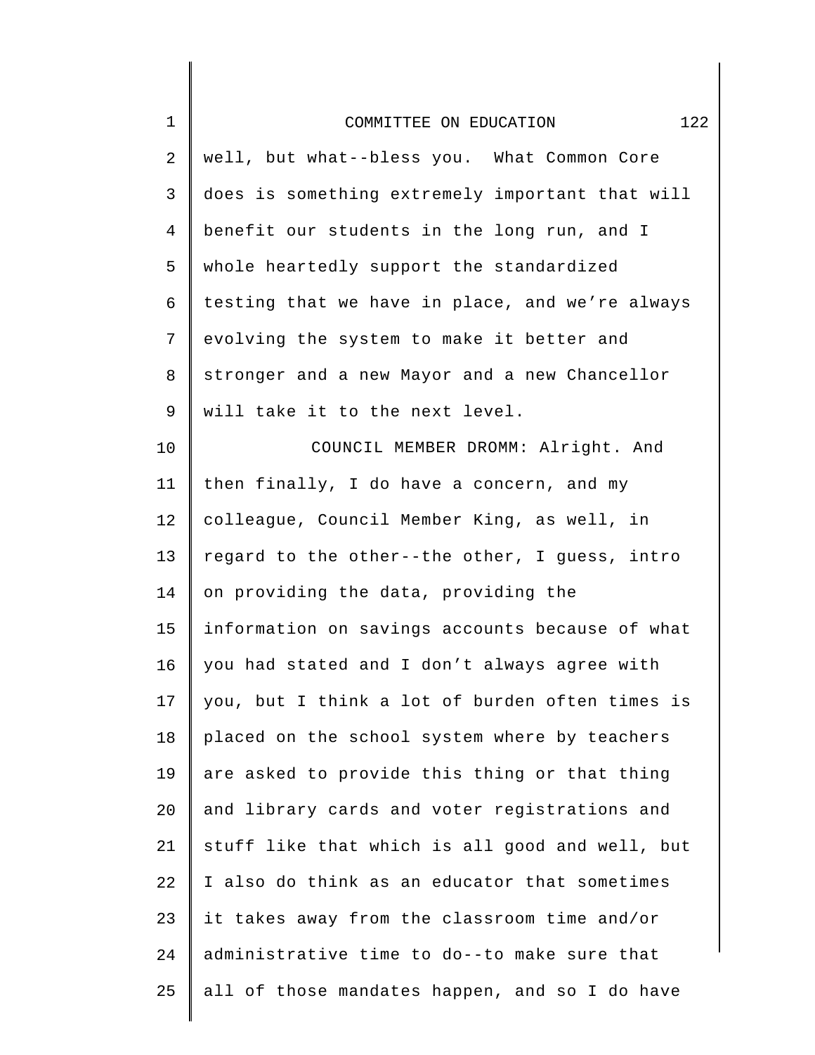well, but what--bless you. What Common Core does is something extremely important that will benefit our students in the long run, and I whole heartedly support the standardized testing that we have in place, and we're always evolving the system to make it better and stronger and a new Mayor and a new Chancellor will take it to the next level.

COUNCIL MEMBER DROMM: Alright. And then finally, I do have a concern, and my colleague, Council Member King, as well, in regard to the other--the other, I guess, intro on providing the data, providing the information on savings accounts because of what you had stated and I don't always agree with you, but I think a lot of burden often times is placed on the school system where by teachers are asked to provide this thing or that thing and library cards and voter registrations and stuff like that which is all good and well, but I also do think as an educator that sometimes it takes away from the classroom time and/or administrative time to do--to make sure that all of those mandates happen, and so I do have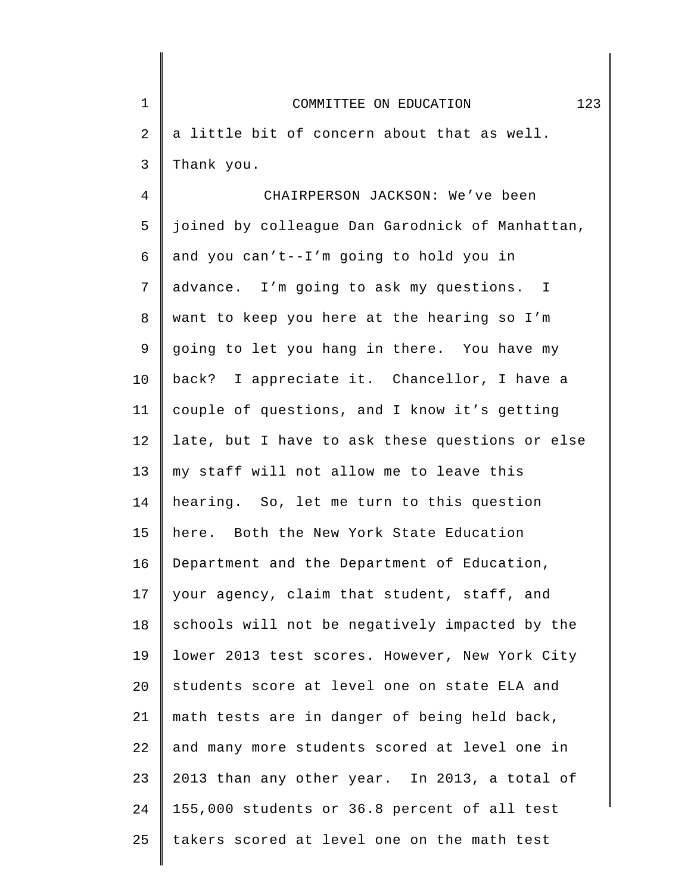a little bit of concern about that as well. Thank you.

CHAIRPERSON JACKSON: We’ve been joined by colleague Dan Garodnick of Manhattan, and you can’t--I’m going to hold you in advance. I’m going to ask my questions. I want to keep you here at the hearing so I’m going to let you hang in there. You have my back? I appreciate it. Chancellor, I have a couple of questions, and I know it’s getting late, but I have to ask these questions or else my staff will not allow me to leave this hearing. So, let me turn to this question here. Both the New York State Education Department and the Department of Education, your agency, claim that student, staff, and schools will not be negatively impacted by the lower 2013 test scores. However, New York City students score at level one on state ELA and math tests are in danger of being held back, and many more students scored at level one in 2013 than any other year. In 2013, a total of 155,000 students or 36.8 percent of all test takers scored at level one on the math test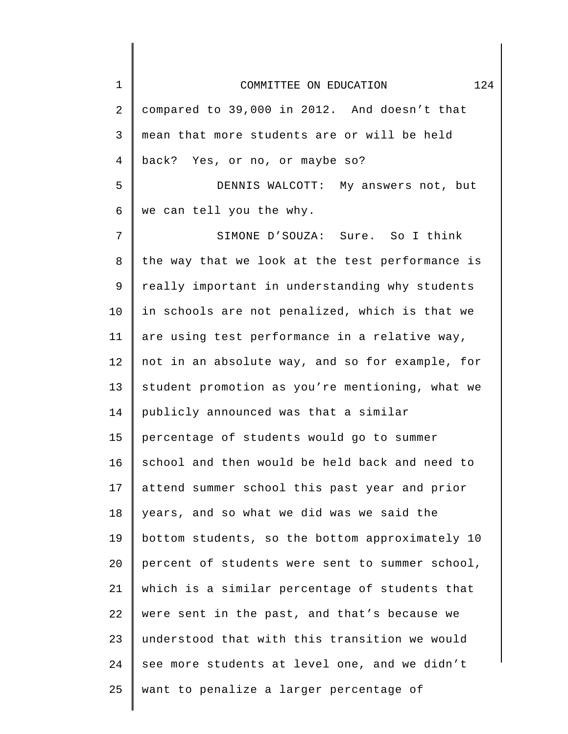compared to 39,000 in 2012. And doesn't that mean that more students are or will be held back? Yes, or no, or maybe so?

DENNIS WALCOTT: My answers not, but we can tell you the why.

SIMONE D'SOUZA: Sure. So I think the way that we look at the test performance is really important in understanding why students in schools are not penalized, which is that we are using test performance in a relative way, not in an absolute way, and so for example, for student promotion as you're mentioning, what we publicly announced was that a similar percentage of students would go to summer school and then would be held back and need to attend summer school this past year and prior years, and so what we did was we said the bottom students, so the bottom approximately 10 percent of students were sent to summer school, which is a similar percentage of students that were sent in the past, and that's because we understood that with this transition we would see more students at level one, and we didn't want to penalize a larger percentage of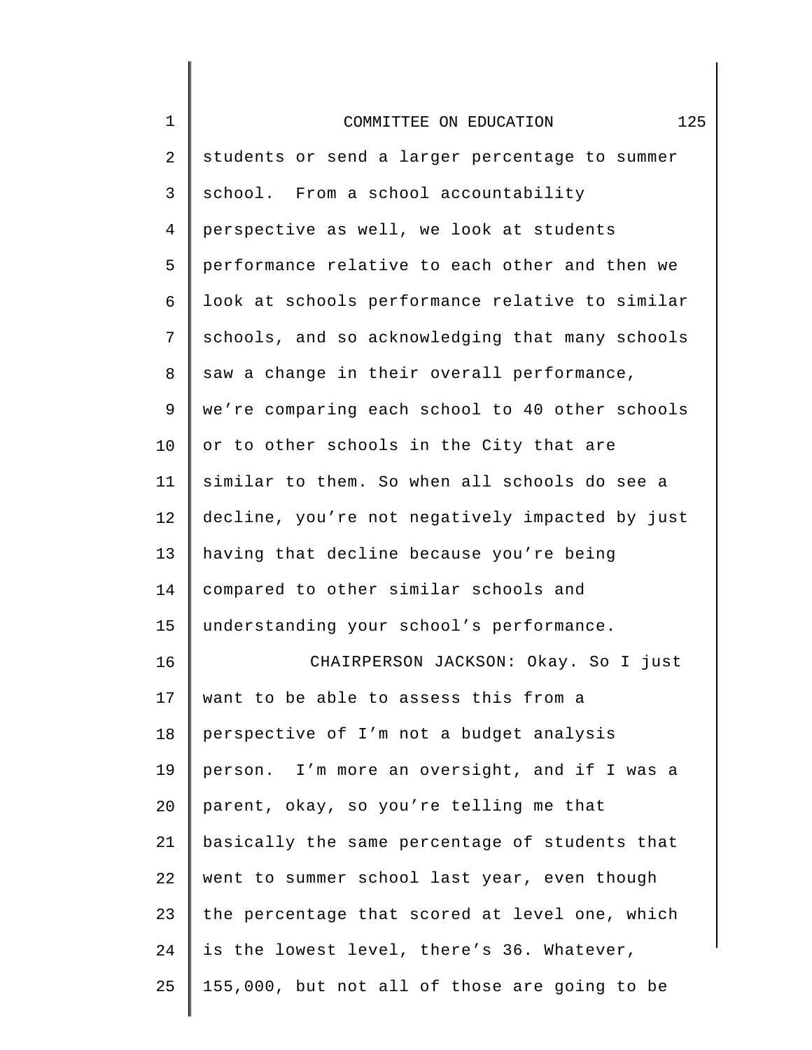students or send a larger percentage to summer school. From a school accountability perspective as well, we look at students performance relative to each other and then we look at schools performance relative to similar schools, and so acknowledging that many schools saw a change in their overall performance, we're comparing each school to 40 other schools or to other schools in the City that are similar to them. So when all schools do see a decline, you're not negatively impacted by just having that decline because you're being compared to other similar schools and understanding your school's performance.

CHAIRPERSON JACKSON: Okay. So I just want to be able to assess this from a perspective of I'm not a budget analysis person. I'm more an oversight, and if I was a parent, okay, so you're telling me that basically the same percentage of students that went to summer school last year, even though the percentage that scored at level one, which is the lowest level, there's 36. Whatever, 155,000, but not all of those are going to be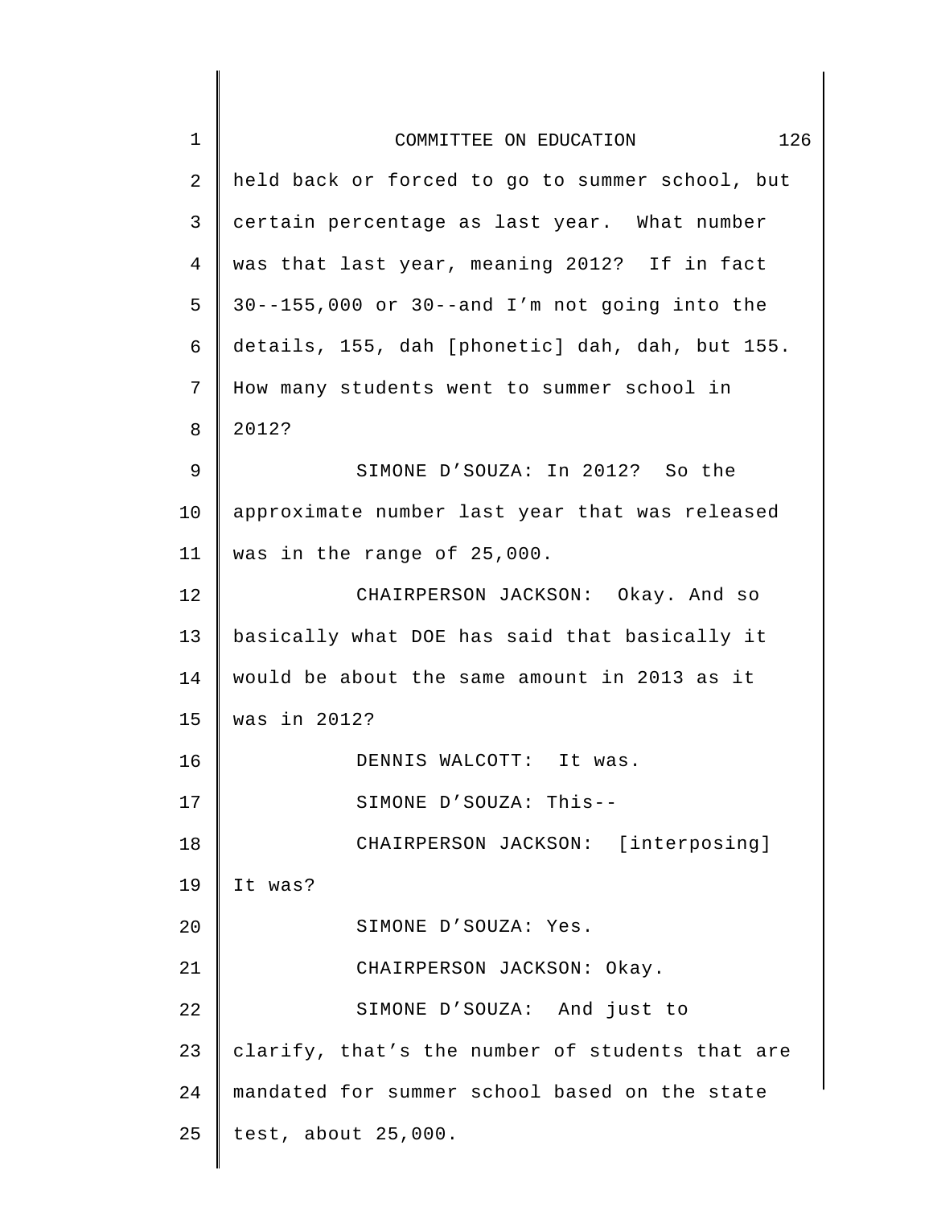held back or forced to go to summer school, but certain percentage as last year. What number was that last year, meaning 2012? If in fact 30--155,000 or 30--and I'm not going into the details, 155, dah [phonetic] dah, dah, but 155. How many students went to summer school in 2012?

SIMONE D'SOUZA: In 2012? So the approximate number last year that was released was in the range of 25,000.

CHAIRPERSON JACKSON: Okay. And so basically what DOE has said that basically it would be about the same amount in 2013 as it was in 2012?

DENNIS WALCOTT: It was.

SIMONE D'SOUZA: This--

CHAIRPERSON JACKSON: [interposing] It was?

SIMONE D'SOUZA: Yes.

CHAIRPERSON JACKSON: Okay.

SIMONE D'SOUZA: And just to clarify, that's the number of students that are mandated for summer school based on the state test, about 25,000.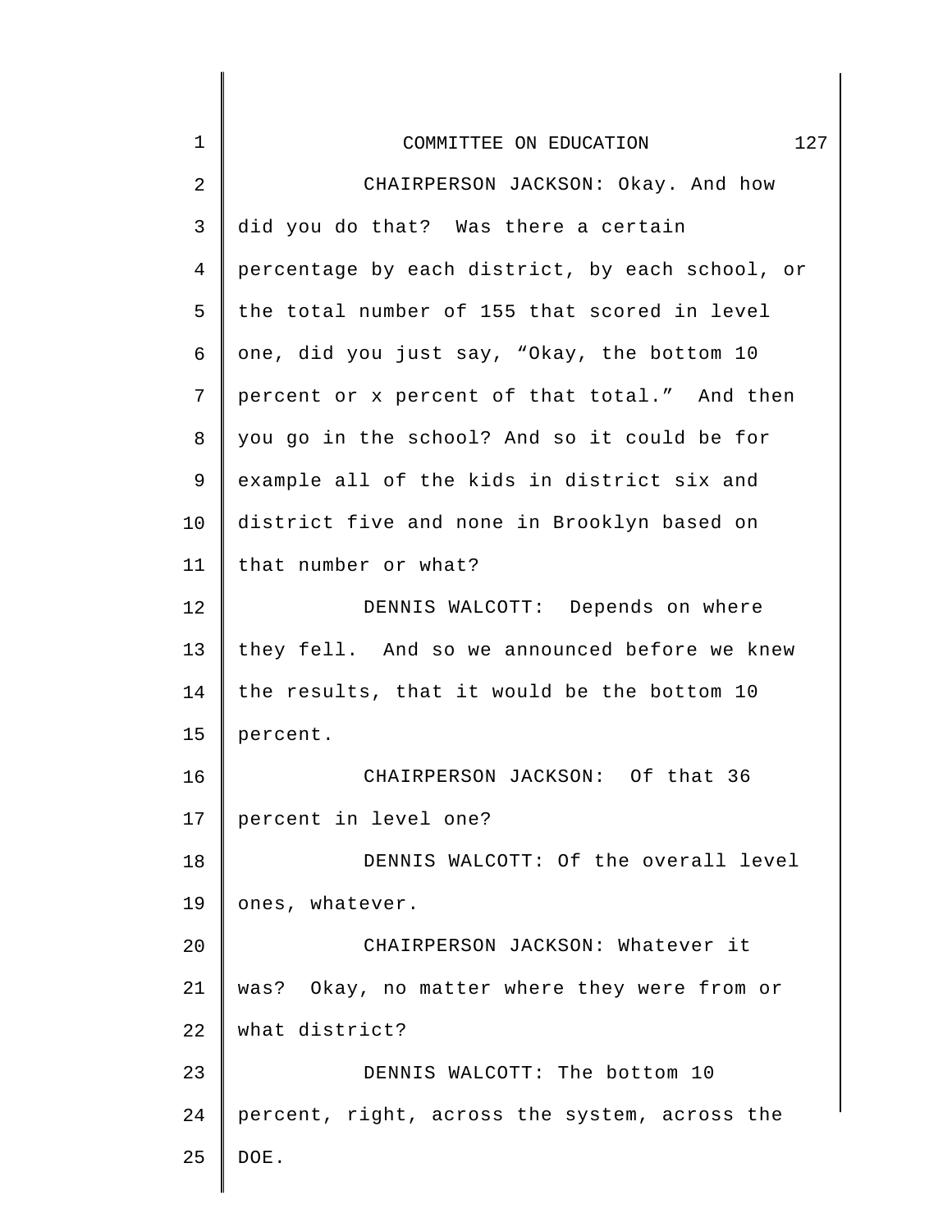CHAIRPERSON JACKSON: Okay. And how did you do that? Was there a certain percentage by each district, by each school, or the total number of 155 that scored in level one, did you just say, “Okay, the bottom 10 percent or x percent of that total.” And then you go in the school? And so it could be for example all of the kids in district six and district five and none in Brooklyn based on that number or what?

DENNIS WALCOTT: Depends on where they fell. And so we announced before we knew the results, that it would be the bottom 10 percent.

CHAIRPERSON JACKSON: Of that 36 percent in level one?

DENNIS WALCOTT: Of the overall level ones, whatever.

CHAIRPERSON JACKSON: Whatever it was? Okay, no matter where they were from or what district?

DENNIS WALCOTT: The bottom 10 percent, right, across the system, across the DOE.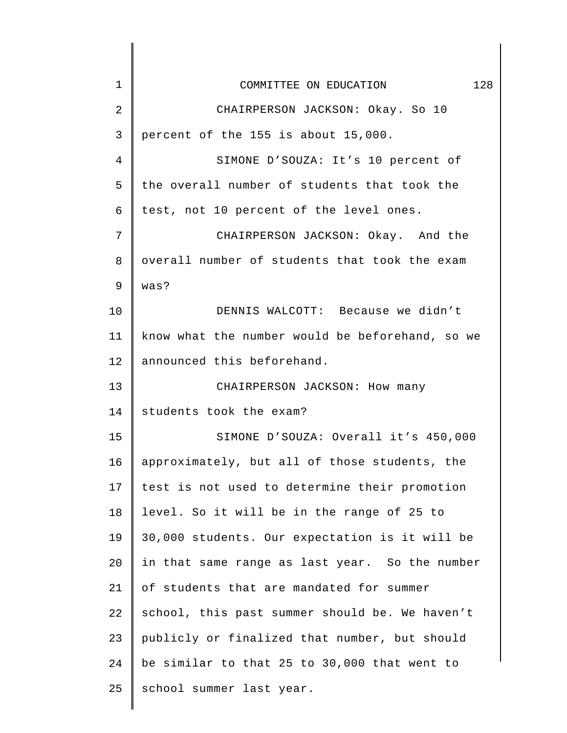CHAIRPERSON JACKSON: Okay. So 10 percent of the 155 is about 15,000.

SIMONE D'SOUZA: It's 10 percent of the overall number of students that took the test, not 10 percent of the level ones.

CHAIRPERSON JACKSON: Okay. And the overall number of students that took the exam was?

DENNIS WALCOTT: Because we didn't know what the number would be beforehand, so we announced this beforehand.

CHAIRPERSON JACKSON: How many students took the exam?

SIMONE D'SOUZA: Overall it's 450,000 approximately, but all of those students, the test is not used to determine their promotion level. So it will be in the range of 25 to 30,000 students. Our expectation is it will be in that same range as last year. So the number of students that are mandated for summer school, this past summer should be. We haven't publicly or finalized that number, but should be similar to that 25 to 30,000 that went to school summer last year.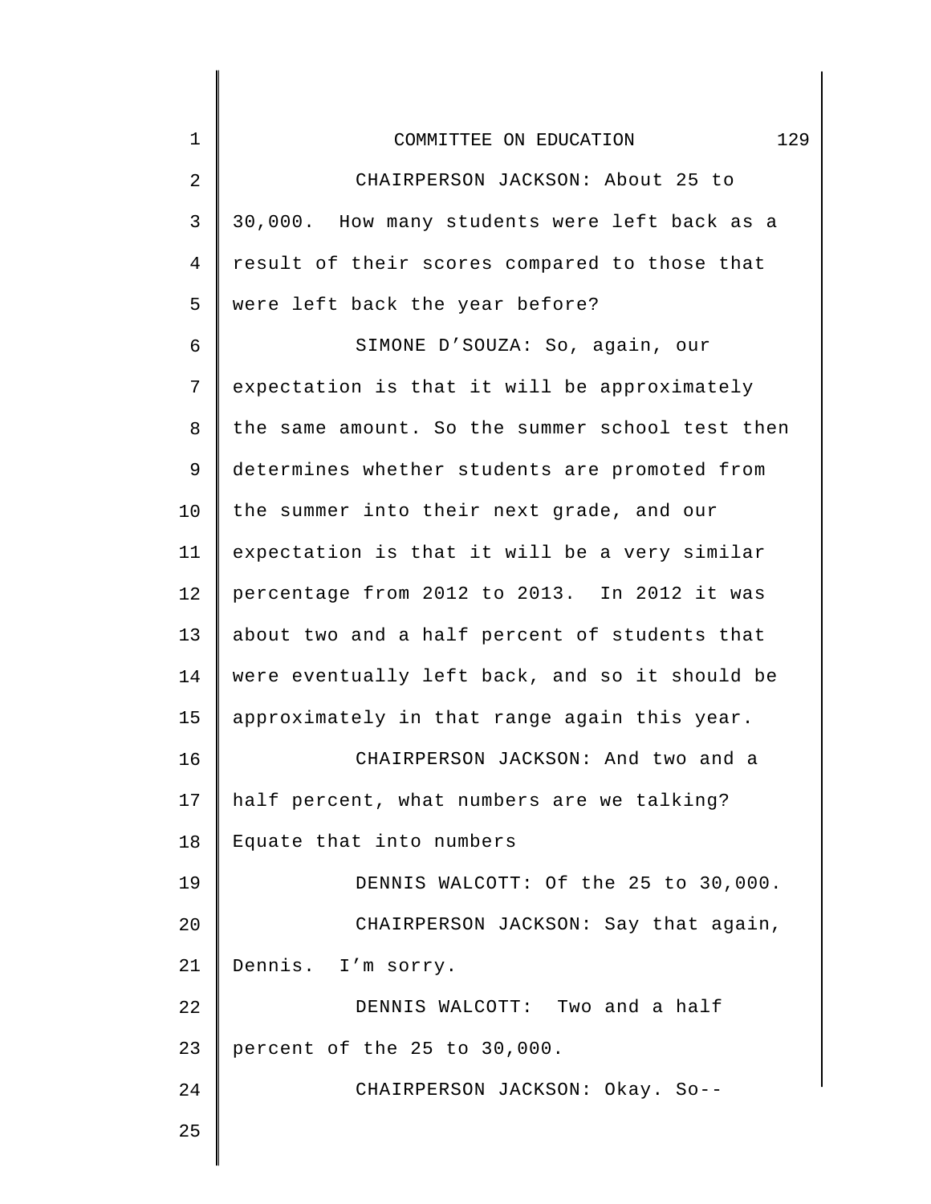CHAIRPERSON JACKSON: About 25 to 30,000. How many students were left back as a result of their scores compared to those that were left back the year before?

SIMONE D'SOUZA: So, again, our expectation is that it will be approximately the same amount. So the summer school test then determines whether students are promoted from the summer into their next grade, and our expectation is that it will be a very similar percentage from 2012 to 2013. In 2012 it was about two and a half percent of students that were eventually left back, and so it should be approximately in that range again this year.

CHAIRPERSON JACKSON: And two and a half percent, what numbers are we talking? Equate that into numbers

DENNIS WALCOTT: Of the 25 to 30,000.

CHAIRPERSON JACKSON: Say that again, Dennis. I'm sorry.

DENNIS WALCOTT: Two and a half percent of the 25 to 30,000.

CHAIRPERSON JACKSON: Okay. So--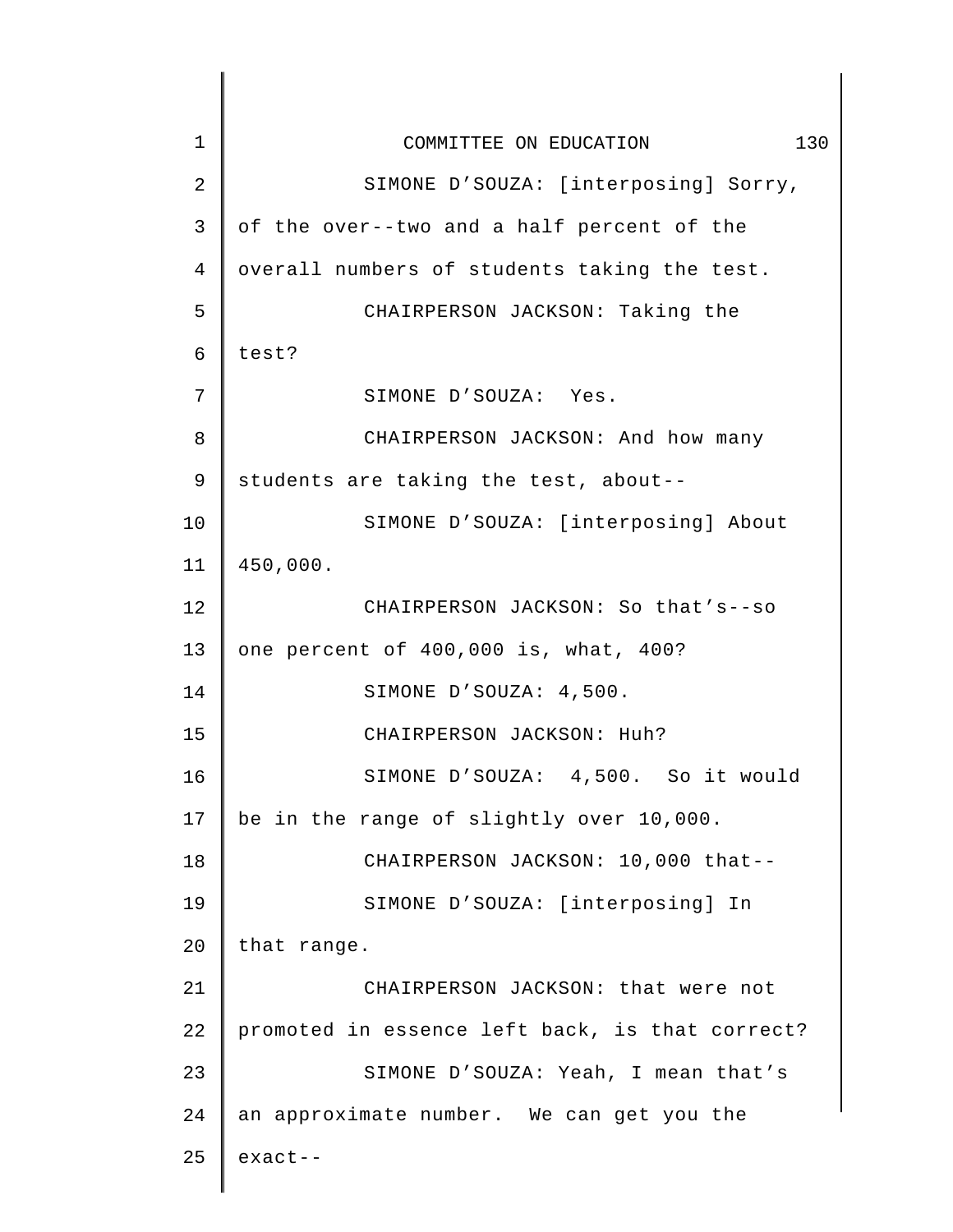SIMONE D'SOUZA: [interposing] Sorry, of the over--two and a half percent of the overall numbers of students taking the test.

CHAIRPERSON JACKSON: Taking the test?

SIMONE D'SOUZA: Yes.

CHAIRPERSON JACKSON: And how many students are taking the test, about--

SIMONE D'SOUZA: [interposing] About 450,000.

CHAIRPERSON JACKSON: So that's--so one percent of 400,000 is, what, 400?

SIMONE D'SOUZA: 4,500.

CHAIRPERSON JACKSON: Huh?

SIMONE D'SOUZA: 4,500. So it would be in the range of slightly over 10,000.

CHAIRPERSON JACKSON: 10,000 that--

SIMONE D'SOUZA: [interposing] In that range.

CHAIRPERSON JACKSON: that were not promoted in essence left back, is that correct?

SIMONE D'SOUZA: Yeah, I mean that's an approximate number. We can get you the exact--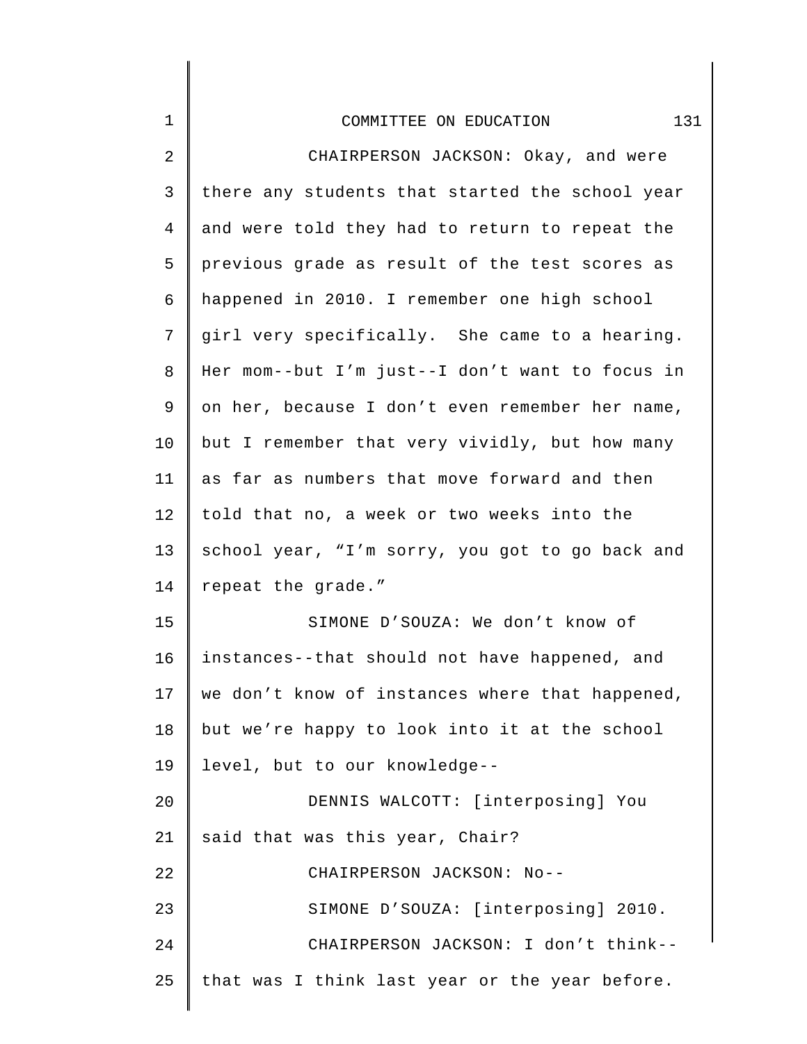CHAIRPERSON JACKSON: Okay, and were there any students that started the school year and were told they had to return to repeat the previous grade as result of the test scores as happened in 2010. I remember one high school girl very specifically. She came to a hearing. Her mom--but I'm just--I don't want to focus in on her, because I don't even remember her name, but I remember that very vividly, but how many as far as numbers that move forward and then told that no, a week or two weeks into the school year, "I'm sorry, you got to go back and repeat the grade."

SIMONE D'SOUZA: We don't know of instances--that should not have happened, and we don't know of instances where that happened, but we're happy to look into it at the school level, but to our knowledge--

DENNIS WALCOTT: [interposing] You said that was this year, Chair?

CHAIRPERSON JACKSON: No--

SIMONE D'SOUZA: [interposing] 2010.

CHAIRPERSON JACKSON: I don't think--that was I think last year or the year before.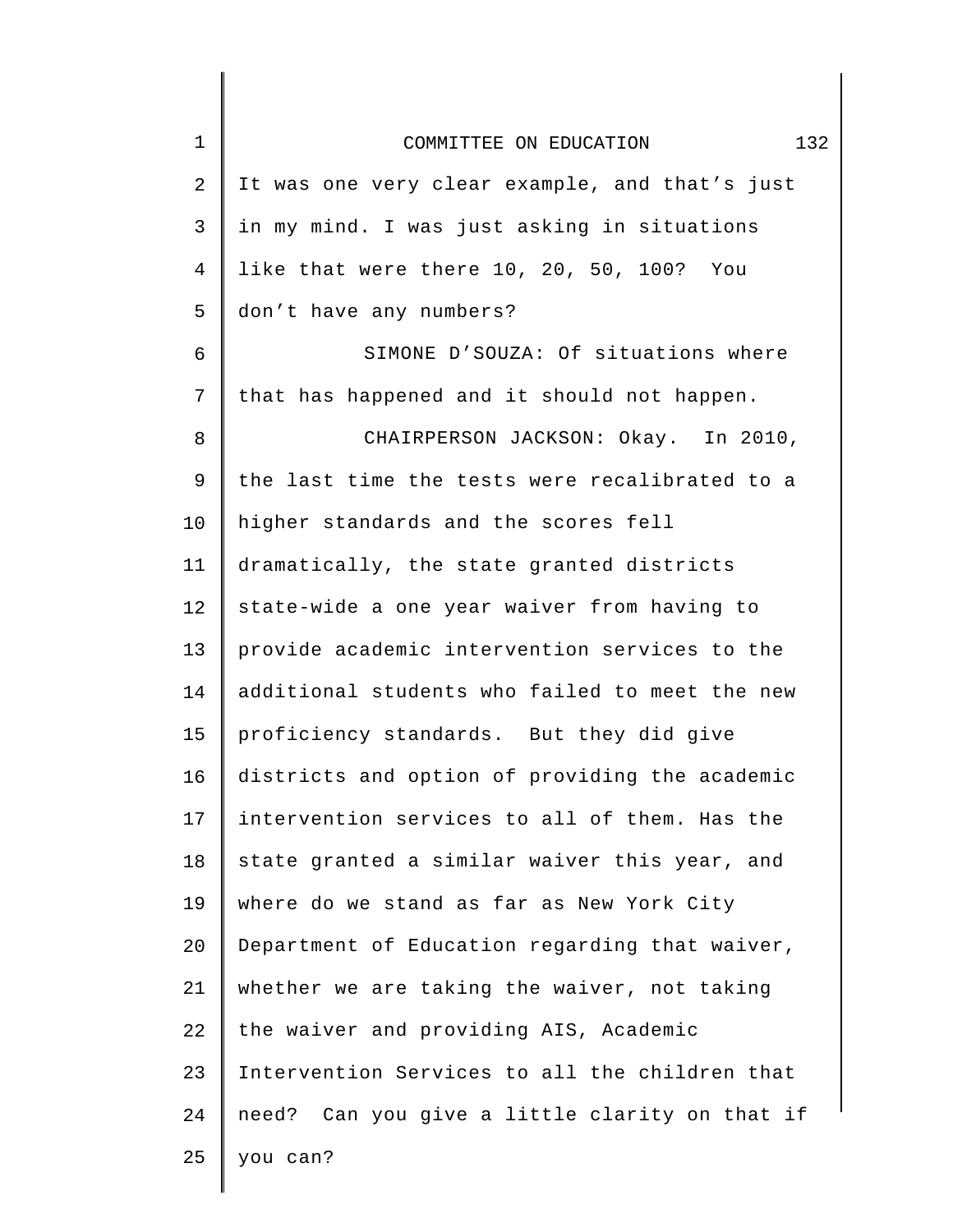It was one very clear example, and that's just in my mind. I was just asking in situations like that were there 10, 20, 50, 100? You don't have any numbers?

SIMONE D'SOUZA: Of situations where that has happened and it should not happen.

CHAIRPERSON JACKSON: Okay. In 2010, the last time the tests were recalibrated to a higher standards and the scores fell dramatically, the state granted districts state-wide a one year waiver from having to provide academic intervention services to the additional students who failed to meet the new proficiency standards. But they did give districts and option of providing the academic intervention services to all of them. Has the state granted a similar waiver this year, and where do we stand as far as New York City Department of Education regarding that waiver, whether we are taking the waiver, not taking the waiver and providing AIS, Academic Intervention Services to all the children that need? Can you give a little clarity on that if you can?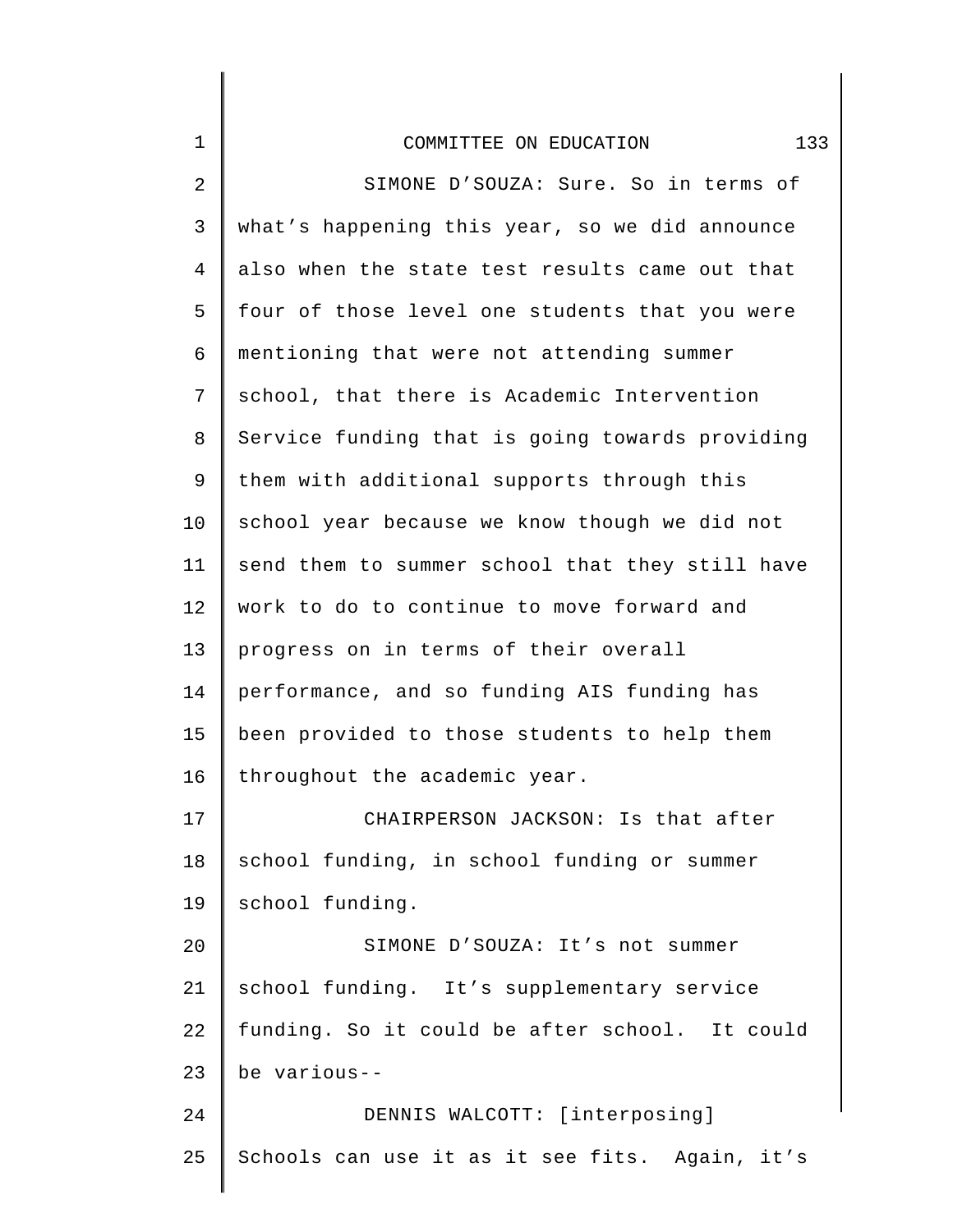SIMONE D'SOUZA: Sure. So in terms of what's happening this year, so we did announce also when the state test results came out that four of those level one students that you were mentioning that were not attending summer school, that there is Academic Intervention Service funding that is going towards providing them with additional supports through this school year because we know though we did not send them to summer school that they still have work to do to continue to move forward and progress on in terms of their overall performance, and so funding AIS funding has been provided to those students to help them throughout the academic year.

CHAIRPERSON JACKSON: Is that after school funding, in school funding or summer school funding.

SIMONE D'SOUZA: It's not summer school funding. It's supplementary service funding. So it could be after school. It could be various--

DENNIS WALCOTT: [interposing] Schools can use it as it see fits. Again, it's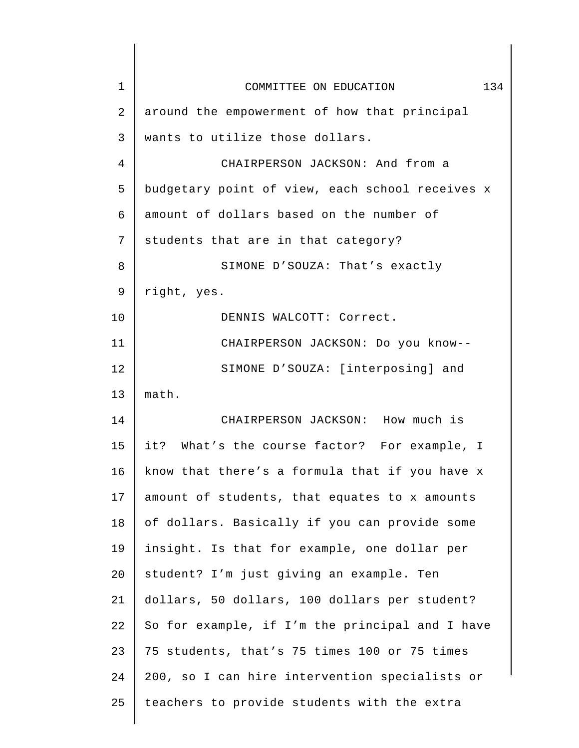around the empowerment of how that principal wants to utilize those dollars.

CHAIRPERSON JACKSON: And from a budgetary point of view, each school receives x amount of dollars based on the number of students that are in that category?

SIMONE D'SOUZA: That's exactly right, yes.

DENNIS WALCOTT: Correct.

CHAIRPERSON JACKSON: Do you know--

SIMONE D'SOUZA: [interposing] and math.

CHAIRPERSON JACKSON: How much is it? What's the course factor? For example, I know that there's a formula that if you have x amount of students, that equates to x amounts of dollars. Basically if you can provide some insight. Is that for example, one dollar per student? I'm just giving an example. Ten dollars, 50 dollars, 100 dollars per student? So for example, if I'm the principal and I have 75 students, that's 75 times 100 or 75 times 200, so I can hire intervention specialists or teachers to provide students with the extra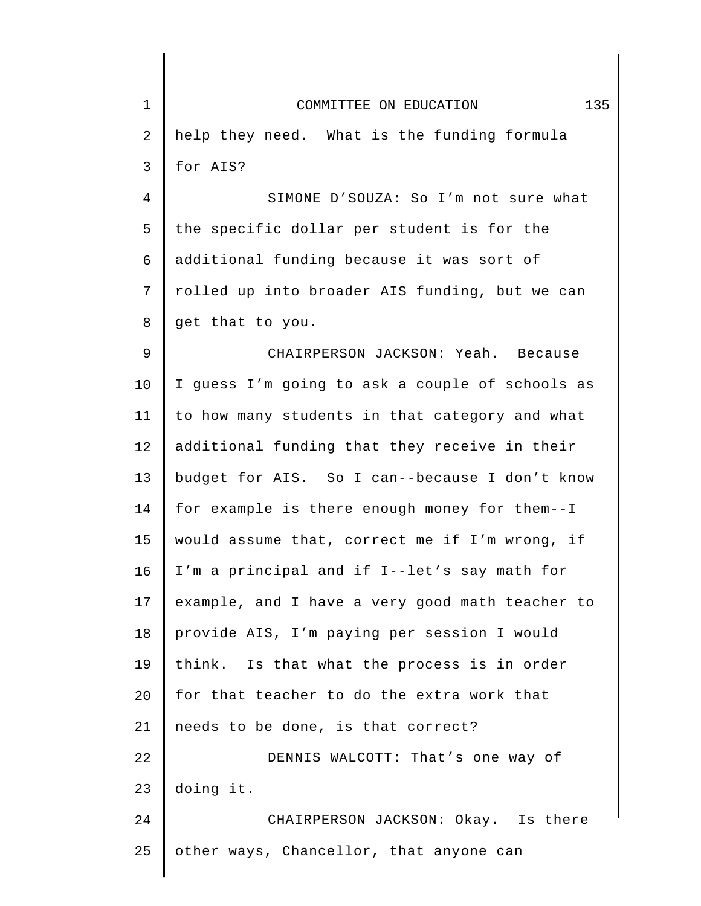help they need. What is the funding formula for AIS?

SIMONE D'SOUZA: So I'm not sure what the specific dollar per student is for the additional funding because it was sort of rolled up into broader AIS funding, but we can get that to you.

CHAIRPERSON JACKSON: Yeah. Because I guess I'm going to ask a couple of schools as to how many students in that category and what additional funding that they receive in their budget for AIS. So I can--because I don't know for example is there enough money for them--I would assume that, correct me if I'm wrong, if I'm a principal and if I--let's say math for example, and I have a very good math teacher to provide AIS, I'm paying per session I would think. Is that what the process is in order for that teacher to do the extra work that needs to be done, is that correct?

DENNIS WALCOTT: That's one way of doing it.

CHAIRPERSON JACKSON: Okay. Is there other ways, Chancellor, that anyone can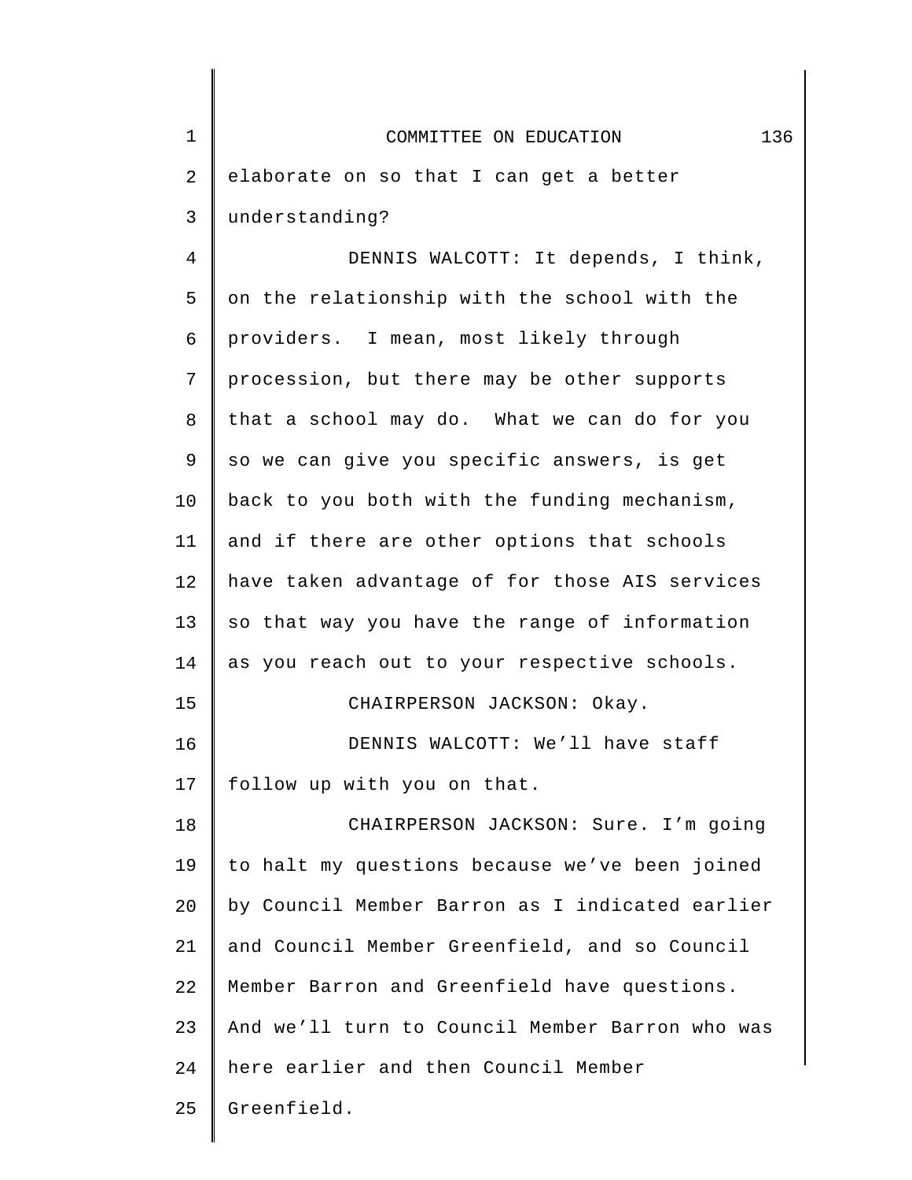elaborate on so that I can get a better understanding?

DENNIS WALCOTT: It depends, I think, on the relationship with the school with the providers. I mean, most likely through procession, but there may be other supports that a school may do. What we can do for you so we can give you specific answers, is get back to you both with the funding mechanism, and if there are other options that schools have taken advantage of for those AIS services so that way you have the range of information as you reach out to your respective schools.

CHAIRPERSON JACKSON: Okay.

DENNIS WALCOTT: We'll have staff follow up with you on that.

CHAIRPERSON JACKSON: Sure. I'm going to halt my questions because we've been joined by Council Member Barron as I indicated earlier and Council Member Greenfield, and so Council Member Barron and Greenfield have questions. And we'll turn to Council Member Barron who was here earlier and then Council Member Greenfield.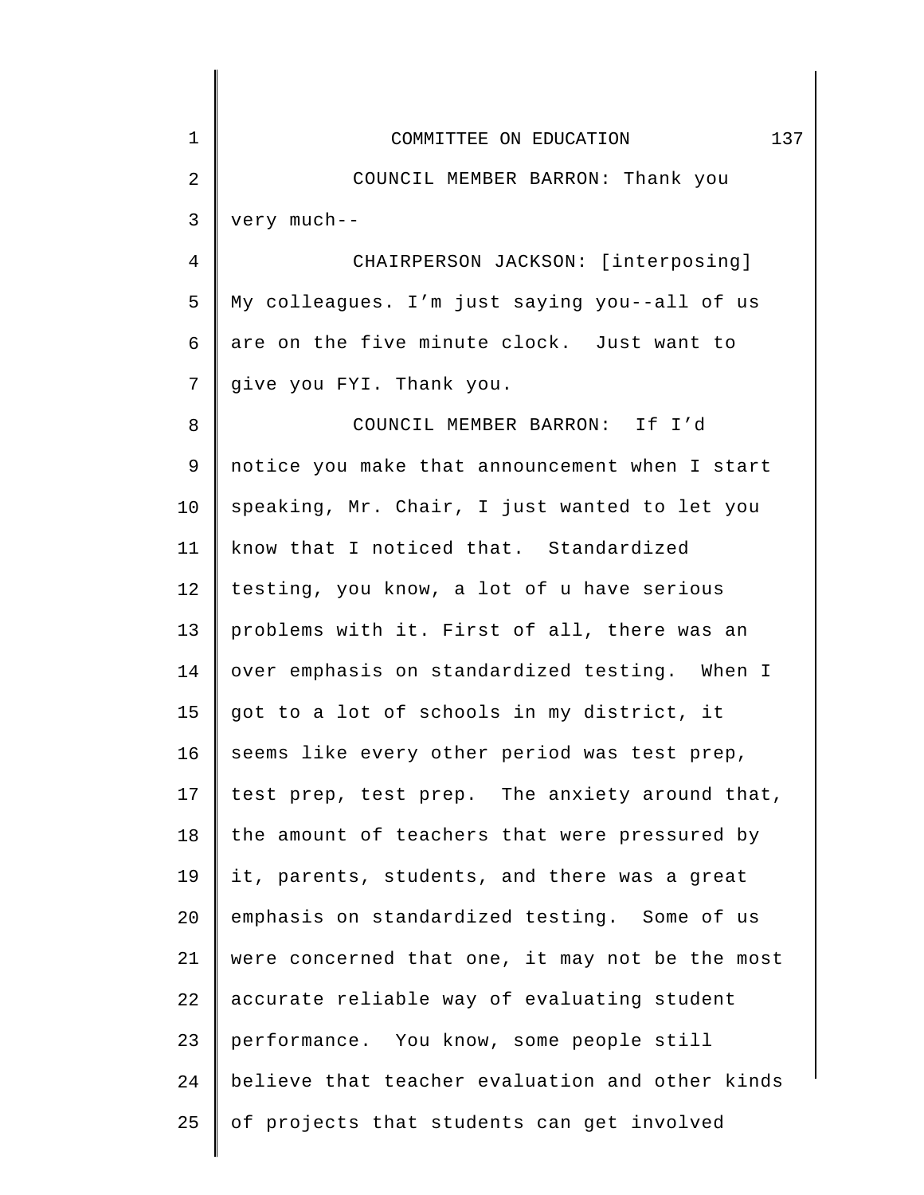COUNCIL MEMBER BARRON: Thank you very much--

CHAIRPERSON JACKSON: [interposing] My colleagues. I'm just saying you--all of us are on the five minute clock. Just want to give you FYI. Thank you.

COUNCIL MEMBER BARRON: If I'd notice you make that announcement when I start speaking, Mr. Chair, I just wanted to let you know that I noticed that. Standardized testing, you know, a lot of u have serious problems with it. First of all, there was an over emphasis on standardized testing. When I got to a lot of schools in my district, it seems like every other period was test prep, test prep, test prep. The anxiety around that, the amount of teachers that were pressured by it, parents, students, and there was a great emphasis on standardized testing. Some of us were concerned that one, it may not be the most accurate reliable way of evaluating student performance. You know, some people still believe that teacher evaluation and other kinds of projects that students can get involved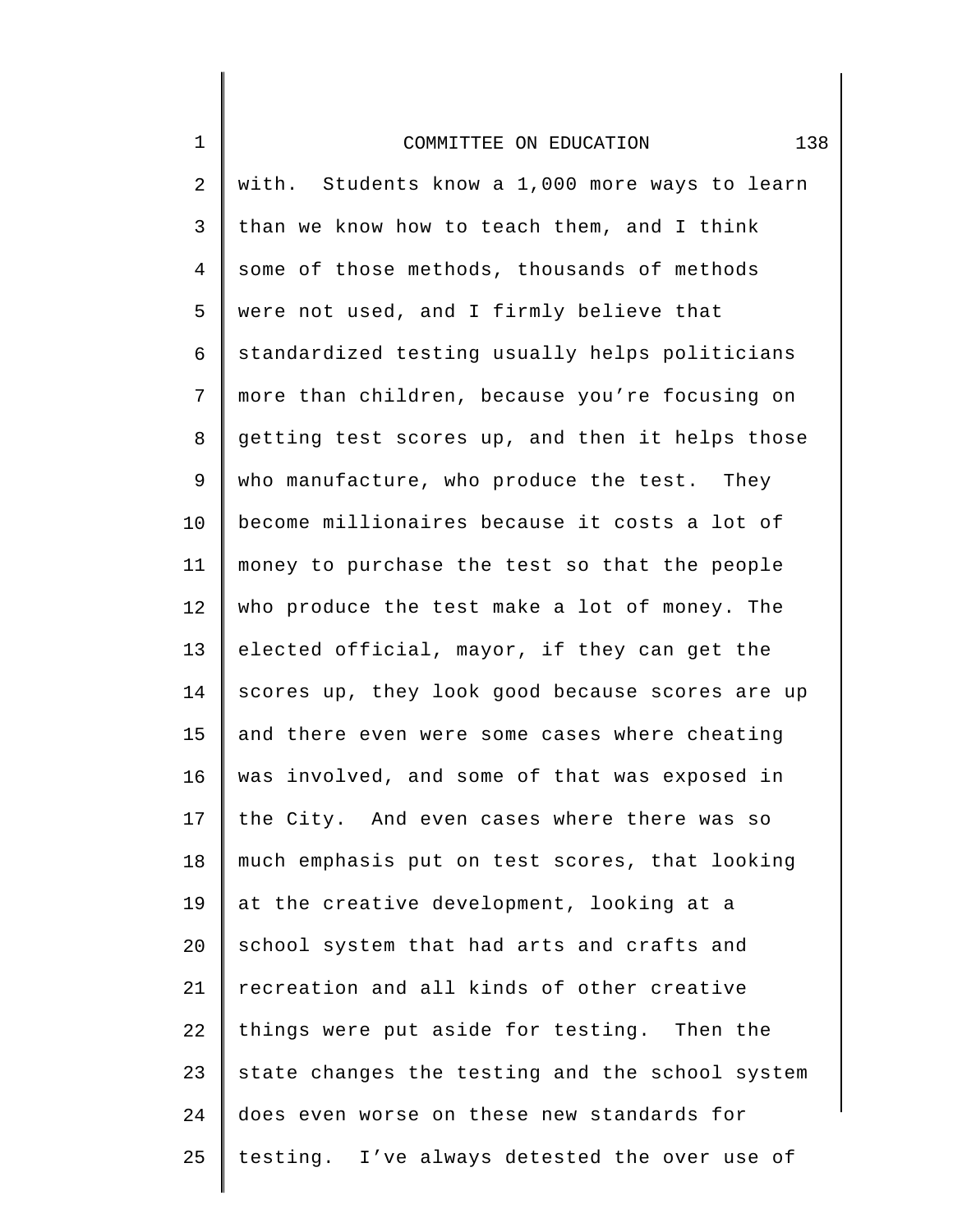with. Students know a 1,000 more ways to learn than we know how to teach them, and I think some of those methods, thousands of methods were not used, and I firmly believe that standardized testing usually helps politicians more than children, because you're focusing on getting test scores up, and then it helps those who manufacture, who produce the test. They become millionaires because it costs a lot of money to purchase the test so that the people who produce the test make a lot of money. The elected official, mayor, if they can get the scores up, they look good because scores are up and there even were some cases where cheating was involved, and some of that was exposed in the City. And even cases where there was so much emphasis put on test scores, that looking at the creative development, looking at a school system that had arts and crafts and recreation and all kinds of other creative things were put aside for testing. Then the state changes the testing and the school system does even worse on these new standards for testing. I've always detested the over use of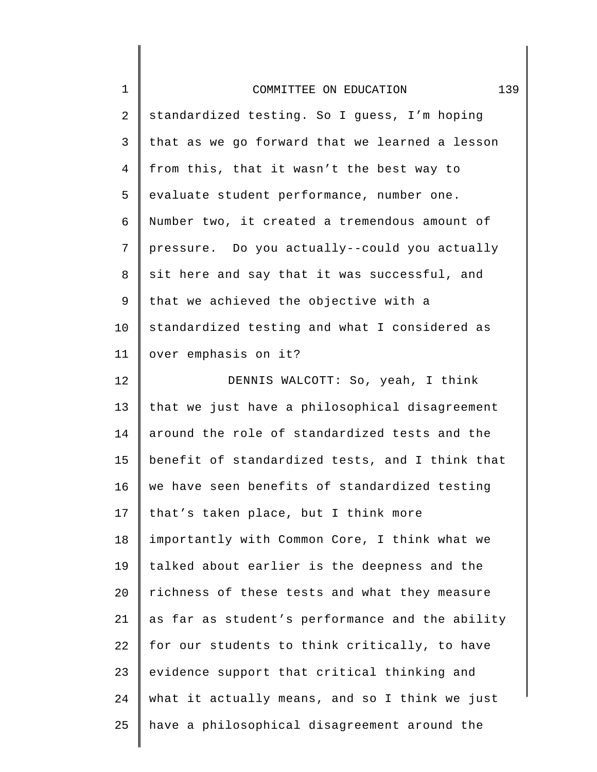standardized testing. So I guess, I'm hoping that as we go forward that we learned a lesson from this, that it wasn't the best way to evaluate student performance, number one. Number two, it created a tremendous amount of pressure. Do you actually--could you actually sit here and say that it was successful, and that we achieved the objective with a standardized testing and what I considered as over emphasis on it?

DENNIS WALCOTT: So, yeah, I think that we just have a philosophical disagreement around the role of standardized tests and the benefit of standardized tests, and I think that we have seen benefits of standardized testing that's taken place, but I think more importantly with Common Core, I think what we talked about earlier is the deepness and the richness of these tests and what they measure as far as student's performance and the ability for our students to think critically, to have evidence support that critical thinking and what it actually means, and so I think we just have a philosophical disagreement around the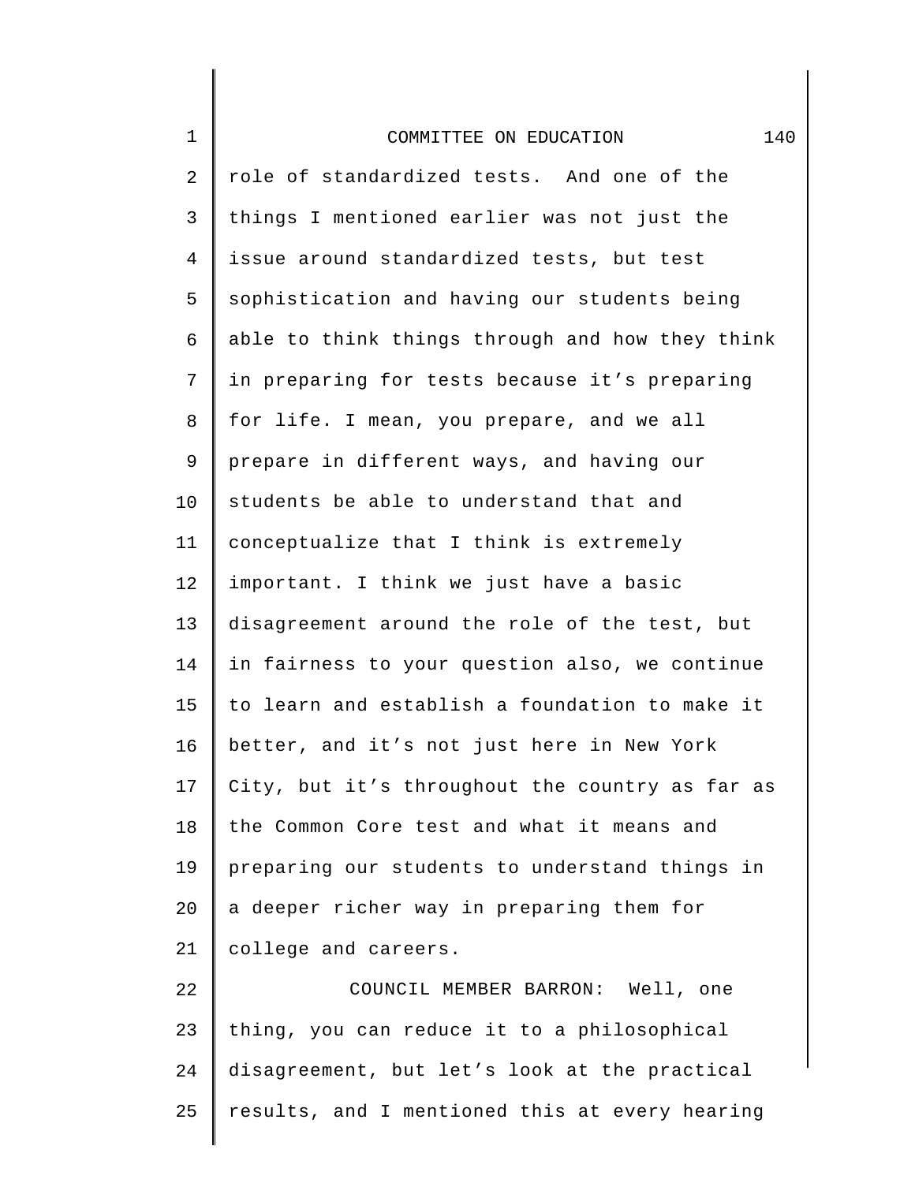role of standardized tests. And one of the things I mentioned earlier was not just the issue around standardized tests, but test sophistication and having our students being able to think things through and how they think in preparing for tests because it's preparing for life. I mean, you prepare, and we all prepare in different ways, and having our students be able to understand that and conceptualize that I think is extremely important. I think we just have a basic disagreement around the role of the test, but in fairness to your question also, we continue to learn and establish a foundation to make it better, and it's not just here in New York City, but it's throughout the country as far as the Common Core test and what it means and preparing our students to understand things in a deeper richer way in preparing them for college and careers.

COUNCIL MEMBER BARRON: Well, one thing, you can reduce it to a philosophical disagreement, but let's look at the practical results, and I mentioned this at every hearing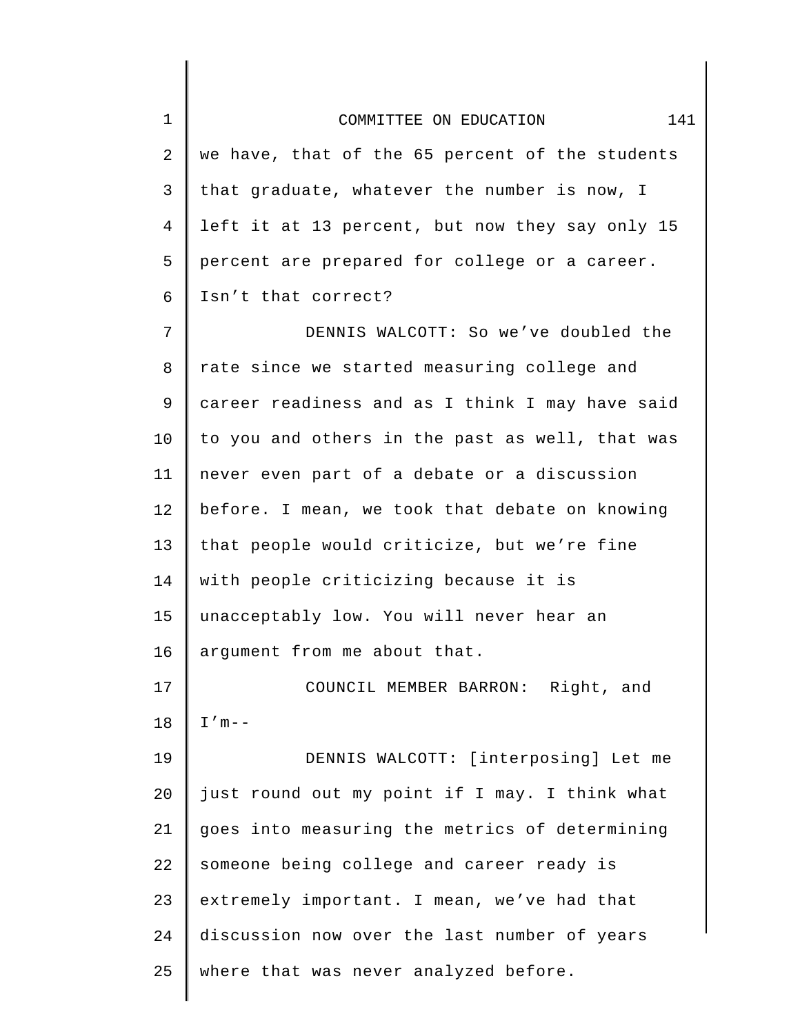we have, that of the 65 percent of the students that graduate, whatever the number is now, I left it at 13 percent, but now they say only 15 percent are prepared for college or a career. Isn't that correct?

DENNIS WALCOTT: So we've doubled the rate since we started measuring college and career readiness and as I think I may have said to you and others in the past as well, that was never even part of a debate or a discussion before. I mean, we took that debate on knowing that people would criticize, but we're fine with people criticizing because it is unacceptably low. You will never hear an argument from me about that.

COUNCIL MEMBER BARRON: Right, and I'm--

DENNIS WALCOTT: [interposing] Let me just round out my point if I may. I think what goes into measuring the metrics of determining someone being college and career ready is extremely important. I mean, we've had that discussion now over the last number of years where that was never analyzed before.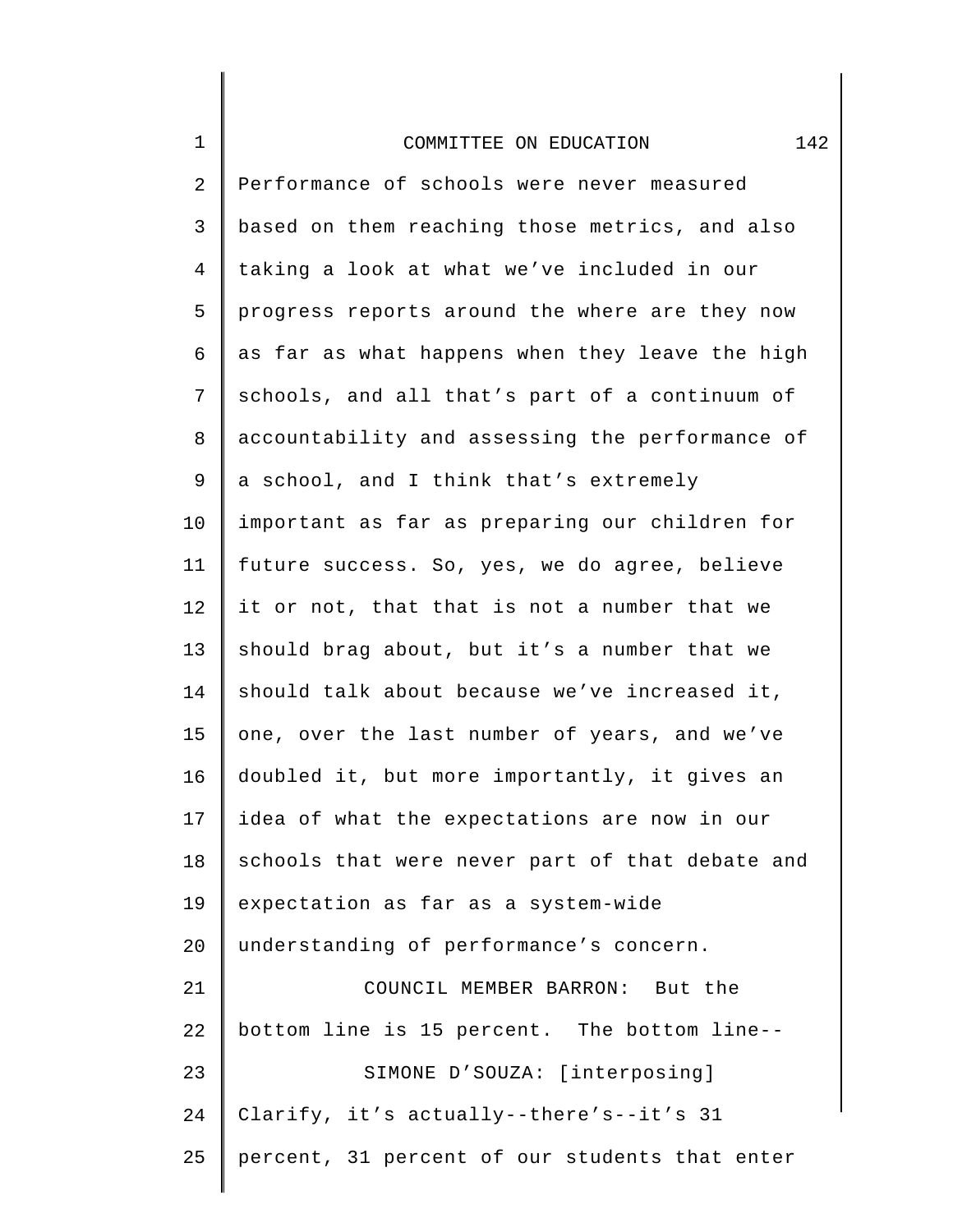Performance of schools were never measured based on them reaching those metrics, and also taking a look at what we've included in our progress reports around the where are they now as far as what happens when they leave the high schools, and all that's part of a continuum of accountability and assessing the performance of a school, and I think that's extremely important as far as preparing our children for future success. So, yes, we do agree, believe it or not, that that is not a number that we should brag about, but it's a number that we should talk about because we've increased it, one, over the last number of years, and we've doubled it, but more importantly, it gives an idea of what the expectations are now in our schools that were never part of that debate and expectation as far as a system-wide understanding of performance's concern.

COUNCIL MEMBER BARRON: But the bottom line is 15 percent. The bottom line--

SIMONE D'SOUZA: [interposing] Clarify, it's actually--there's--it's 31 percent, 31 percent of our students that enter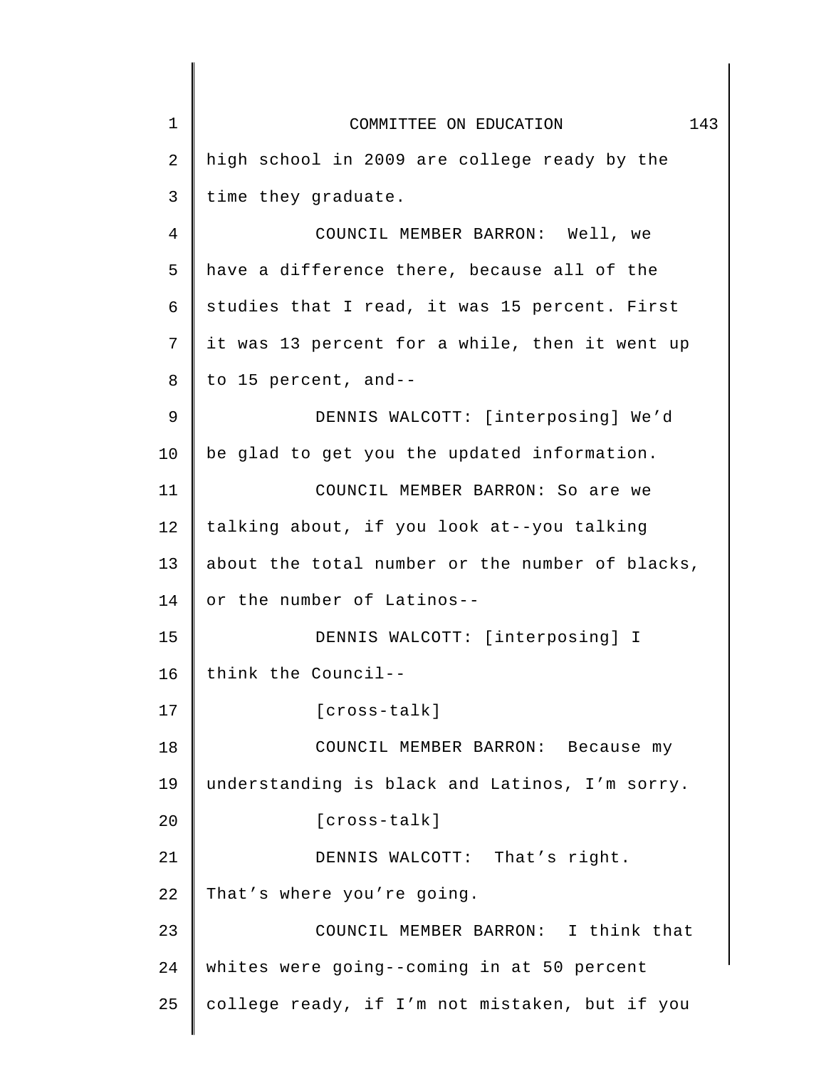high school in 2009 are college ready by the time they graduate.

COUNCIL MEMBER BARRON: Well, we have a difference there, because all of the studies that I read, it was 15 percent. First it was 13 percent for a while, then it went up to 15 percent, and--

DENNIS WALCOTT: [interposing] We'd be glad to get you the updated information.

COUNCIL MEMBER BARRON: So are we talking about, if you look at--you talking about the total number or the number of blacks, or the number of Latinos--

DENNIS WALCOTT: [interposing] I think the Council--

[cross-talk]

COUNCIL MEMBER BARRON: Because my understanding is black and Latinos, I'm sorry.

[cross-talk]

DENNIS WALCOTT: That's right. That's where you're going.

COUNCIL MEMBER BARRON: I think that whites were going--coming in at 50 percent college ready, if I'm not mistaken, but if you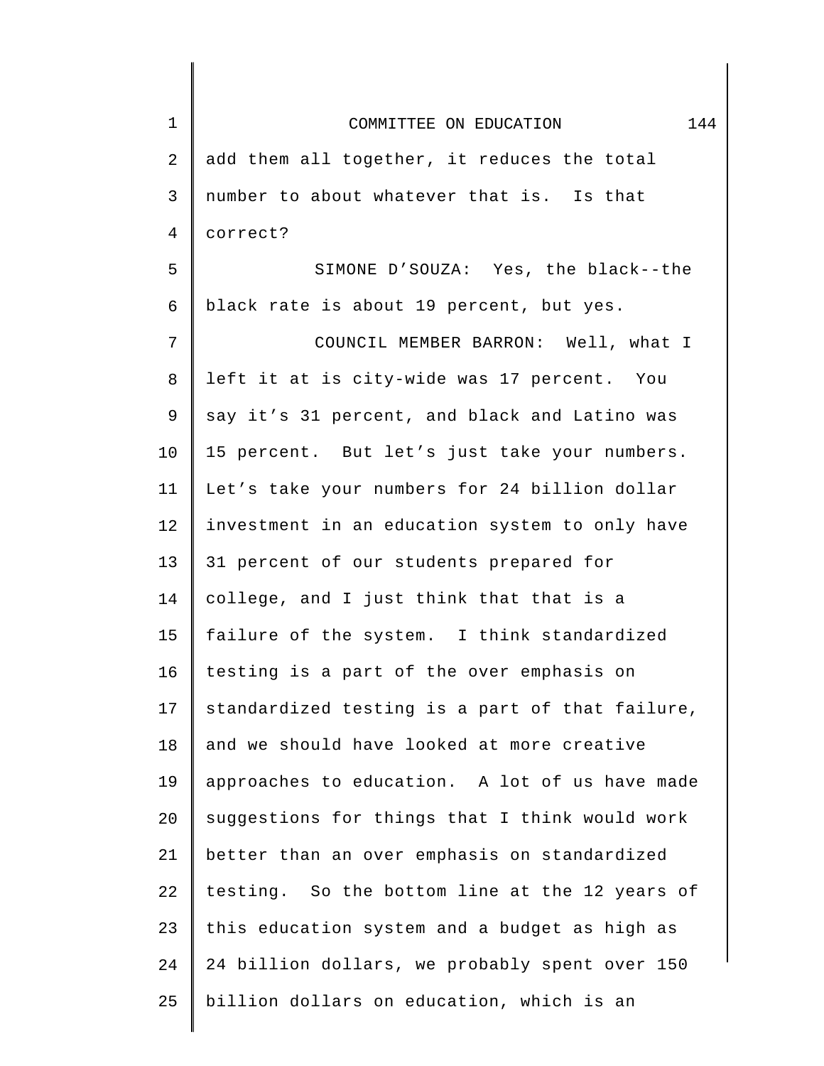add them all together, it reduces the total number to about whatever that is. Is that correct?

SIMONE D'SOUZA: Yes, the black--the black rate is about 19 percent, but yes.

COUNCIL MEMBER BARRON: Well, what I left it at is city-wide was 17 percent. You say it's 31 percent, and black and Latino was 15 percent. But let's just take your numbers. Let's take your numbers for 24 billion dollar investment in an education system to only have 31 percent of our students prepared for college, and I just think that that is a failure of the system. I think standardized testing is a part of the over emphasis on standardized testing is a part of that failure, and we should have looked at more creative approaches to education. A lot of us have made suggestions for things that I think would work better than an over emphasis on standardized testing. So the bottom line at the 12 years of this education system and a budget as high as 24 billion dollars, we probably spent over 150 billion dollars on education, which is an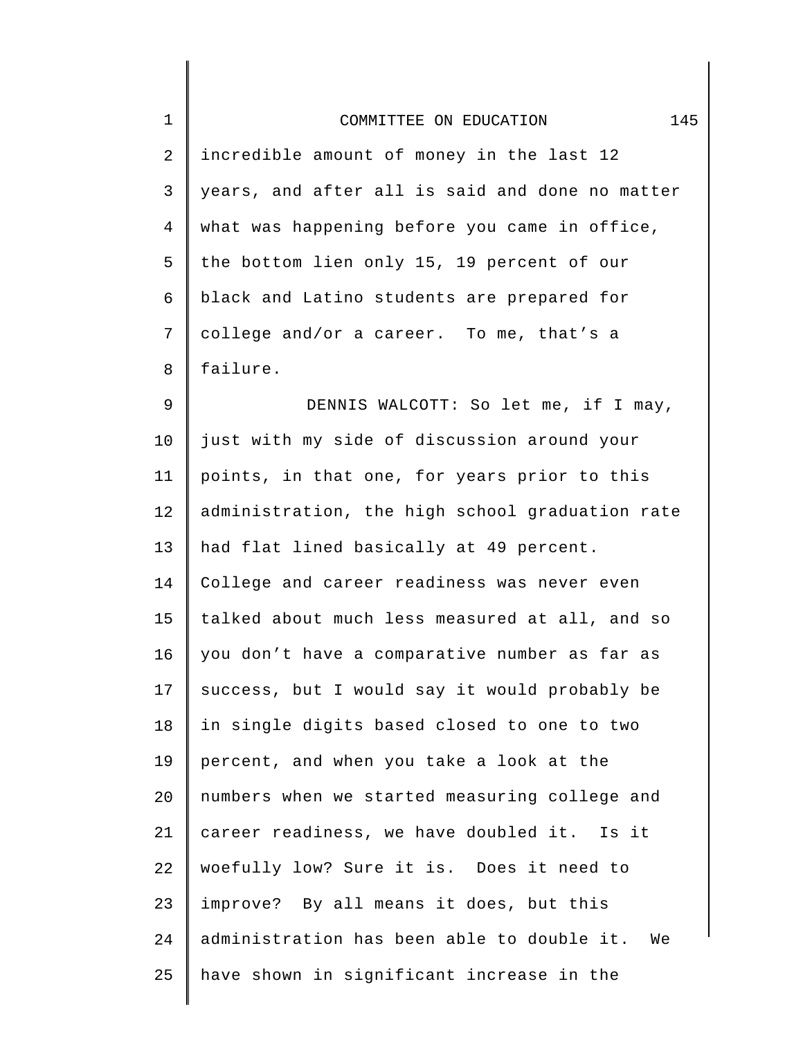incredible amount of money in the last 12 years, and after all is said and done no matter what was happening before you came in office, the bottom lien only 15, 19 percent of our black and Latino students are prepared for college and/or a career. To me, that's a failure.

DENNIS WALCOTT: So let me, if I may, just with my side of discussion around your points, in that one, for years prior to this administration, the high school graduation rate had flat lined basically at 49 percent. College and career readiness was never even talked about much less measured at all, and so you don't have a comparative number as far as success, but I would say it would probably be in single digits based closed to one to two percent, and when you take a look at the numbers when we started measuring college and career readiness, we have doubled it. Is it woefully low? Sure it is. Does it need to improve? By all means it does, but this administration has been able to double it. We have shown in significant increase in the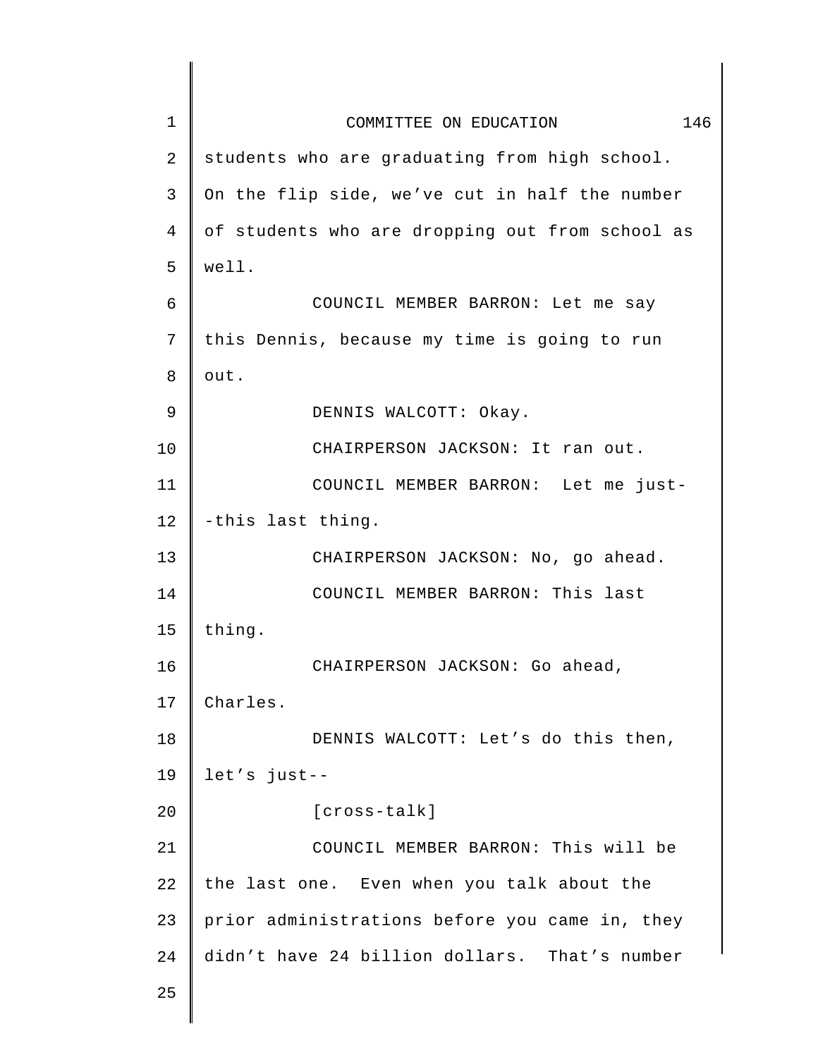students who are graduating from high school. On the flip side, we've cut in half the number of students who are dropping out from school as well.

COUNCIL MEMBER BARRON: Let me say this Dennis, because my time is going to run out.

DENNIS WALCOTT: Okay.

CHAIRPERSON JACKSON: It ran out.

COUNCIL MEMBER BARRON: Let me just--this last thing.

CHAIRPERSON JACKSON: No, go ahead.

COUNCIL MEMBER BARRON: This last thing.

CHAIRPERSON JACKSON: Go ahead, Charles.

DENNIS WALCOTT: Let's do this then, let's just--

[cross-talk]

COUNCIL MEMBER BARRON: This will be the last one. Even when you talk about the prior administrations before you came in, they didn't have 24 billion dollars. That's number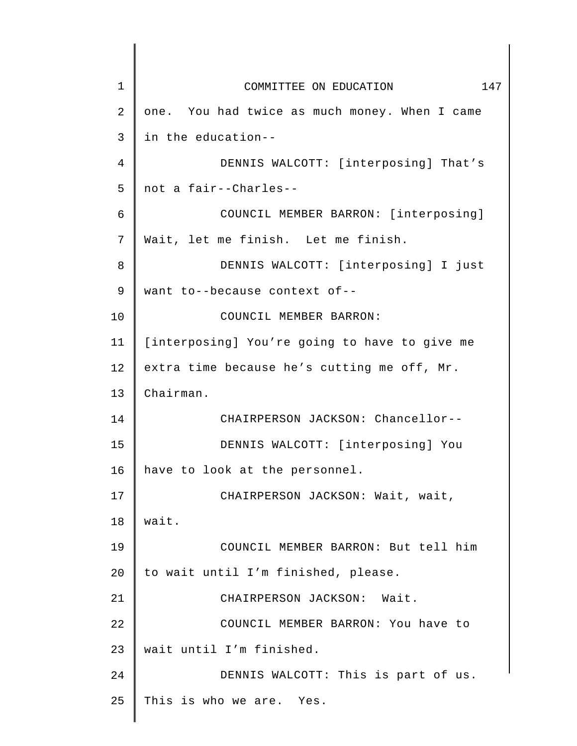one. You had twice as much money. When I came in the education--

DENNIS WALCOTT: [interposing] That's not a fair--Charles--

COUNCIL MEMBER BARRON: [interposing] Wait, let me finish. Let me finish.

DENNIS WALCOTT: [interposing] I just want to--because context of--

COUNCIL MEMBER BARRON: [interposing] You're going to have to give me extra time because he's cutting me off, Mr. Chairman.

CHAIRPERSON JACKSON: Chancellor--

DENNIS WALCOTT: [interposing] You have to look at the personnel.

CHAIRPERSON JACKSON: Wait, wait, wait.

COUNCIL MEMBER BARRON: But tell him to wait until I'm finished, please.

CHAIRPERSON JACKSON: Wait.

COUNCIL MEMBER BARRON: You have to wait until I'm finished.

DENNIS WALCOTT: This is part of us. This is who we are. Yes.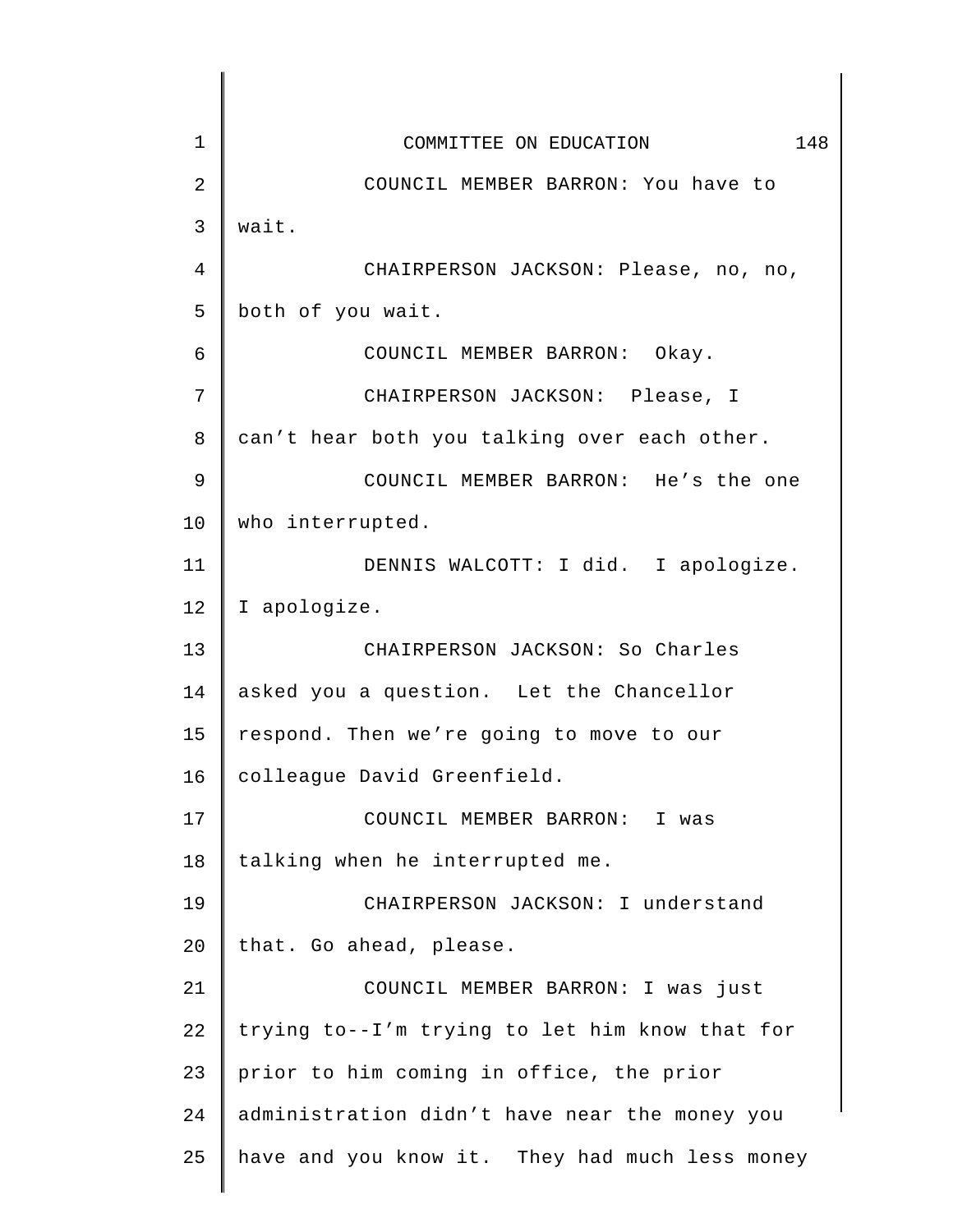COUNCIL MEMBER BARRON: You have to wait.

CHAIRPERSON JACKSON: Please, no, no, both of you wait.

COUNCIL MEMBER BARRON: Okay.

CHAIRPERSON JACKSON: Please, I can't hear both you talking over each other.

COUNCIL MEMBER BARRON: He's the one who interrupted.

DENNIS WALCOTT: I did. I apologize. I apologize.

CHAIRPERSON JACKSON: So Charles asked you a question. Let the Chancellor respond. Then we're going to move to our colleague David Greenfield.

COUNCIL MEMBER BARRON: I was talking when he interrupted me.

CHAIRPERSON JACKSON: I understand that. Go ahead, please.

COUNCIL MEMBER BARRON: I was just trying to--I'm trying to let him know that for prior to him coming in office, the prior administration didn't have near the money you have and you know it. They had much less money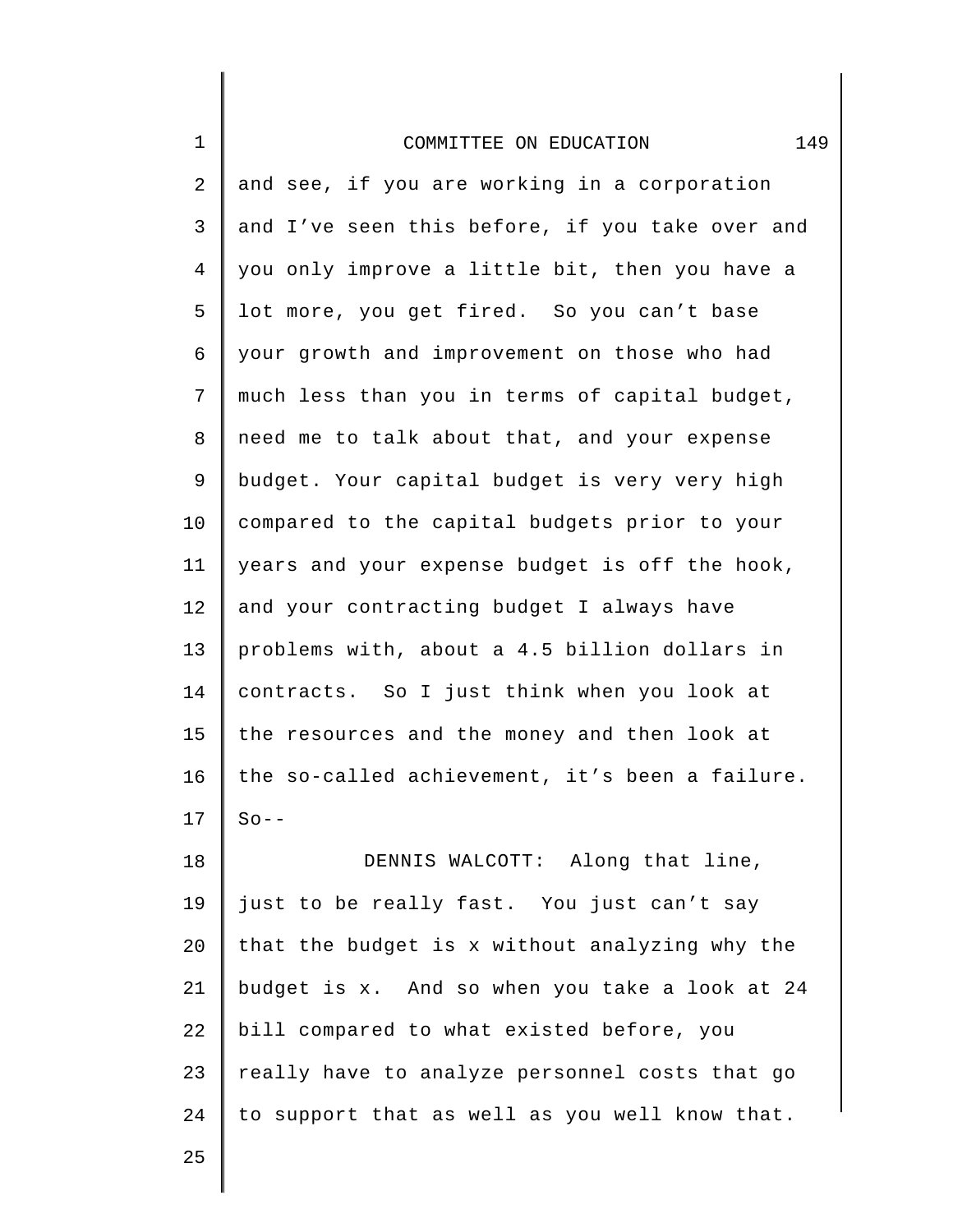and see, if you are working in a corporation and I've seen this before, if you take over and you only improve a little bit, then you have a lot more, you get fired. So you can't base your growth and improvement on those who had much less than you in terms of capital budget, need me to talk about that, and your expense budget. Your capital budget is very very high compared to the capital budgets prior to your years and your expense budget is off the hook, and your contracting budget I always have problems with, about a 4.5 billion dollars in contracts. So I just think when you look at the resources and the money and then look at the so-called achievement, it's been a failure. So--

DENNIS WALCOTT: Along that line, just to be really fast. You just can't say that the budget is x without analyzing why the budget is x. And so when you take a look at 24 bill compared to what existed before, you really have to analyze personnel costs that go to support that as well as you well know that.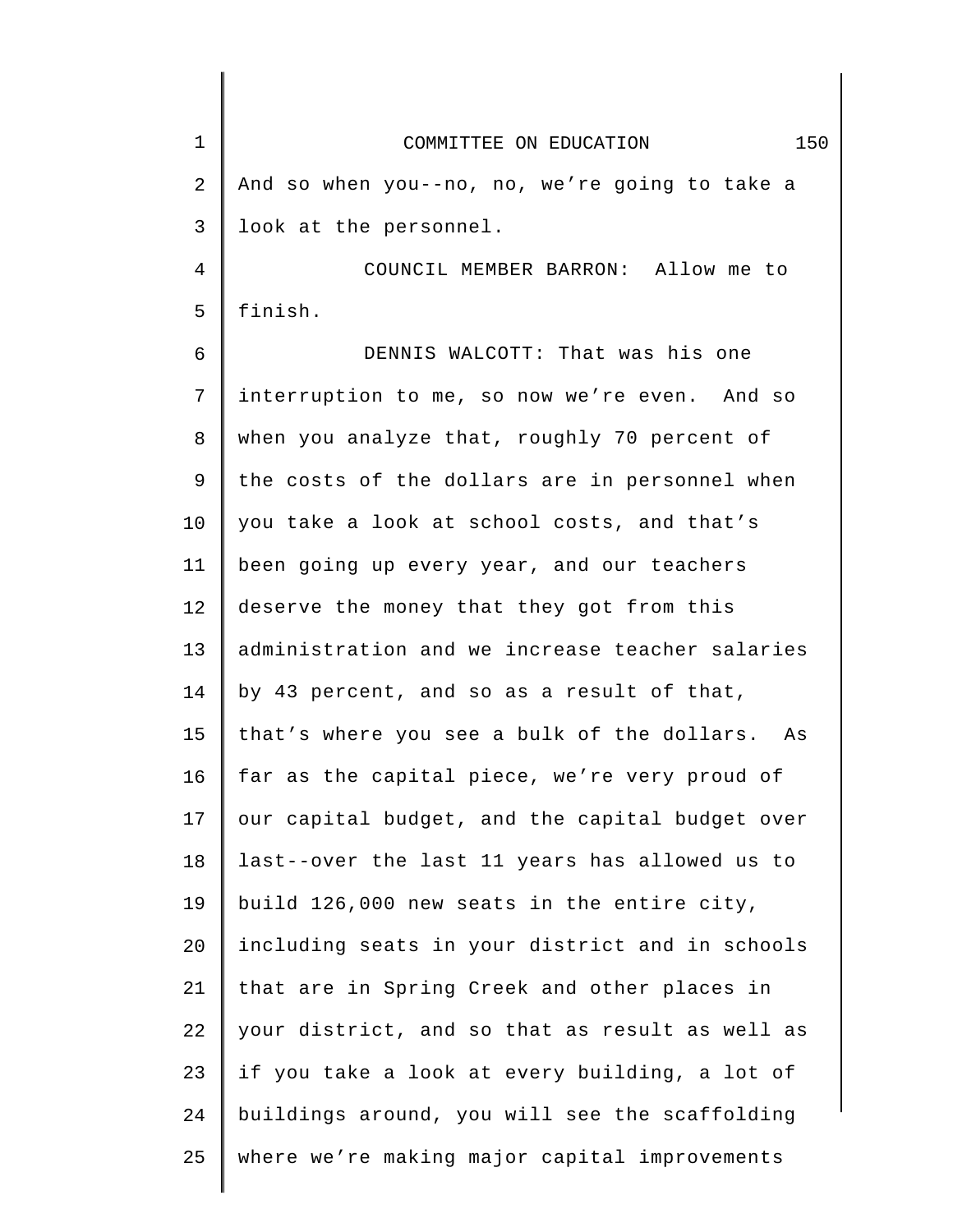And so when you--no, no, we're going to take a look at the personnel.

COUNCIL MEMBER BARRON: Allow me to finish.

DENNIS WALCOTT: That was his one interruption to me, so now we're even. And so when you analyze that, roughly 70 percent of the costs of the dollars are in personnel when you take a look at school costs, and that's been going up every year, and our teachers deserve the money that they got from this administration and we increase teacher salaries by 43 percent, and so as a result of that, that's where you see a bulk of the dollars. As far as the capital piece, we're very proud of our capital budget, and the capital budget over last--over the last 11 years has allowed us to build 126,000 new seats in the entire city, including seats in your district and in schools that are in Spring Creek and other places in your district, and so that as result as well as if you take a look at every building, a lot of buildings around, you will see the scaffolding where we're making major capital improvements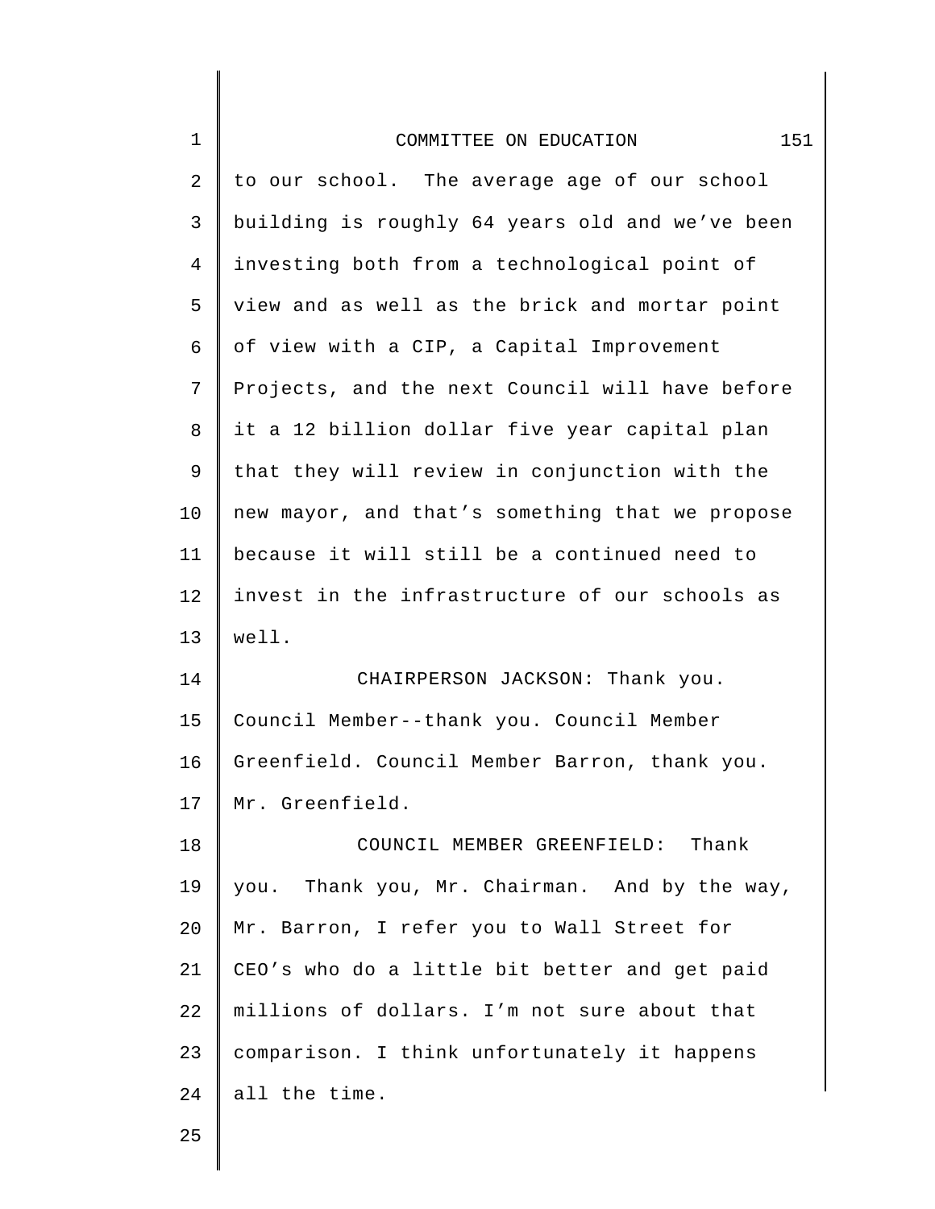to our school. The average age of our school building is roughly 64 years old and we've been investing both from a technological point of view and as well as the brick and mortar point of view with a CIP, a Capital Improvement Projects, and the next Council will have before it a 12 billion dollar five year capital plan that they will review in conjunction with the new mayor, and that's something that we propose because it will still be a continued need to invest in the infrastructure of our schools as well.

CHAIRPERSON JACKSON: Thank you. Council Member--thank you. Council Member Greenfield. Council Member Barron, thank you. Mr. Greenfield.

COUNCIL MEMBER GREENFIELD: Thank you. Thank you, Mr. Chairman. And by the way, Mr. Barron, I refer you to Wall Street for CEO's who do a little bit better and get paid millions of dollars. I'm not sure about that comparison. I think unfortunately it happens all the time.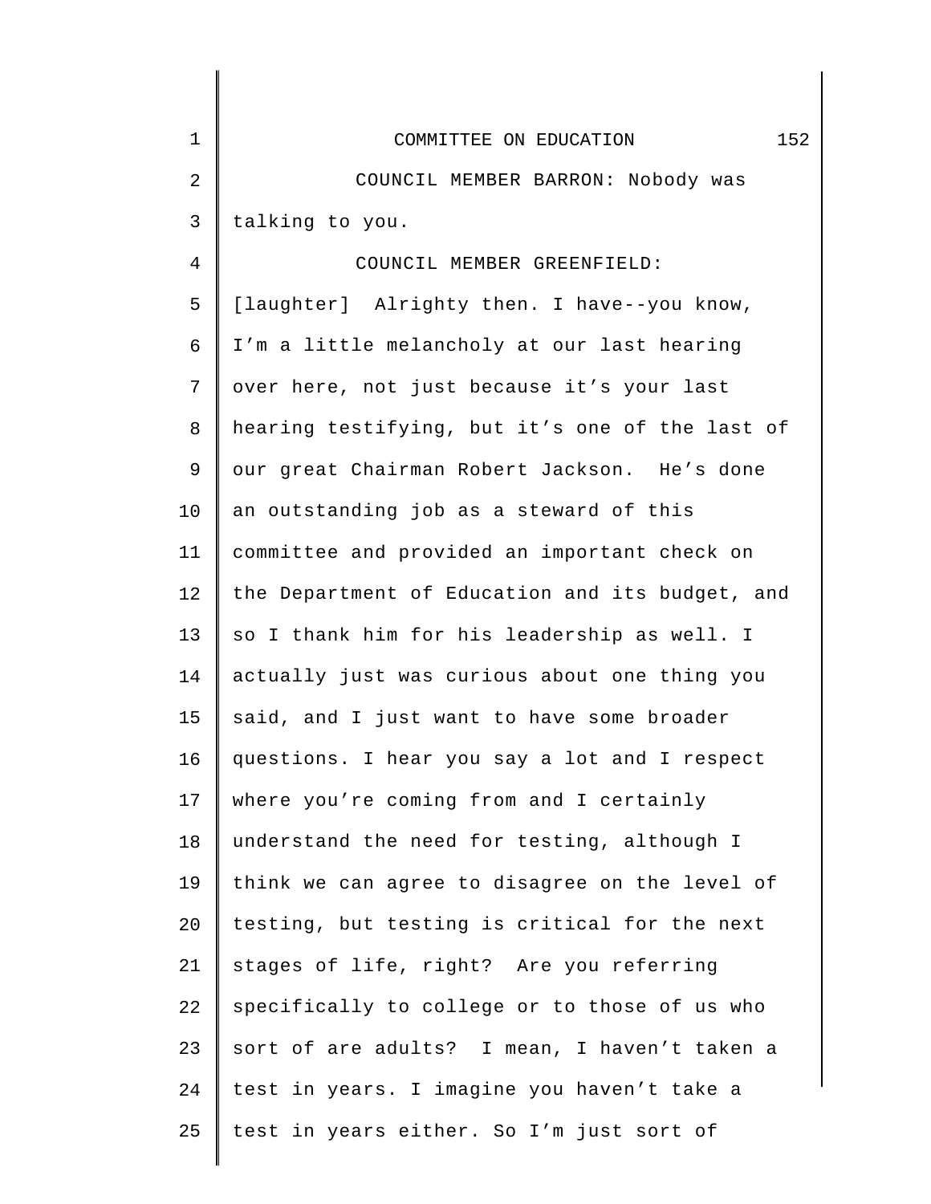COUNCIL MEMBER BARRON: Nobody was talking to you.

COUNCIL MEMBER GREENFIELD: [laughter] Alrighty then. I have--you know, I'm a little melancholy at our last hearing over here, not just because it's your last hearing testifying, but it's one of the last of our great Chairman Robert Jackson. He's done an outstanding job as a steward of this committee and provided an important check on the Department of Education and its budget, and so I thank him for his leadership as well. I actually just was curious about one thing you said, and I just want to have some broader questions. I hear you say a lot and I respect where you're coming from and I certainly understand the need for testing, although I think we can agree to disagree on the level of testing, but testing is critical for the next stages of life, right? Are you referring specifically to college or to those of us who sort of are adults? I mean, I haven't taken a test in years. I imagine you haven't take a test in years either. So I'm just sort of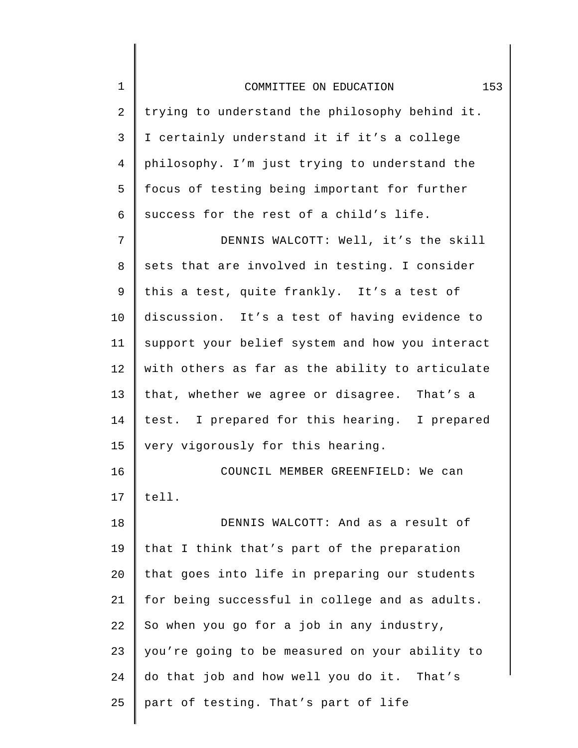trying to understand the philosophy behind it. I certainly understand it if it's a college philosophy. I'm just trying to understand the focus of testing being important for further success for the rest of a child's life.

DENNIS WALCOTT: Well, it's the skill sets that are involved in testing. I consider this a test, quite frankly. It's a test of discussion. It's a test of having evidence to support your belief system and how you interact with others as far as the ability to articulate that, whether we agree or disagree. That's a test. I prepared for this hearing. I prepared very vigorously for this hearing.

COUNCIL MEMBER GREENFIELD: We can tell.

DENNIS WALCOTT: And as a result of that I think that's part of the preparation that goes into life in preparing our students for being successful in college and as adults. So when you go for a job in any industry, you're going to be measured on your ability to do that job and how well you do it. That's part of testing. That's part of life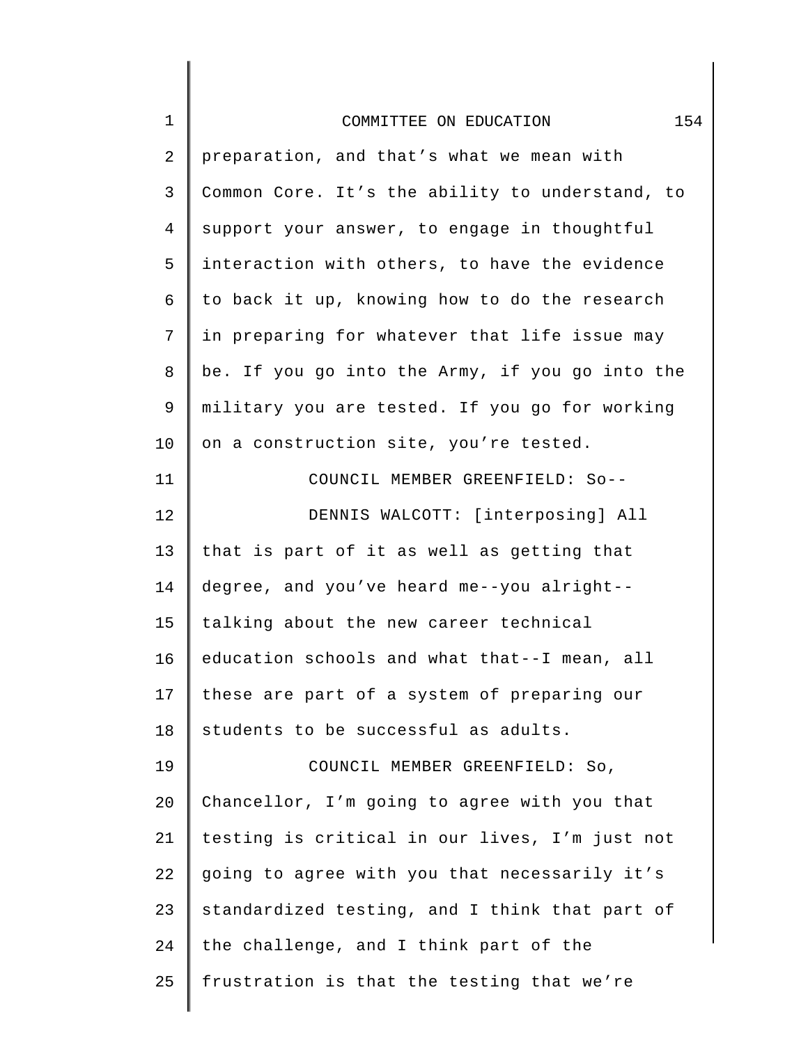preparation, and that's what we mean with Common Core. It's the ability to understand, to support your answer, to engage in thoughtful interaction with others, to have the evidence to back it up, knowing how to do the research in preparing for whatever that life issue may be. If you go into the Army, if you go into the military you are tested. If you go for working on a construction site, you're tested.

COUNCIL MEMBER GREENFIELD: So--

DENNIS WALCOTT: [interposing] All that is part of it as well as getting that degree, and you've heard me--you alright--talking about the new career technical education schools and what that--I mean, all these are part of a system of preparing our students to be successful as adults.

COUNCIL MEMBER GREENFIELD: So, Chancellor, I'm going to agree with you that testing is critical in our lives, I'm just not going to agree with you that necessarily it's standardized testing, and I think that part of the challenge, and I think part of the frustration is that the testing that we're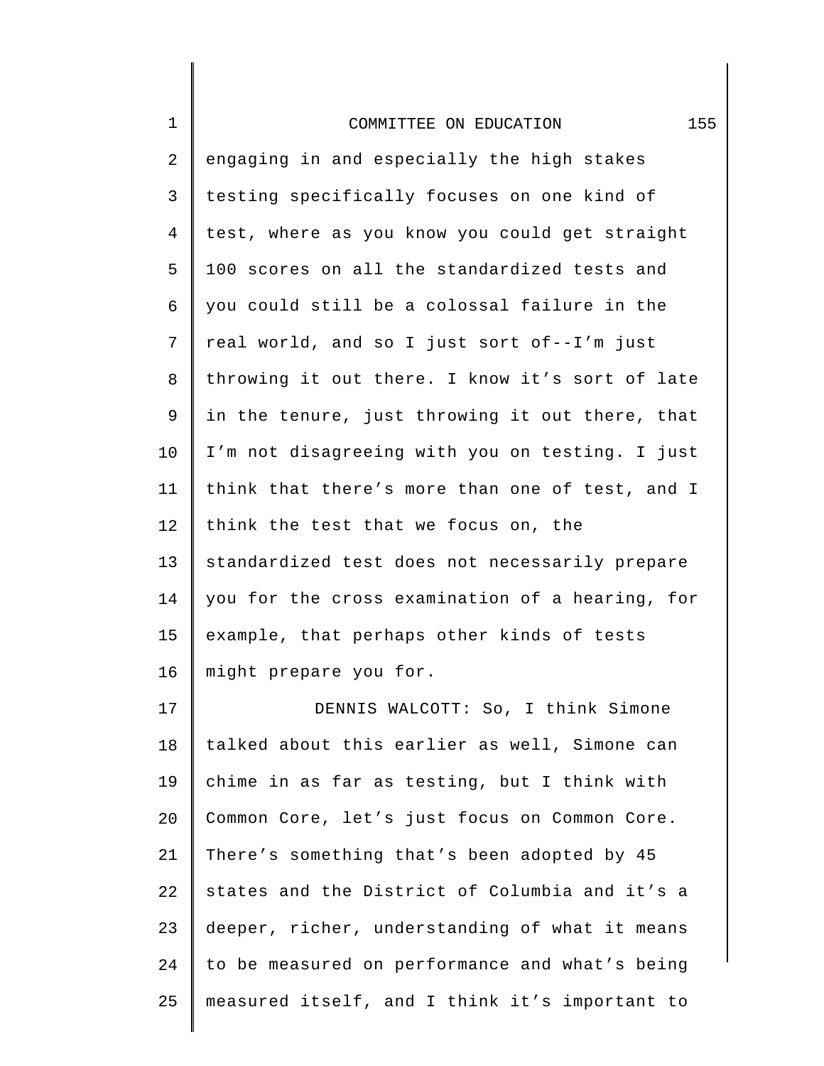engaging in and especially the high stakes testing specifically focuses on one kind of test, where as you know you could get straight 100 scores on all the standardized tests and you could still be a colossal failure in the real world, and so I just sort of--I'm just throwing it out there. I know it's sort of late in the tenure, just throwing it out there, that I'm not disagreeing with you on testing. I just think that there's more than one of test, and I think the test that we focus on, the standardized test does not necessarily prepare you for the cross examination of a hearing, for example, that perhaps other kinds of tests might prepare you for.

DENNIS WALCOTT: So, I think Simone talked about this earlier as well, Simone can chime in as far as testing, but I think with Common Core, let's just focus on Common Core. There's something that's been adopted by 45 states and the District of Columbia and it's a deeper, richer, understanding of what it means to be measured on performance and what's being measured itself, and I think it's important to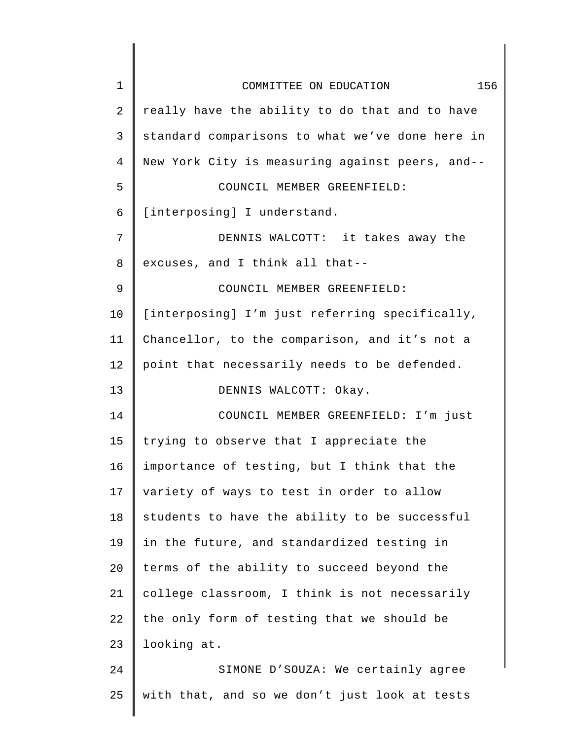really have the ability to do that and to have standard comparisons to what we've done here in New York City is measuring against peers, and--

COUNCIL MEMBER GREENFIELD: [interposing] I understand.

DENNIS WALCOTT: it takes away the excuses, and I think all that--

COUNCIL MEMBER GREENFIELD: [interposing] I'm just referring specifically, Chancellor, to the comparison, and it's not a point that necessarily needs to be defended.

DENNIS WALCOTT: Okay.

COUNCIL MEMBER GREENFIELD: I'm just trying to observe that I appreciate the importance of testing, but I think that the variety of ways to test in order to allow students to have the ability to be successful in the future, and standardized testing in terms of the ability to succeed beyond the college classroom, I think is not necessarily the only form of testing that we should be looking at.

SIMONE D'SOUZA: We certainly agree with that, and so we don't just look at tests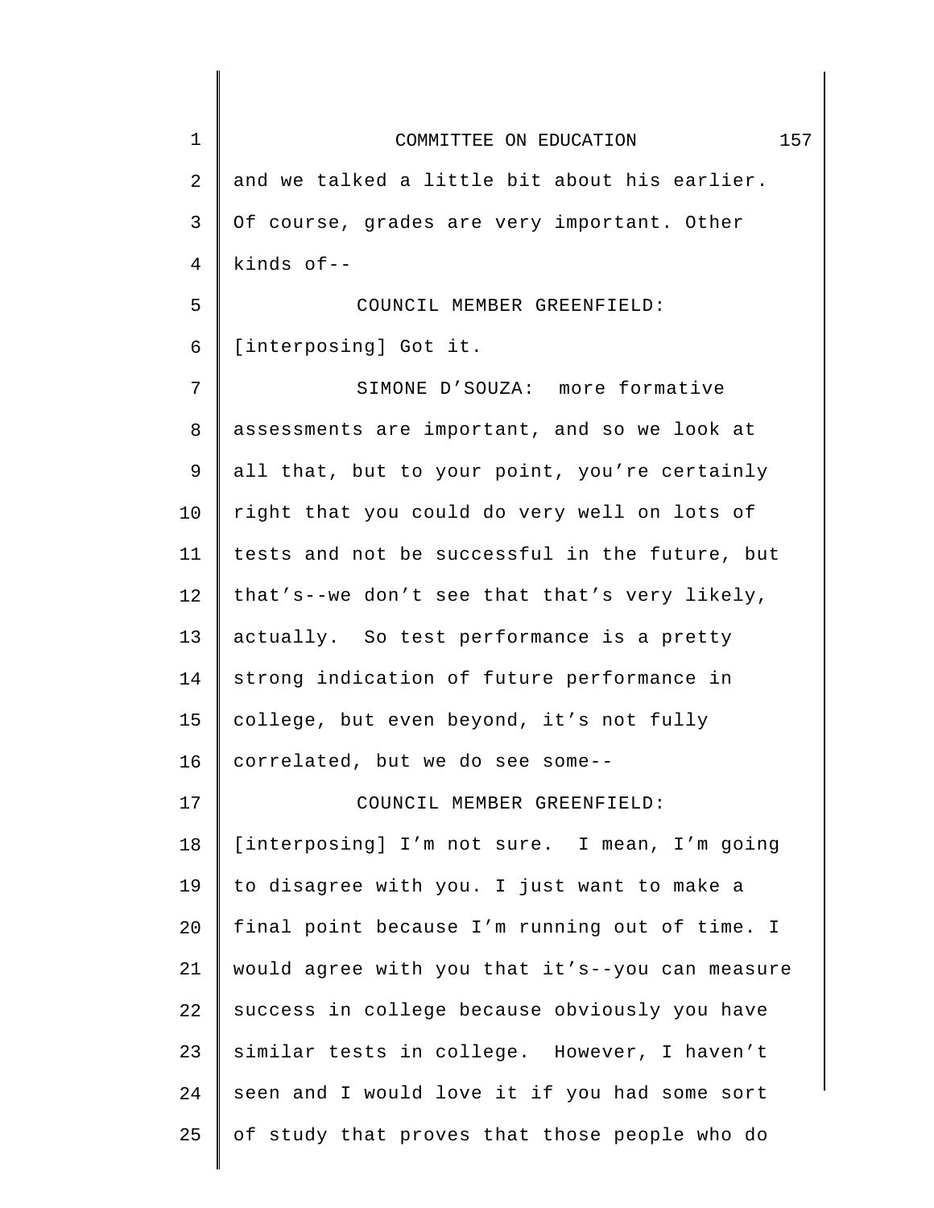and we talked a little bit about his earlier. Of course, grades are very important. Other kinds of--

COUNCIL MEMBER GREENFIELD: [interposing] Got it.

SIMONE D'SOUZA: more formative assessments are important, and so we look at all that, but to your point, you're certainly right that you could do very well on lots of tests and not be successful in the future, but that's--we don't see that that's very likely, actually. So test performance is a pretty strong indication of future performance in college, but even beyond, it's not fully correlated, but we do see some--

COUNCIL MEMBER GREENFIELD: [interposing] I'm not sure. I mean, I'm going to disagree with you. I just want to make a final point because I'm running out of time. I would agree with you that it's--you can measure success in college because obviously you have similar tests in college. However, I haven't seen and I would love it if you had some sort of study that proves that those people who do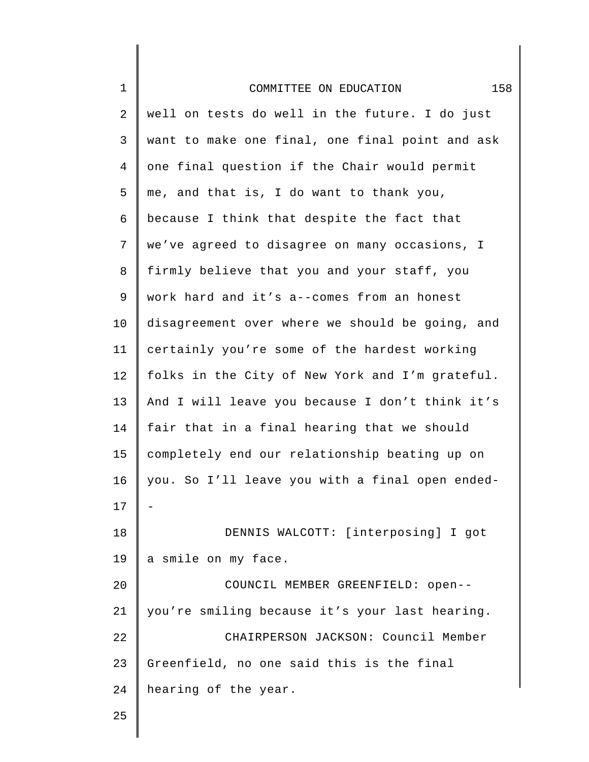well on tests do well in the future. I do just want to make one final, one final point and ask one final question if the Chair would permit me, and that is, I do want to thank you, because I think that despite the fact that we've agreed to disagree on many occasions, I firmly believe that you and your staff, you work hard and it's a--comes from an honest disagreement over where we should be going, and certainly you're some of the hardest working folks in the City of New York and I'm grateful. And I will leave you because I don't think it's fair that in a final hearing that we should completely end our relationship beating up on you. So I'll leave you with a final open ended--

DENNIS WALCOTT: [interposing] I got a smile on my face.

COUNCIL MEMBER GREENFIELD: open--you're smiling because it's your last hearing.

CHAIRPERSON JACKSON: Council Member Greenfield, no one said this is the final hearing of the year.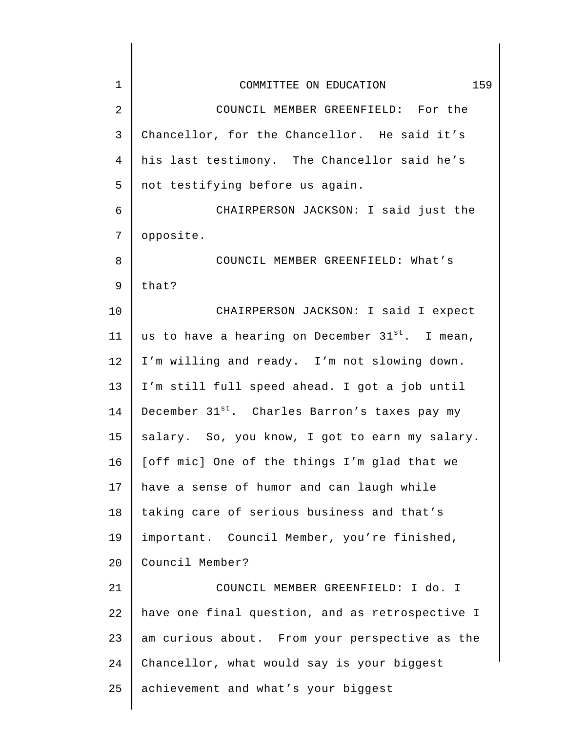COUNCIL MEMBER GREENFIELD: For the Chancellor, for the Chancellor. He said it's his last testimony. The Chancellor said he's not testifying before us again.

CHAIRPERSON JACKSON: I said just the opposite.

COUNCIL MEMBER GREENFIELD: What's that?

CHAIRPERSON JACKSON: I said I expect us to have a hearing on December 31st. I mean, I'm willing and ready. I'm not slowing down. I'm still full speed ahead. I got a job until December 31st. Charles Barron's taxes pay my salary. So, you know, I got to earn my salary. [off mic] One of the things I'm glad that we have a sense of humor and can laugh while taking care of serious business and that's important. Council Member, you're finished, Council Member?

COUNCIL MEMBER GREENFIELD: I do. I have one final question, and as retrospective I am curious about. From your perspective as the Chancellor, what would say is your biggest achievement and what's your biggest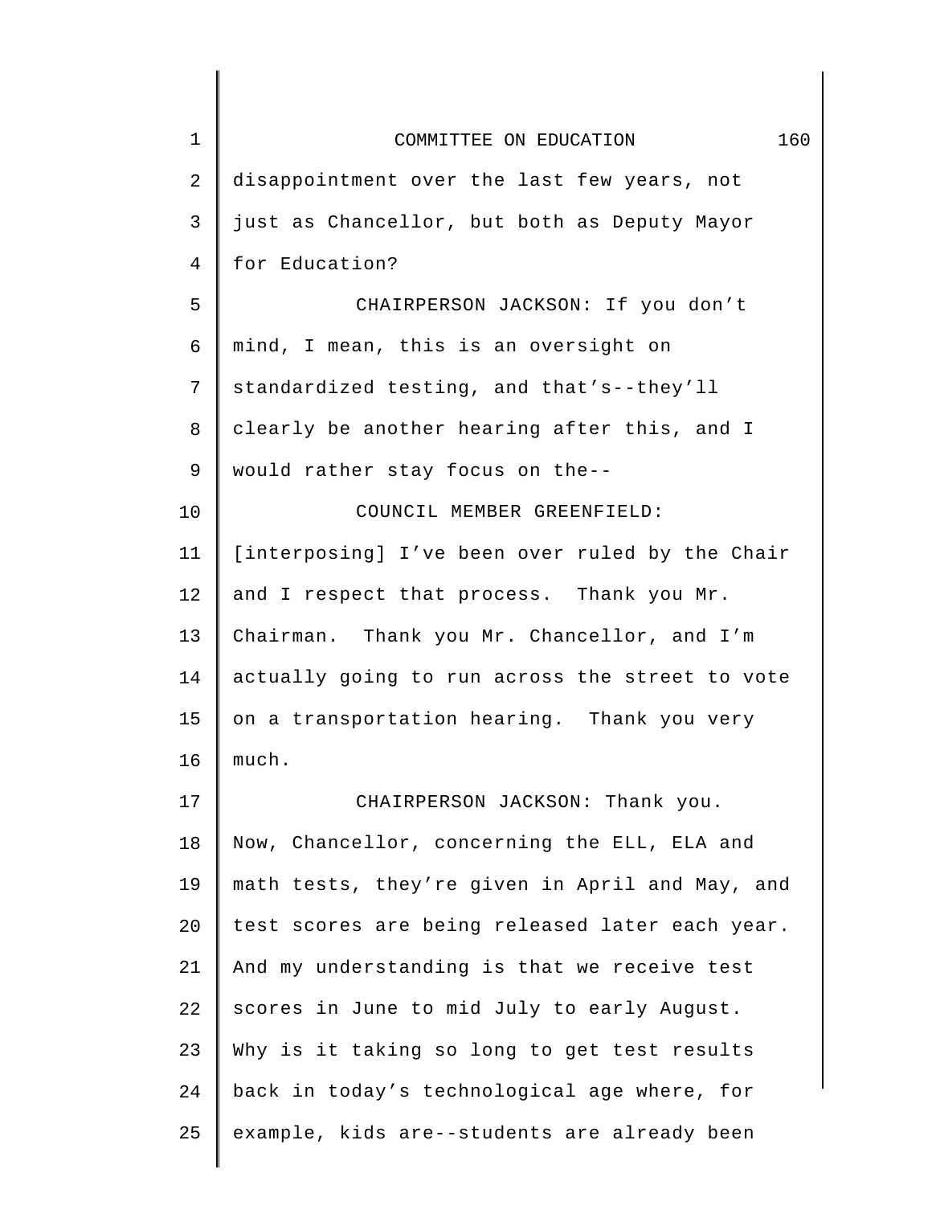disappointment over the last few years, not just as Chancellor, but both as Deputy Mayor for Education?

CHAIRPERSON JACKSON: If you don't mind, I mean, this is an oversight on standardized testing, and that's--they'll clearly be another hearing after this, and I would rather stay focus on the--

COUNCIL MEMBER GREENFIELD: [interposing] I've been over ruled by the Chair and I respect that process. Thank you Mr. Chairman. Thank you Mr. Chancellor, and I'm actually going to run across the street to vote on a transportation hearing. Thank you very much.

CHAIRPERSON JACKSON: Thank you. Now, Chancellor, concerning the ELL, ELA and math tests, they're given in April and May, and test scores are being released later each year. And my understanding is that we receive test scores in June to mid July to early August. Why is it taking so long to get test results back in today's technological age where, for example, kids are--students are already been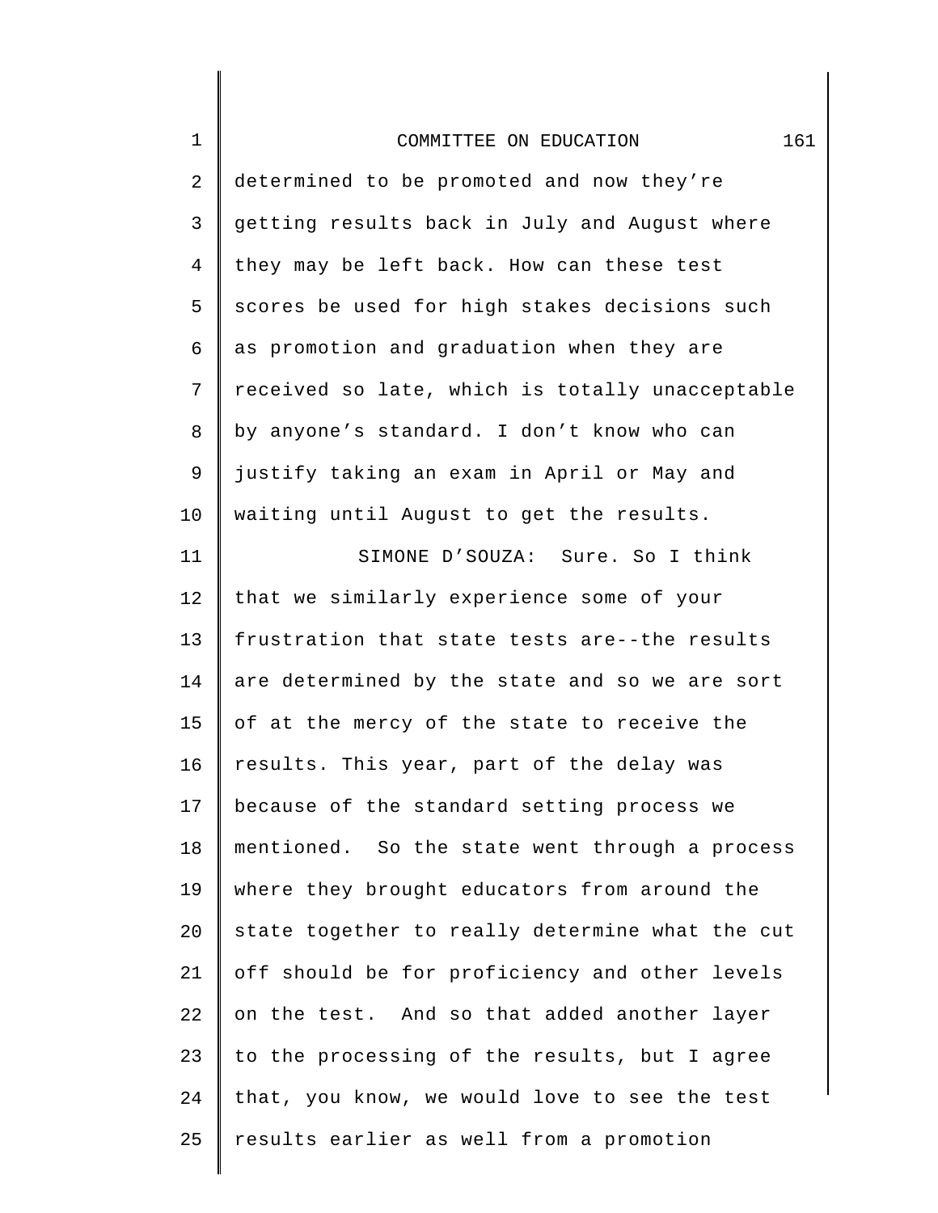determined to be promoted and now they're getting results back in July and August where they may be left back. How can these test scores be used for high stakes decisions such as promotion and graduation when they are received so late, which is totally unacceptable by anyone's standard. I don't know who can justify taking an exam in April or May and waiting until August to get the results.

SIMONE D'SOUZA: Sure. So I think that we similarly experience some of your frustration that state tests are--the results are determined by the state and so we are sort of at the mercy of the state to receive the results. This year, part of the delay was because of the standard setting process we mentioned. So the state went through a process where they brought educators from around the state together to really determine what the cut off should be for proficiency and other levels on the test. And so that added another layer to the processing of the results, but I agree that, you know, we would love to see the test results earlier as well from a promotion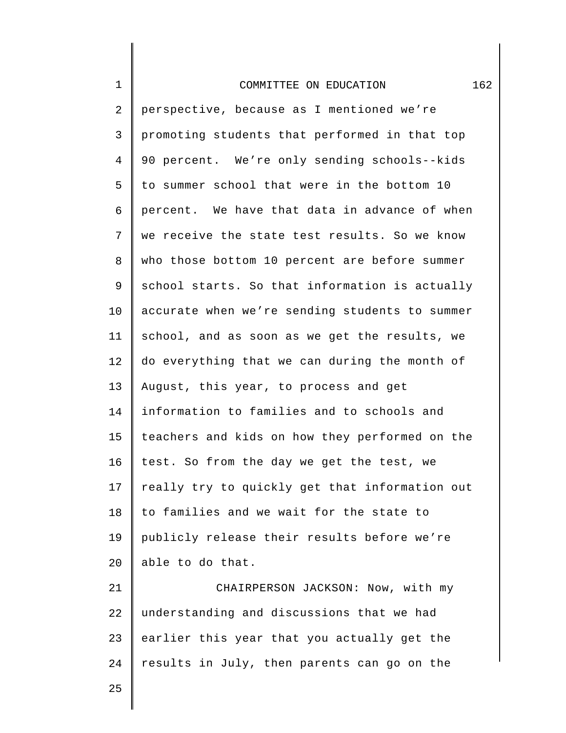perspective, because as I mentioned we're promoting students that performed in that top 90 percent. We're only sending schools--kids to summer school that were in the bottom 10 percent. We have that data in advance of when we receive the state test results. So we know who those bottom 10 percent are before summer school starts. So that information is actually accurate when we're sending students to summer school, and as soon as we get the results, we do everything that we can during the month of August, this year, to process and get information to families and to schools and teachers and kids on how they performed on the test. So from the day we get the test, we really try to quickly get that information out to families and we wait for the state to publicly release their results before we're able to do that.

CHAIRPERSON JACKSON: Now, with my understanding and discussions that we had earlier this year that you actually get the results in July, then parents can go on the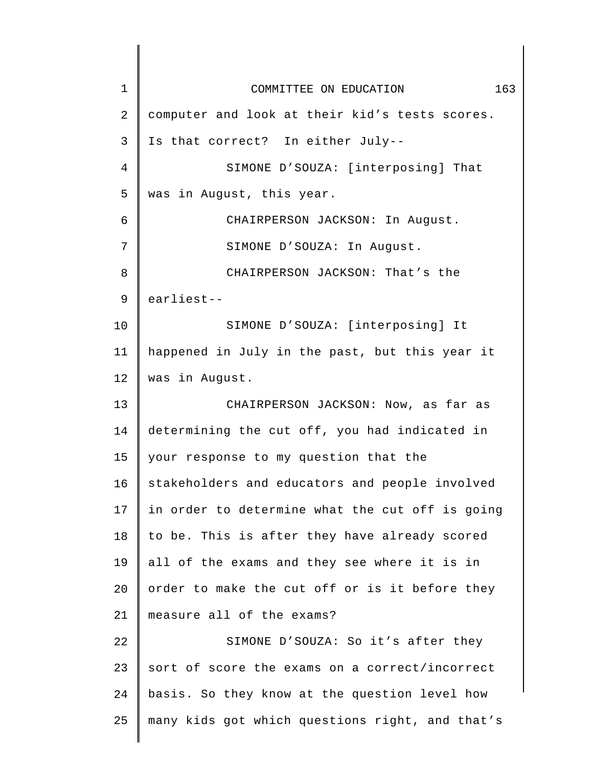computer and look at their kid's tests scores. Is that correct? In either July--

SIMONE D'SOUZA: [interposing] That was in August, this year.

CHAIRPERSON JACKSON: In August.

SIMONE D'SOUZA: In August.

CHAIRPERSON JACKSON: That's the earliest--

SIMONE D'SOUZA: [interposing] It happened in July in the past, but this year it was in August.

CHAIRPERSON JACKSON: Now, as far as determining the cut off, you had indicated in your response to my question that the stakeholders and educators and people involved in order to determine what the cut off is going to be. This is after they have already scored all of the exams and they see where it is in order to make the cut off or is it before they measure all of the exams?

SIMONE D'SOUZA: So it's after they sort of score the exams on a correct/incorrect basis. So they know at the question level how many kids got which questions right, and that's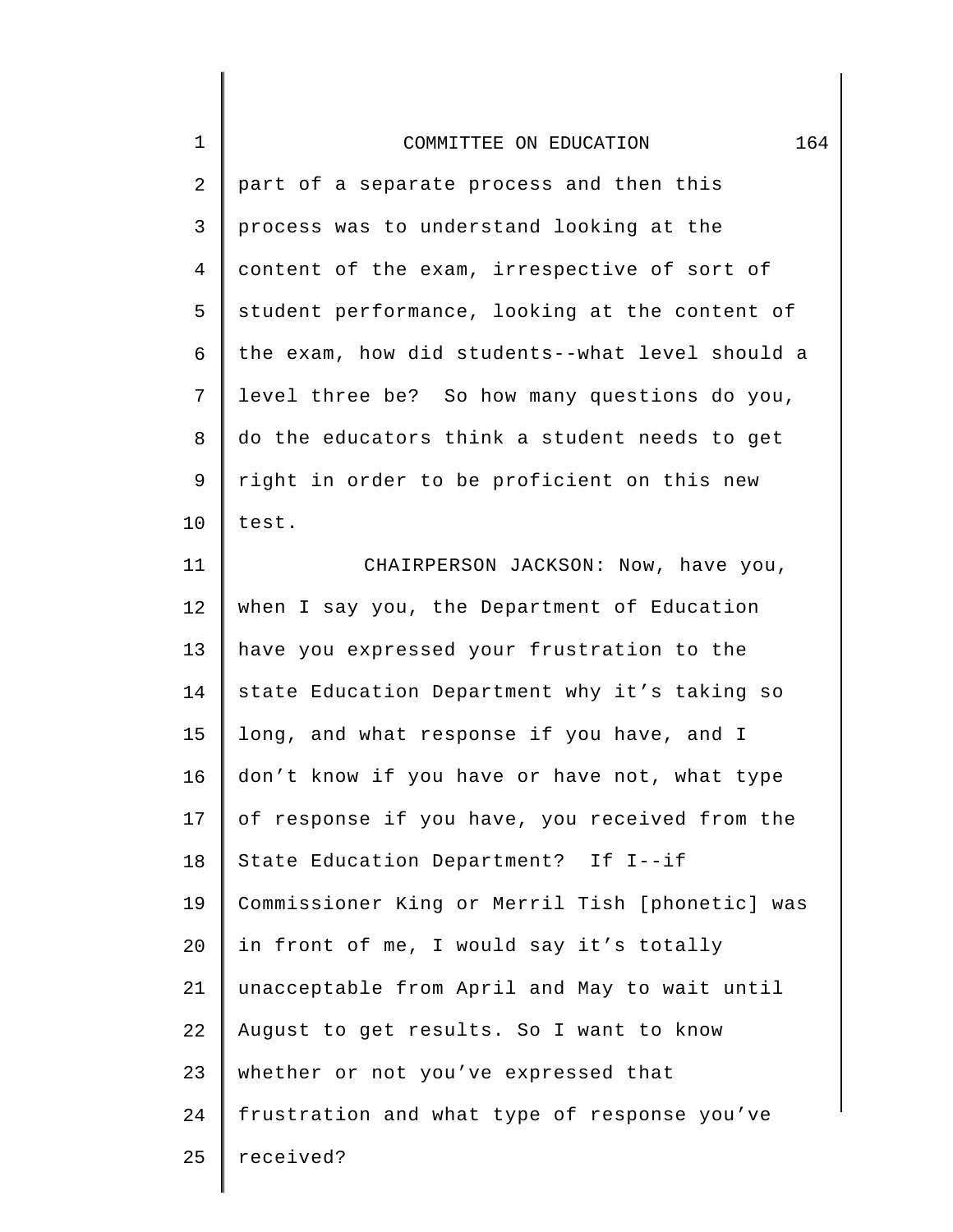part of a separate process and then this process was to understand looking at the content of the exam, irrespective of sort of student performance, looking at the content of the exam, how did students--what level should a level three be? So how many questions do you, do the educators think a student needs to get right in order to be proficient on this new test.

CHAIRPERSON JACKSON: Now, have you, when I say you, the Department of Education have you expressed your frustration to the state Education Department why it's taking so long, and what response if you have, and I don't know if you have or have not, what type of response if you have, you received from the State Education Department? If I--if Commissioner King or Merril Tish [phonetic] was in front of me, I would say it's totally unacceptable from April and May to wait until August to get results. So I want to know whether or not you've expressed that frustration and what type of response you've received?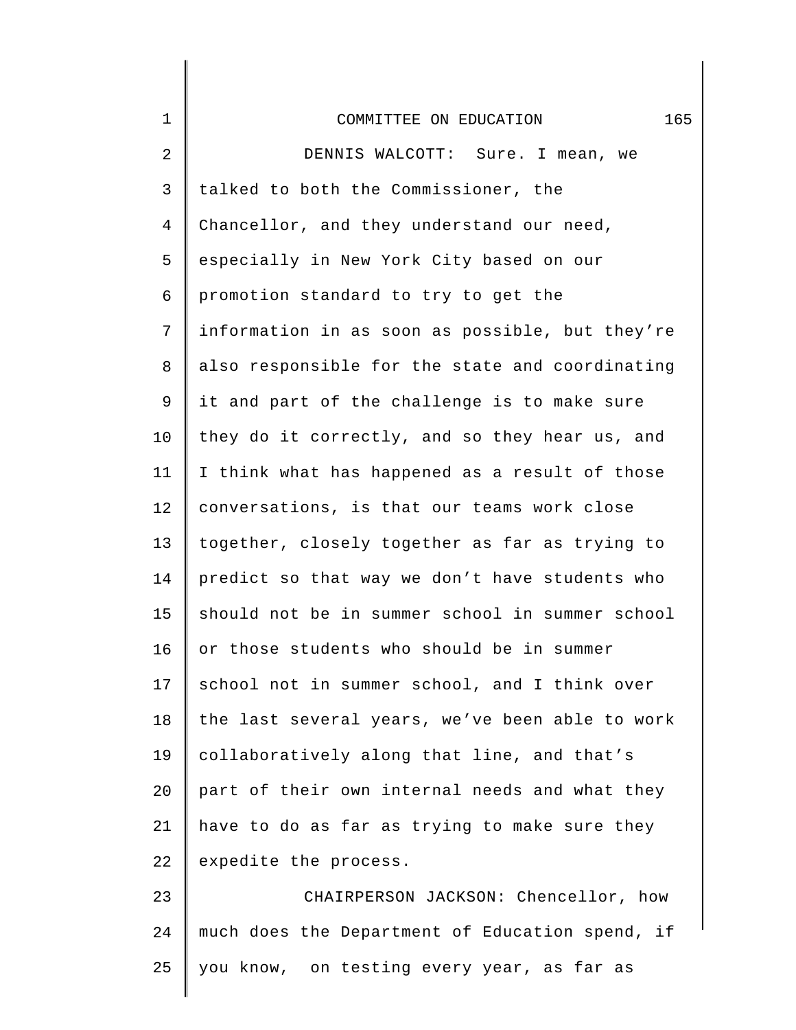DENNIS WALCOTT: Sure. I mean, we talked to both the Commissioner, the Chancellor, and they understand our need, especially in New York City based on our promotion standard to try to get the information in as soon as possible, but they're also responsible for the state and coordinating it and part of the challenge is to make sure they do it correctly, and so they hear us, and I think what has happened as a result of those conversations, is that our teams work close together, closely together as far as trying to predict so that way we don't have students who should not be in summer school in summer school or those students who should be in summer school not in summer school, and I think over the last several years, we've been able to work collaboratively along that line, and that's part of their own internal needs and what they have to do as far as trying to make sure they expedite the process.

CHAIRPERSON JACKSON: Chencellor, how much does the Department of Education spend, if you know, on testing every year, as far as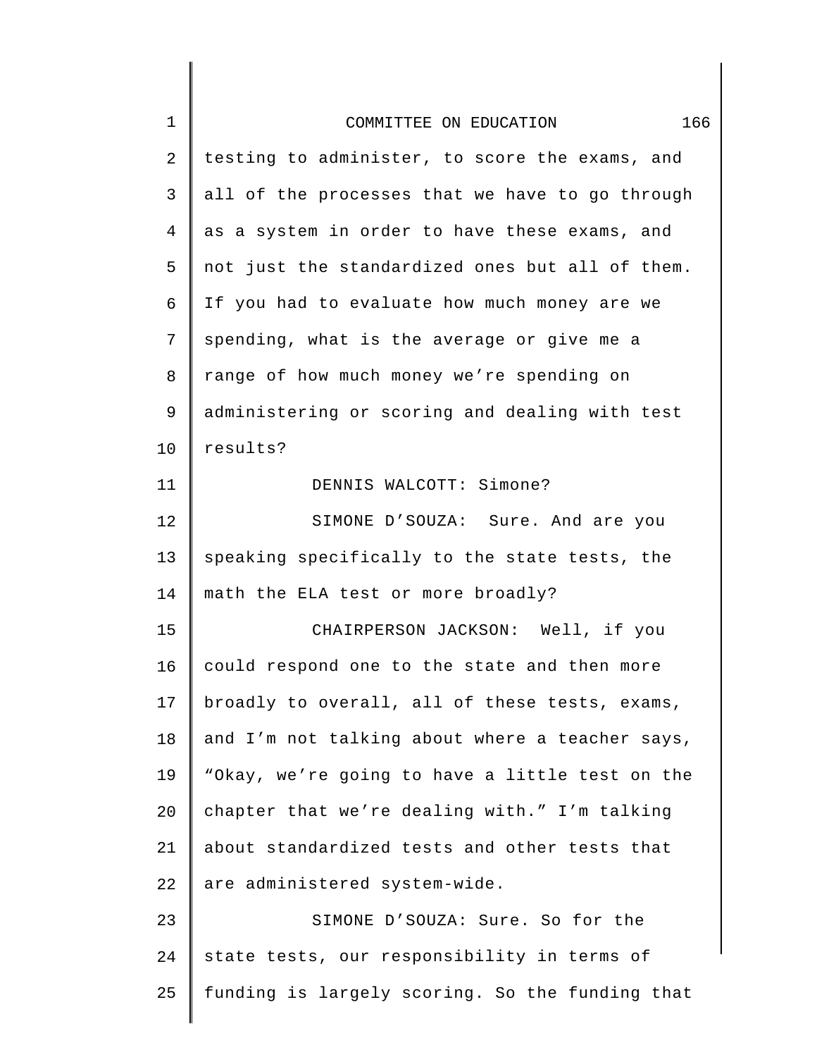testing to administer, to score the exams, and all of the processes that we have to go through as a system in order to have these exams, and not just the standardized ones but all of them. If you had to evaluate how much money are we spending, what is the average or give me a range of how much money we're spending on administering or scoring and dealing with test results?

DENNIS WALCOTT: Simone?

SIMONE D'SOUZA: Sure. And are you speaking specifically to the state tests, the math the ELA test or more broadly?

CHAIRPERSON JACKSON: Well, if you could respond one to the state and then more broadly to overall, all of these tests, exams, and I'm not talking about where a teacher says, "Okay, we're going to have a little test on the chapter that we're dealing with." I'm talking about standardized tests and other tests that are administered system-wide.

SIMONE D'SOUZA: Sure. So for the state tests, our responsibility in terms of funding is largely scoring. So the funding that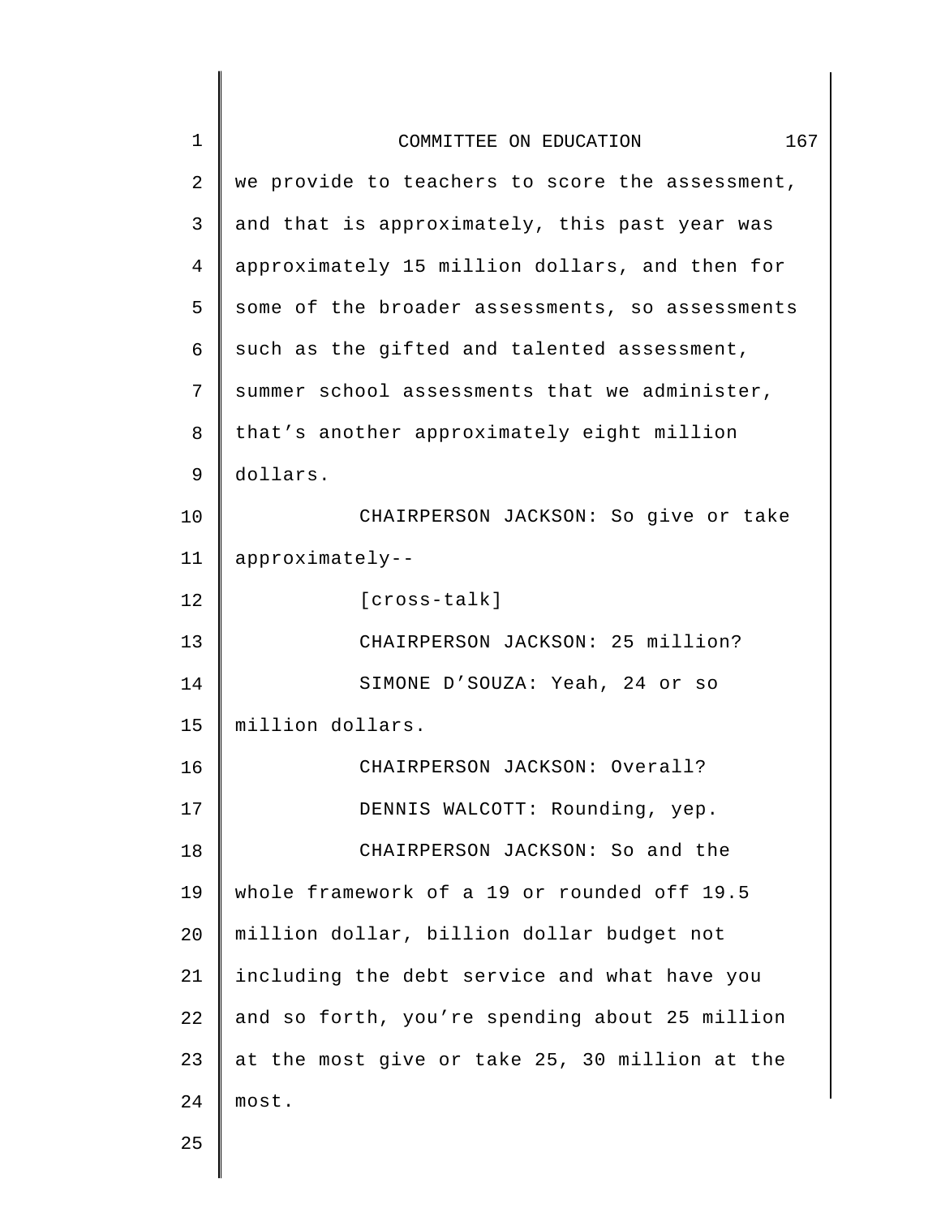we provide to teachers to score the assessment, and that is approximately, this past year was approximately 15 million dollars, and then for some of the broader assessments, so assessments such as the gifted and talented assessment, summer school assessments that we administer, that's another approximately eight million dollars.

CHAIRPERSON JACKSON: So give or take approximately--

[cross-talk]

CHAIRPERSON JACKSON: 25 million?

SIMONE D'SOUZA: Yeah, 24 or so million dollars.

CHAIRPERSON JACKSON: Overall?

DENNIS WALCOTT: Rounding, yep.

CHAIRPERSON JACKSON: So and the whole framework of a 19 or rounded off 19.5 million dollar, billion dollar budget not including the debt service and what have you and so forth, you're spending about 25 million at the most give or take 25, 30 million at the most.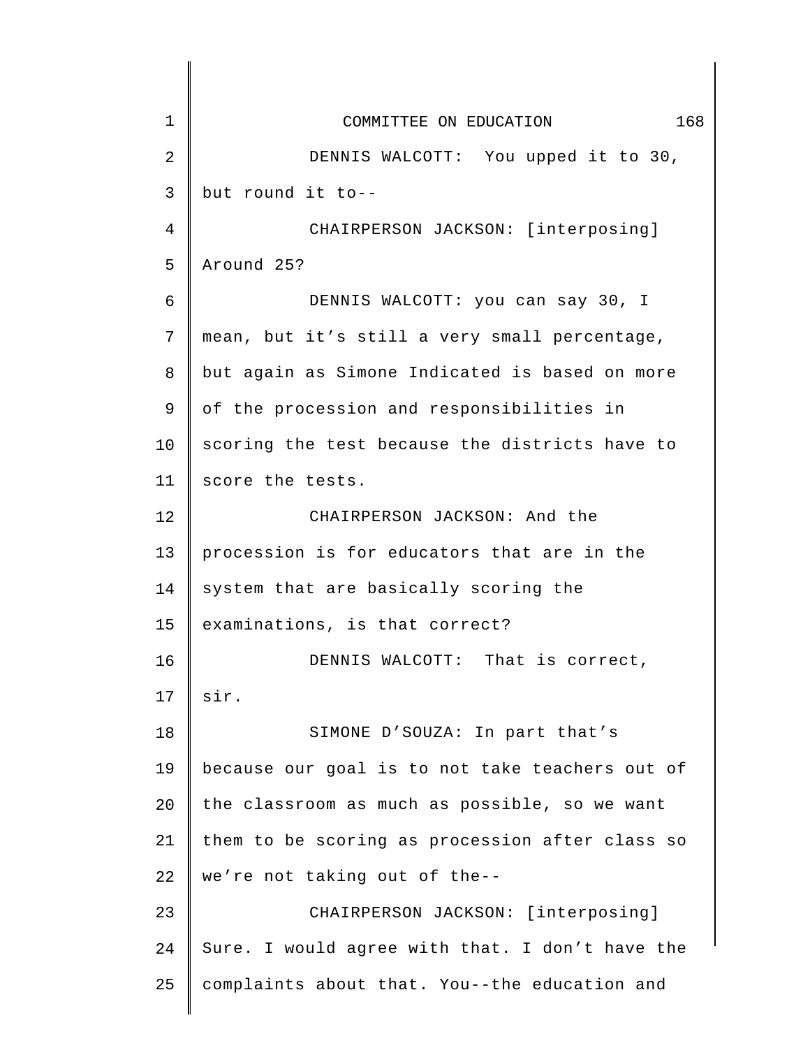DENNIS WALCOTT: You upped it to 30, but round it to--

CHAIRPERSON JACKSON: [interposing] Around 25?

DENNIS WALCOTT: you can say 30, I mean, but it's still a very small percentage, but again as Simone Indicated is based on more of the procession and responsibilities in scoring the test because the districts have to score the tests.

CHAIRPERSON JACKSON: And the procession is for educators that are in the system that are basically scoring the examinations, is that correct?

DENNIS WALCOTT: That is correct, sir.

SIMONE D'SOUZA: In part that's because our goal is to not take teachers out of the classroom as much as possible, so we want them to be scoring as procession after class so we're not taking out of the--

CHAIRPERSON JACKSON: [interposing] Sure. I would agree with that. I don't have the complaints about that. You--the education and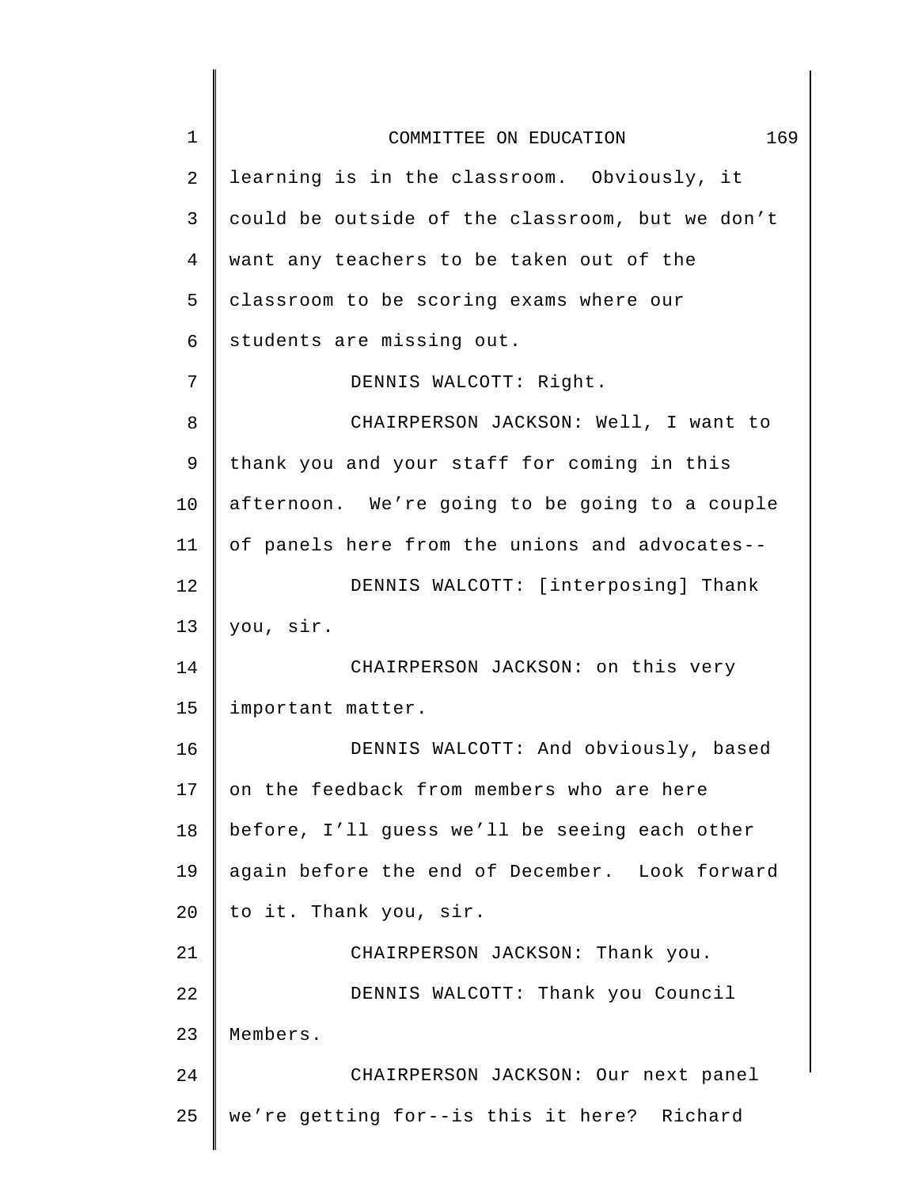learning is in the classroom. Obviously, it could be outside of the classroom, but we don't want any teachers to be taken out of the classroom to be scoring exams where our students are missing out.

DENNIS WALCOTT: Right.

CHAIRPERSON JACKSON: Well, I want to thank you and your staff for coming in this afternoon. We're going to be going to a couple of panels here from the unions and advocates--

DENNIS WALCOTT: [interposing] Thank you, sir.

CHAIRPERSON JACKSON: on this very important matter.

DENNIS WALCOTT: And obviously, based on the feedback from members who are here before, I'll guess we'll be seeing each other again before the end of December. Look forward to it. Thank you, sir.

CHAIRPERSON JACKSON: Thank you.

DENNIS WALCOTT: Thank you Council Members.

CHAIRPERSON JACKSON: Our next panel we're getting for--is this it here? Richard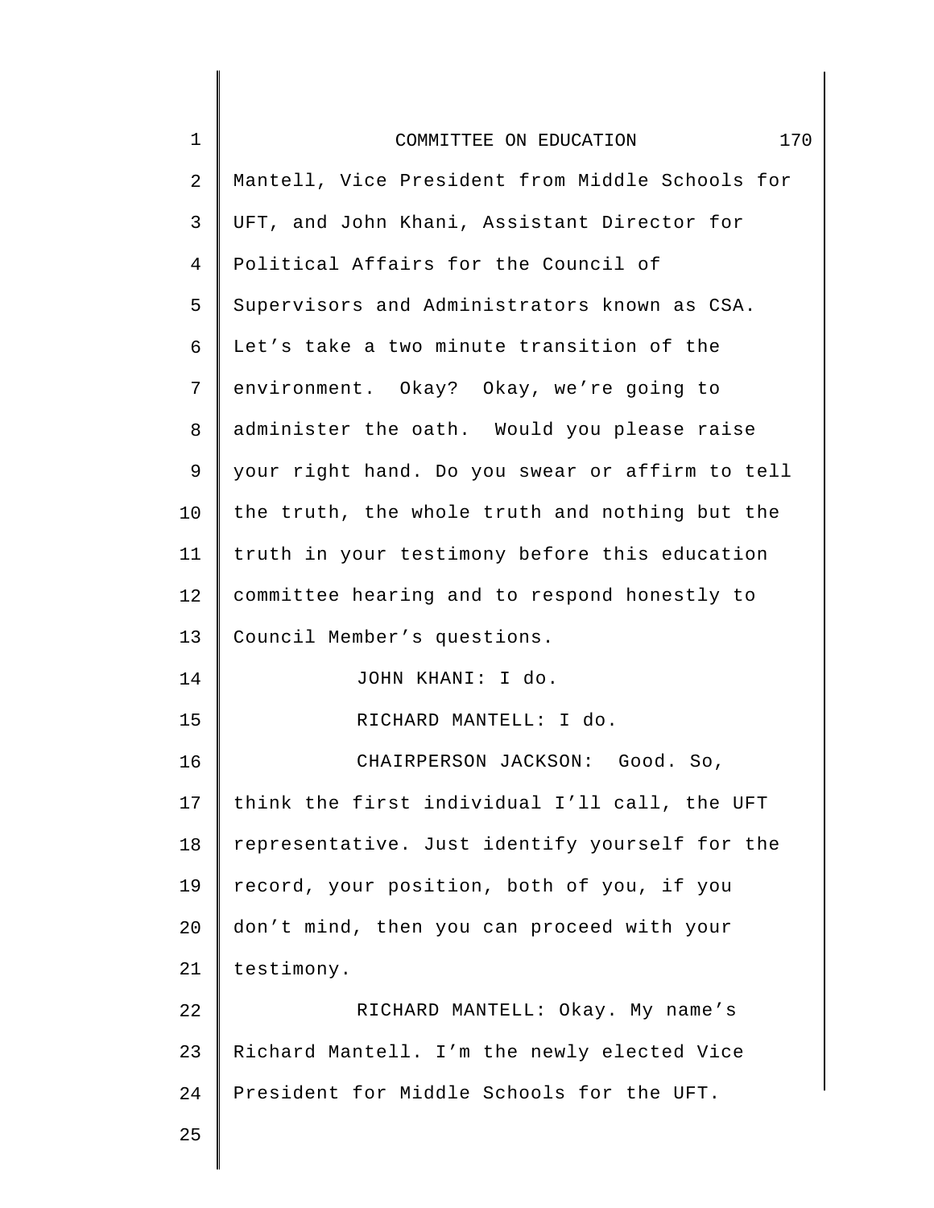Mantell, Vice President from Middle Schools for UFT, and John Khani, Assistant Director for Political Affairs for the Council of Supervisors and Administrators known as CSA. Let's take a two minute transition of the environment. Okay? Okay, we're going to administer the oath. Would you please raise your right hand. Do you swear or affirm to tell the truth, the whole truth and nothing but the truth in your testimony before this education committee hearing and to respond honestly to Council Member's questions.

JOHN KHANI: I do.

RICHARD MANTELL: I do.

CHAIRPERSON JACKSON: Good. So, think the first individual I'll call, the UFT representative. Just identify yourself for the record, your position, both of you, if you don't mind, then you can proceed with your testimony.

RICHARD MANTELL: Okay. My name's Richard Mantell. I'm the newly elected Vice President for Middle Schools for the UFT.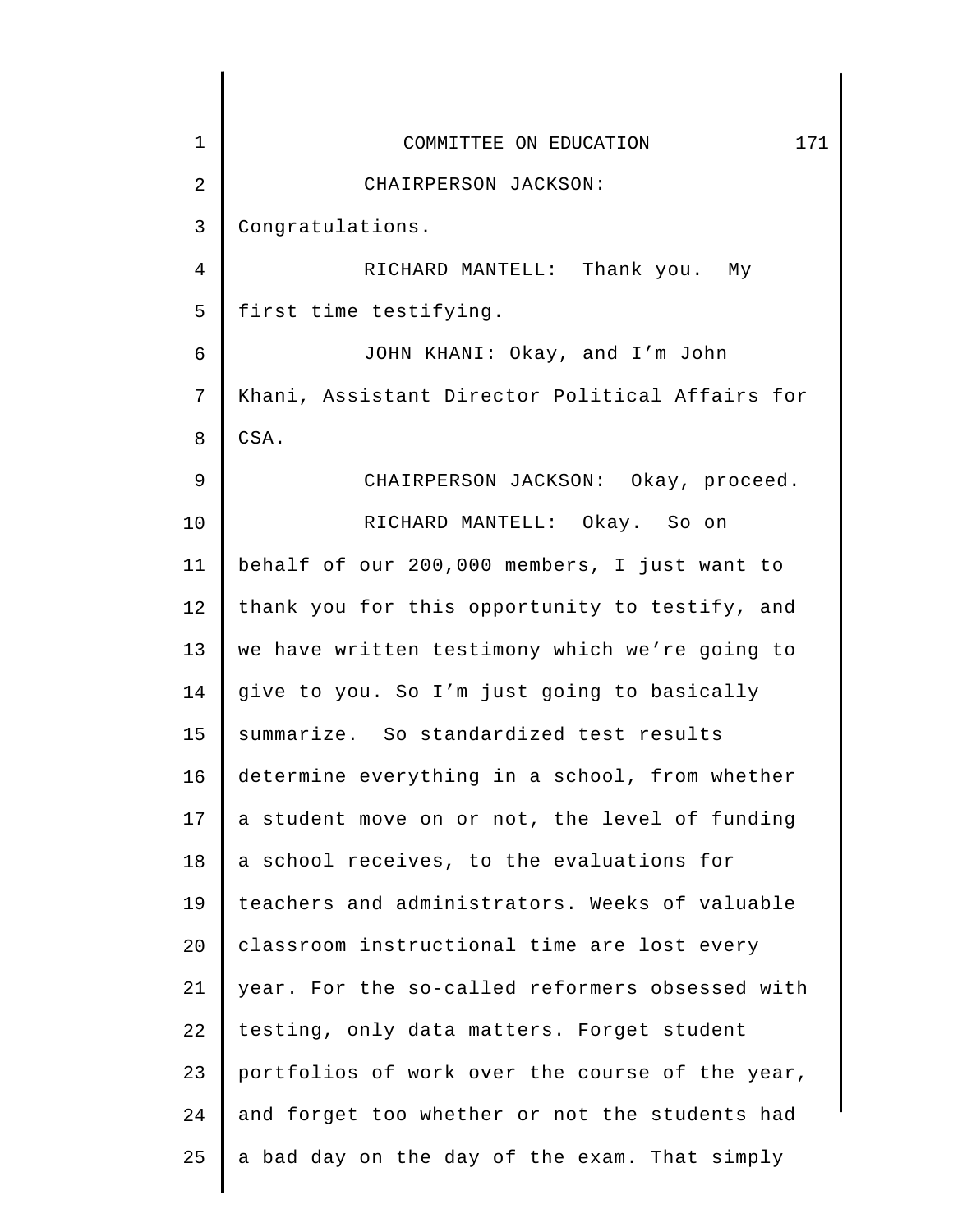CHAIRPERSON JACKSON: Congratulations.

RICHARD MANTELL: Thank you. My first time testifying.

JOHN KHANI: Okay, and I'm John Khani, Assistant Director Political Affairs for CSA.

CHAIRPERSON JACKSON: Okay, proceed.

RICHARD MANTELL: Okay. So on behalf of our 200,000 members, I just want to thank you for this opportunity to testify, and we have written testimony which we're going to give to you. So I'm just going to basically summarize. So standardized test results determine everything in a school, from whether a student move on or not, the level of funding a school receives, to the evaluations for teachers and administrators. Weeks of valuable classroom instructional time are lost every year. For the so-called reformers obsessed with testing, only data matters. Forget student portfolios of work over the course of the year, and forget too whether or not the students had a bad day on the day of the exam. That simply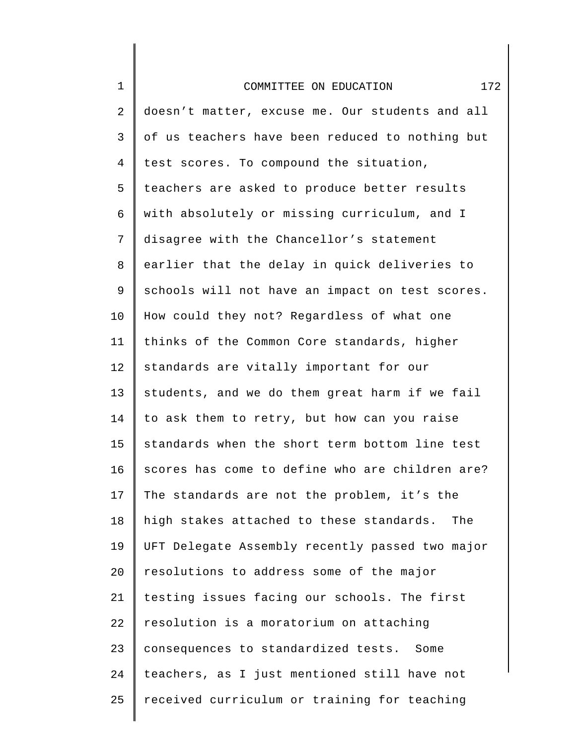doesn't matter, excuse me. Our students and all of us teachers have been reduced to nothing but test scores. To compound the situation, teachers are asked to produce better results with absolutely or missing curriculum, and I disagree with the Chancellor's statement earlier that the delay in quick deliveries to schools will not have an impact on test scores. How could they not? Regardless of what one thinks of the Common Core standards, higher standards are vitally important for our students, and we do them great harm if we fail to ask them to retry, but how can you raise standards when the short term bottom line test scores has come to define who are children are? The standards are not the problem, it's the high stakes attached to these standards. The UFT Delegate Assembly recently passed two major resolutions to address some of the major testing issues facing our schools. The first resolution is a moratorium on attaching consequences to standardized tests. Some teachers, as I just mentioned still have not received curriculum or training for teaching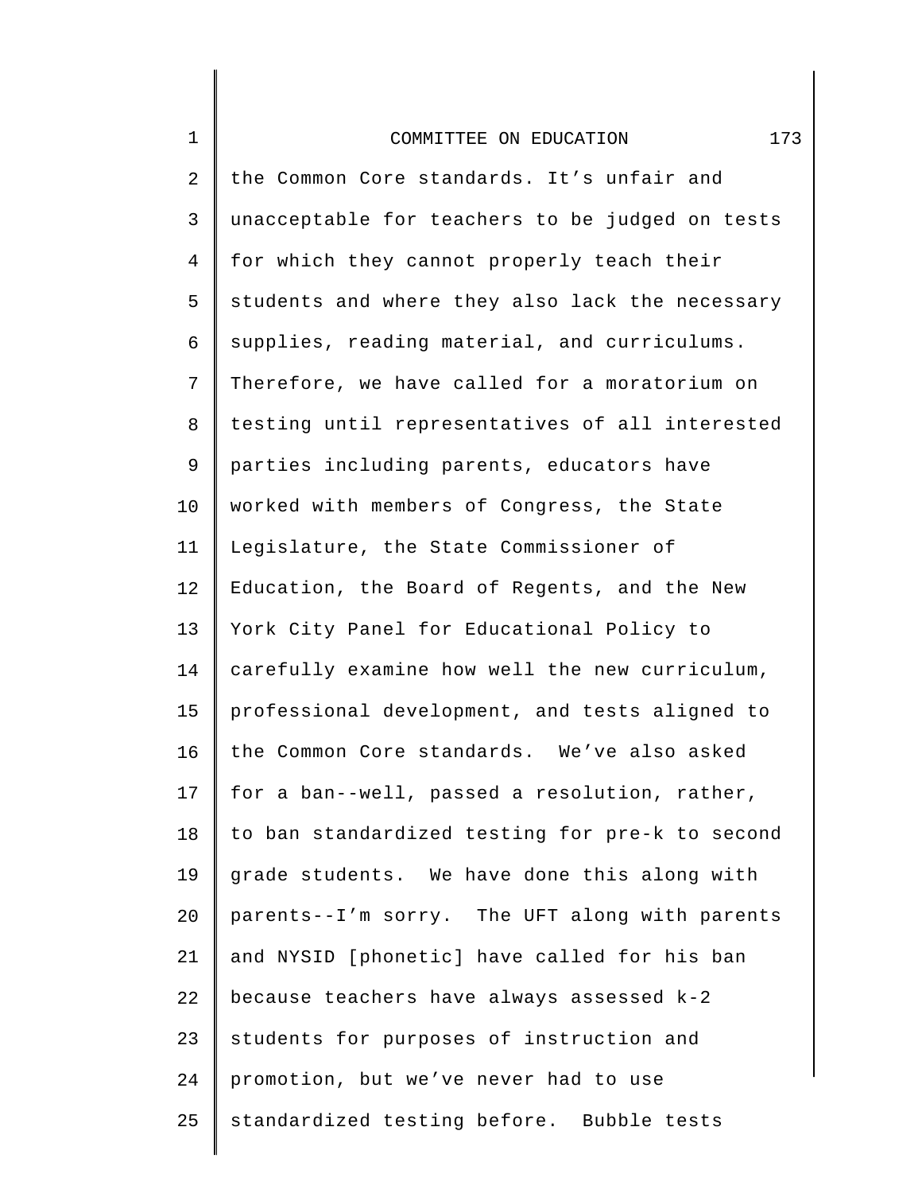the Common Core standards. It's unfair and unacceptable for teachers to be judged on tests for which they cannot properly teach their students and where they also lack the necessary supplies, reading material, and curriculums. Therefore, we have called for a moratorium on testing until representatives of all interested parties including parents, educators have worked with members of Congress, the State Legislature, the State Commissioner of Education, the Board of Regents, and the New York City Panel for Educational Policy to carefully examine how well the new curriculum, professional development, and tests aligned to the Common Core standards. We've also asked for a ban--well, passed a resolution, rather, to ban standardized testing for pre-k to second grade students. We have done this along with parents--I'm sorry. The UFT along with parents and NYSID [phonetic] have called for his ban because teachers have always assessed k-2 students for purposes of instruction and promotion, but we've never had to use standardized testing before. Bubble tests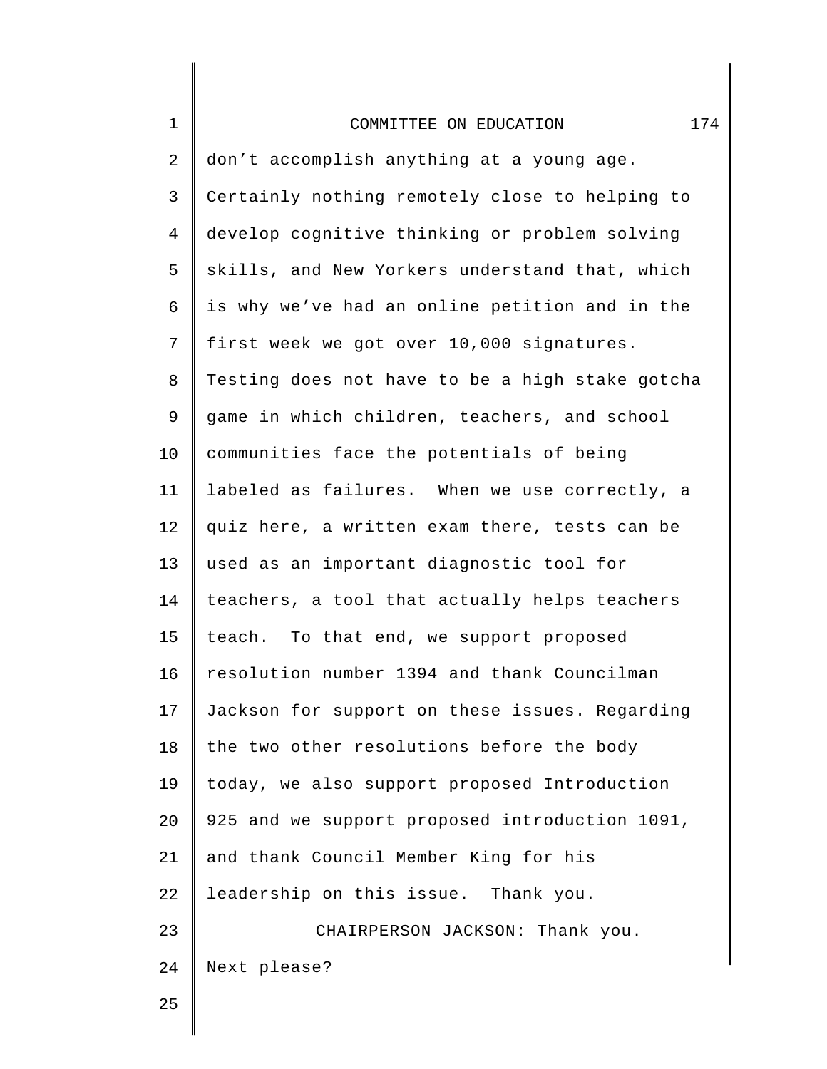don't accomplish anything at a young age. Certainly nothing remotely close to helping to develop cognitive thinking or problem solving skills, and New Yorkers understand that, which is why we've had an online petition and in the first week we got over 10,000 signatures. Testing does not have to be a high stake gotcha game in which children, teachers, and school communities face the potentials of being labeled as failures. When we use correctly, a quiz here, a written exam there, tests can be used as an important diagnostic tool for teachers, a tool that actually helps teachers teach. To that end, we support proposed resolution number 1394 and thank Councilman Jackson for support on these issues. Regarding the two other resolutions before the body today, we also support proposed Introduction 925 and we support proposed introduction 1091, and thank Council Member King for his leadership on this issue. Thank you.

CHAIRPERSON JACKSON: Thank you. Next please?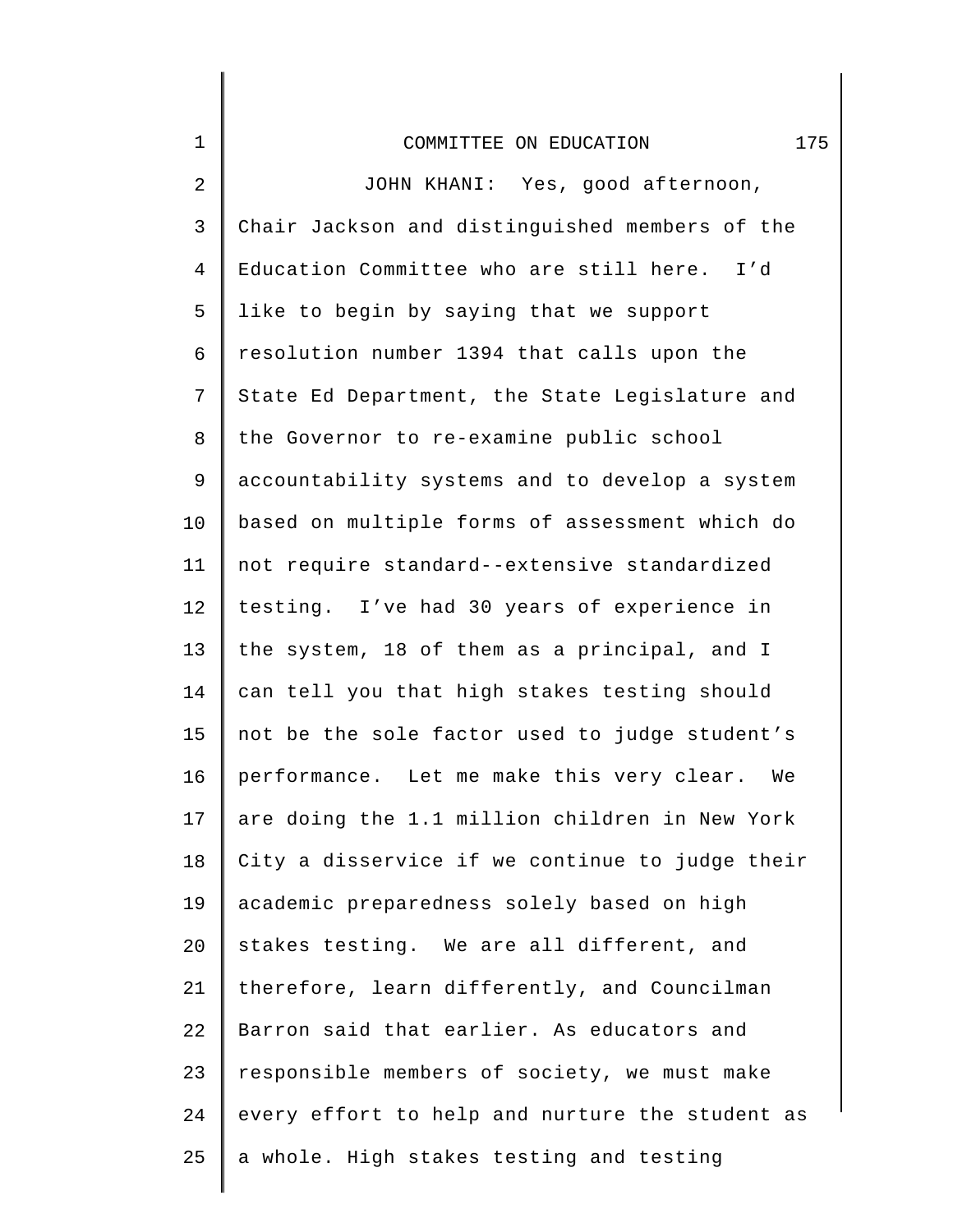JOHN KHANI: Yes, good afternoon, Chair Jackson and distinguished members of the Education Committee who are still here. I'd like to begin by saying that we support resolution number 1394 that calls upon the State Ed Department, the State Legislature and the Governor to re-examine public school accountability systems and to develop a system based on multiple forms of assessment which do not require standard--extensive standardized testing. I've had 30 years of experience in the system, 18 of them as a principal, and I can tell you that high stakes testing should not be the sole factor used to judge student's performance. Let me make this very clear. We are doing the 1.1 million children in New York City a disservice if we continue to judge their academic preparedness solely based on high stakes testing. We are all different, and therefore, learn differently, and Councilman Barron said that earlier. As educators and responsible members of society, we must make every effort to help and nurture the student as a whole. High stakes testing and testing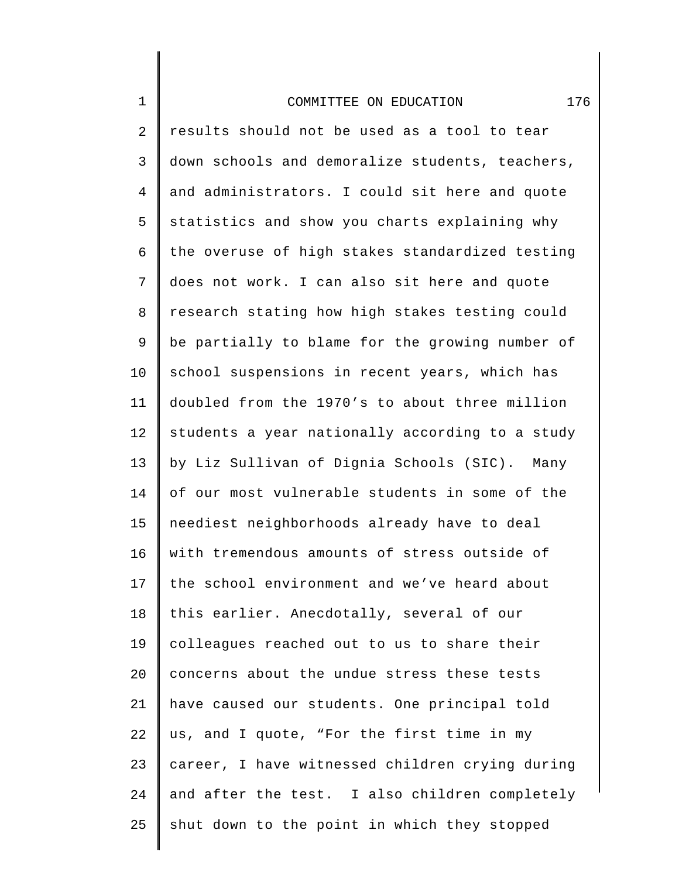results should not be used as a tool to tear down schools and demoralize students, teachers, and administrators. I could sit here and quote statistics and show you charts explaining why the overuse of high stakes standardized testing does not work. I can also sit here and quote research stating how high stakes testing could be partially to blame for the growing number of school suspensions in recent years, which has doubled from the 1970's to about three million students a year nationally according to a study by Liz Sullivan of Dignia Schools (SIC). Many of our most vulnerable students in some of the neediest neighborhoods already have to deal with tremendous amounts of stress outside of the school environment and we've heard about this earlier. Anecdotally, several of our colleagues reached out to us to share their concerns about the undue stress these tests have caused our students. One principal told us, and I quote, "For the first time in my career, I have witnessed children crying during and after the test. I also children completely shut down to the point in which they stopped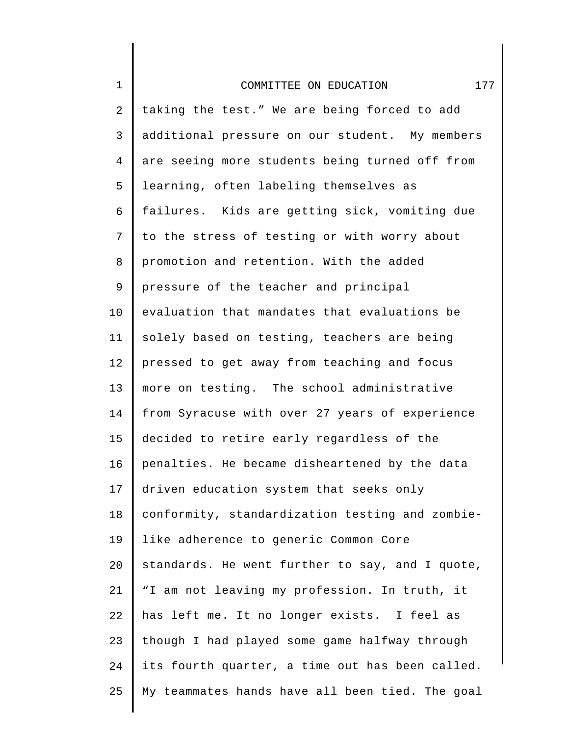taking the test." We are being forced to add additional pressure on our student. My members are seeing more students being turned off from learning, often labeling themselves as failures. Kids are getting sick, vomiting due to the stress of testing or with worry about promotion and retention. With the added pressure of the teacher and principal evaluation that mandates that evaluations be solely based on testing, teachers are being pressed to get away from teaching and focus more on testing. The school administrative from Syracuse with over 27 years of experience decided to retire early regardless of the penalties. He became disheartened by the data driven education system that seeks only conformity, standardization testing and zombie-like adherence to generic Common Core standards. He went further to say, and I quote, "I am not leaving my profession. In truth, it has left me. It no longer exists. I feel as though I had played some game halfway through its fourth quarter, a time out has been called. My teammates hands have all been tied. The goal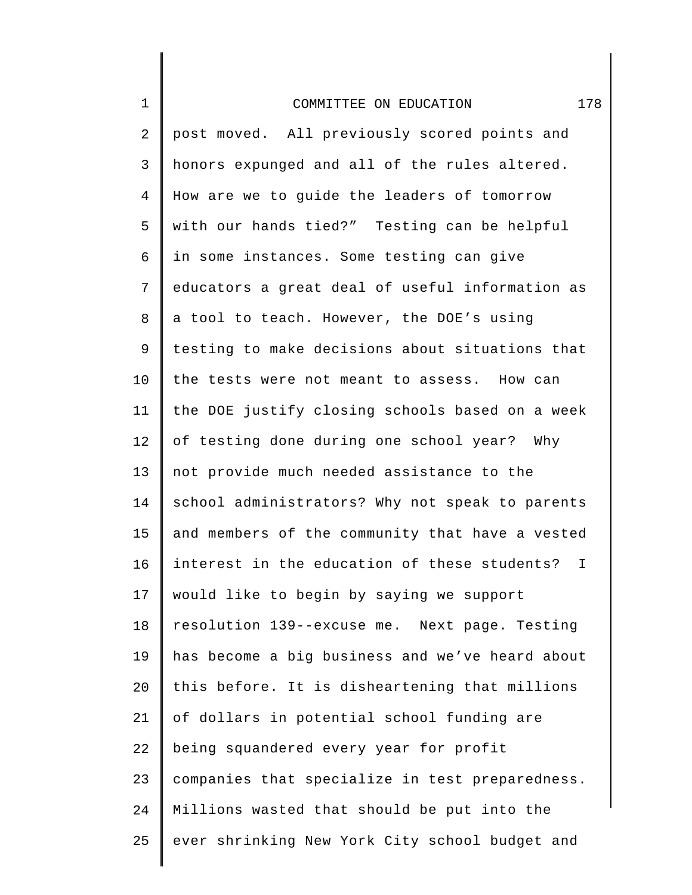post moved. All previously scored points and honors expunged and all of the rules altered. How are we to guide the leaders of tomorrow with our hands tied?" Testing can be helpful in some instances. Some testing can give educators a great deal of useful information as a tool to teach. However, the DOE's using testing to make decisions about situations that the tests were not meant to assess. How can the DOE justify closing schools based on a week of testing done during one school year? Why not provide much needed assistance to the school administrators? Why not speak to parents and members of the community that have a vested interest in the education of these students? I would like to begin by saying we support resolution 139--excuse me. Next page. Testing has become a big business and we've heard about this before. It is disheartening that millions of dollars in potential school funding are being squandered every year for profit companies that specialize in test preparedness. Millions wasted that should be put into the ever shrinking New York City school budget and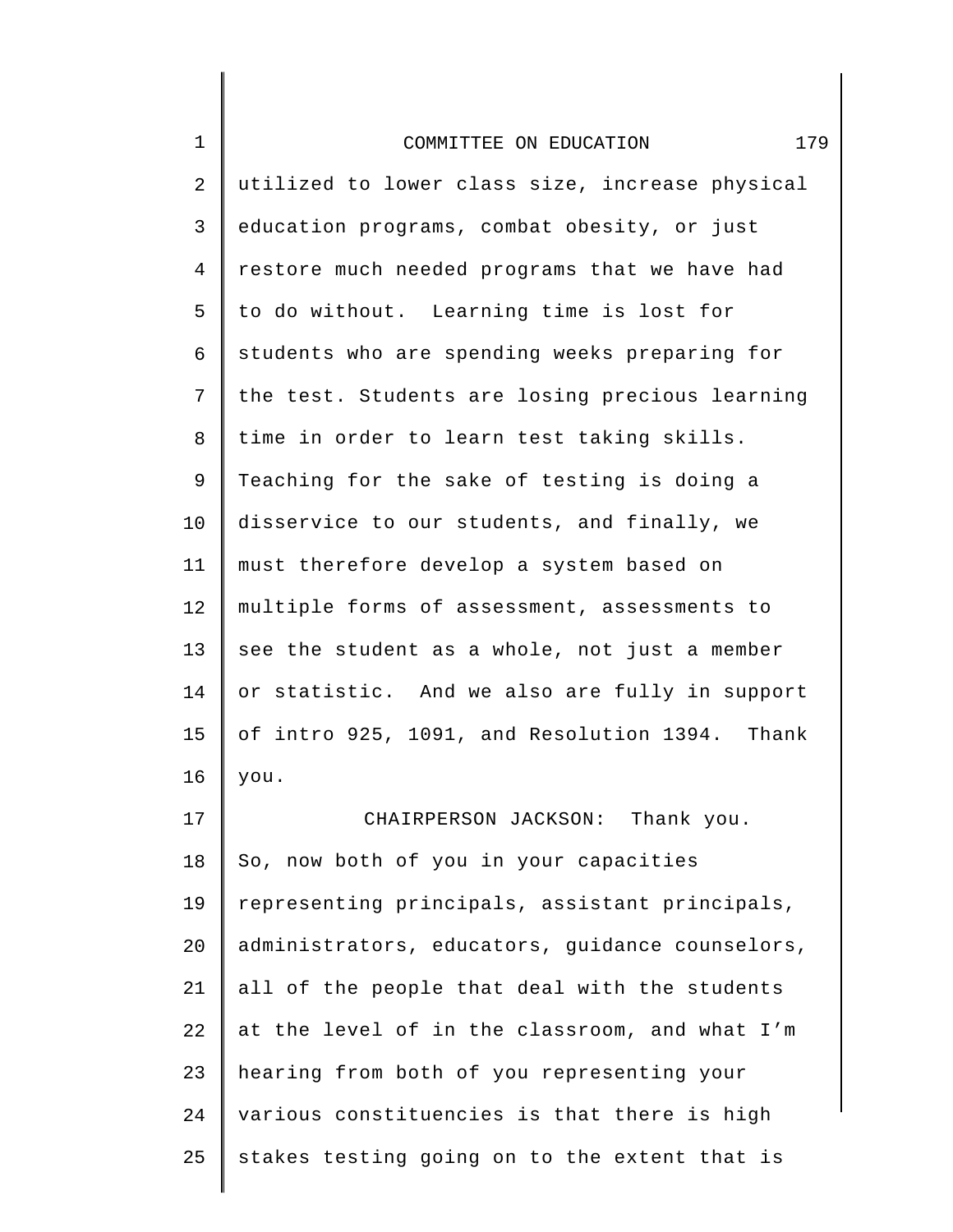utilized to lower class size, increase physical education programs, combat obesity, or just restore much needed programs that we have had to do without. Learning time is lost for students who are spending weeks preparing for the test. Students are losing precious learning time in order to learn test taking skills. Teaching for the sake of testing is doing a disservice to our students, and finally, we must therefore develop a system based on multiple forms of assessment, assessments to see the student as a whole, not just a member or statistic. And we also are fully in support of intro 925, 1091, and Resolution 1394. Thank you.

CHAIRPERSON JACKSON: Thank you. So, now both of you in your capacities representing principals, assistant principals, administrators, educators, guidance counselors, all of the people that deal with the students at the level of in the classroom, and what I'm hearing from both of you representing your various constituencies is that there is high stakes testing going on to the extent that is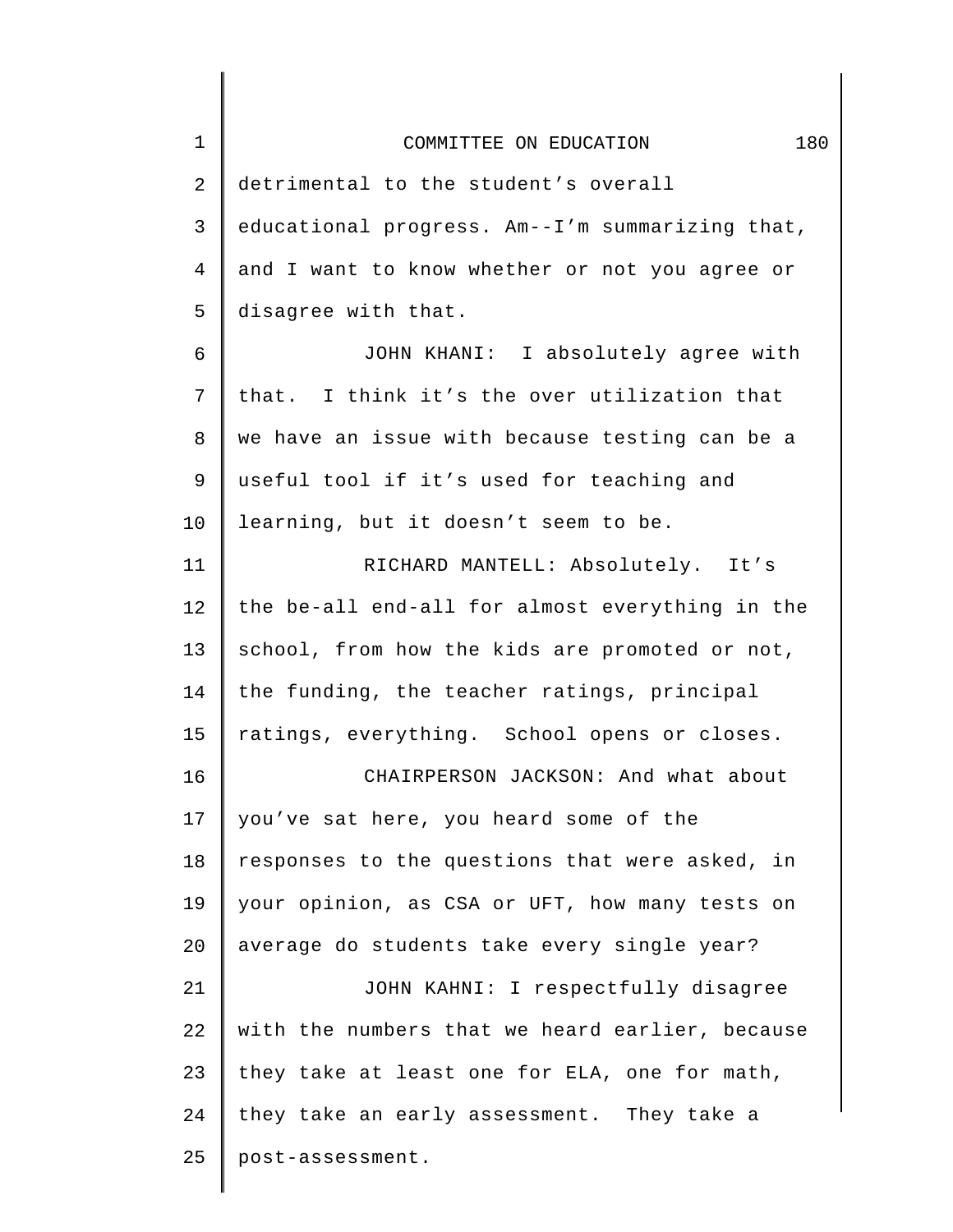detrimental to the student's overall educational progress. Am--I'm summarizing that, and I want to know whether or not you agree or disagree with that.

JOHN KHANI: I absolutely agree with that. I think it's the over utilization that we have an issue with because testing can be a useful tool if it's used for teaching and learning, but it doesn't seem to be.

RICHARD MANTELL: Absolutely. It's the be-all end-all for almost everything in the school, from how the kids are promoted or not, the funding, the teacher ratings, principal ratings, everything. School opens or closes.

CHAIRPERSON JACKSON: And what about you've sat here, you heard some of the responses to the questions that were asked, in your opinion, as CSA or UFT, how many tests on average do students take every single year?

JOHN KAHNI: I respectfully disagree with the numbers that we heard earlier, because they take at least one for ELA, one for math, they take an early assessment. They take a post-assessment.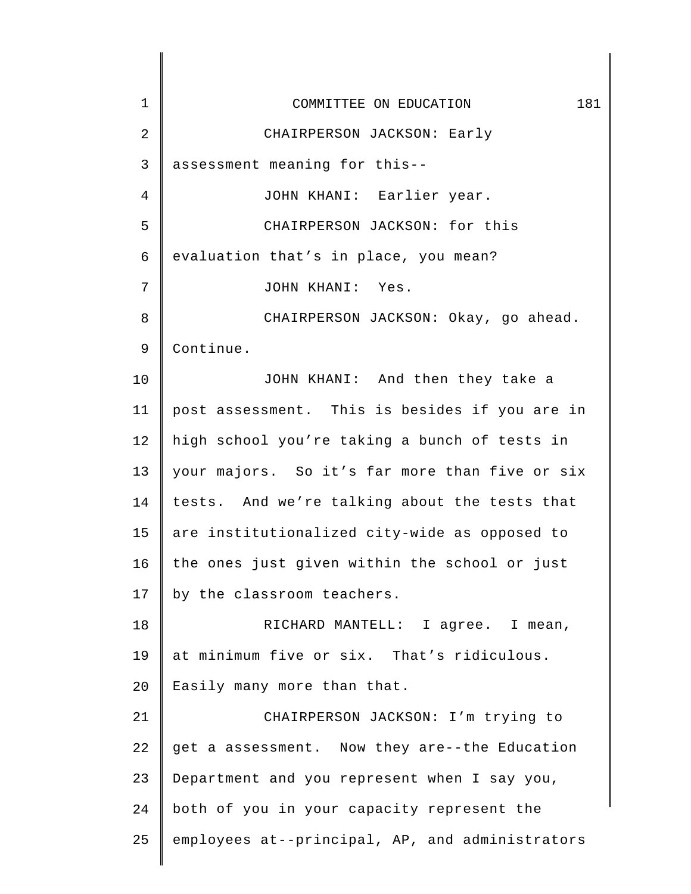CHAIRPERSON JACKSON: Early assessment meaning for this--

JOHN KHANI: Earlier year.

CHAIRPERSON JACKSON: for this evaluation that's in place, you mean?

JOHN KHANI: Yes.

CHAIRPERSON JACKSON: Okay, go ahead. Continue.

JOHN KHANI: And then they take a post assessment. This is besides if you are in high school you're taking a bunch of tests in your majors. So it's far more than five or six tests. And we're talking about the tests that are institutionalized city-wide as opposed to the ones just given within the school or just by the classroom teachers.

RICHARD MANTELL: I agree. I mean, at minimum five or six. That's ridiculous. Easily many more than that.

CHAIRPERSON JACKSON: I'm trying to get a assessment. Now they are--the Education Department and you represent when I say you, both of you in your capacity represent the employees at--principal, AP, and administrators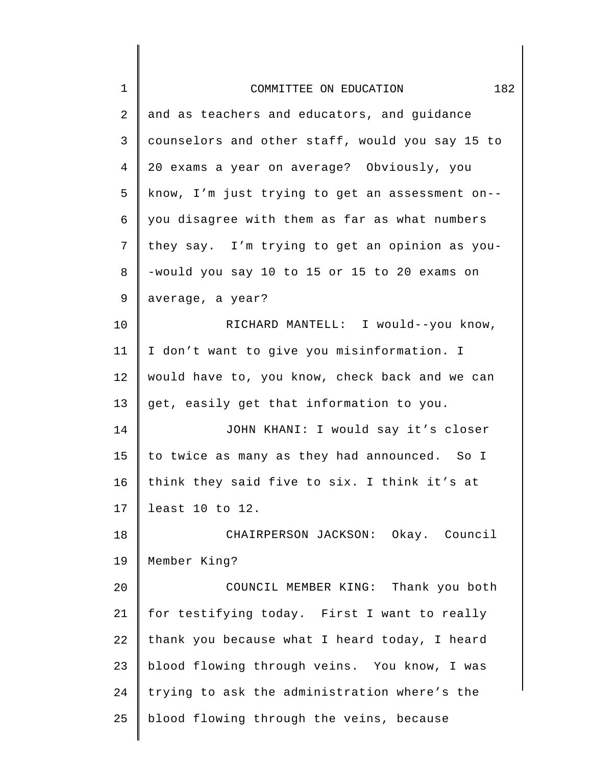and as teachers and educators, and guidance counselors and other staff, would you say 15 to 20 exams a year on average? Obviously, you know, I'm just trying to get an assessment on--you disagree with them as far as what numbers they say. I'm trying to get an opinion as you--would you say 10 to 15 or 15 to 20 exams on average, a year?

RICHARD MANTELL: I would--you know, I don't want to give you misinformation. I would have to, you know, check back and we can get, easily get that information to you.

JOHN KHANI: I would say it's closer to twice as many as they had announced. So I think they said five to six. I think it's at least 10 to 12.

CHAIRPERSON JACKSON: Okay. Council Member King?

COUNCIL MEMBER KING: Thank you both for testifying today. First I want to really thank you because what I heard today, I heard blood flowing through veins. You know, I was trying to ask the administration where's the blood flowing through the veins, because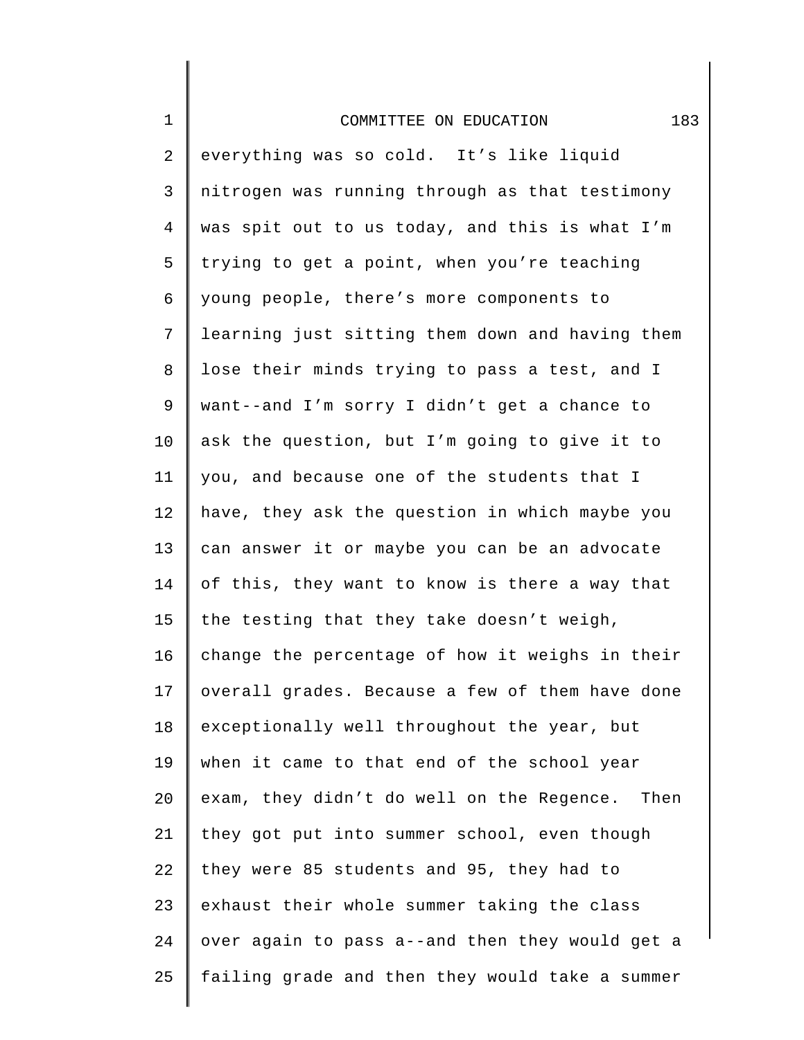everything was so cold. It's like liquid nitrogen was running through as that testimony was spit out to us today, and this is what I'm trying to get a point, when you're teaching young people, there's more components to learning just sitting them down and having them lose their minds trying to pass a test, and I want--and I'm sorry I didn't get a chance to ask the question, but I'm going to give it to you, and because one of the students that I have, they ask the question in which maybe you can answer it or maybe you can be an advocate of this, they want to know is there a way that the testing that they take doesn't weigh, change the percentage of how it weighs in their overall grades. Because a few of them have done exceptionally well throughout the year, but when it came to that end of the school year exam, they didn't do well on the Regence. Then they got put into summer school, even though they were 85 students and 95, they had to exhaust their whole summer taking the class over again to pass a--and then they would get a failing grade and then they would take a summer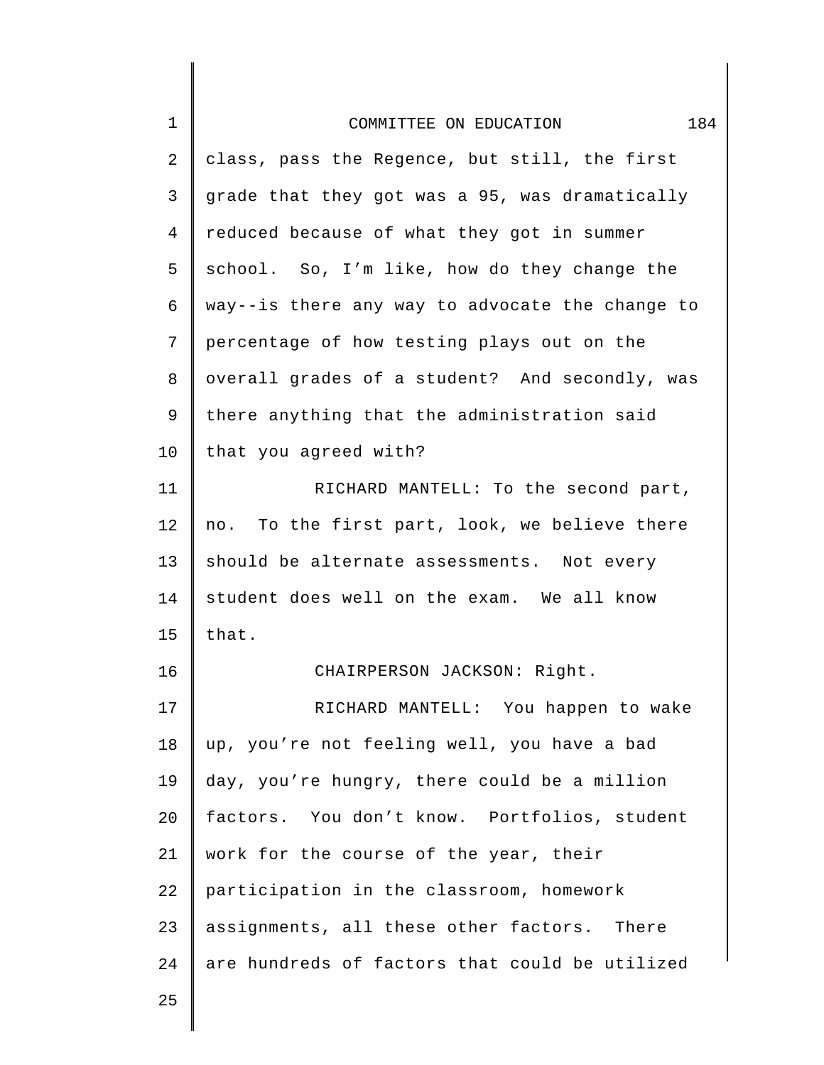class, pass the Regence, but still, the first grade that they got was a 95, was dramatically reduced because of what they got in summer school. So, I'm like, how do they change the way--is there any way to advocate the change to percentage of how testing plays out on the overall grades of a student? And secondly, was there anything that the administration said that you agreed with?

RICHARD MANTELL: To the second part, no. To the first part, look, we believe there should be alternate assessments. Not every student does well on the exam. We all know that.

CHAIRPERSON JACKSON: Right.

RICHARD MANTELL: You happen to wake up, you're not feeling well, you have a bad day, you're hungry, there could be a million factors. You don't know. Portfolios, student work for the course of the year, their participation in the classroom, homework assignments, all these other factors. There are hundreds of factors that could be utilized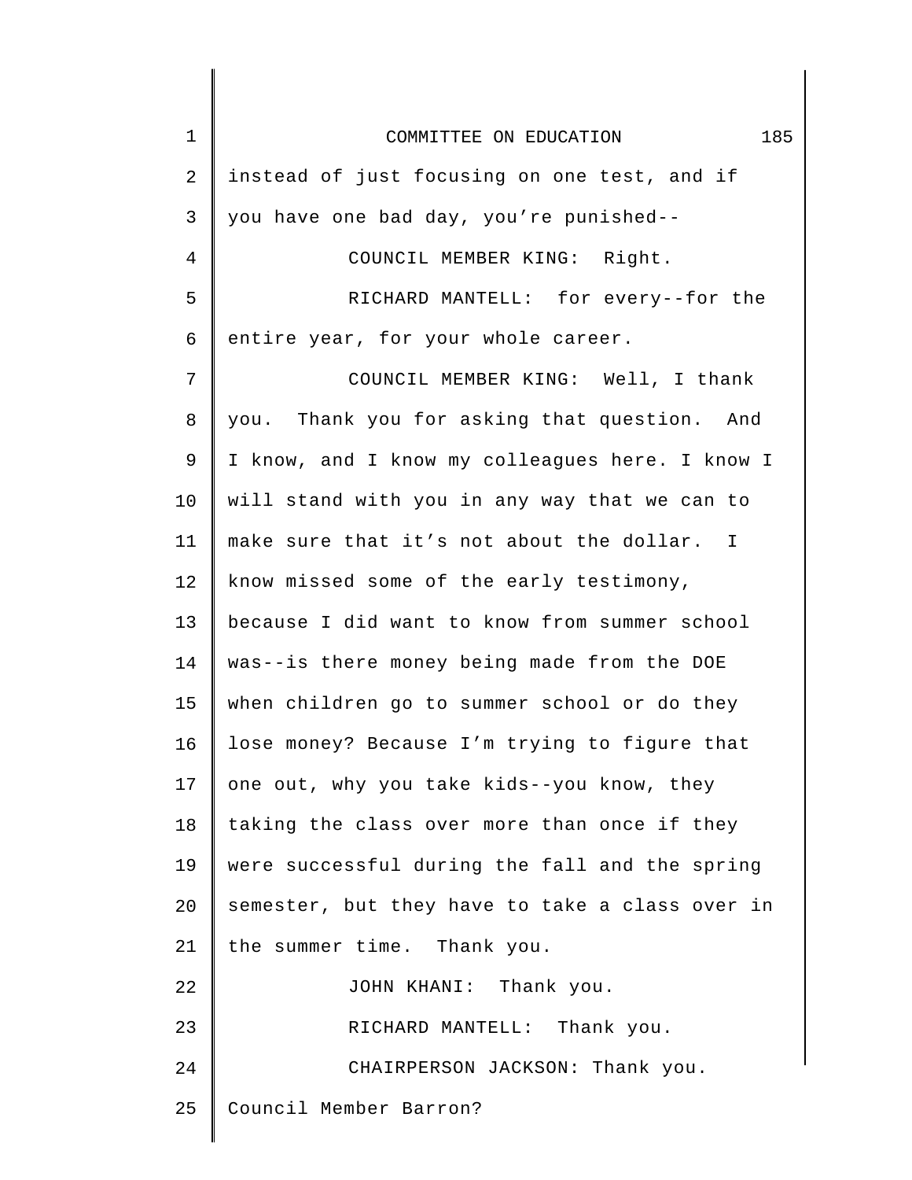instead of just focusing on one test, and if you have one bad day, you're punished--

COUNCIL MEMBER KING: Right.

RICHARD MANTELL: for every--for the entire year, for your whole career.

COUNCIL MEMBER KING: Well, I thank you. Thank you for asking that question. And I know, and I know my colleagues here. I know I will stand with you in any way that we can to make sure that it's not about the dollar. I know missed some of the early testimony, because I did want to know from summer school was--is there money being made from the DOE when children go to summer school or do they lose money? Because I'm trying to figure that one out, why you take kids--you know, they taking the class over more than once if they were successful during the fall and the spring semester, but they have to take a class over in the summer time. Thank you.

JOHN KHANI: Thank you.

RICHARD MANTELL: Thank you.

CHAIRPERSON JACKSON: Thank you. Council Member Barron?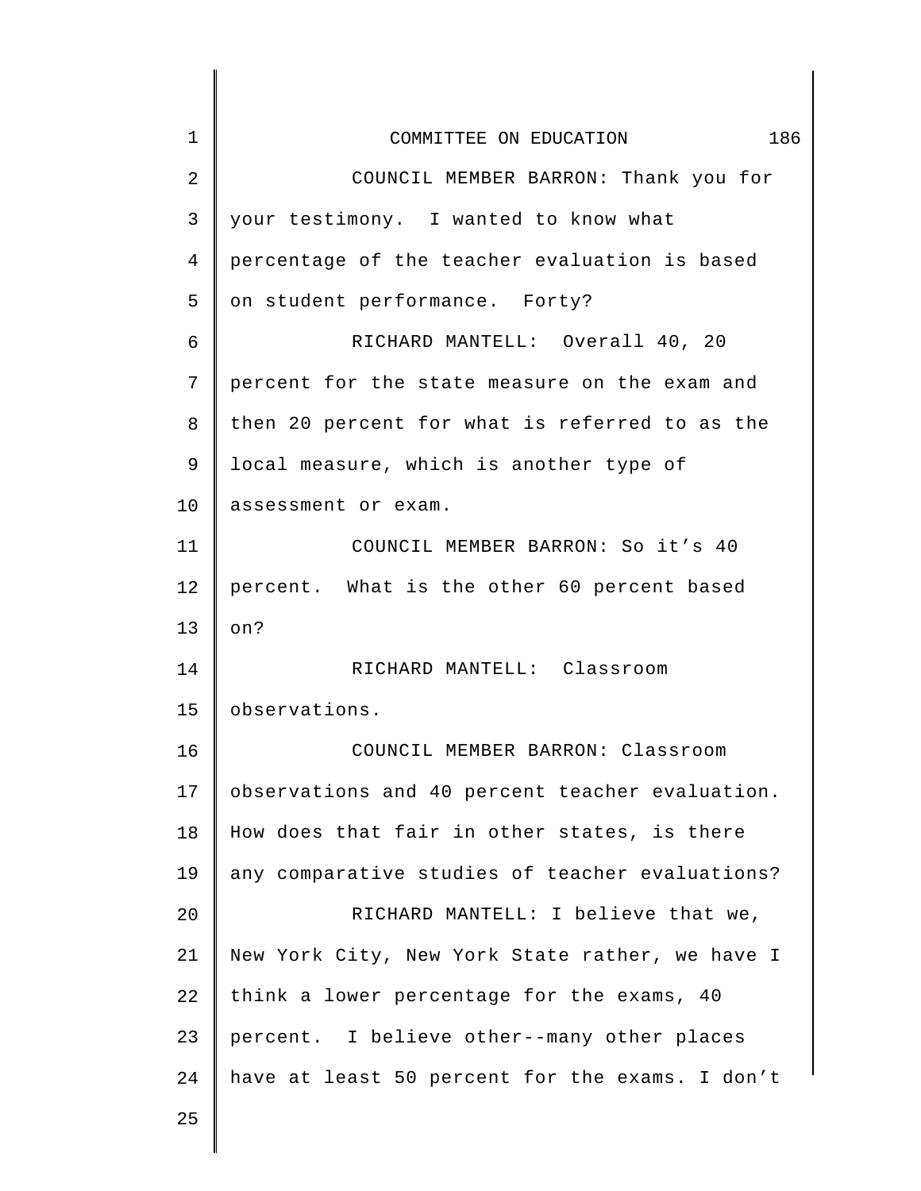COUNCIL MEMBER BARRON: Thank you for your testimony. I wanted to know what percentage of the teacher evaluation is based on student performance. Forty?

RICHARD MANTELL: Overall 40, 20 percent for the state measure on the exam and then 20 percent for what is referred to as the local measure, which is another type of assessment or exam.

COUNCIL MEMBER BARRON: So it's 40 percent. What is the other 60 percent based on?

RICHARD MANTELL: Classroom observations.

COUNCIL MEMBER BARRON: Classroom observations and 40 percent teacher evaluation. How does that fair in other states, is there any comparative studies of teacher evaluations?

RICHARD MANTELL: I believe that we, New York City, New York State rather, we have I think a lower percentage for the exams, 40 percent. I believe other--many other places have at least 50 percent for the exams. I don't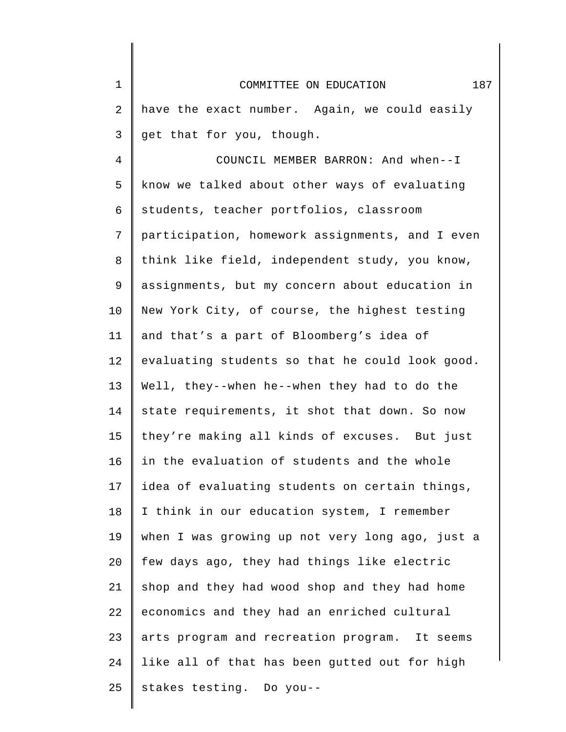have the exact number. Again, we could easily get that for you, though.

COUNCIL MEMBER BARRON: And when--I know we talked about other ways of evaluating students, teacher portfolios, classroom participation, homework assignments, and I even think like field, independent study, you know, assignments, but my concern about education in New York City, of course, the highest testing and that's a part of Bloomberg's idea of evaluating students so that he could look good. Well, they--when he--when they had to do the state requirements, it shot that down. So now they're making all kinds of excuses. But just in the evaluation of students and the whole idea of evaluating students on certain things, I think in our education system, I remember when I was growing up not very long ago, just a few days ago, they had things like electric shop and they had wood shop and they had home economics and they had an enriched cultural arts program and recreation program. It seems like all of that has been gutted out for high stakes testing. Do you--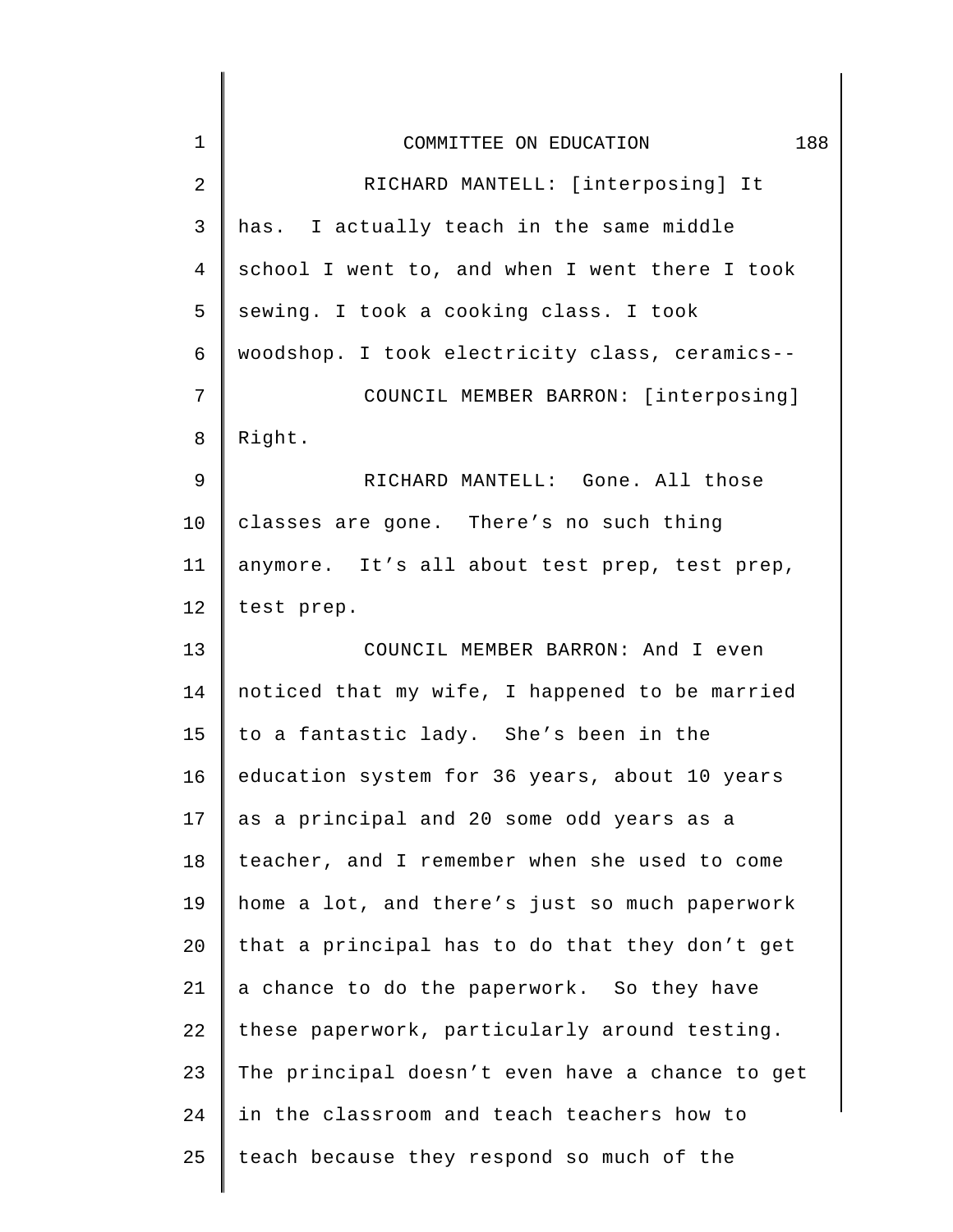RICHARD MANTELL: [interposing] It has. I actually teach in the same middle school I went to, and when I went there I took sewing. I took a cooking class. I took woodshop. I took electricity class, ceramics--

COUNCIL MEMBER BARRON: [interposing] Right.

RICHARD MANTELL: Gone. All those classes are gone. There's no such thing anymore. It's all about test prep, test prep, test prep.

COUNCIL MEMBER BARRON: And I even noticed that my wife, I happened to be married to a fantastic lady. She's been in the education system for 36 years, about 10 years as a principal and 20 some odd years as a teacher, and I remember when she used to come home a lot, and there's just so much paperwork that a principal has to do that they don't get a chance to do the paperwork. So they have these paperwork, particularly around testing. The principal doesn't even have a chance to get in the classroom and teach teachers how to teach because they respond so much of the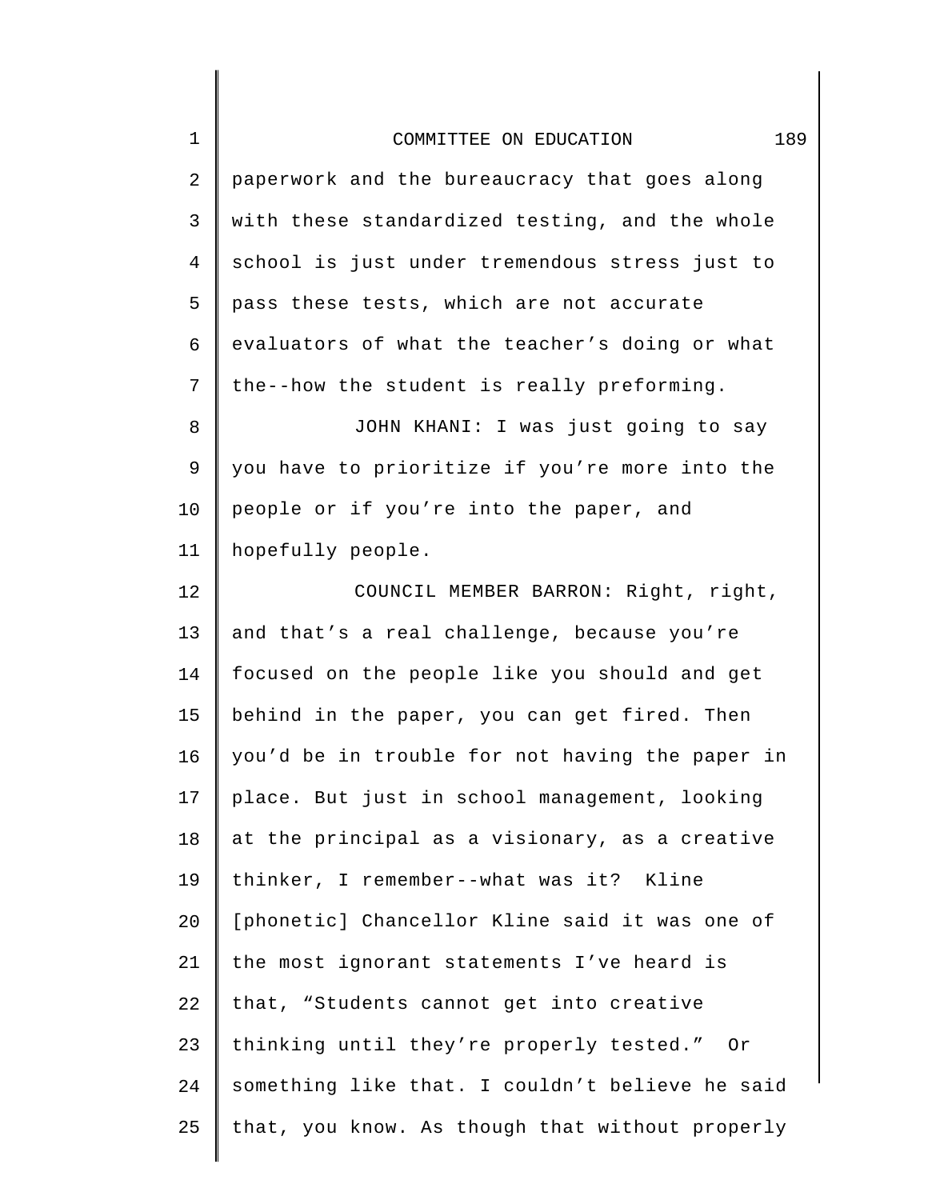paperwork and the bureaucracy that goes along with these standardized testing, and the whole school is just under tremendous stress just to pass these tests, which are not accurate evaluators of what the teacher's doing or what the--how the student is really preforming.

JOHN KHANI: I was just going to say you have to prioritize if you're more into the people or if you're into the paper, and hopefully people.

COUNCIL MEMBER BARRON: Right, right, and that's a real challenge, because you're focused on the people like you should and get behind in the paper, you can get fired. Then you'd be in trouble for not having the paper in place. But just in school management, looking at the principal as a visionary, as a creative thinker, I remember--what was it? Kline [phonetic] Chancellor Kline said it was one of the most ignorant statements I've heard is that, "Students cannot get into creative thinking until they're properly tested." Or something like that. I couldn't believe he said that, you know. As though that without properly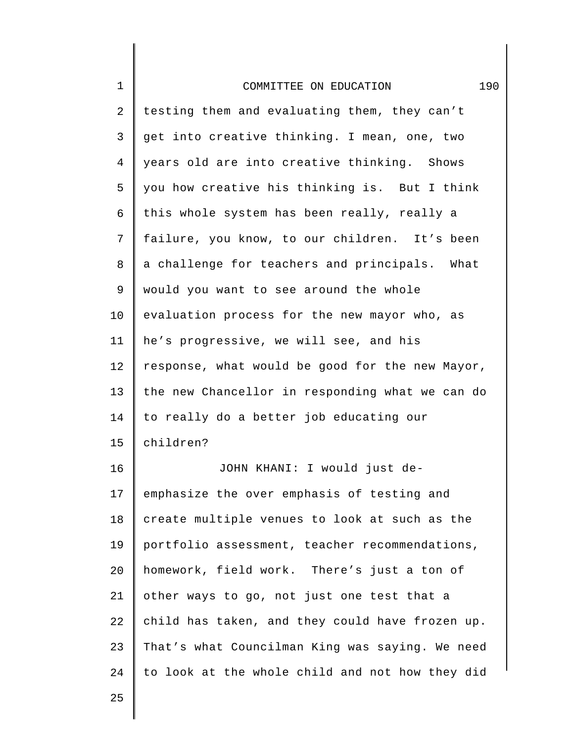testing them and evaluating them, they can't get into creative thinking. I mean, one, two years old are into creative thinking. Shows you how creative his thinking is. But I think this whole system has been really, really a failure, you know, to our children. It's been a challenge for teachers and principals. What would you want to see around the whole evaluation process for the new mayor who, as he's progressive, we will see, and his response, what would be good for the new Mayor, the new Chancellor in responding what we can do to really do a better job educating our children?

JOHN KHANI: I would just de-emphasize the over emphasis of testing and create multiple venues to look at such as the portfolio assessment, teacher recommendations, homework, field work. There's just a ton of other ways to go, not just one test that a child has taken, and they could have frozen up. That's what Councilman King was saying. We need to look at the whole child and not how they did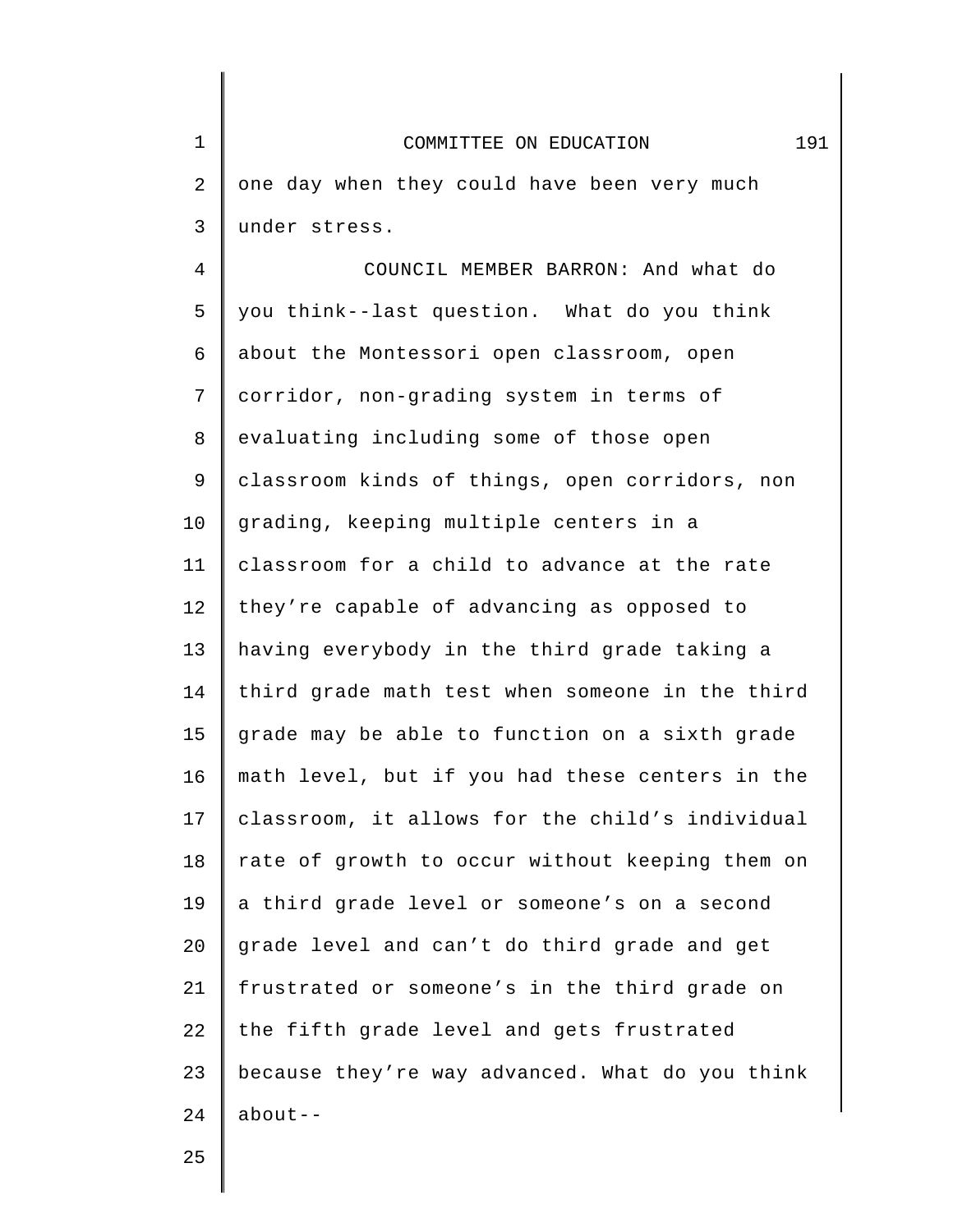one day when they could have been very much under stress.

COUNCIL MEMBER BARRON: And what do you think--last question. What do you think about the Montessori open classroom, open corridor, non-grading system in terms of evaluating including some of those open classroom kinds of things, open corridors, non grading, keeping multiple centers in a classroom for a child to advance at the rate they're capable of advancing as opposed to having everybody in the third grade taking a third grade math test when someone in the third grade may be able to function on a sixth grade math level, but if you had these centers in the classroom, it allows for the child's individual rate of growth to occur without keeping them on a third grade level or someone's on a second grade level and can't do third grade and get frustrated or someone's in the third grade on the fifth grade level and gets frustrated because they're way advanced. What do you think about--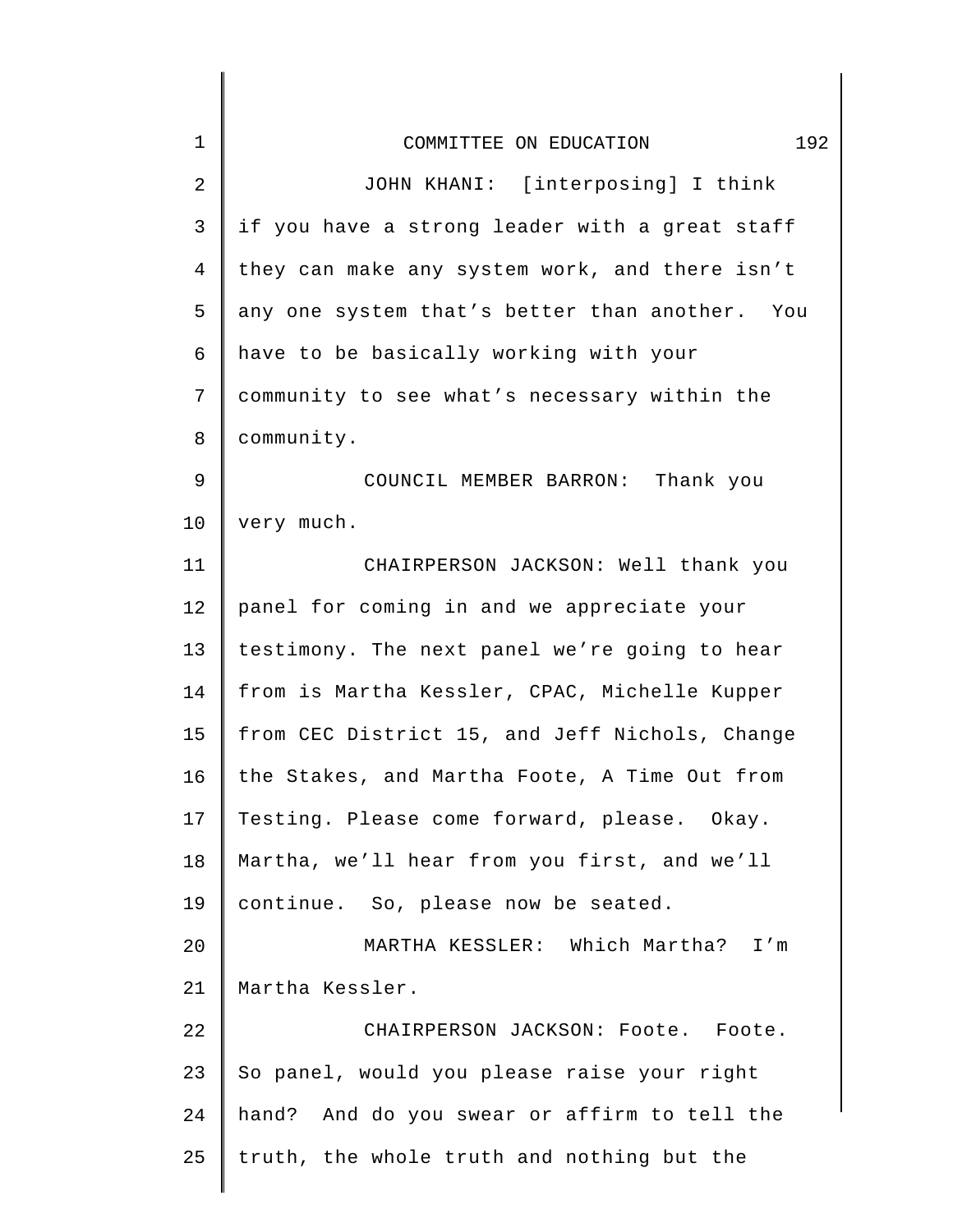JOHN KHANI: [interposing] I think if you have a strong leader with a great staff they can make any system work, and there isn't any one system that's better than another. You have to be basically working with your community to see what's necessary within the community.

COUNCIL MEMBER BARRON: Thank you very much.

CHAIRPERSON JACKSON: Well thank you panel for coming in and we appreciate your testimony. The next panel we're going to hear from is Martha Kessler, CPAC, Michelle Kupper from CEC District 15, and Jeff Nichols, Change the Stakes, and Martha Foote, A Time Out from Testing. Please come forward, please. Okay. Martha, we'll hear from you first, and we'll continue. So, please now be seated.

MARTHA KESSLER: Which Martha? I'm Martha Kessler.

CHAIRPERSON JACKSON: Foote. Foote. So panel, would you please raise your right hand? And do you swear or affirm to tell the truth, the whole truth and nothing but the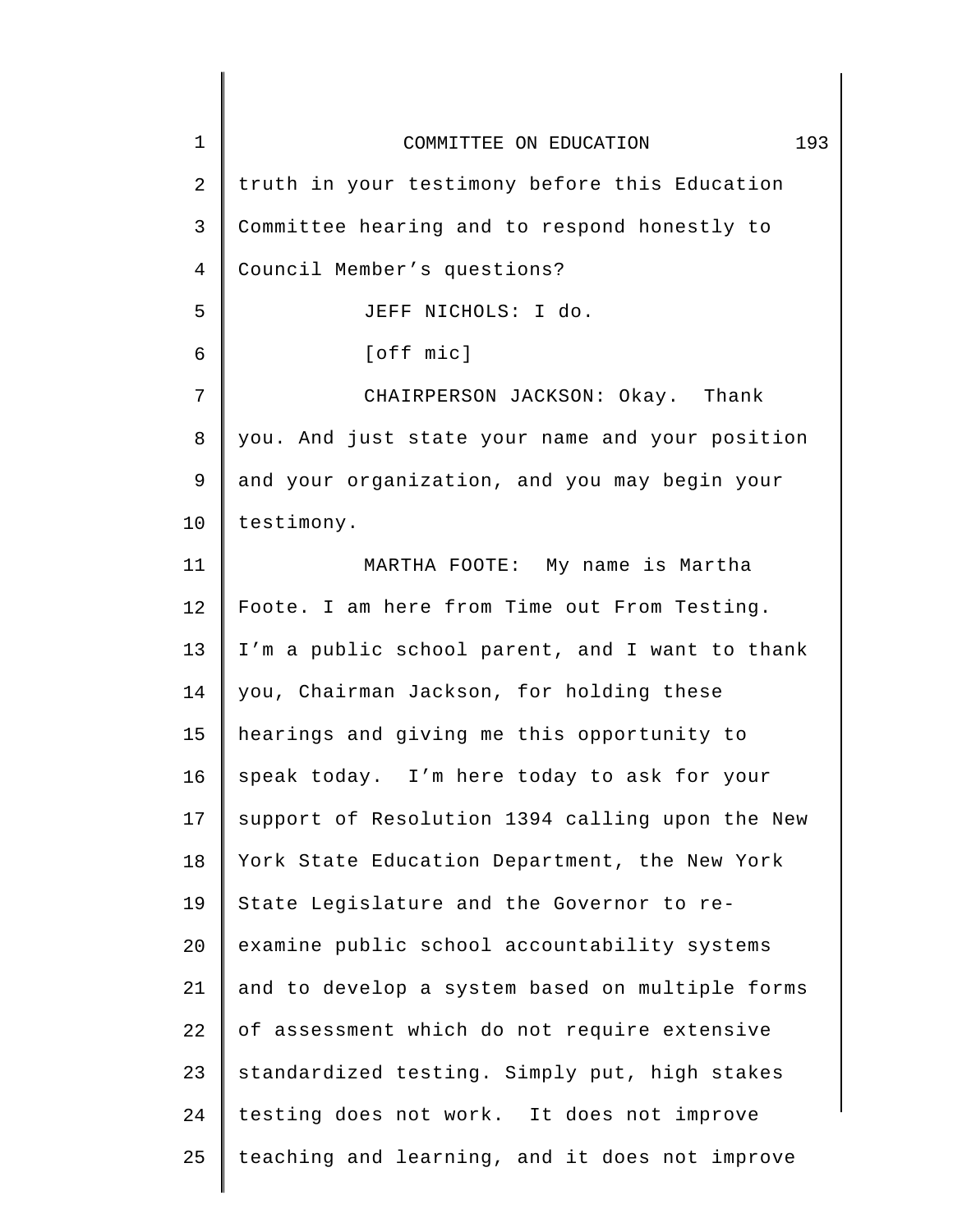truth in your testimony before this Education Committee hearing and to respond honestly to Council Member's questions?

JEFF NICHOLS: I do.

[off mic]

CHAIRPERSON JACKSON: Okay. Thank you. And just state your name and your position and your organization, and you may begin your testimony.

MARTHA FOOTE: My name is Martha Foote. I am here from Time out From Testing. I'm a public school parent, and I want to thank you, Chairman Jackson, for holding these hearings and giving me this opportunity to speak today. I'm here today to ask for your support of Resolution 1394 calling upon the New York State Education Department, the New York State Legislature and the Governor to re-examine public school accountability systems and to develop a system based on multiple forms of assessment which do not require extensive standardized testing. Simply put, high stakes testing does not work. It does not improve teaching and learning, and it does not improve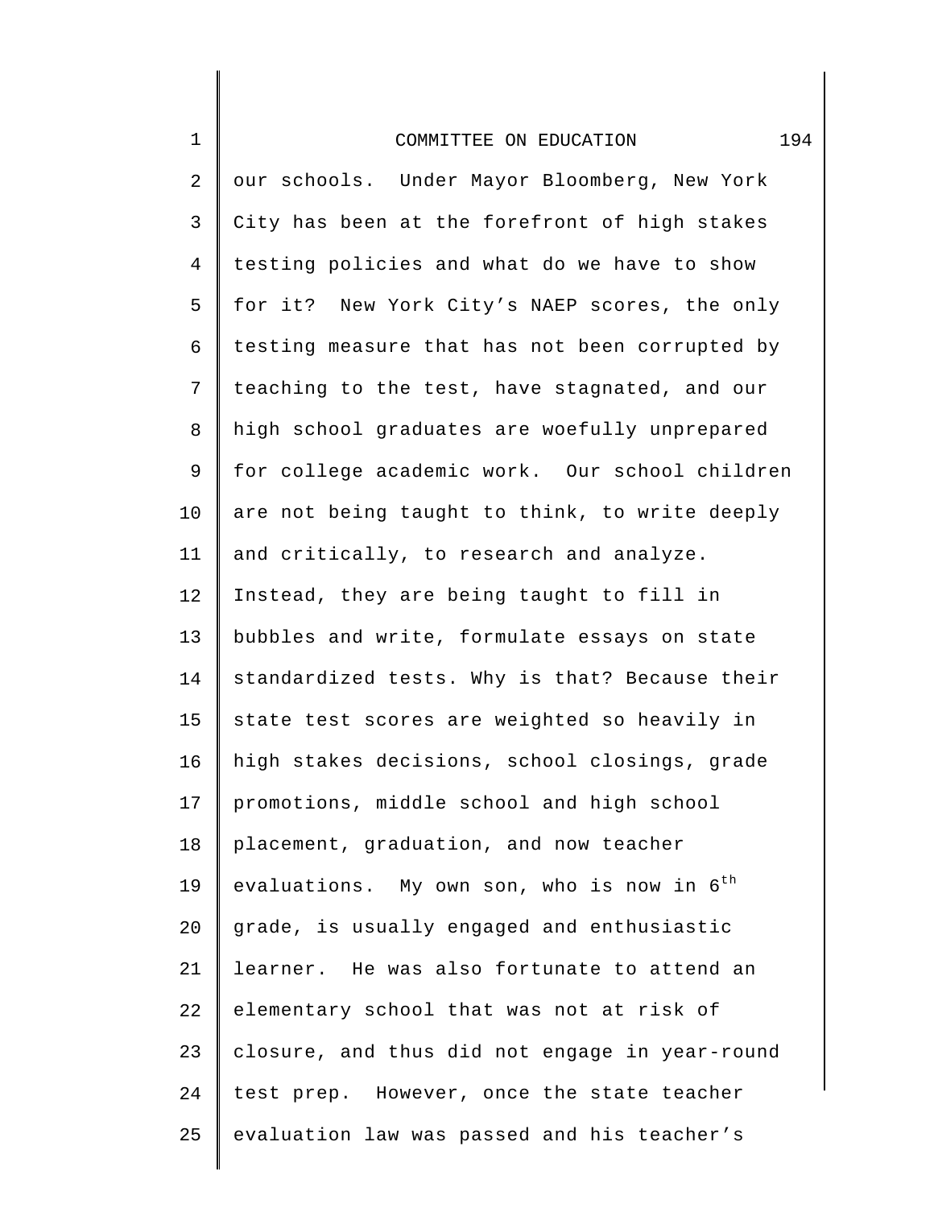our schools. Under Mayor Bloomberg, New York City has been at the forefront of high stakes testing policies and what do we have to show for it? New York City's NAEP scores, the only testing measure that has not been corrupted by teaching to the test, have stagnated, and our high school graduates are woefully unprepared for college academic work. Our school children are not being taught to think, to write deeply and critically, to research and analyze. Instead, they are being taught to fill in bubbles and write, formulate essays on state standardized tests. Why is that? Because their state test scores are weighted so heavily in high stakes decisions, school closings, grade promotions, middle school and high school placement, graduation, and now teacher evaluations. My own son, who is now in 6th grade, is usually engaged and enthusiastic learner. He was also fortunate to attend an elementary school that was not at risk of closure, and thus did not engage in year-round test prep. However, once the state teacher evaluation law was passed and his teacher's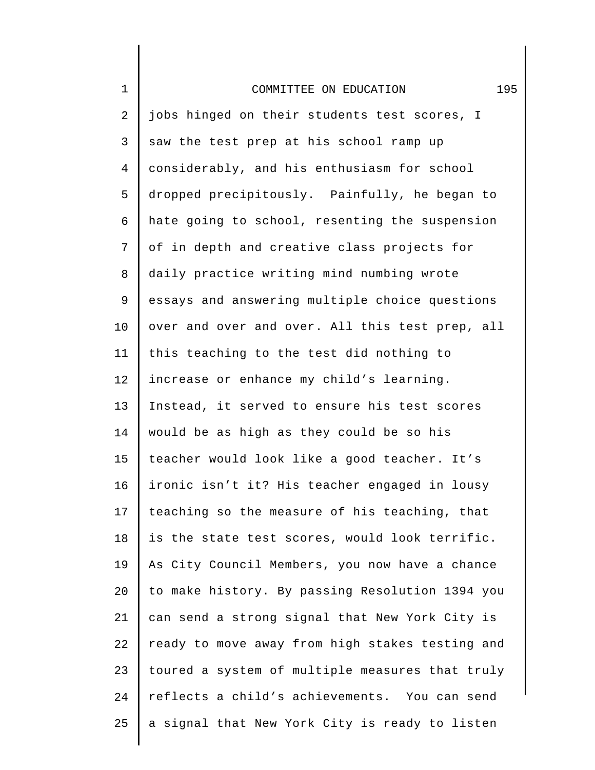jobs hinged on their students test scores, I saw the test prep at his school ramp up considerably, and his enthusiasm for school dropped precipitously. Painfully, he began to hate going to school, resenting the suspension of in depth and creative class projects for daily practice writing mind numbing wrote essays and answering multiple choice questions over and over and over. All this test prep, all this teaching to the test did nothing to increase or enhance my child's learning. Instead, it served to ensure his test scores would be as high as they could be so his teacher would look like a good teacher. It's ironic isn't it? His teacher engaged in lousy teaching so the measure of his teaching, that is the state test scores, would look terrific. As City Council Members, you now have a chance to make history. By passing Resolution 1394 you can send a strong signal that New York City is ready to move away from high stakes testing and toured a system of multiple measures that truly reflects a child's achievements. You can send a signal that New York City is ready to listen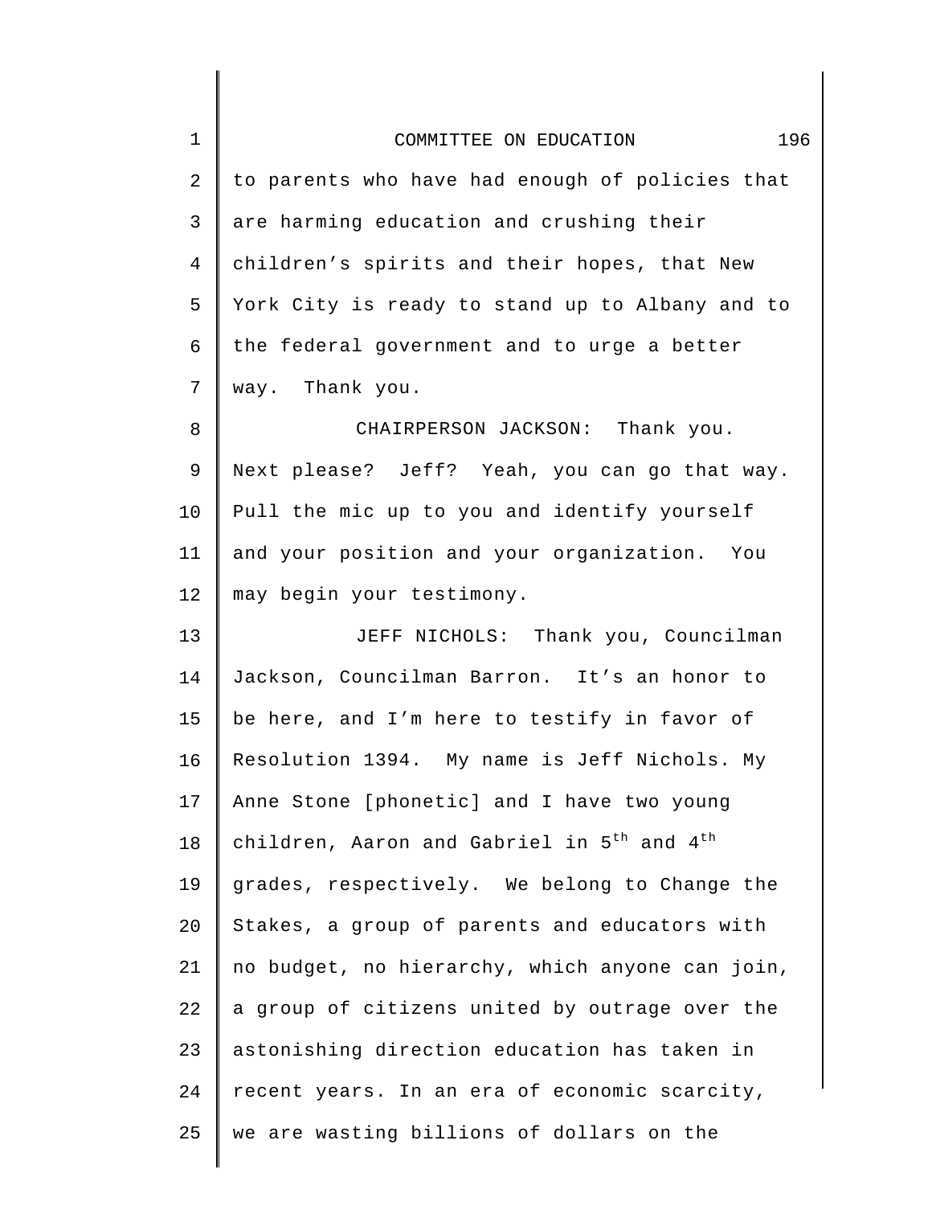to parents who have had enough of policies that are harming education and crushing their children's spirits and their hopes, that New York City is ready to stand up to Albany and to the federal government and to urge a better way. Thank you.

CHAIRPERSON JACKSON: Thank you. Next please? Jeff? Yeah, you can go that way. Pull the mic up to you and identify yourself and your position and your organization. You may begin your testimony.

JEFF NICHOLS: Thank you, Councilman Jackson, Councilman Barron. It's an honor to be here, and I'm here to testify in favor of Resolution 1394. My name is Jeff Nichols. My Anne Stone [phonetic] and I have two young children, Aaron and Gabriel in 5th and 4th grades, respectively. We belong to Change the Stakes, a group of parents and educators with no budget, no hierarchy, which anyone can join, a group of citizens united by outrage over the astonishing direction education has taken in recent years. In an era of economic scarcity, we are wasting billions of dollars on the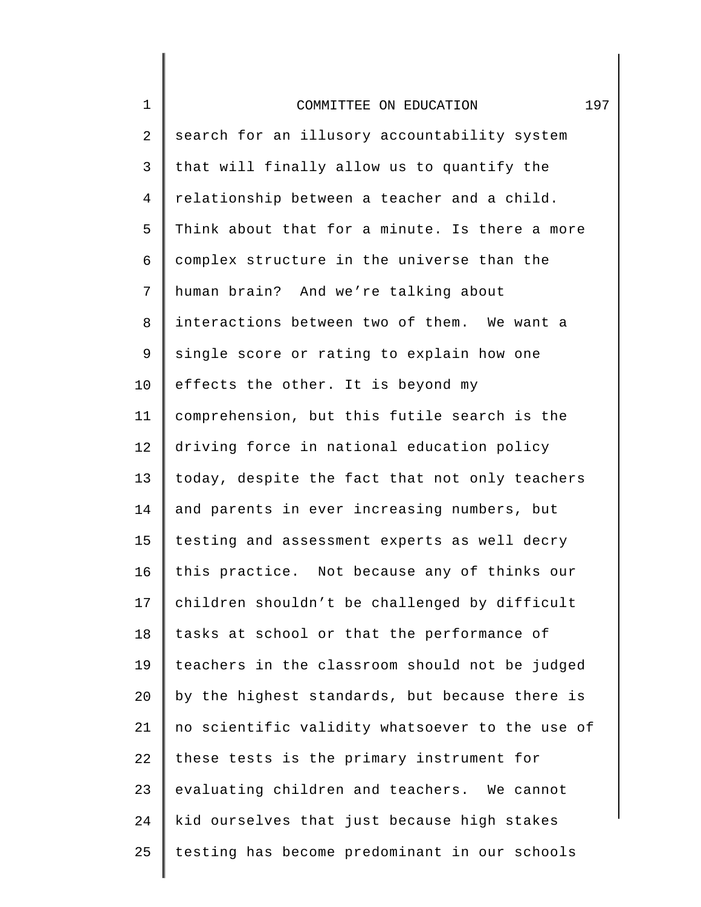search for an illusory accountability system that will finally allow us to quantify the relationship between a teacher and a child. Think about that for a minute. Is there a more complex structure in the universe than the human brain? And we’re talking about interactions between two of them. We want a single score or rating to explain how one effects the other. It is beyond my comprehension, but this futile search is the driving force in national education policy today, despite the fact that not only teachers and parents in ever increasing numbers, but testing and assessment experts as well decry this practice. Not because any of thinks our children shouldn’t be challenged by difficult tasks at school or that the performance of teachers in the classroom should not be judged by the highest standards, but because there is no scientific validity whatsoever to the use of these tests is the primary instrument for evaluating children and teachers. We cannot kid ourselves that just because high stakes testing has become predominant in our schools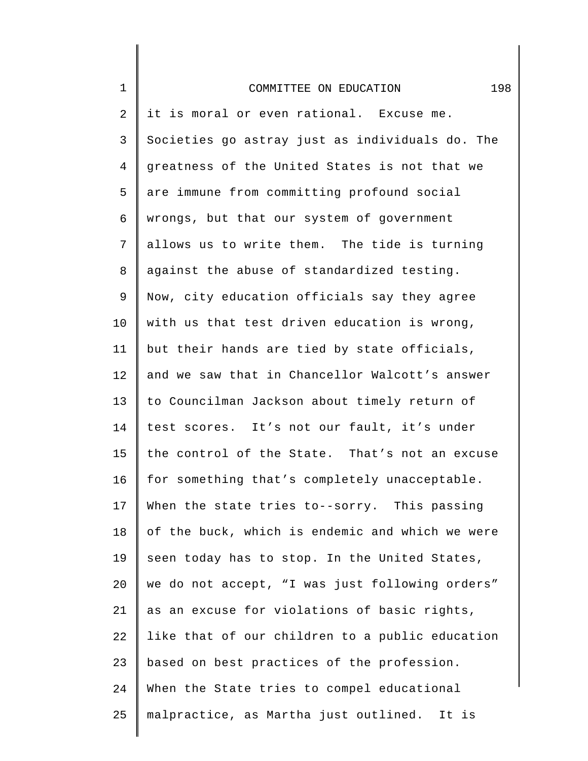it is moral or even rational. Excuse me. Societies go astray just as individuals do. The greatness of the United States is not that we are immune from committing profound social wrongs, but that our system of government allows us to write them. The tide is turning against the abuse of standardized testing. Now, city education officials say they agree with us that test driven education is wrong, but their hands are tied by state officials, and we saw that in Chancellor Walcott's answer to Councilman Jackson about timely return of test scores. It's not our fault, it's under the control of the State. That's not an excuse for something that's completely unacceptable. When the state tries to--sorry. This passing of the buck, which is endemic and which we were seen today has to stop. In the United States, we do not accept, "I was just following orders" as an excuse for violations of basic rights, like that of our children to a public education based on best practices of the profession. When the State tries to compel educational malpractice, as Martha just outlined. It is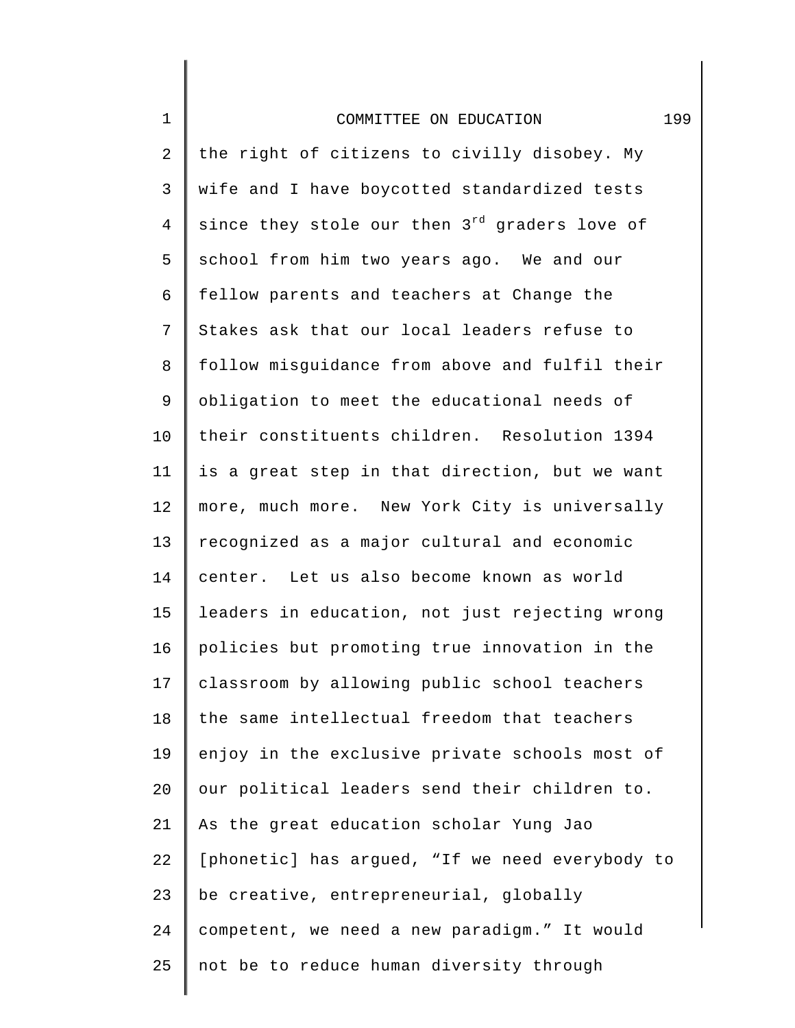the right of citizens to civilly disobey. My wife and I have boycotted standardized tests since they stole our then 3rd graders love of school from him two years ago. We and our fellow parents and teachers at Change the Stakes ask that our local leaders refuse to follow misguidance from above and fulfil their obligation to meet the educational needs of their constituents children. Resolution 1394 is a great step in that direction, but we want more, much more. New York City is universally recognized as a major cultural and economic center. Let us also become known as world leaders in education, not just rejecting wrong policies but promoting true innovation in the classroom by allowing public school teachers the same intellectual freedom that teachers enjoy in the exclusive private schools most of our political leaders send their children to. As the great education scholar Yung Jao [phonetic] has argued, “If we need everybody to be creative, entrepreneurial, globally competent, we need a new paradigm.” It would not be to reduce human diversity through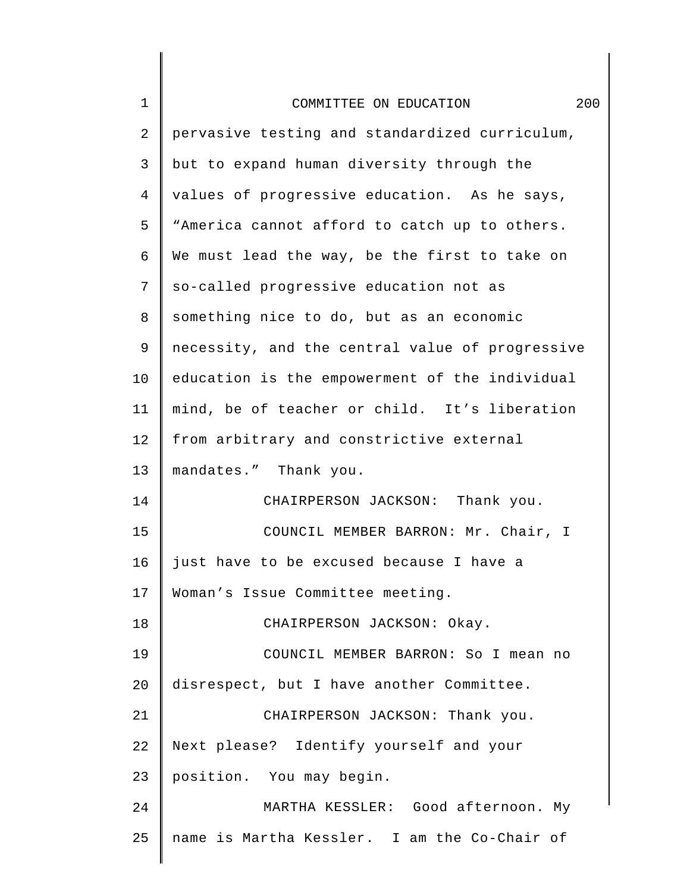pervasive testing and standardized curriculum, but to expand human diversity through the values of progressive education. As he says, "America cannot afford to catch up to others. We must lead the way, be the first to take on so-called progressive education not as something nice to do, but as an economic necessity, and the central value of progressive education is the empowerment of the individual mind, be of teacher or child. It's liberation from arbitrary and constrictive external mandates." Thank you.

CHAIRPERSON JACKSON: Thank you.

COUNCIL MEMBER BARRON: Mr. Chair, I just have to be excused because I have a Woman's Issue Committee meeting.

CHAIRPERSON JACKSON: Okay.

COUNCIL MEMBER BARRON: So I mean no disrespect, but I have another Committee.

CHAIRPERSON JACKSON: Thank you. Next please? Identify yourself and your position. You may begin.

MARTHA KESSLER: Good afternoon. My name is Martha Kessler. I am the Co-Chair of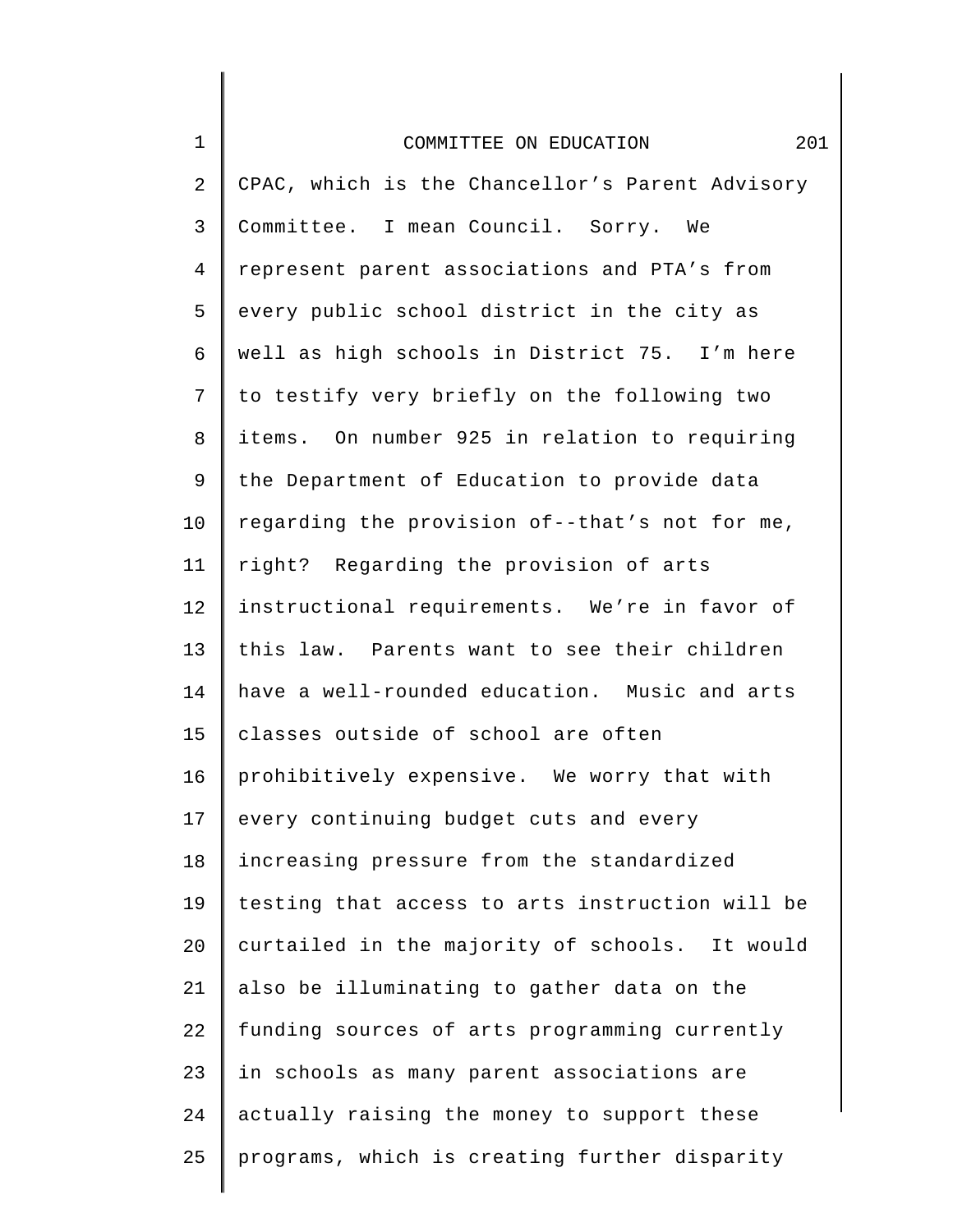CPAC, which is the Chancellor's Parent Advisory Committee. I mean Council. Sorry. We represent parent associations and PTA's from every public school district in the city as well as high schools in District 75. I'm here to testify very briefly on the following two items. On number 925 in relation to requiring the Department of Education to provide data regarding the provision of--that's not for me, right? Regarding the provision of arts instructional requirements. We're in favor of this law. Parents want to see their children have a well-rounded education. Music and arts classes outside of school are often prohibitively expensive. We worry that with every continuing budget cuts and every increasing pressure from the standardized testing that access to arts instruction will be curtailed in the majority of schools. It would also be illuminating to gather data on the funding sources of arts programming currently in schools as many parent associations are actually raising the money to support these programs, which is creating further disparity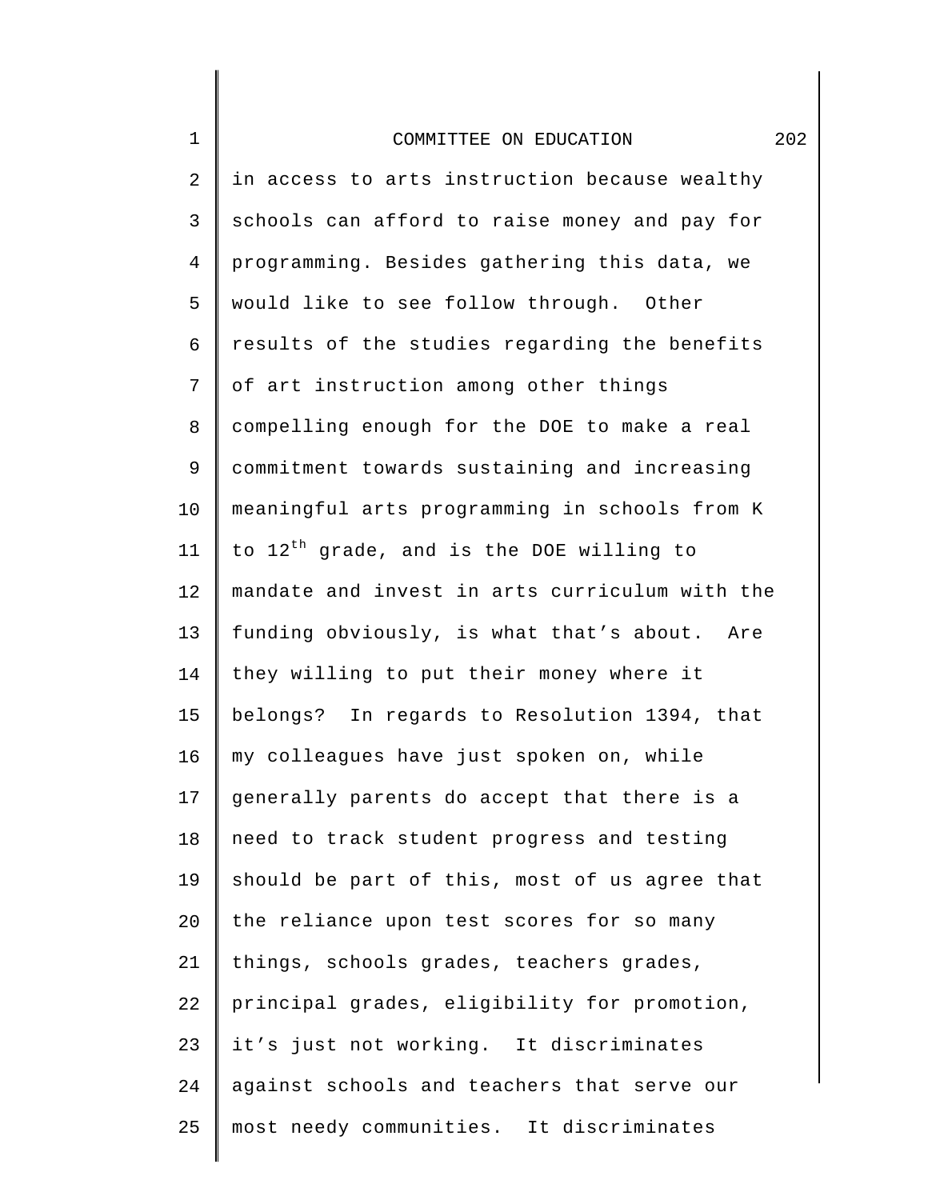in access to arts instruction because wealthy schools can afford to raise money and pay for programming. Besides gathering this data, we would like to see follow through. Other results of the studies regarding the benefits of art instruction among other things compelling enough for the DOE to make a real commitment towards sustaining and increasing meaningful arts programming in schools from K to 12th grade, and is the DOE willing to mandate and invest in arts curriculum with the funding obviously, is what that's about. Are they willing to put their money where it belongs? In regards to Resolution 1394, that my colleagues have just spoken on, while generally parents do accept that there is a need to track student progress and testing should be part of this, most of us agree that the reliance upon test scores for so many things, schools grades, teachers grades, principal grades, eligibility for promotion, it's just not working. It discriminates against schools and teachers that serve our most needy communities. It discriminates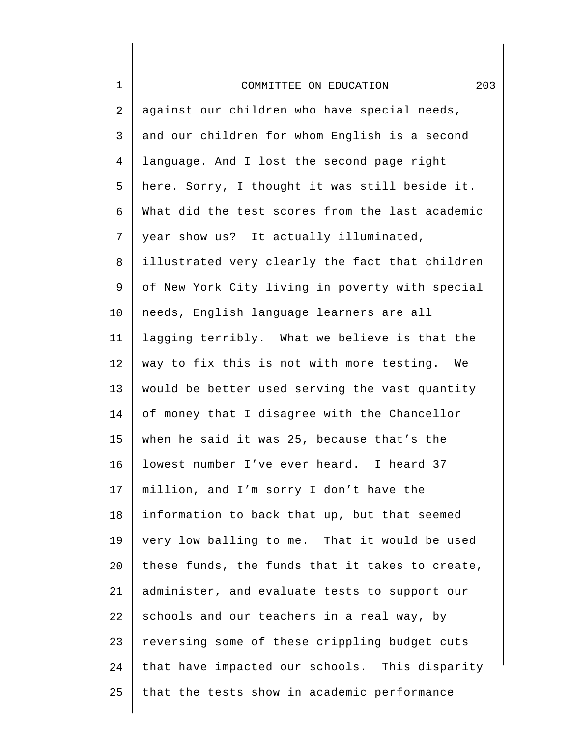against our children who have special needs, and our children for whom English is a second language. And I lost the second page right here. Sorry, I thought it was still beside it. What did the test scores from the last academic year show us? It actually illuminated, illustrated very clearly the fact that children of New York City living in poverty with special needs, English language learners are all lagging terribly. What we believe is that the way to fix this is not with more testing. We would be better used serving the vast quantity of money that I disagree with the Chancellor when he said it was 25, because that's the lowest number I've ever heard. I heard 37 million, and I'm sorry I don't have the information to back that up, but that seemed very low balling to me. That it would be used these funds, the funds that it takes to create, administer, and evaluate tests to support our schools and our teachers in a real way, by reversing some of these crippling budget cuts that have impacted our schools. This disparity that the tests show in academic performance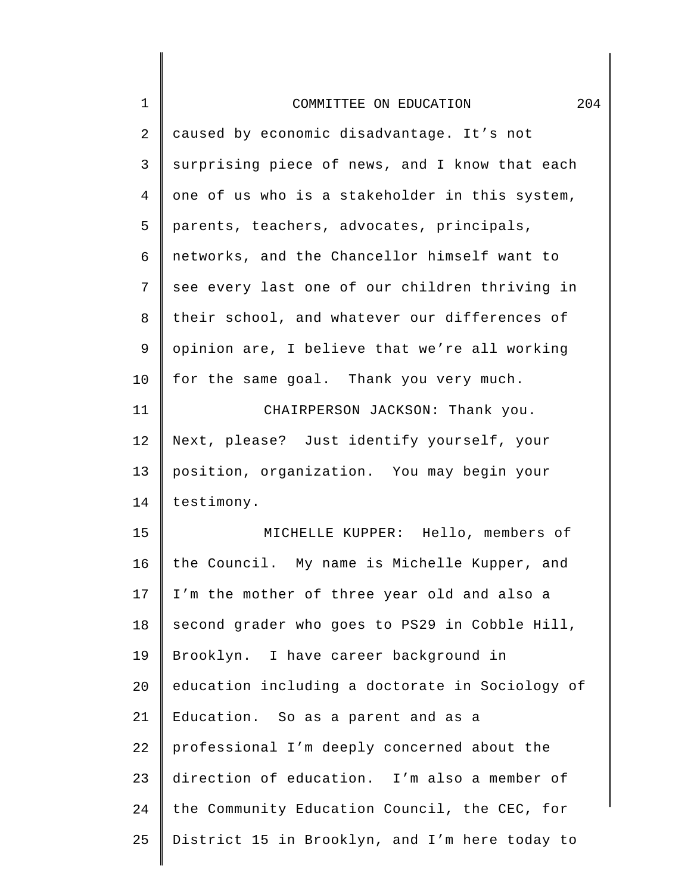caused by economic disadvantage. It's not surprising piece of news, and I know that each one of us who is a stakeholder in this system, parents, teachers, advocates, principals, networks, and the Chancellor himself want to see every last one of our children thriving in their school, and whatever our differences of opinion are, I believe that we're all working for the same goal. Thank you very much.

CHAIRPERSON JACKSON: Thank you. Next, please? Just identify yourself, your position, organization. You may begin your testimony.

MICHELLE KUPPER: Hello, members of the Council. My name is Michelle Kupper, and I'm the mother of three year old and also a second grader who goes to PS29 in Cobble Hill, Brooklyn. I have career background in education including a doctorate in Sociology of Education. So as a parent and as a professional I'm deeply concerned about the direction of education. I'm also a member of the Community Education Council, the CEC, for District 15 in Brooklyn, and I'm here today to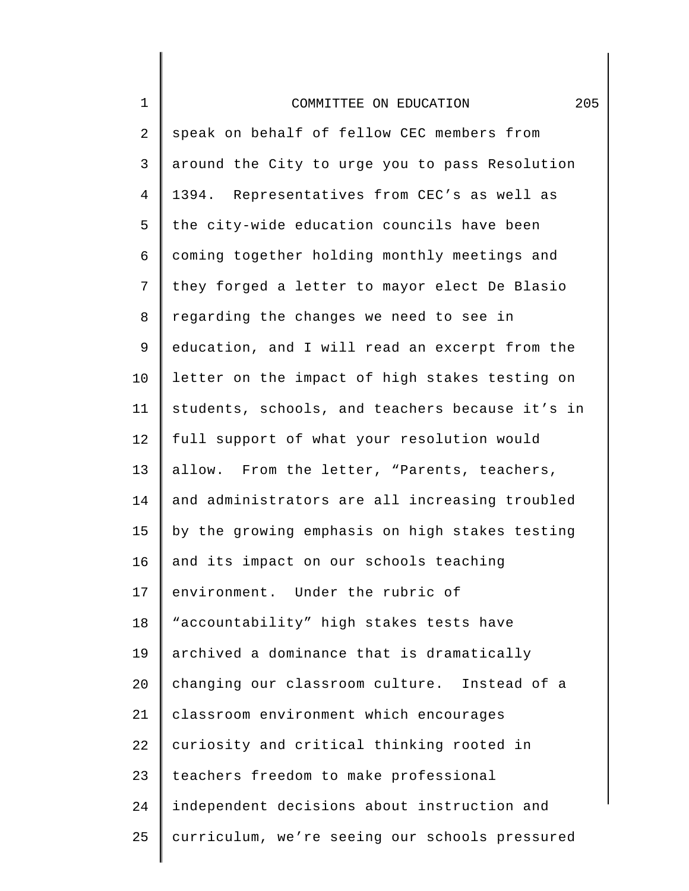speak on behalf of fellow CEC members from around the City to urge you to pass Resolution 1394. Representatives from CEC's as well as the city-wide education councils have been coming together holding monthly meetings and they forged a letter to mayor elect De Blasio regarding the changes we need to see in education, and I will read an excerpt from the letter on the impact of high stakes testing on students, schools, and teachers because it's in full support of what your resolution would allow. From the letter, "Parents, teachers, and administrators are all increasing troubled by the growing emphasis on high stakes testing and its impact on our schools teaching environment. Under the rubric of "accountability" high stakes tests have archived a dominance that is dramatically changing our classroom culture. Instead of a classroom environment which encourages curiosity and critical thinking rooted in teachers freedom to make professional independent decisions about instruction and curriculum, we're seeing our schools pressured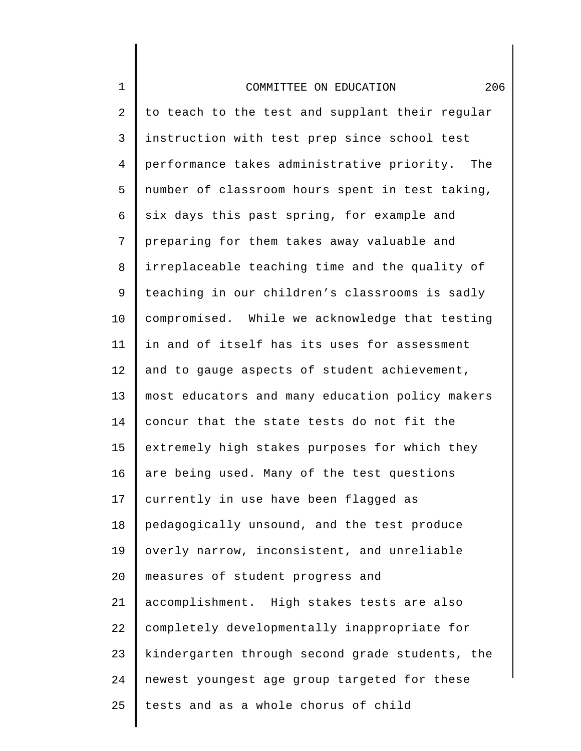to teach to the test and supplant their regular instruction with test prep since school test performance takes administrative priority. The number of classroom hours spent in test taking, six days this past spring, for example and preparing for them takes away valuable and irreplaceable teaching time and the quality of teaching in our children's classrooms is sadly compromised. While we acknowledge that testing in and of itself has its uses for assessment and to gauge aspects of student achievement, most educators and many education policy makers concur that the state tests do not fit the extremely high stakes purposes for which they are being used. Many of the test questions currently in use have been flagged as pedagogically unsound, and the test produce overly narrow, inconsistent, and unreliable measures of student progress and accomplishment. High stakes tests are also completely developmentally inappropriate for kindergarten through second grade students, the newest youngest age group targeted for these tests and as a whole chorus of child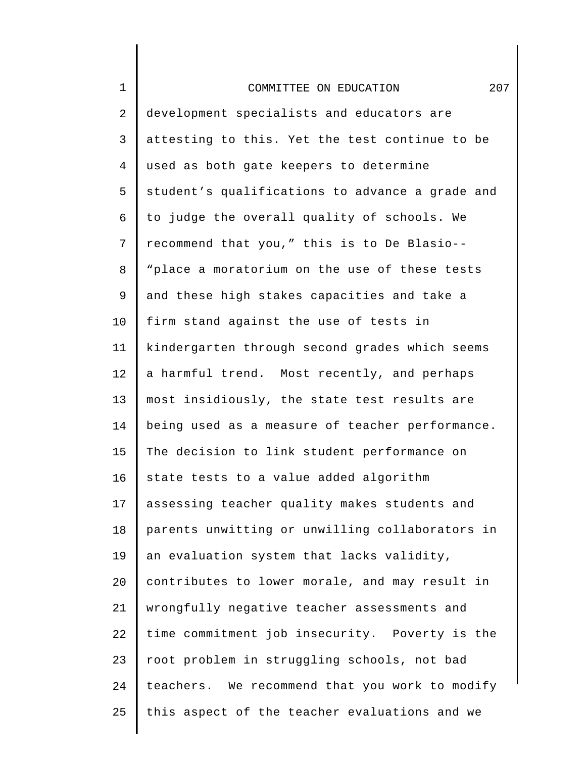development specialists and educators are attesting to this. Yet the test continue to be used as both gate keepers to determine student's qualifications to advance a grade and to judge the overall quality of schools. We recommend that you," this is to De Blasio-- "place a moratorium on the use of these tests and these high stakes capacities and take a firm stand against the use of tests in kindergarten through second grades which seems a harmful trend.  Most recently, and perhaps most insidiously, the state test results are being used as a measure of teacher performance. The decision to link student performance on state tests to a value added algorithm assessing teacher quality makes students and parents unwitting or unwilling collaborators in an evaluation system that lacks validity, contributes to lower morale, and may result in wrongfully negative teacher assessments and time commitment job insecurity.  Poverty is the root problem in struggling schools, not bad teachers.  We recommend that you work to modify this aspect of the teacher evaluations and we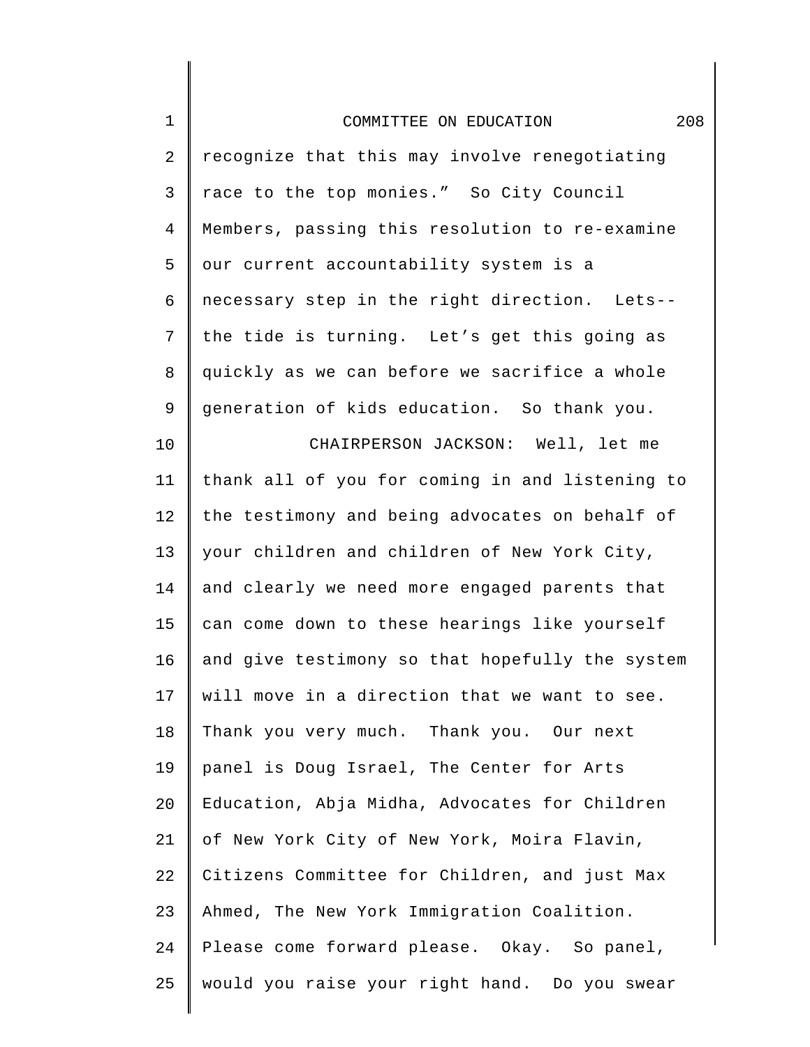recognize that this may involve renegotiating race to the top monies." So City Council Members, passing this resolution to re-examine our current accountability system is a necessary step in the right direction. Lets-- the tide is turning. Let's get this going as quickly as we can before we sacrifice a whole generation of kids education. So thank you.

CHAIRPERSON JACKSON: Well, let me thank all of you for coming in and listening to the testimony and being advocates on behalf of your children and children of New York City, and clearly we need more engaged parents that can come down to these hearings like yourself and give testimony so that hopefully the system will move in a direction that we want to see. Thank you very much. Thank you. Our next panel is Doug Israel, The Center for Arts Education, Abja Midha, Advocates for Children of New York City of New York, Moira Flavin, Citizens Committee for Children, and just Max Ahmed, The New York Immigration Coalition. Please come forward please. Okay. So panel, would you raise your right hand. Do you swear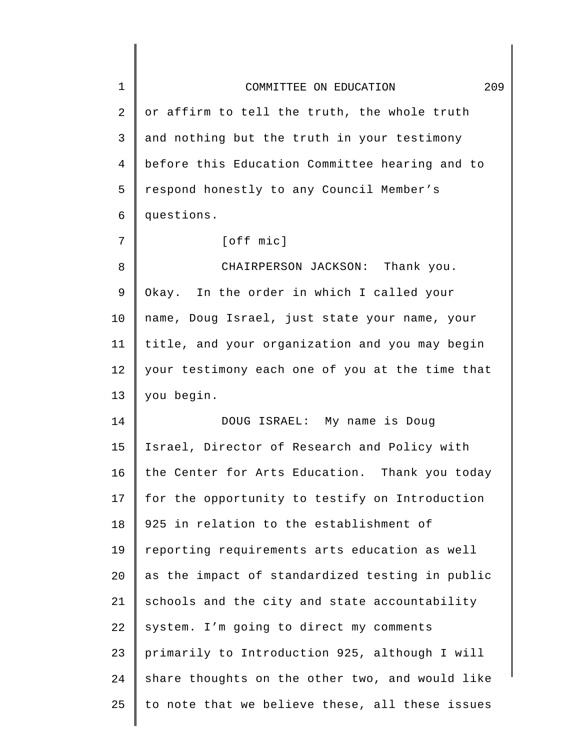or affirm to tell the truth, the whole truth and nothing but the truth in your testimony before this Education Committee hearing and to respond honestly to any Council Member's questions.

[off mic]

CHAIRPERSON JACKSON: Thank you. Okay. In the order in which I called your name, Doug Israel, just state your name, your title, and your organization and you may begin your testimony each one of you at the time that you begin.

DOUG ISRAEL: My name is Doug Israel, Director of Research and Policy with the Center for Arts Education. Thank you today for the opportunity to testify on Introduction 925 in relation to the establishment of reporting requirements arts education as well as the impact of standardized testing in public schools and the city and state accountability system. I'm going to direct my comments primarily to Introduction 925, although I will share thoughts on the other two, and would like to note that we believe these, all these issues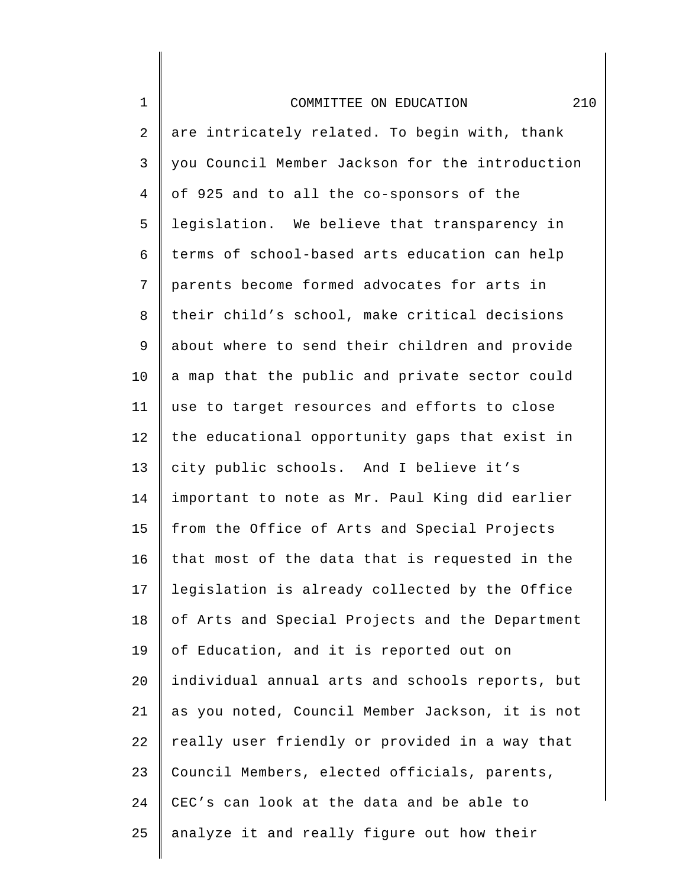are intricately related. To begin with, thank you Council Member Jackson for the introduction of 925 and to all the co-sponsors of the legislation. We believe that transparency in terms of school-based arts education can help parents become formed advocates for arts in their child's school, make critical decisions about where to send their children and provide a map that the public and private sector could use to target resources and efforts to close the educational opportunity gaps that exist in city public schools. And I believe it's important to note as Mr. Paul King did earlier from the Office of Arts and Special Projects that most of the data that is requested in the legislation is already collected by the Office of Arts and Special Projects and the Department of Education, and it is reported out on individual annual arts and schools reports, but as you noted, Council Member Jackson, it is not really user friendly or provided in a way that Council Members, elected officials, parents, CEC's can look at the data and be able to analyze it and really figure out how their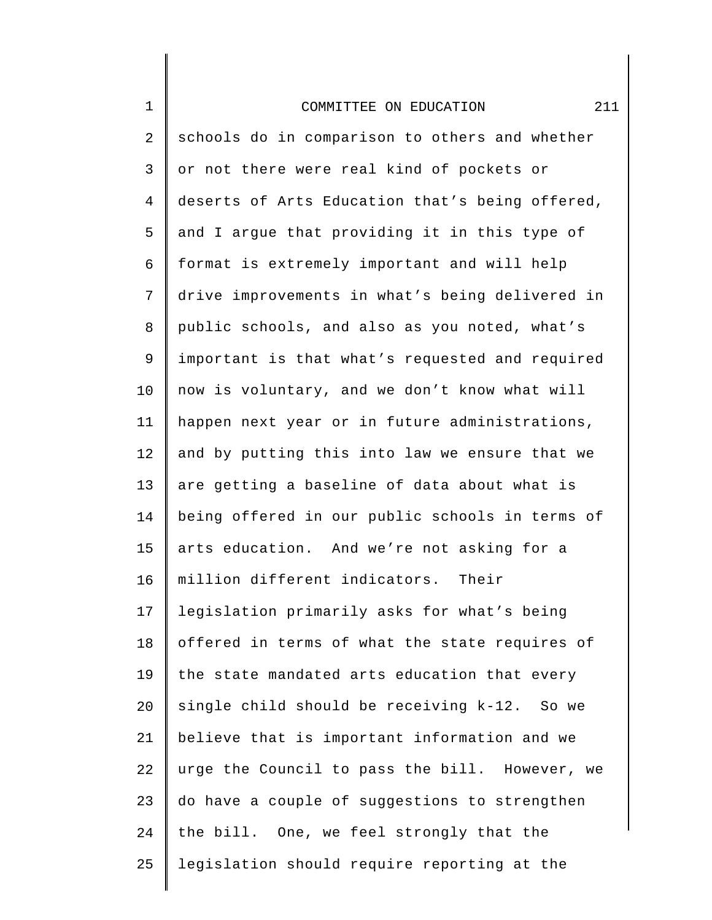schools do in comparison to others and whether or not there were real kind of pockets or deserts of Arts Education that's being offered, and I argue that providing it in this type of format is extremely important and will help drive improvements in what's being delivered in public schools, and also as you noted, what's important is that what's requested and required now is voluntary, and we don't know what will happen next year or in future administrations, and by putting this into law we ensure that we are getting a baseline of data about what is being offered in our public schools in terms of arts education. And we're not asking for a million different indicators. Their legislation primarily asks for what's being offered in terms of what the state requires of the state mandated arts education that every single child should be receiving k-12. So we believe that is important information and we urge the Council to pass the bill. However, we do have a couple of suggestions to strengthen the bill. One, we feel strongly that the legislation should require reporting at the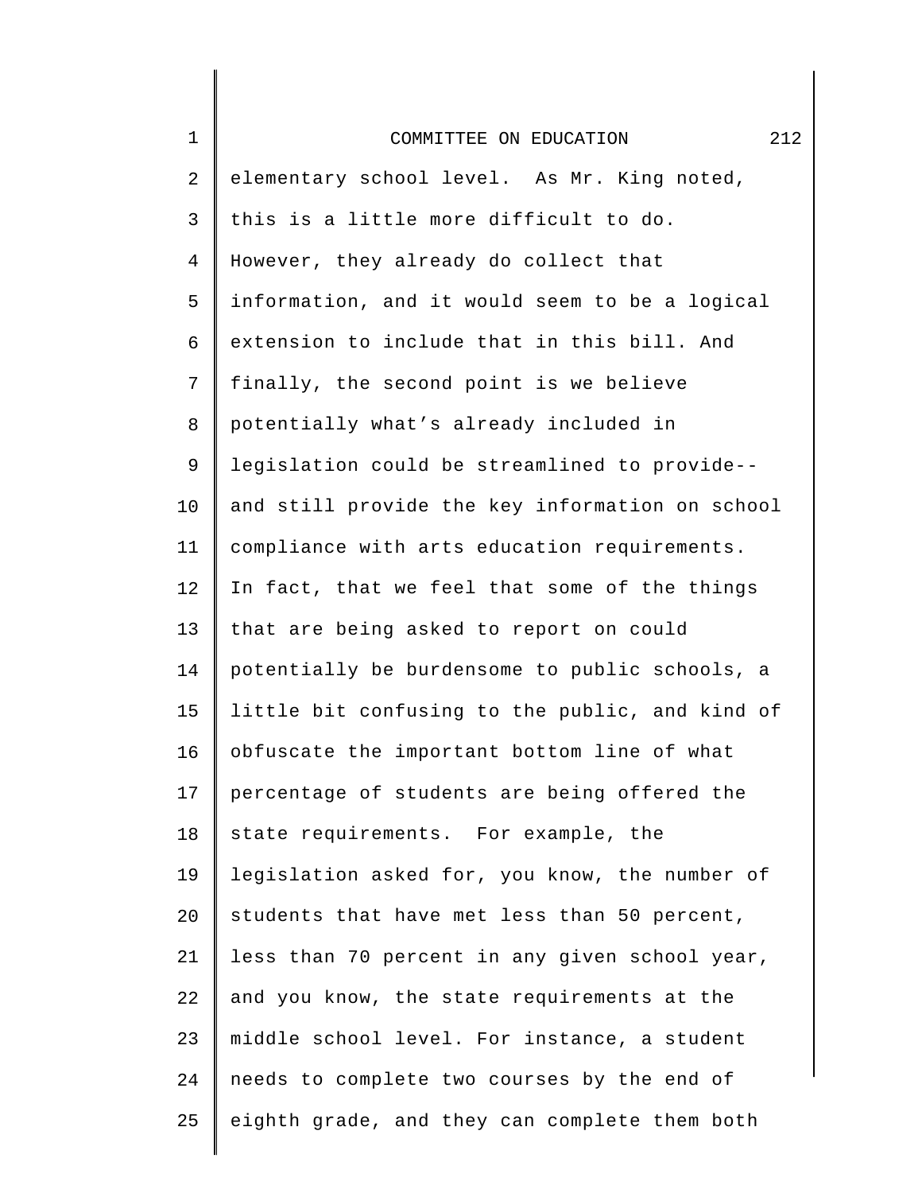elementary school level. As Mr. King noted, this is a little more difficult to do. However, they already do collect that information, and it would seem to be a logical extension to include that in this bill. And finally, the second point is we believe potentially what’s already included in legislation could be streamlined to provide-- and still provide the key information on school compliance with arts education requirements. In fact, that we feel that some of the things that are being asked to report on could potentially be burdensome to public schools, a little bit confusing to the public, and kind of obfuscate the important bottom line of what percentage of students are being offered the state requirements. For example, the legislation asked for, you know, the number of students that have met less than 50 percent, less than 70 percent in any given school year, and you know, the state requirements at the middle school level. For instance, a student needs to complete two courses by the end of eighth grade, and they can complete them both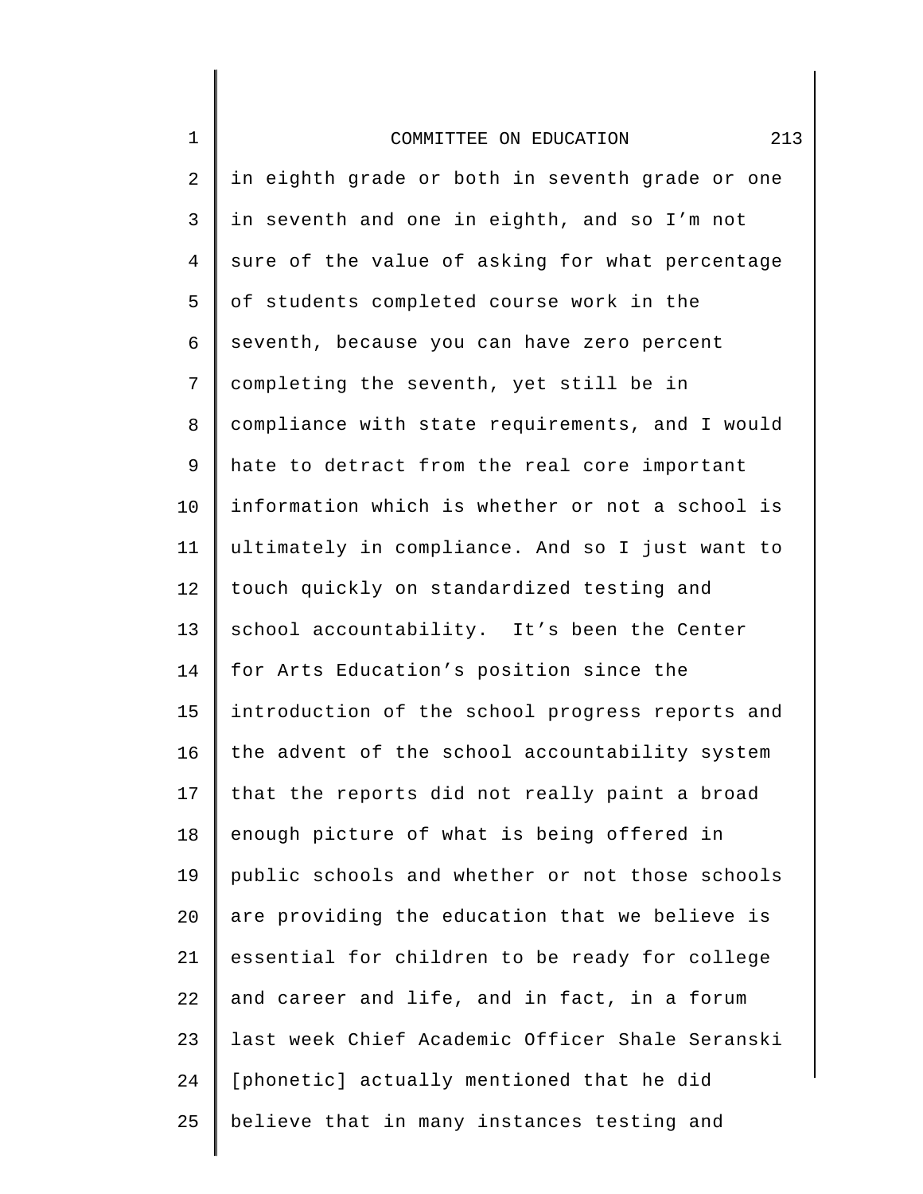in eighth grade or both in seventh grade or one in seventh and one in eighth, and so I'm not sure of the value of asking for what percentage of students completed course work in the seventh, because you can have zero percent completing the seventh, yet still be in compliance with state requirements, and I would hate to detract from the real core important information which is whether or not a school is ultimately in compliance. And so I just want to touch quickly on standardized testing and school accountability. It's been the Center for Arts Education's position since the introduction of the school progress reports and the advent of the school accountability system that the reports did not really paint a broad enough picture of what is being offered in public schools and whether or not those schools are providing the education that we believe is essential for children to be ready for college and career and life, and in fact, in a forum last week Chief Academic Officer Shale Seranski [phonetic] actually mentioned that he did believe that in many instances testing and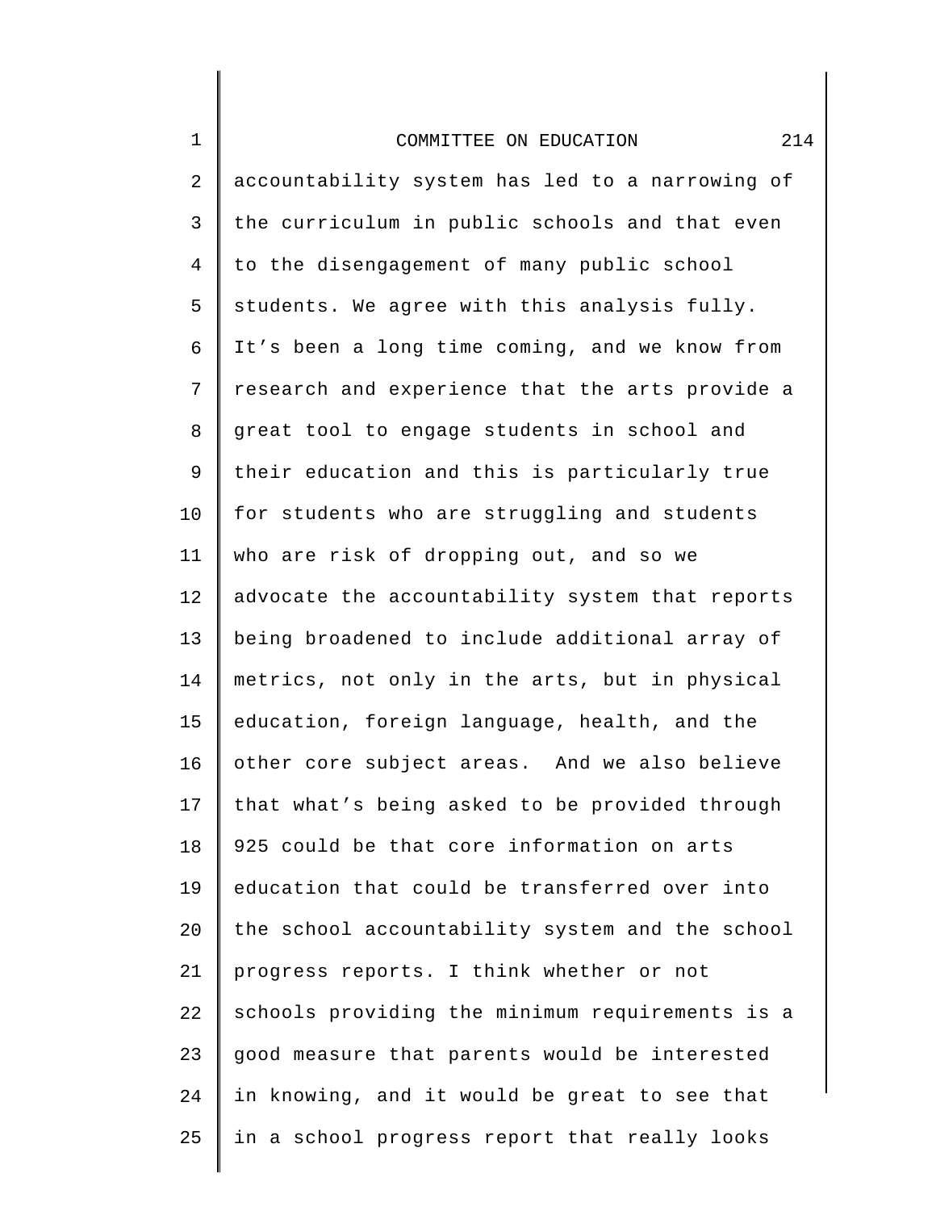accountability system has led to a narrowing of the curriculum in public schools and that even to the disengagement of many public school students. We agree with this analysis fully. It's been a long time coming, and we know from research and experience that the arts provide a great tool to engage students in school and their education and this is particularly true for students who are struggling and students who are risk of dropping out, and so we advocate the accountability system that reports being broadened to include additional array of metrics, not only in the arts, but in physical education, foreign language, health, and the other core subject areas. And we also believe that what's being asked to be provided through 925 could be that core information on arts education that could be transferred over into the school accountability system and the school progress reports. I think whether or not schools providing the minimum requirements is a good measure that parents would be interested in knowing, and it would be great to see that in a school progress report that really looks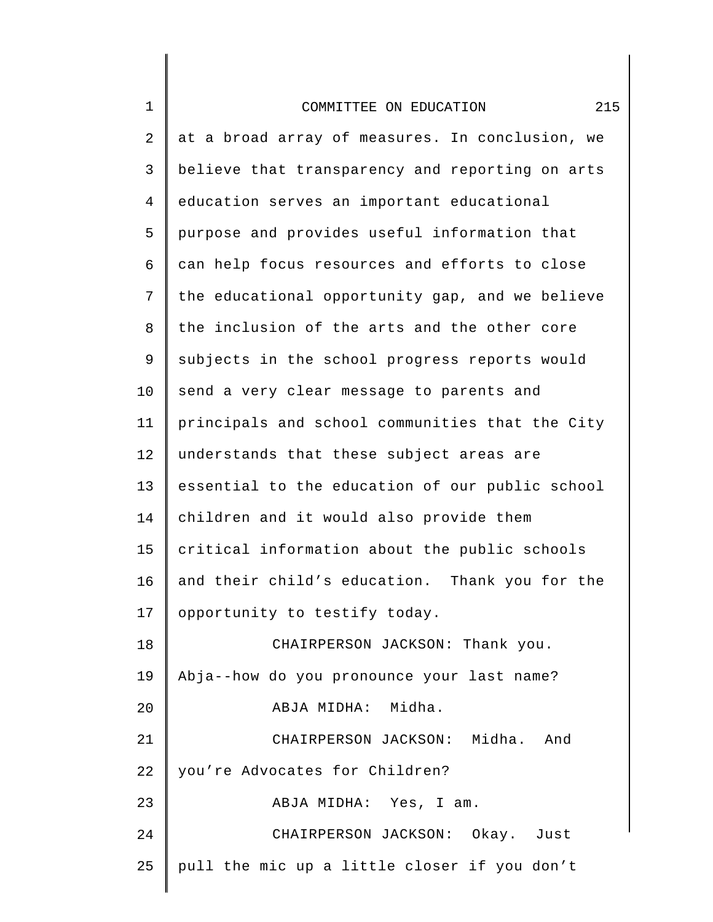at a broad array of measures. In conclusion, we believe that transparency and reporting on arts education serves an important educational purpose and provides useful information that can help focus resources and efforts to close the educational opportunity gap, and we believe the inclusion of the arts and the other core subjects in the school progress reports would send a very clear message to parents and principals and school communities that the City understands that these subject areas are essential to the education of our public school children and it would also provide them critical information about the public schools and their child's education. Thank you for the opportunity to testify today.

CHAIRPERSON JACKSON: Thank you. Abja--how do you pronounce your last name?

ABJA MIDHA: Midha.

CHAIRPERSON JACKSON: Midha. And you're Advocates for Children?

ABJA MIDHA: Yes, I am.

CHAIRPERSON JACKSON: Okay. Just pull the mic up a little closer if you don't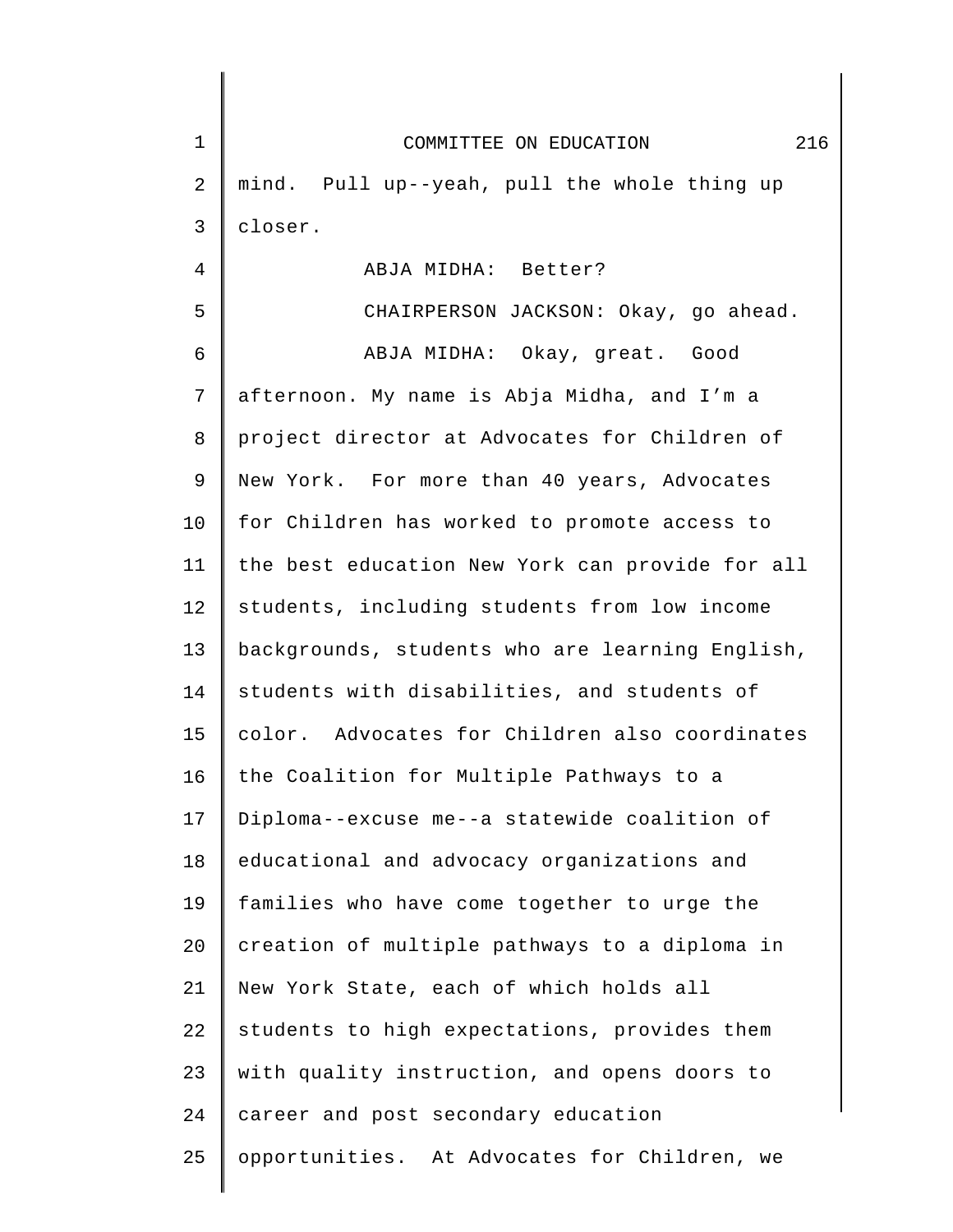mind. Pull up--yeah, pull the whole thing up closer.

ABJA MIDHA: Better?

CHAIRPERSON JACKSON: Okay, go ahead.

ABJA MIDHA: Okay, great. Good afternoon. My name is Abja Midha, and I'm a project director at Advocates for Children of New York. For more than 40 years, Advocates for Children has worked to promote access to the best education New York can provide for all students, including students from low income backgrounds, students who are learning English, students with disabilities, and students of color. Advocates for Children also coordinates the Coalition for Multiple Pathways to a Diploma--excuse me--a statewide coalition of educational and advocacy organizations and families who have come together to urge the creation of multiple pathways to a diploma in New York State, each of which holds all students to high expectations, provides them with quality instruction, and opens doors to career and post secondary education opportunities. At Advocates for Children, we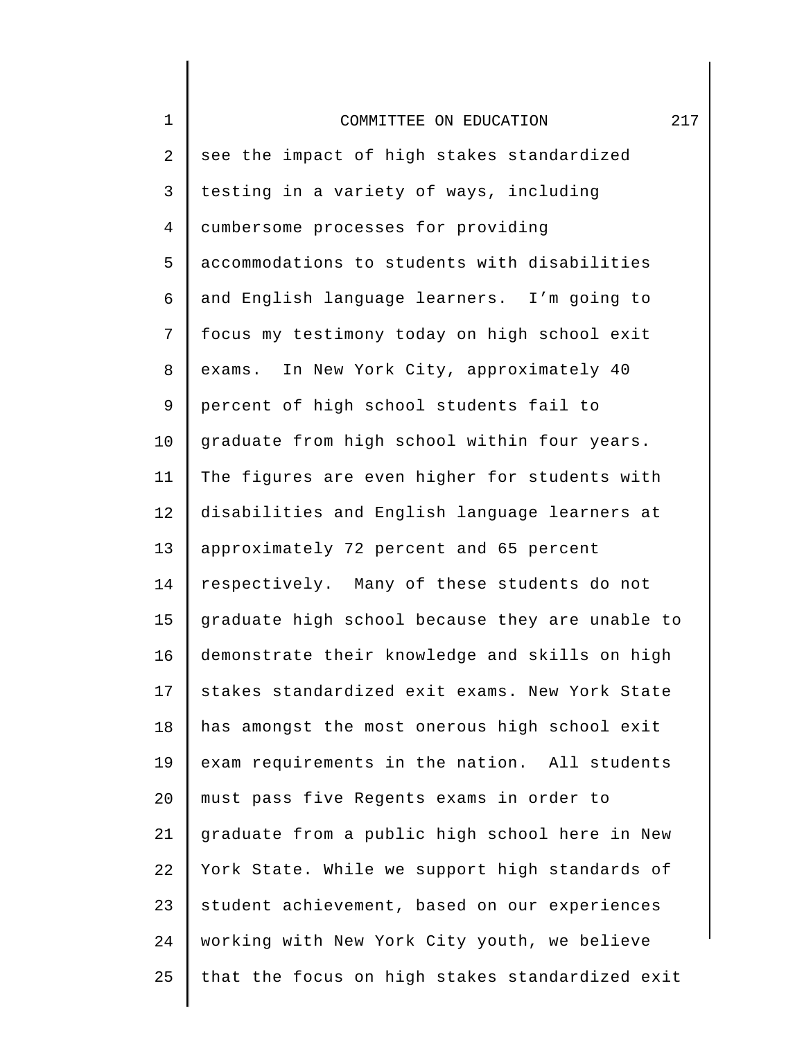see the impact of high stakes standardized testing in a variety of ways, including cumbersome processes for providing accommodations to students with disabilities and English language learners. I'm going to focus my testimony today on high school exit exams. In New York City, approximately 40 percent of high school students fail to graduate from high school within four years. The figures are even higher for students with disabilities and English language learners at approximately 72 percent and 65 percent respectively. Many of these students do not graduate high school because they are unable to demonstrate their knowledge and skills on high stakes standardized exit exams. New York State has amongst the most onerous high school exit exam requirements in the nation. All students must pass five Regents exams in order to graduate from a public high school here in New York State. While we support high standards of student achievement, based on our experiences working with New York City youth, we believe that the focus on high stakes standardized exit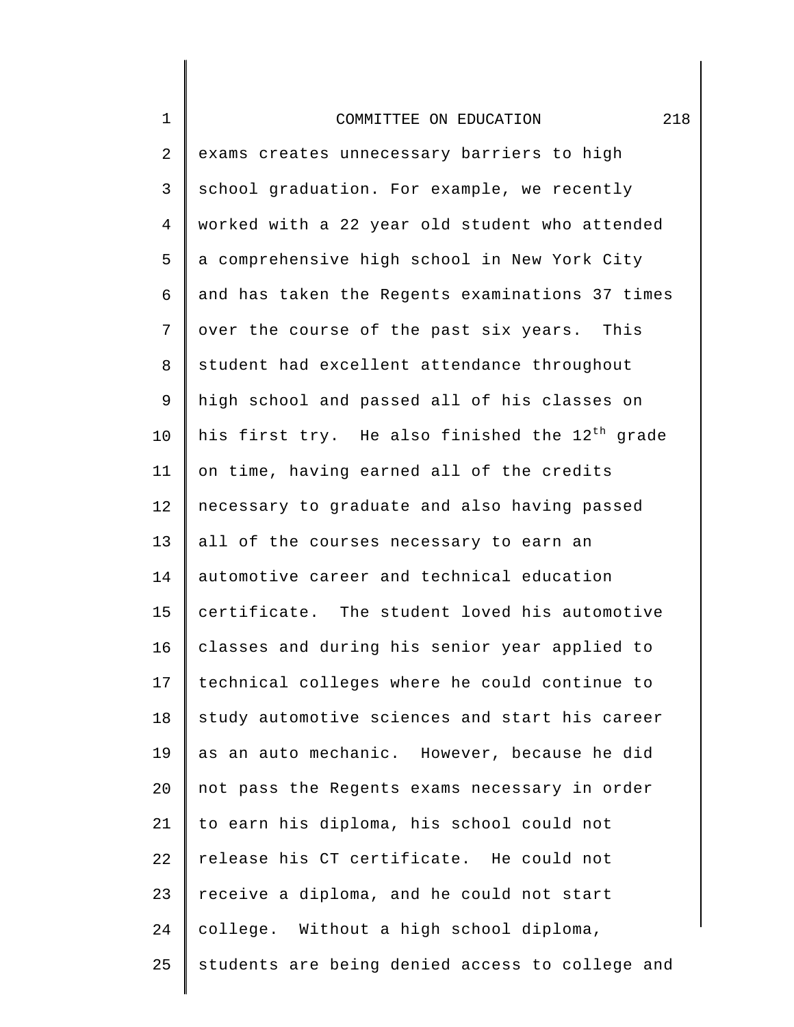exams creates unnecessary barriers to high school graduation. For example, we recently worked with a 22 year old student who attended a comprehensive high school in New York City and has taken the Regents examinations 37 times over the course of the past six years. This student had excellent attendance throughout high school and passed all of his classes on his first try. He also finished the 12th grade on time, having earned all of the credits necessary to graduate and also having passed all of the courses necessary to earn an automotive career and technical education certificate. The student loved his automotive classes and during his senior year applied to technical colleges where he could continue to study automotive sciences and start his career as an auto mechanic. However, because he did not pass the Regents exams necessary in order to earn his diploma, his school could not release his CT certificate. He could not receive a diploma, and he could not start college. Without a high school diploma, students are being denied access to college and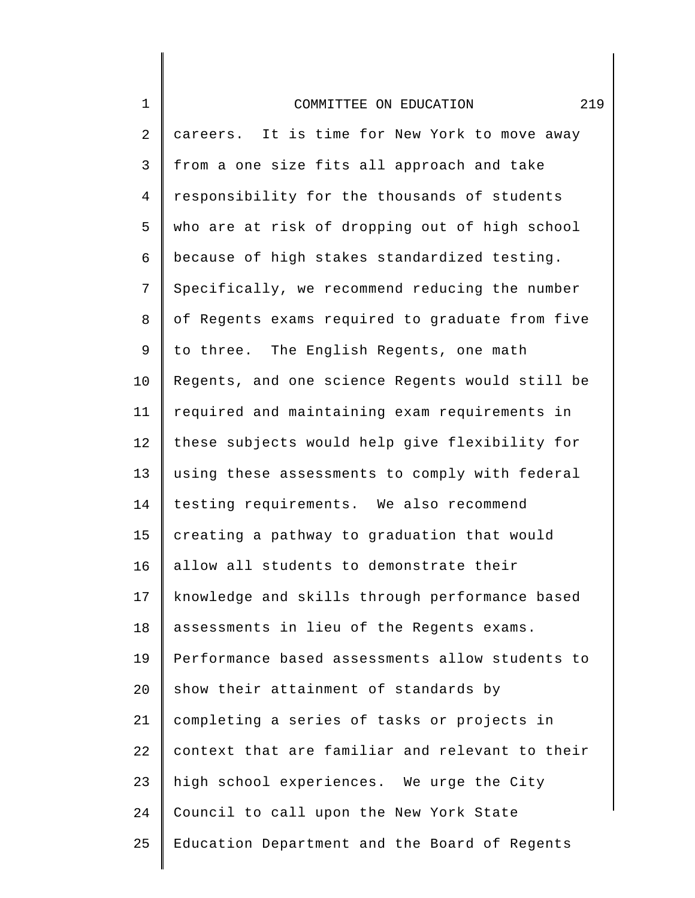careers. It is time for New York to move away from a one size fits all approach and take responsibility for the thousands of students who are at risk of dropping out of high school because of high stakes standardized testing. Specifically, we recommend reducing the number of Regents exams required to graduate from five to three. The English Regents, one math Regents, and one science Regents would still be required and maintaining exam requirements in these subjects would help give flexibility for using these assessments to comply with federal testing requirements. We also recommend creating a pathway to graduation that would allow all students to demonstrate their knowledge and skills through performance based assessments in lieu of the Regents exams. Performance based assessments allow students to show their attainment of standards by completing a series of tasks or projects in context that are familiar and relevant to their high school experiences. We urge the City Council to call upon the New York State Education Department and the Board of Regents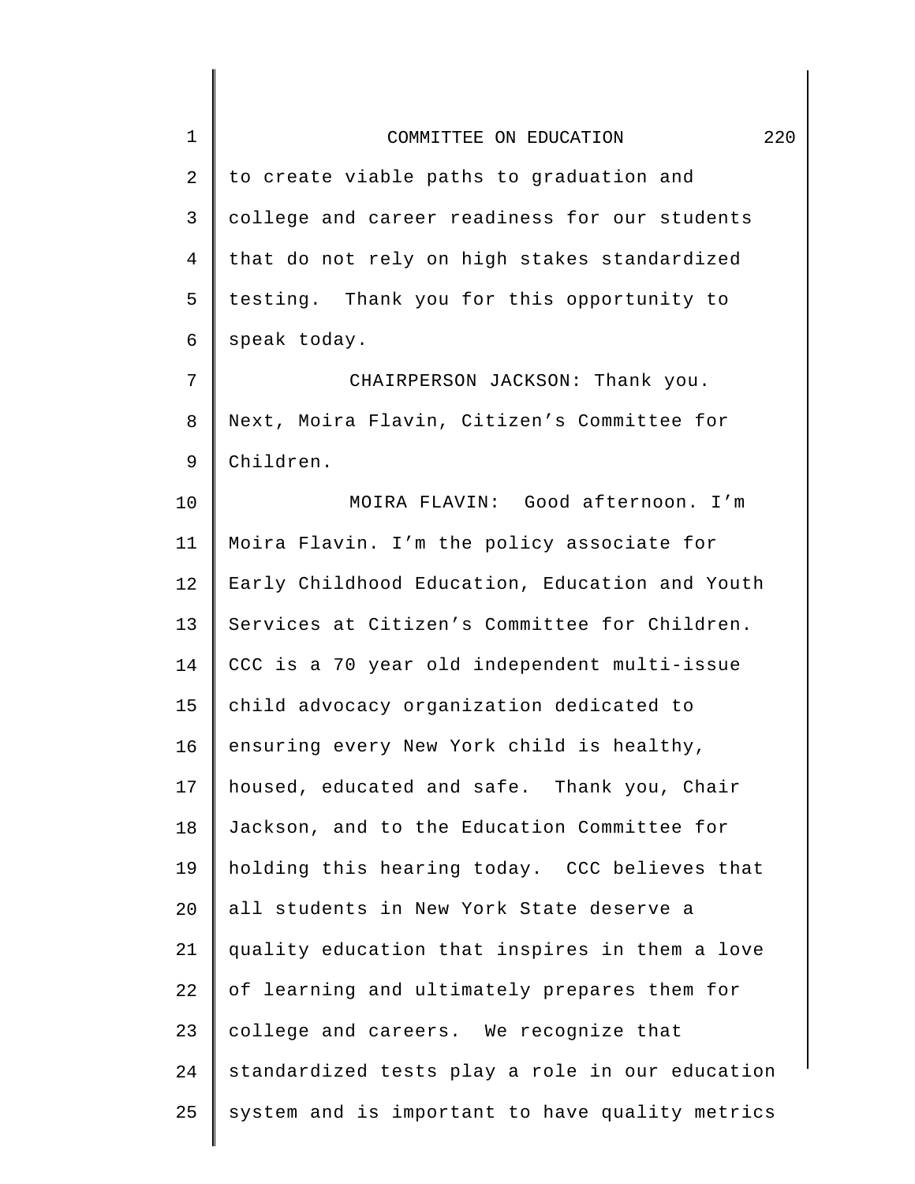to create viable paths to graduation and college and career readiness for our students that do not rely on high stakes standardized testing. Thank you for this opportunity to speak today.

CHAIRPERSON JACKSON: Thank you. Next, Moira Flavin, Citizen's Committee for Children.

MOIRA FLAVIN: Good afternoon. I'm Moira Flavin. I'm the policy associate for Early Childhood Education, Education and Youth Services at Citizen's Committee for Children. CCC is a 70 year old independent multi-issue child advocacy organization dedicated to ensuring every New York child is healthy, housed, educated and safe. Thank you, Chair Jackson, and to the Education Committee for holding this hearing today. CCC believes that all students in New York State deserve a quality education that inspires in them a love of learning and ultimately prepares them for college and careers. We recognize that standardized tests play a role in our education system and is important to have quality metrics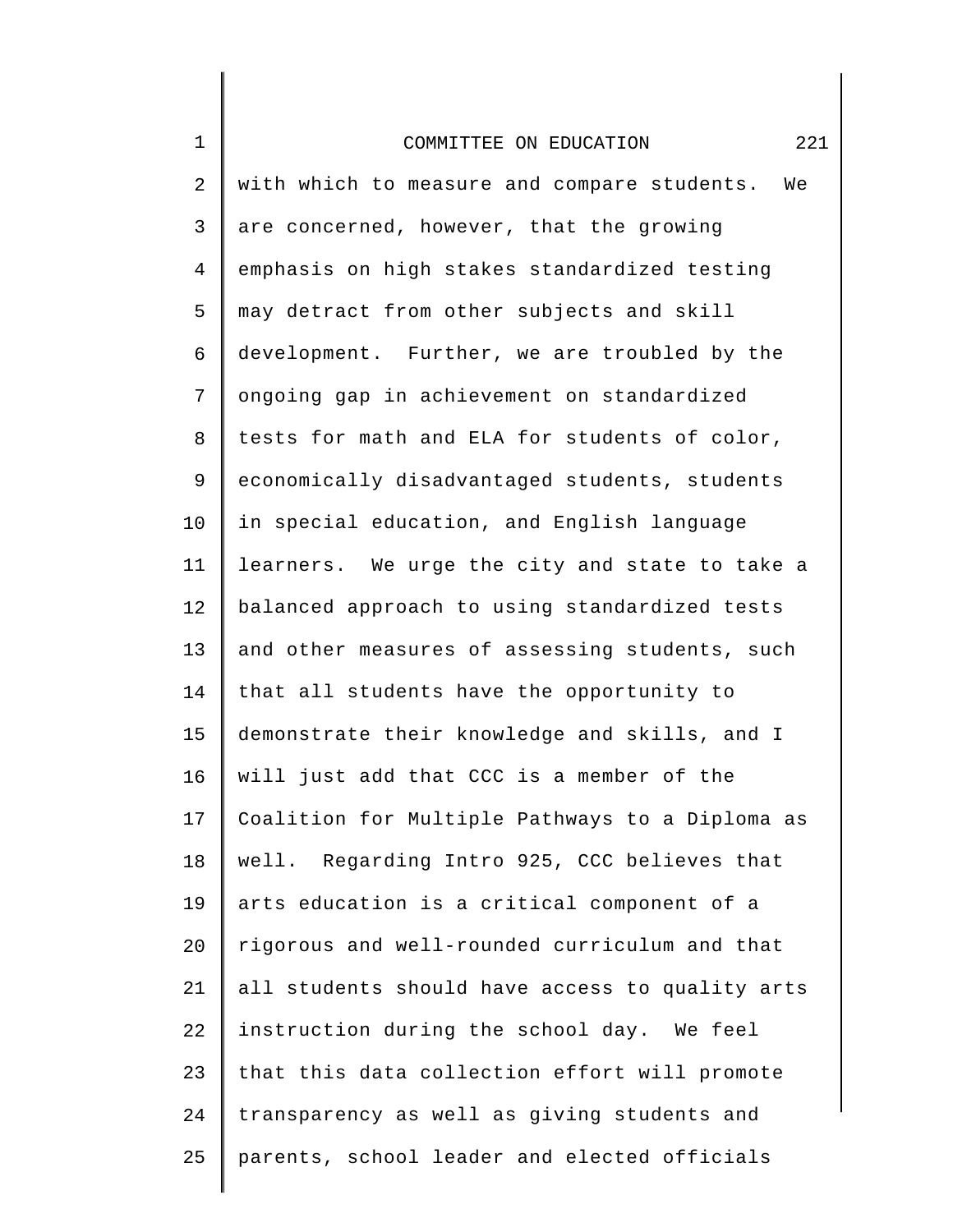with which to measure and compare students. We are concerned, however, that the growing emphasis on high stakes standardized testing may detract from other subjects and skill development. Further, we are troubled by the ongoing gap in achievement on standardized tests for math and ELA for students of color, economically disadvantaged students, students in special education, and English language learners. We urge the city and state to take a balanced approach to using standardized tests and other measures of assessing students, such that all students have the opportunity to demonstrate their knowledge and skills, and I will just add that CCC is a member of the Coalition for Multiple Pathways to a Diploma as well. Regarding Intro 925, CCC believes that arts education is a critical component of a rigorous and well-rounded curriculum and that all students should have access to quality arts instruction during the school day. We feel that this data collection effort will promote transparency as well as giving students and parents, school leader and elected officials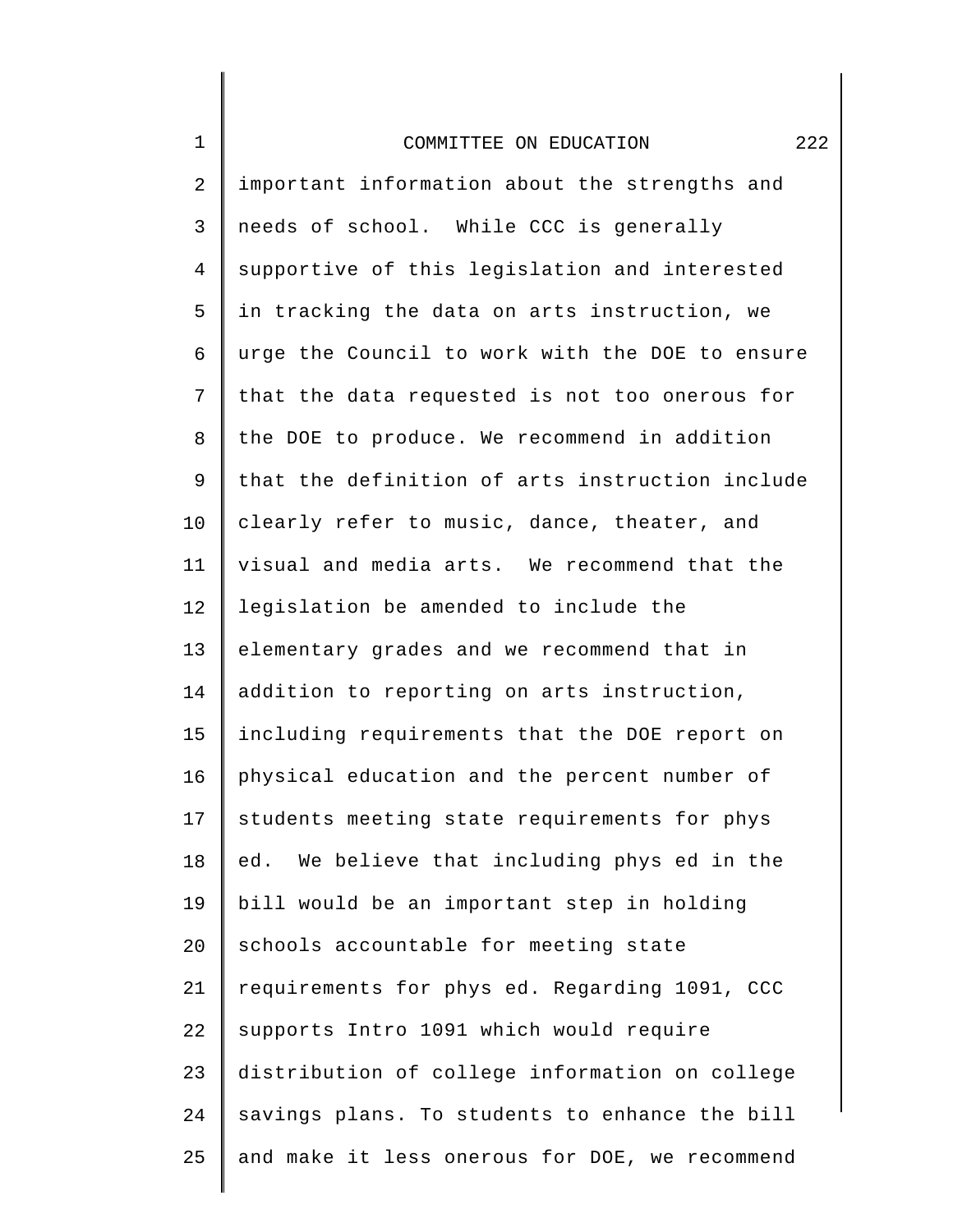important information about the strengths and needs of school. While CCC is generally supportive of this legislation and interested in tracking the data on arts instruction, we urge the Council to work with the DOE to ensure that the data requested is not too onerous for the DOE to produce. We recommend in addition that the definition of arts instruction include clearly refer to music, dance, theater, and visual and media arts. We recommend that the legislation be amended to include the elementary grades and we recommend that in addition to reporting on arts instruction, including requirements that the DOE report on physical education and the percent number of students meeting state requirements for phys ed. We believe that including phys ed in the bill would be an important step in holding schools accountable for meeting state requirements for phys ed. Regarding 1091, CCC supports Intro 1091 which would require distribution of college information on college savings plans. To students to enhance the bill and make it less onerous for DOE, we recommend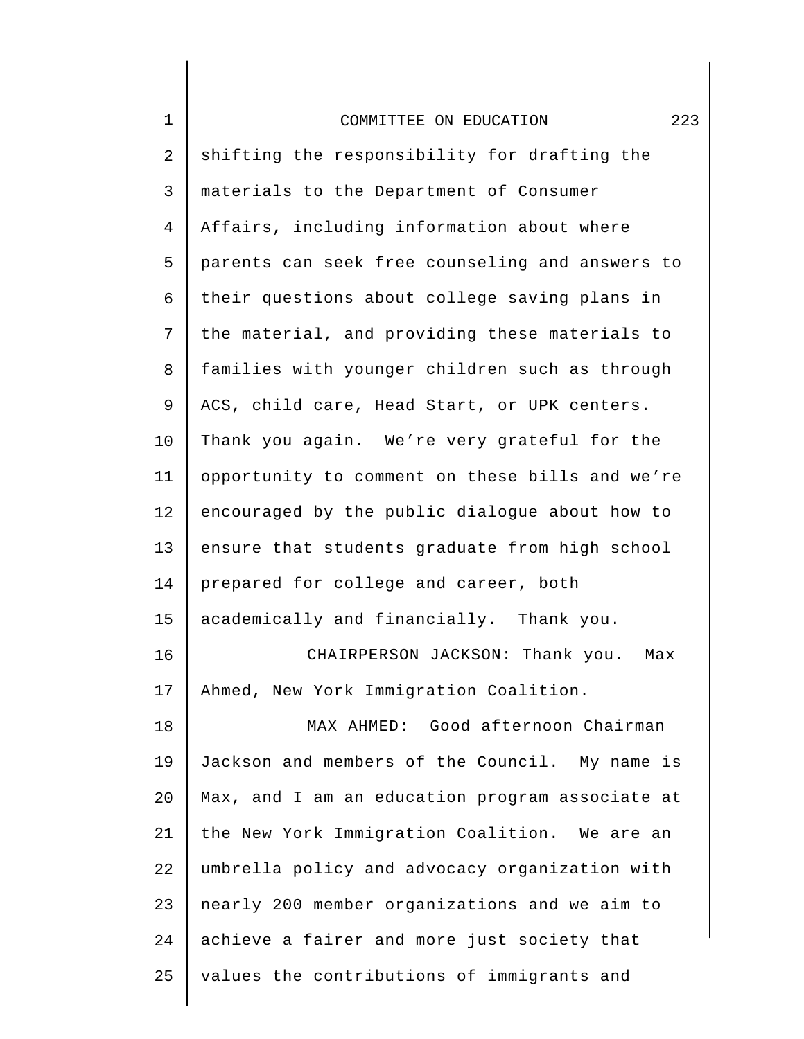shifting the responsibility for drafting the materials to the Department of Consumer Affairs, including information about where parents can seek free counseling and answers to their questions about college saving plans in the material, and providing these materials to families with younger children such as through ACS, child care, Head Start, or UPK centers. Thank you again. We’re very grateful for the opportunity to comment on these bills and we’re encouraged by the public dialogue about how to ensure that students graduate from high school prepared for college and career, both academically and financially. Thank you.

CHAIRPERSON JACKSON: Thank you. Max Ahmed, New York Immigration Coalition.

MAX AHMED: Good afternoon Chairman Jackson and members of the Council. My name is Max, and I am an education program associate at the New York Immigration Coalition. We are an umbrella policy and advocacy organization with nearly 200 member organizations and we aim to achieve a fairer and more just society that values the contributions of immigrants and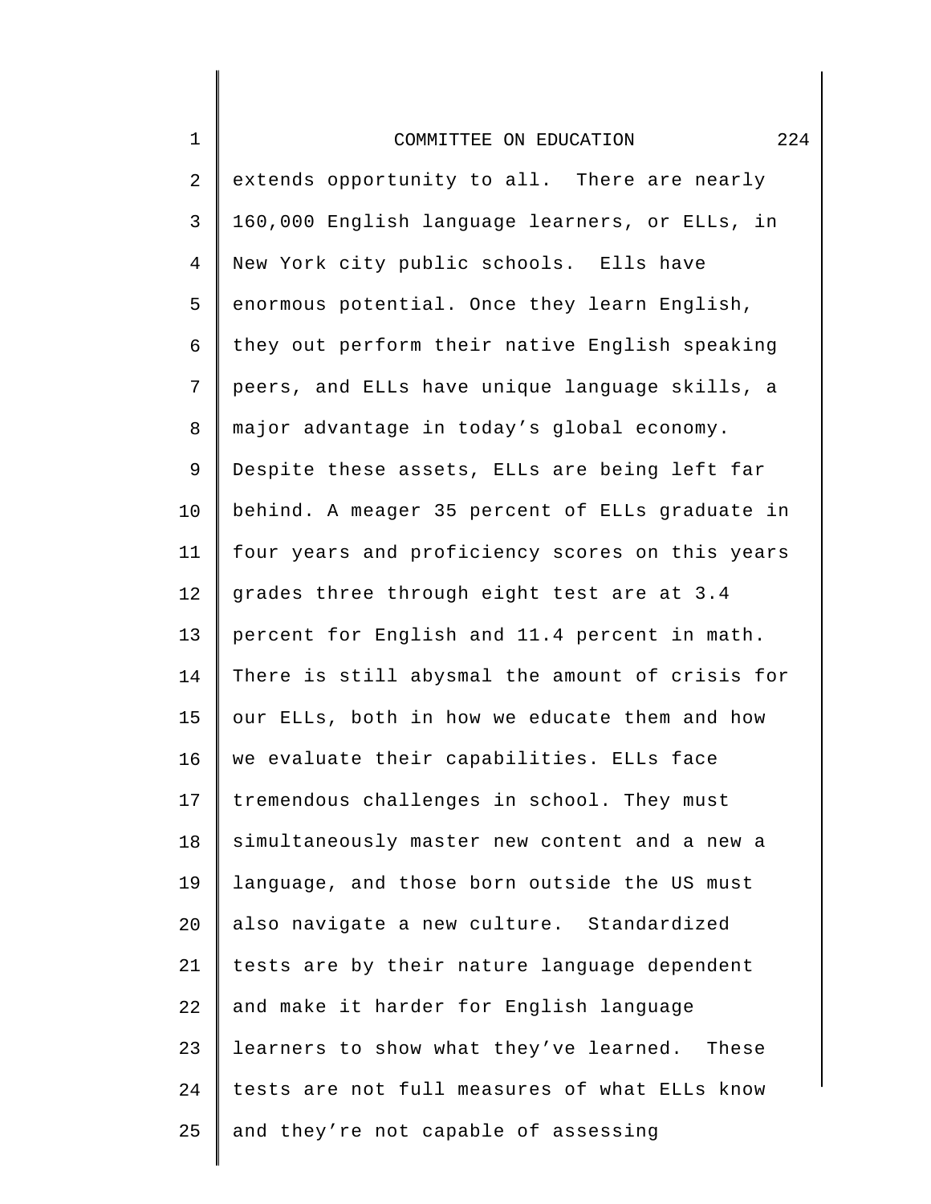extends opportunity to all. There are nearly 160,000 English language learners, or ELLs, in New York city public schools. Ells have enormous potential. Once they learn English, they out perform their native English speaking peers, and ELLs have unique language skills, a major advantage in today's global economy. Despite these assets, ELLs are being left far behind. A meager 35 percent of ELLs graduate in four years and proficiency scores on this years grades three through eight test are at 3.4 percent for English and 11.4 percent in math. There is still abysmal the amount of crisis for our ELLs, both in how we educate them and how we evaluate their capabilities. ELLs face tremendous challenges in school. They must simultaneously master new content and a new a language, and those born outside the US must also navigate a new culture. Standardized tests are by their nature language dependent and make it harder for English language learners to show what they've learned. These tests are not full measures of what ELLs know and they're not capable of assessing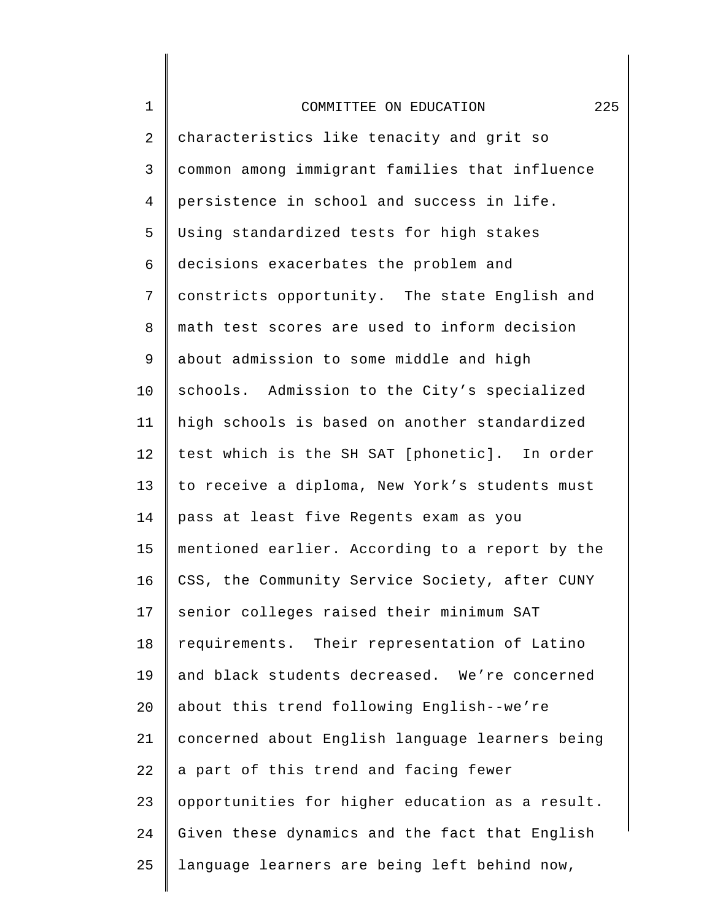characteristics like tenacity and grit so common among immigrant families that influence persistence in school and success in life. Using standardized tests for high stakes decisions exacerbates the problem and constricts opportunity. The state English and math test scores are used to inform decision about admission to some middle and high schools. Admission to the City's specialized high schools is based on another standardized test which is the SH SAT [phonetic]. In order to receive a diploma, New York's students must pass at least five Regents exam as you mentioned earlier. According to a report by the CSS, the Community Service Society, after CUNY senior colleges raised their minimum SAT requirements. Their representation of Latino and black students decreased. We're concerned about this trend following English--we're concerned about English language learners being a part of this trend and facing fewer opportunities for higher education as a result. Given these dynamics and the fact that English language learners are being left behind now,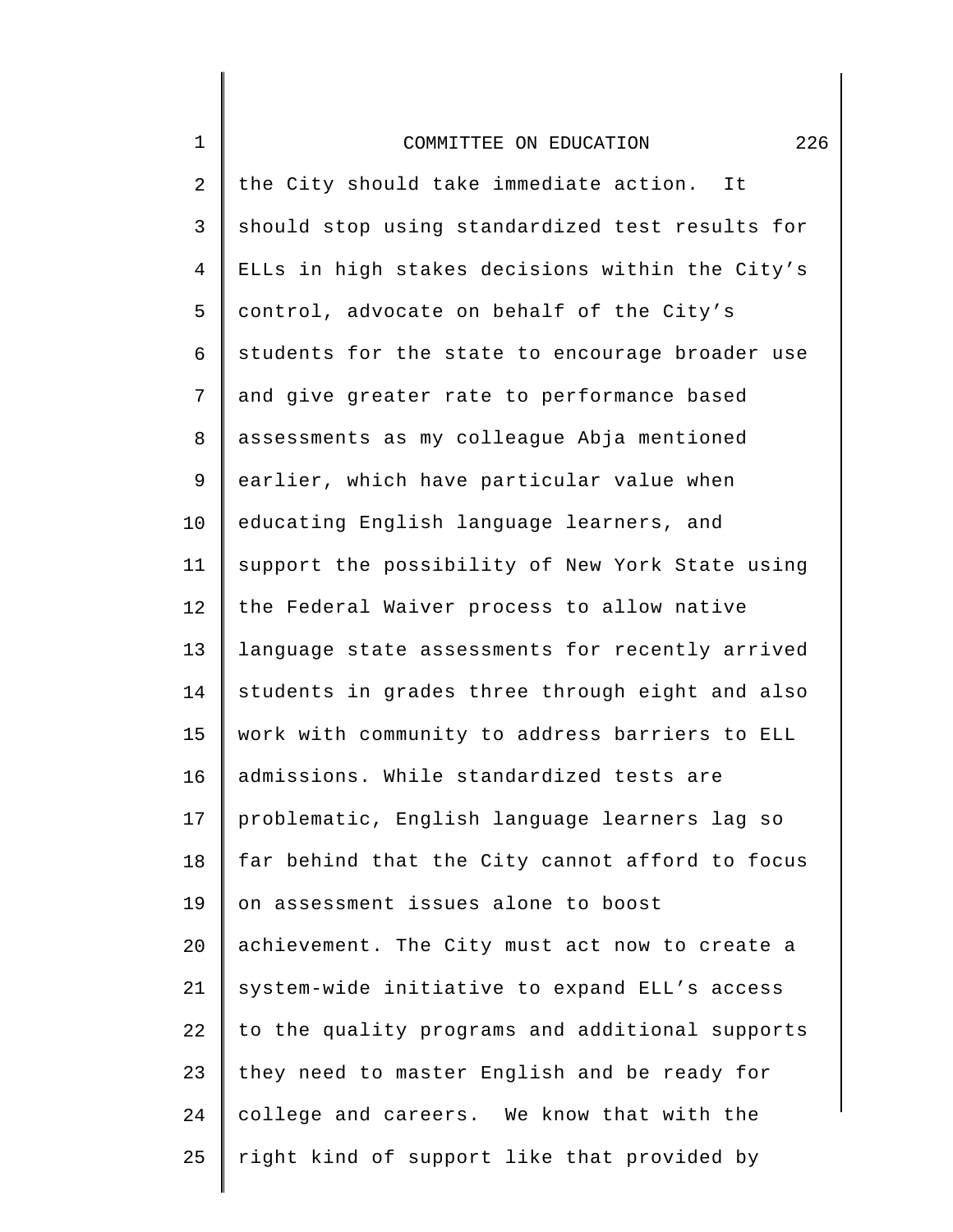the City should take immediate action. It should stop using standardized test results for ELLs in high stakes decisions within the City's control, advocate on behalf of the City's students for the state to encourage broader use and give greater rate to performance based assessments as my colleague Abja mentioned earlier, which have particular value when educating English language learners, and support the possibility of New York State using the Federal Waiver process to allow native language state assessments for recently arrived students in grades three through eight and also work with community to address barriers to ELL admissions. While standardized tests are problematic, English language learners lag so far behind that the City cannot afford to focus on assessment issues alone to boost achievement. The City must act now to create a system-wide initiative to expand ELL's access to the quality programs and additional supports they need to master English and be ready for college and careers. We know that with the right kind of support like that provided by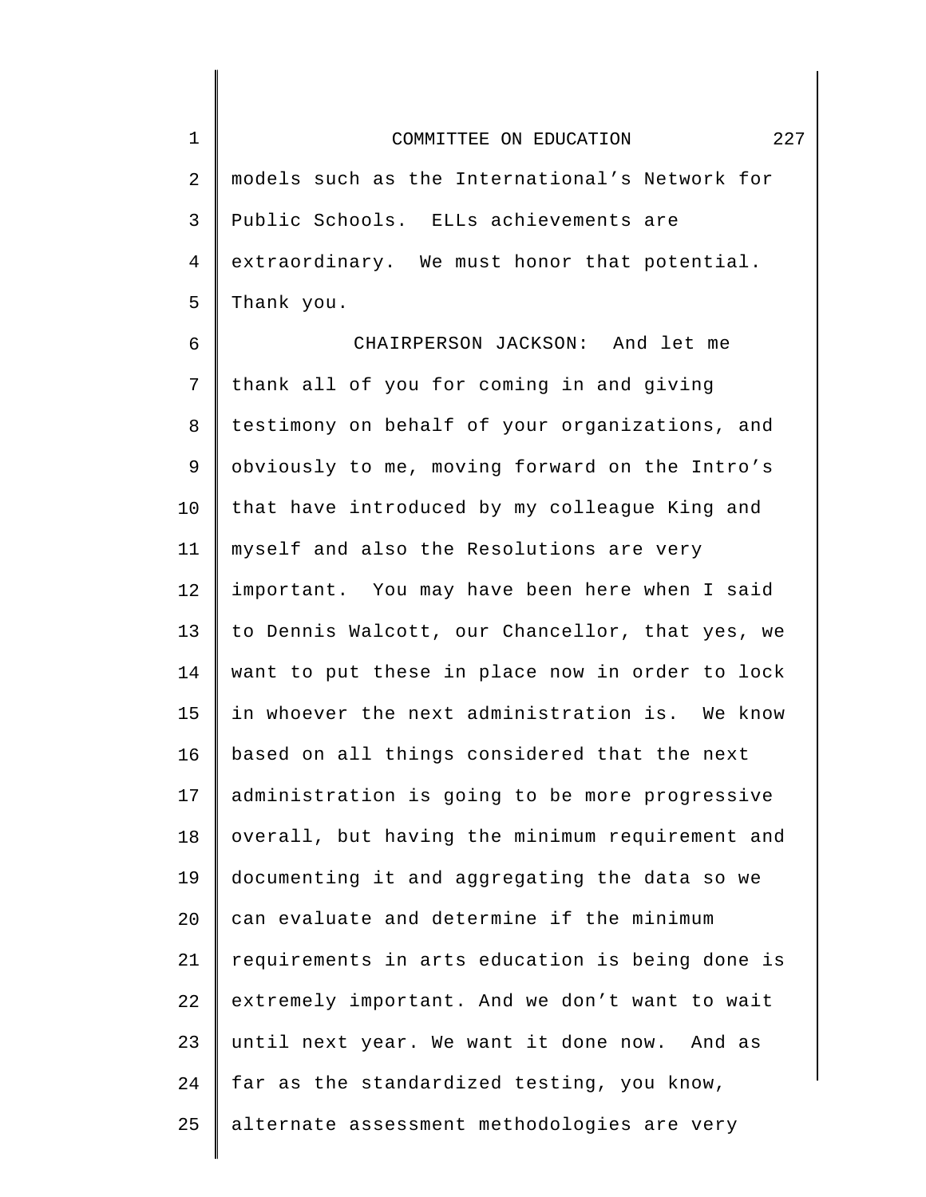models such as the International's Network for Public Schools. ELLs achievements are extraordinary. We must honor that potential. Thank you.

CHAIRPERSON JACKSON: And let me thank all of you for coming in and giving testimony on behalf of your organizations, and obviously to me, moving forward on the Intro's that have introduced by my colleague King and myself and also the Resolutions are very important. You may have been here when I said to Dennis Walcott, our Chancellor, that yes, we want to put these in place now in order to lock in whoever the next administration is. We know based on all things considered that the next administration is going to be more progressive overall, but having the minimum requirement and documenting it and aggregating the data so we can evaluate and determine if the minimum requirements in arts education is being done is extremely important. And we don't want to wait until next year. We want it done now. And as far as the standardized testing, you know, alternate assessment methodologies are very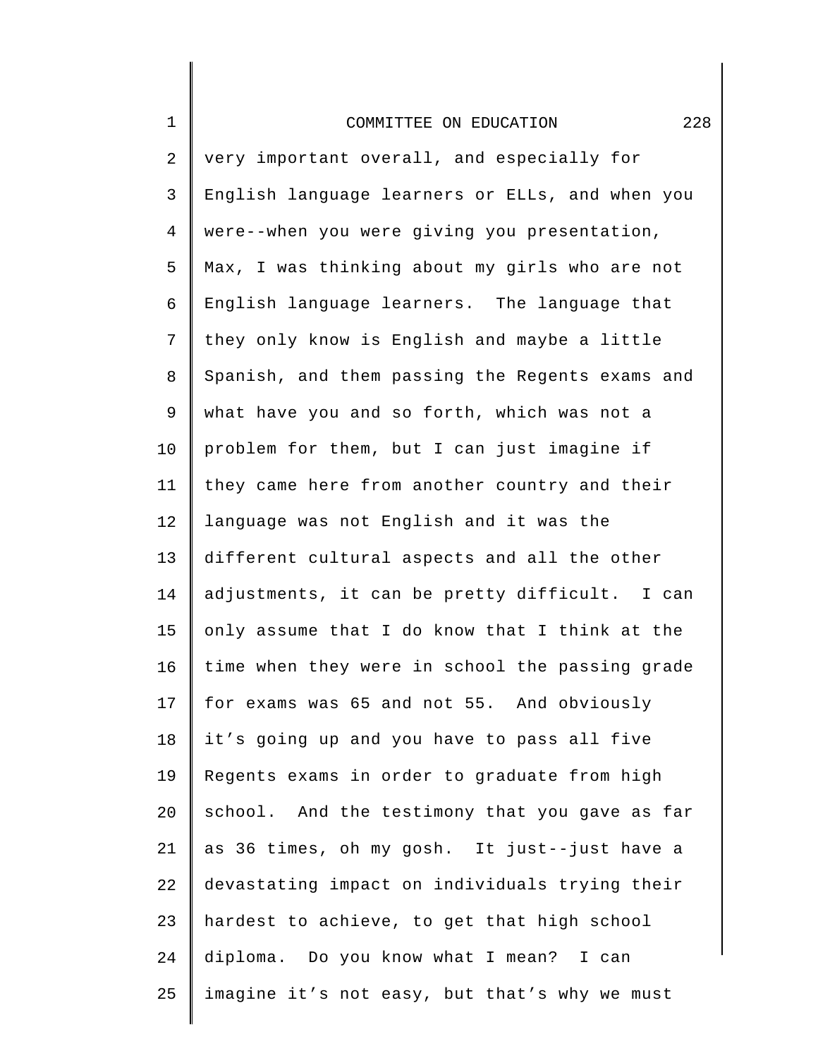very important overall, and especially for English language learners or ELLs, and when you were--when you were giving you presentation, Max, I was thinking about my girls who are not English language learners. The language that they only know is English and maybe a little Spanish, and them passing the Regents exams and what have you and so forth, which was not a problem for them, but I can just imagine if they came here from another country and their language was not English and it was the different cultural aspects and all the other adjustments, it can be pretty difficult. I can only assume that I do know that I think at the time when they were in school the passing grade for exams was 65 and not 55. And obviously it's going up and you have to pass all five Regents exams in order to graduate from high school. And the testimony that you gave as far as 36 times, oh my gosh. It just--just have a devastating impact on individuals trying their hardest to achieve, to get that high school diploma. Do you know what I mean? I can imagine it's not easy, but that's why we must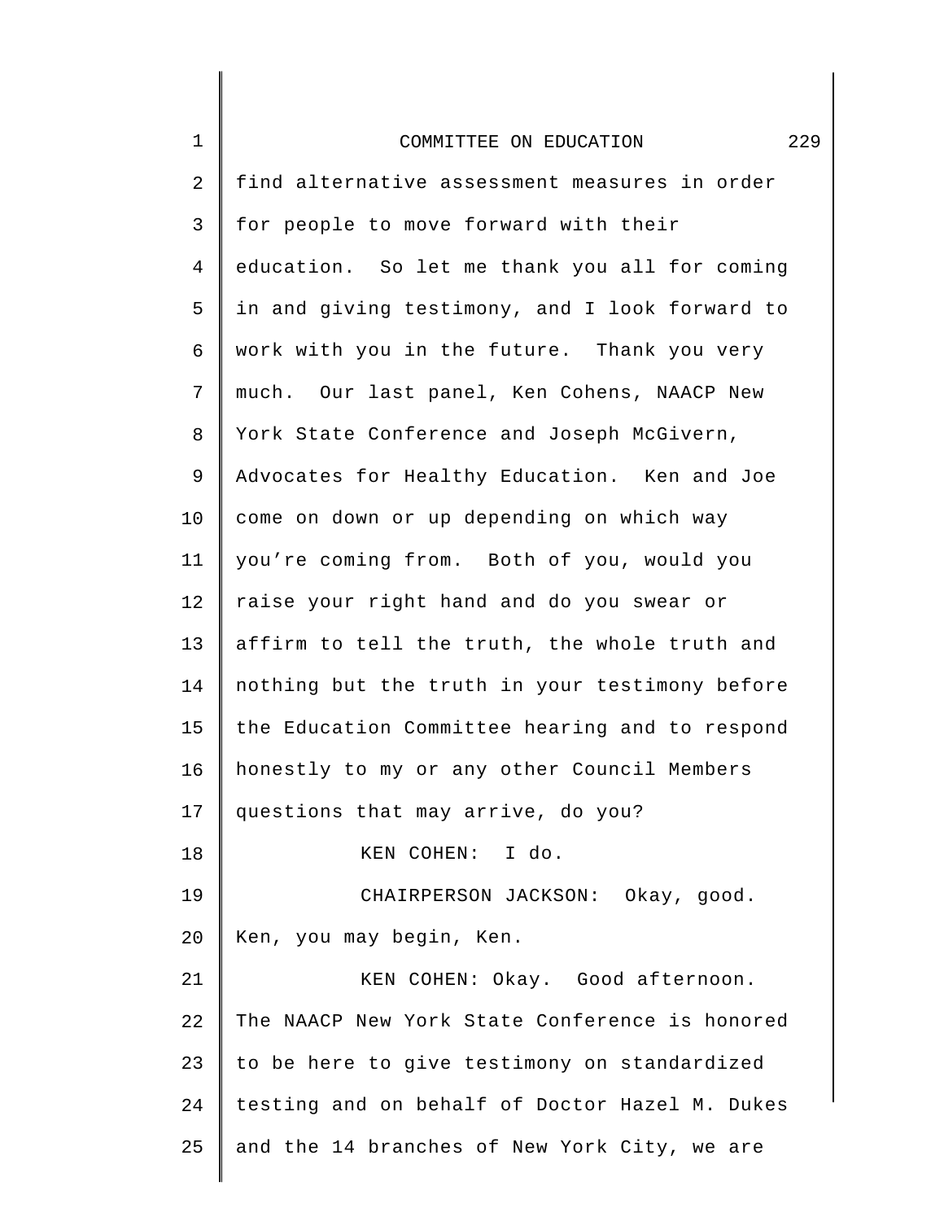find alternative assessment measures in order for people to move forward with their education. So let me thank you all for coming in and giving testimony, and I look forward to work with you in the future. Thank you very much. Our last panel, Ken Cohens, NAACP New York State Conference and Joseph McGivern, Advocates for Healthy Education. Ken and Joe come on down or up depending on which way you're coming from. Both of you, would you raise your right hand and do you swear or affirm to tell the truth, the whole truth and nothing but the truth in your testimony before the Education Committee hearing and to respond honestly to my or any other Council Members questions that may arrive, do you?

KEN COHEN: I do.

CHAIRPERSON JACKSON: Okay, good. Ken, you may begin, Ken.

KEN COHEN: Okay. Good afternoon. The NAACP New York State Conference is honored to be here to give testimony on standardized testing and on behalf of Doctor Hazel M. Dukes and the 14 branches of New York City, we are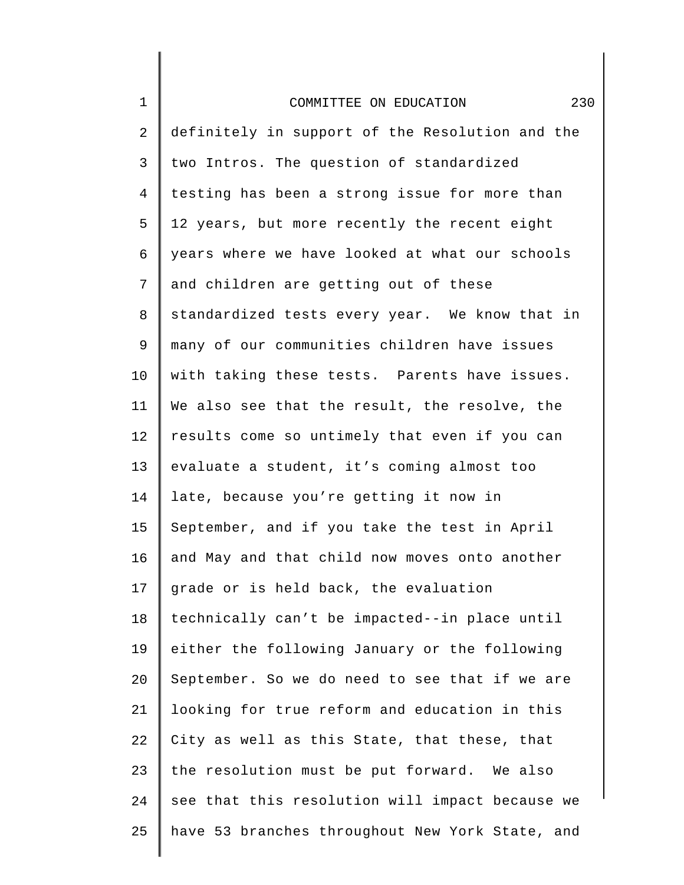definitely in support of the Resolution and the two Intros. The question of standardized testing has been a strong issue for more than 12 years, but more recently the recent eight years where we have looked at what our schools and children are getting out of these standardized tests every year. We know that in many of our communities children have issues with taking these tests. Parents have issues. We also see that the result, the resolve, the results come so untimely that even if you can evaluate a student, it's coming almost too late, because you're getting it now in September, and if you take the test in April and May and that child now moves onto another grade or is held back, the evaluation technically can't be impacted--in place until either the following January or the following September. So we do need to see that if we are looking for true reform and education in this City as well as this State, that these, that the resolution must be put forward. We also see that this resolution will impact because we have 53 branches throughout New York State, and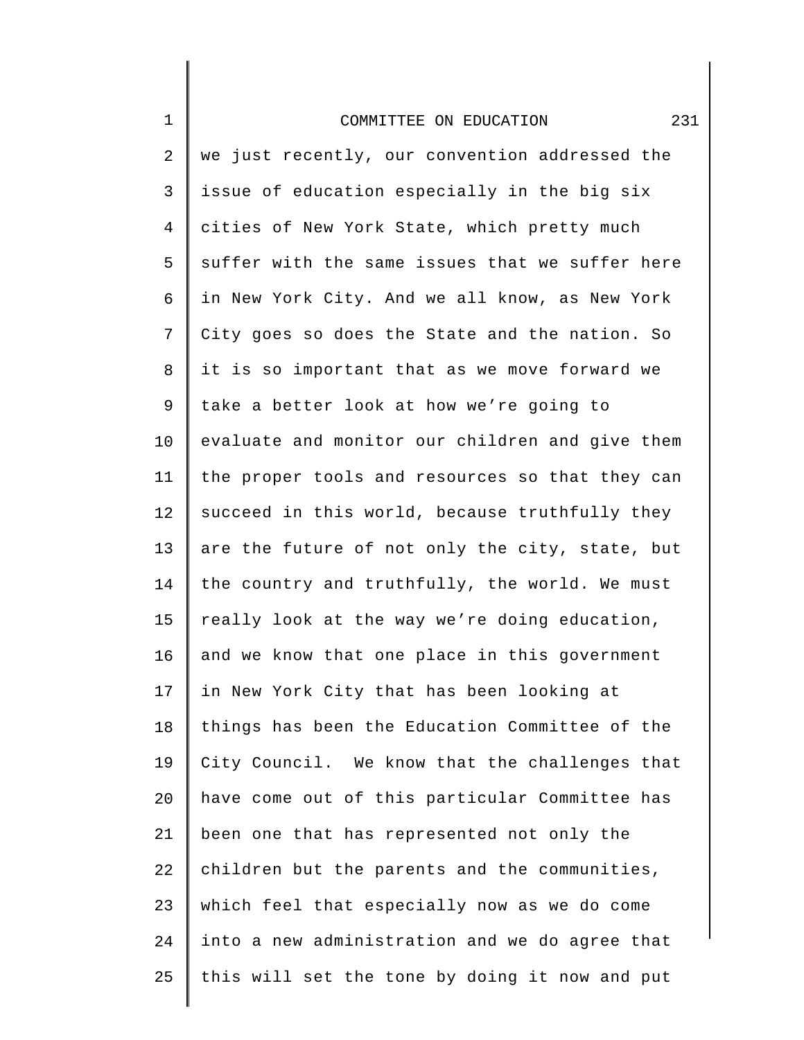we just recently, our convention addressed the issue of education especially in the big six cities of New York State, which pretty much suffer with the same issues that we suffer here in New York City. And we all know, as New York City goes so does the State and the nation. So it is so important that as we move forward we take a better look at how we're going to evaluate and monitor our children and give them the proper tools and resources so that they can succeed in this world, because truthfully they are the future of not only the city, state, but the country and truthfully, the world. We must really look at the way we're doing education, and we know that one place in this government in New York City that has been looking at things has been the Education Committee of the City Council. We know that the challenges that have come out of this particular Committee has been one that has represented not only the children but the parents and the communities, which feel that especially now as we do come into a new administration and we do agree that this will set the tone by doing it now and put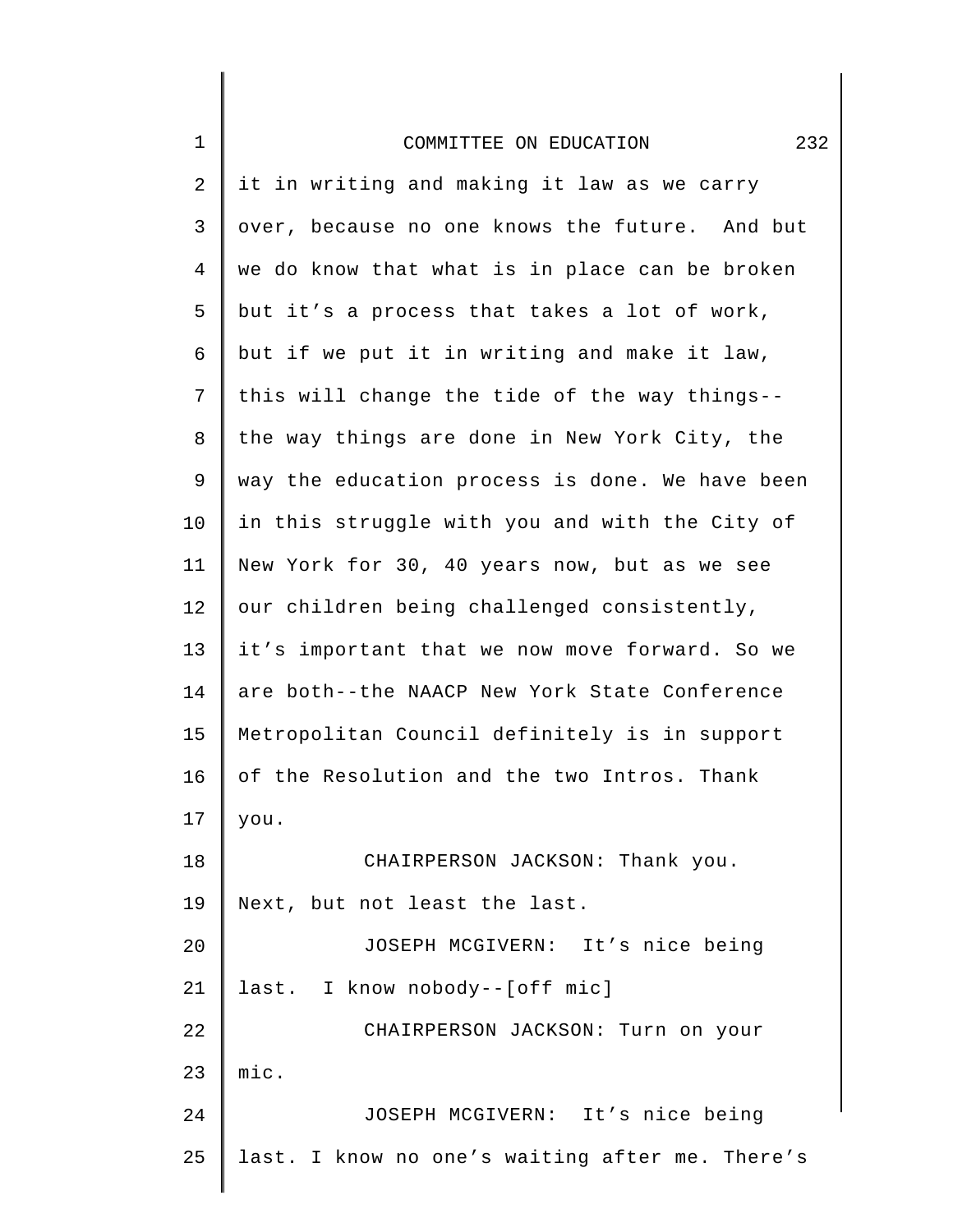it in writing and making it law as we carry over, because no one knows the future. And but we do know that what is in place can be broken but it's a process that takes a lot of work, but if we put it in writing and make it law, this will change the tide of the way things--the way things are done in New York City, the way the education process is done. We have been in this struggle with you and with the City of New York for 30, 40 years now, but as we see our children being challenged consistently, it's important that we now move forward. So we are both--the NAACP New York State Conference Metropolitan Council definitely is in support of the Resolution and the two Intros. Thank you.

CHAIRPERSON JACKSON: Thank you. Next, but not least the last.

JOSEPH MCGIVERN: It's nice being last. I know nobody--[off mic]

CHAIRPERSON JACKSON: Turn on your mic.

JOSEPH MCGIVERN: It's nice being last. I know no one's waiting after me. There's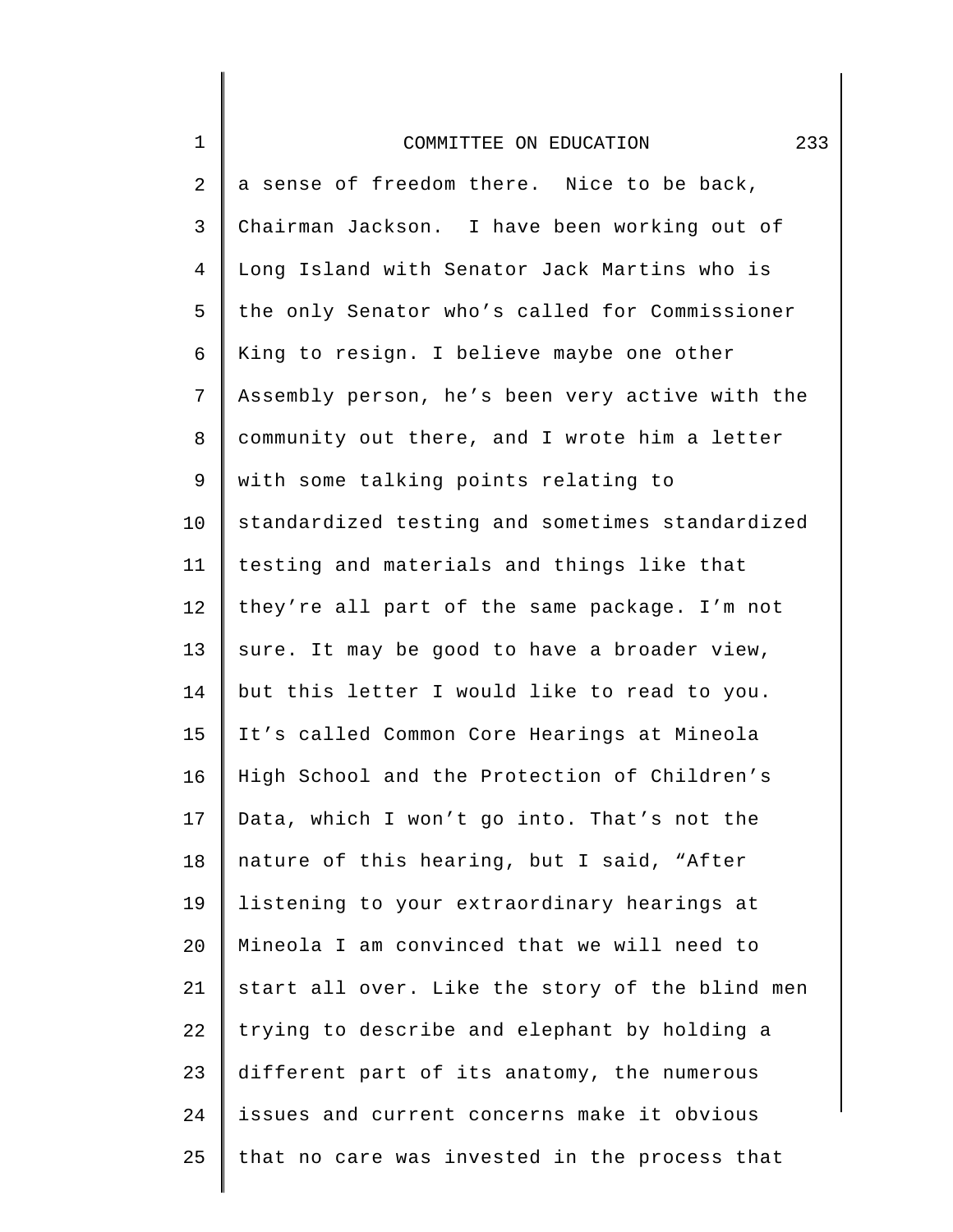a sense of freedom there. Nice to be back, Chairman Jackson. I have been working out of Long Island with Senator Jack Martins who is the only Senator who's called for Commissioner King to resign. I believe maybe one other Assembly person, he's been very active with the community out there, and I wrote him a letter with some talking points relating to standardized testing and sometimes standardized testing and materials and things like that they're all part of the same package. I'm not sure. It may be good to have a broader view, but this letter I would like to read to you. It's called Common Core Hearings at Mineola High School and the Protection of Children's Data, which I won't go into. That's not the nature of this hearing, but I said, "After listening to your extraordinary hearings at Mineola I am convinced that we will need to start all over. Like the story of the blind men trying to describe and elephant by holding a different part of its anatomy, the numerous issues and current concerns make it obvious that no care was invested in the process that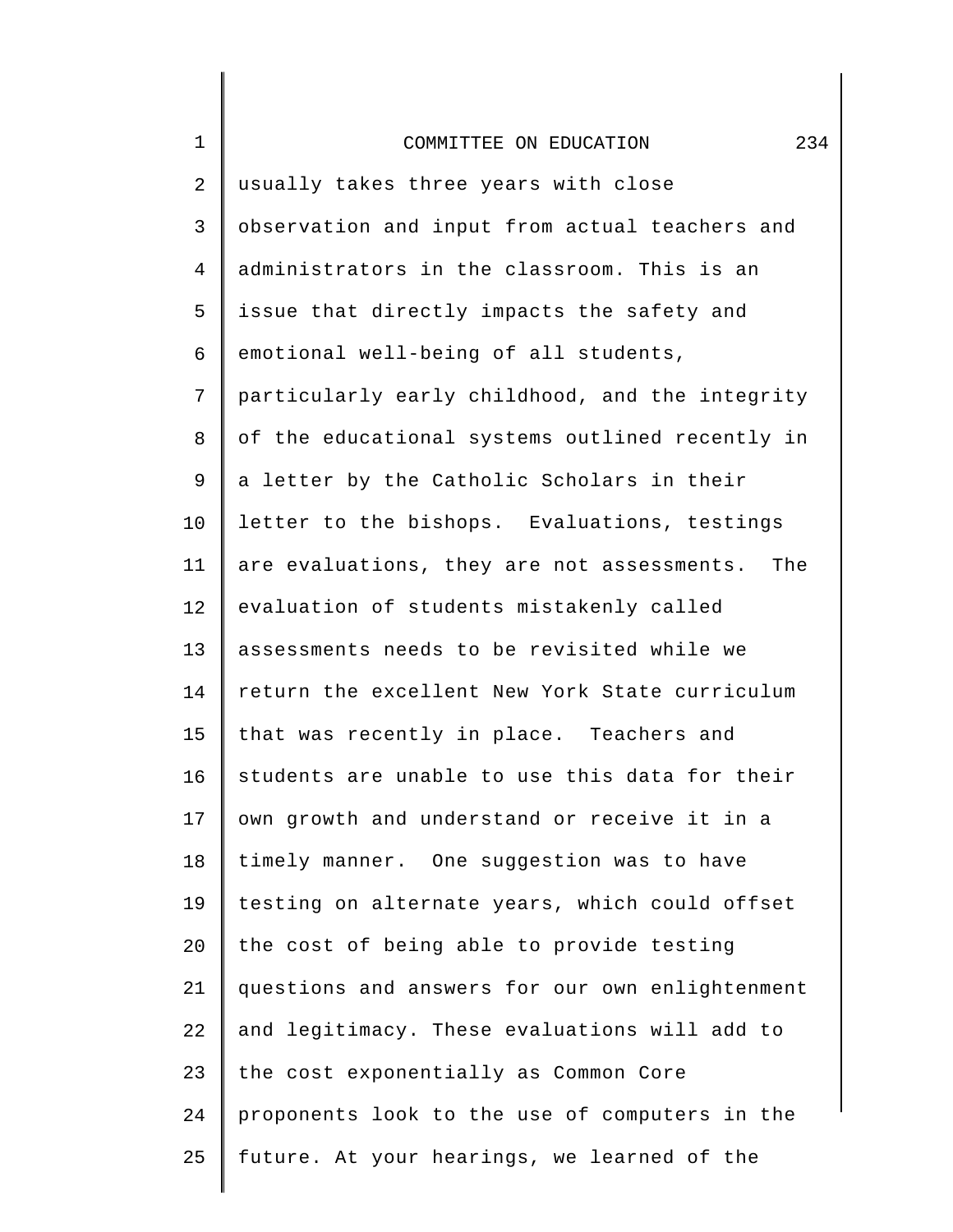usually takes three years with close observation and input from actual teachers and administrators in the classroom. This is an issue that directly impacts the safety and emotional well-being of all students, particularly early childhood, and the integrity of the educational systems outlined recently in a letter by the Catholic Scholars in their letter to the bishops. Evaluations, testings are evaluations, they are not assessments. The evaluation of students mistakenly called assessments needs to be revisited while we return the excellent New York State curriculum that was recently in place. Teachers and students are unable to use this data for their own growth and understand or receive it in a timely manner. One suggestion was to have testing on alternate years, which could offset the cost of being able to provide testing questions and answers for our own enlightenment and legitimacy. These evaluations will add to the cost exponentially as Common Core proponents look to the use of computers in the future. At your hearings, we learned of the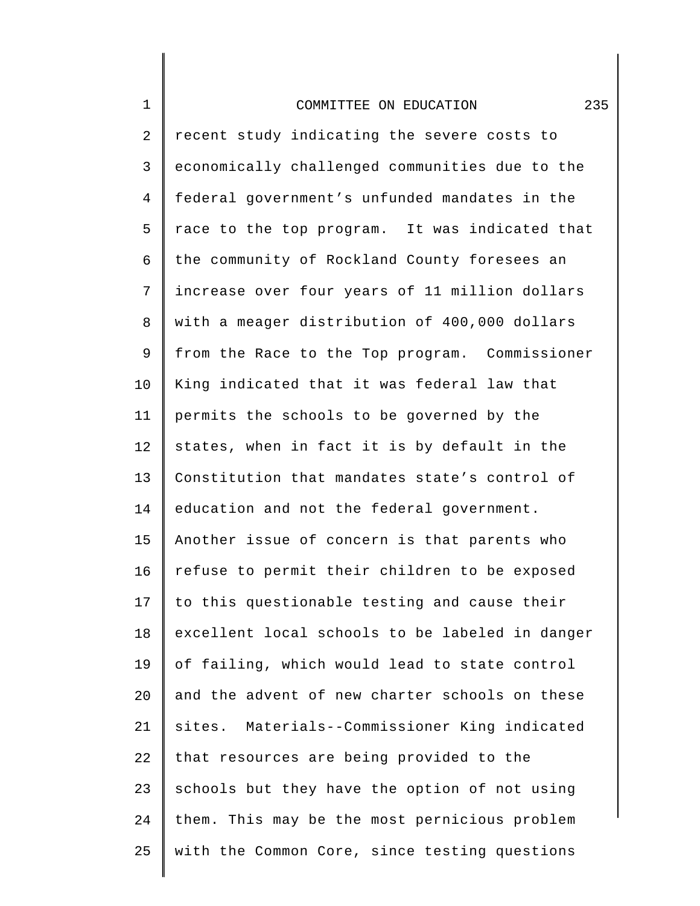recent study indicating the severe costs to economically challenged communities due to the federal government's unfunded mandates in the race to the top program. It was indicated that the community of Rockland County foresees an increase over four years of 11 million dollars with a meager distribution of 400,000 dollars from the Race to the Top program. Commissioner King indicated that it was federal law that permits the schools to be governed by the states, when in fact it is by default in the Constitution that mandates state's control of education and not the federal government. Another issue of concern is that parents who refuse to permit their children to be exposed to this questionable testing and cause their excellent local schools to be labeled in danger of failing, which would lead to state control and the advent of new charter schools on these sites. Materials--Commissioner King indicated that resources are being provided to the schools but they have the option of not using them. This may be the most pernicious problem with the Common Core, since testing questions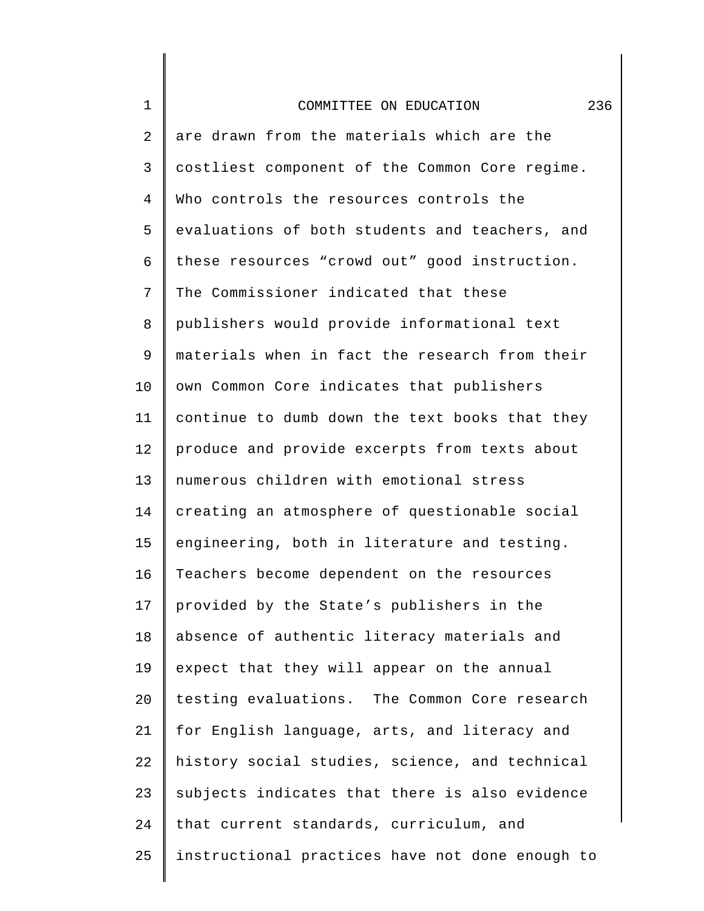are drawn from the materials which are the costliest component of the Common Core regime. Who controls the resources controls the evaluations of both students and teachers, and these resources “crowd out” good instruction. The Commissioner indicated that these publishers would provide informational text materials when in fact the research from their own Common Core indicates that publishers continue to dumb down the text books that they produce and provide excerpts from texts about numerous children with emotional stress creating an atmosphere of questionable social engineering, both in literature and testing. Teachers become dependent on the resources provided by the State’s publishers in the absence of authentic literacy materials and expect that they will appear on the annual testing evaluations. The Common Core research for English language, arts, and literacy and history social studies, science, and technical subjects indicates that there is also evidence that current standards, curriculum, and instructional practices have not done enough to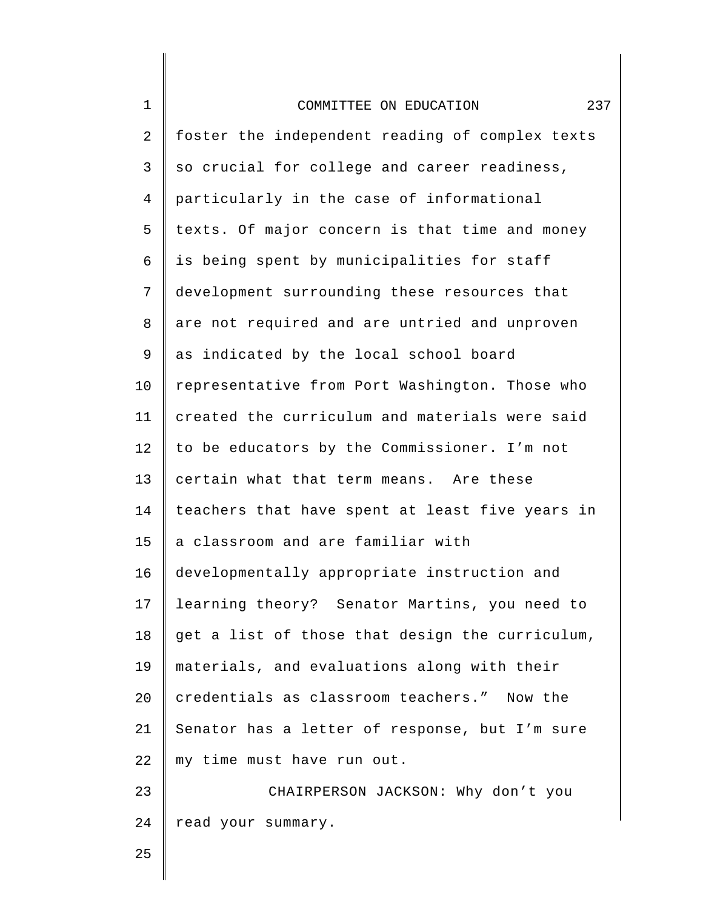foster the independent reading of complex texts so crucial for college and career readiness, particularly in the case of informational texts. Of major concern is that time and money is being spent by municipalities for staff development surrounding these resources that are not required and are untried and unproven as indicated by the local school board representative from Port Washington. Those who created the curriculum and materials were said to be educators by the Commissioner. I'm not certain what that term means. Are these teachers that have spent at least five years in a classroom and are familiar with developmentally appropriate instruction and learning theory? Senator Martins, you need to get a list of those that design the curriculum, materials, and evaluations along with their credentials as classroom teachers." Now the Senator has a letter of response, but I'm sure my time must have run out.

CHAIRPERSON JACKSON: Why don't you read your summary.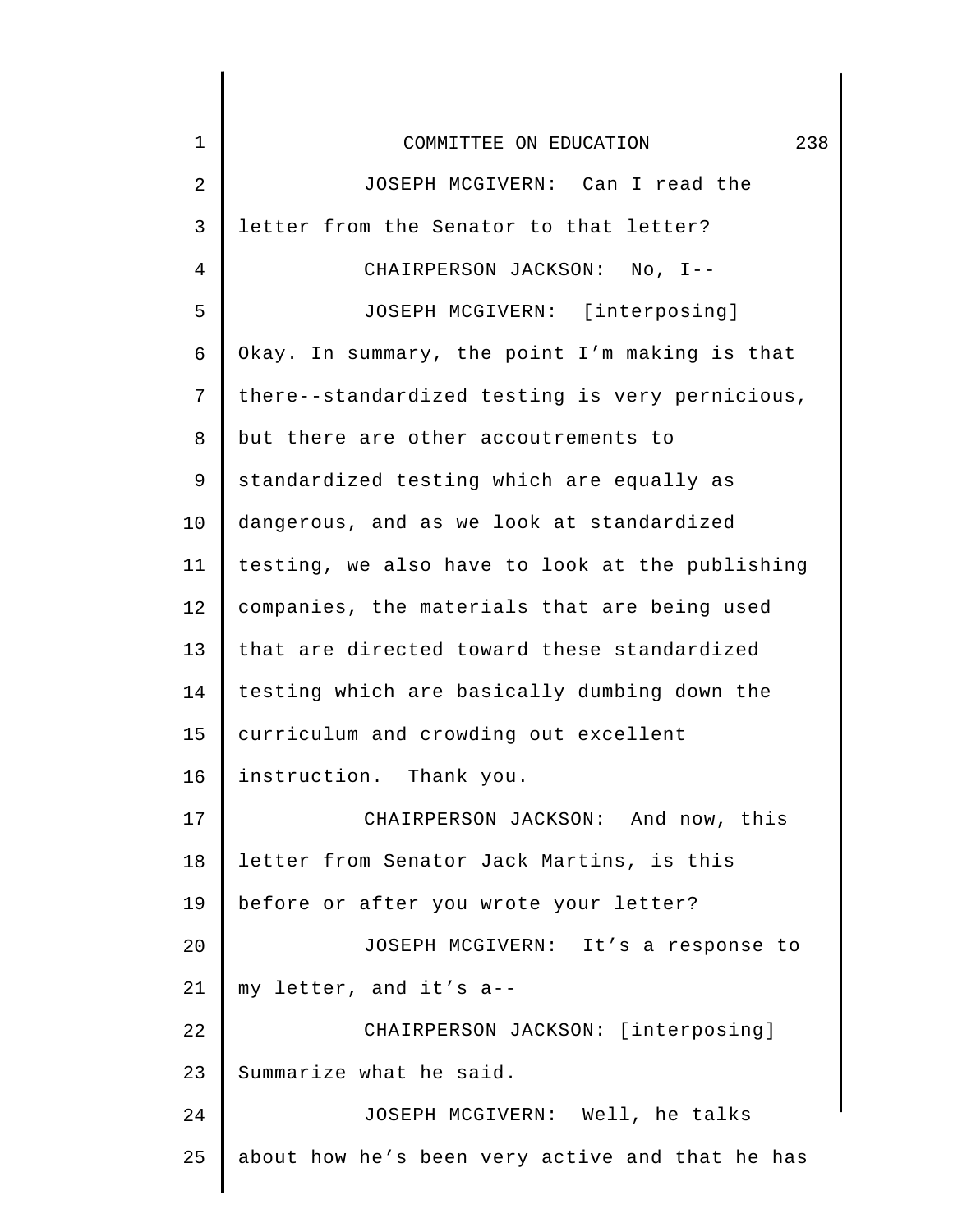JOSEPH MCGIVERN: Can I read the letter from the Senator to that letter?

CHAIRPERSON JACKSON: No, I--

JOSEPH MCGIVERN: [interposing] Okay. In summary, the point I'm making is that there--standardized testing is very pernicious, but there are other accoutrements to standardized testing which are equally as dangerous, and as we look at standardized testing, we also have to look at the publishing companies, the materials that are being used that are directed toward these standardized testing which are basically dumbing down the curriculum and crowding out excellent instruction. Thank you.

CHAIRPERSON JACKSON: And now, this letter from Senator Jack Martins, is this before or after you wrote your letter?

JOSEPH MCGIVERN: It's a response to my letter, and it's a--

CHAIRPERSON JACKSON: [interposing] Summarize what he said.

JOSEPH MCGIVERN: Well, he talks about how he's been very active and that he has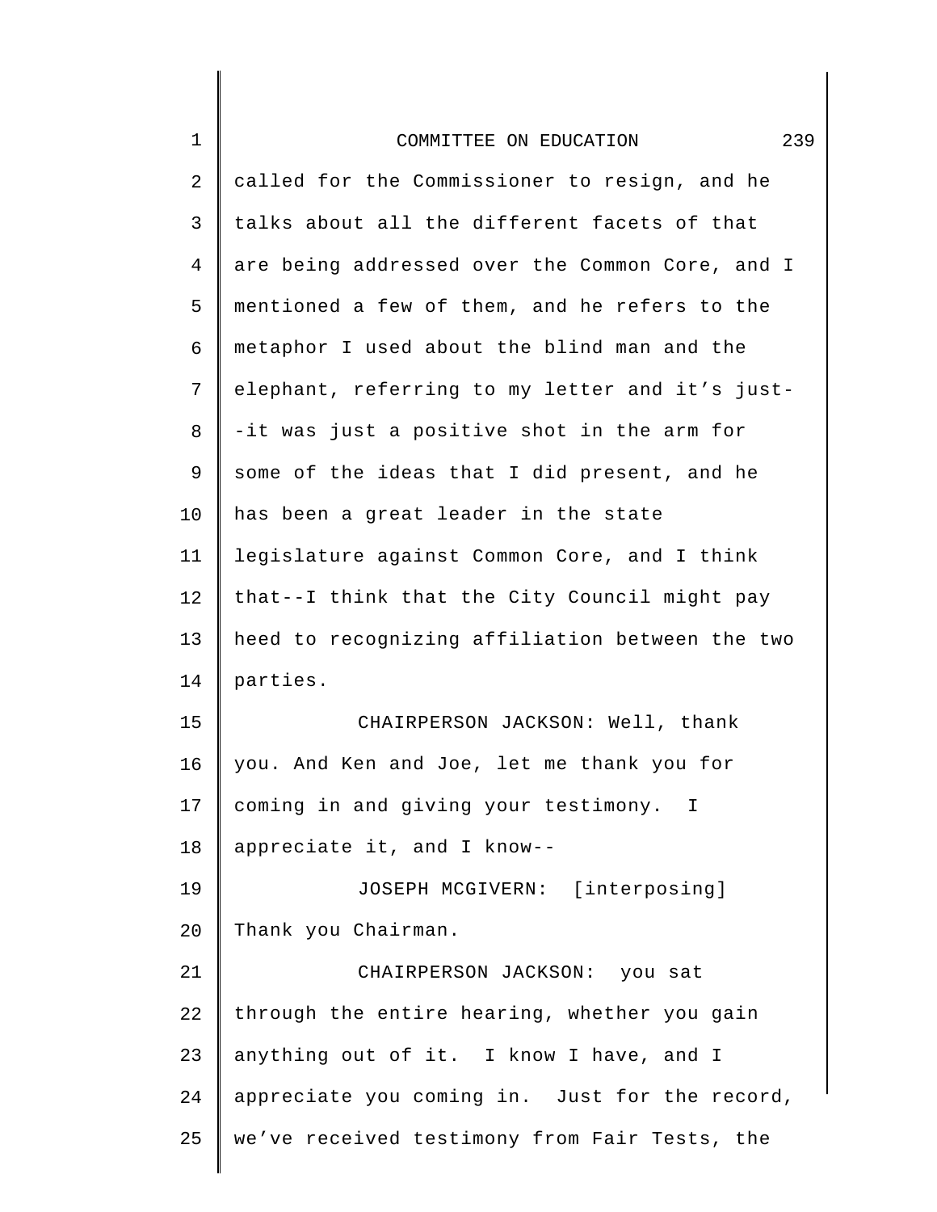called for the Commissioner to resign, and he talks about all the different facets of that are being addressed over the Common Core, and I mentioned a few of them, and he refers to the metaphor I used about the blind man and the elephant, referring to my letter and it’s just--it was just a positive shot in the arm for some of the ideas that I did present, and he has been a great leader in the state legislature against Common Core, and I think that--I think that the City Council might pay heed to recognizing affiliation between the two parties.

CHAIRPERSON JACKSON: Well, thank you. And Ken and Joe, let me thank you for coming in and giving your testimony. I appreciate it, and I know--

JOSEPH MCGIVERN: [interposing] Thank you Chairman.

CHAIRPERSON JACKSON: you sat through the entire hearing, whether you gain anything out of it. I know I have, and I appreciate you coming in. Just for the record, we’ve received testimony from Fair Tests, the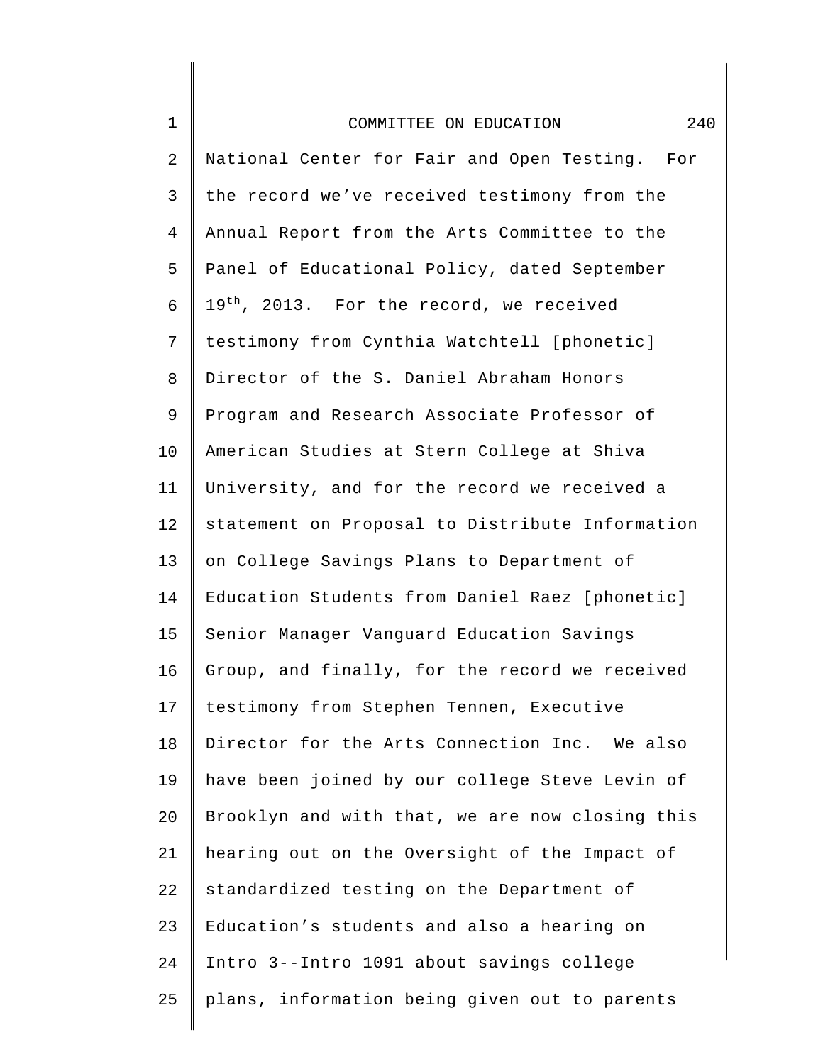National Center for Fair and Open Testing. For the record we've received testimony from the Annual Report from the Arts Committee to the Panel of Educational Policy, dated September 19th, 2013. For the record, we received testimony from Cynthia Watchtell [phonetic] Director of the S. Daniel Abraham Honors Program and Research Associate Professor of American Studies at Stern College at Shiva University, and for the record we received a statement on Proposal to Distribute Information on College Savings Plans to Department of Education Students from Daniel Raez [phonetic] Senior Manager Vanguard Education Savings Group, and finally, for the record we received testimony from Stephen Tennen, Executive Director for the Arts Connection Inc. We also have been joined by our college Steve Levin of Brooklyn and with that, we are now closing this hearing out on the Oversight of the Impact of standardized testing on the Department of Education's students and also a hearing on Intro 3--Intro 1091 about savings college plans, information being given out to parents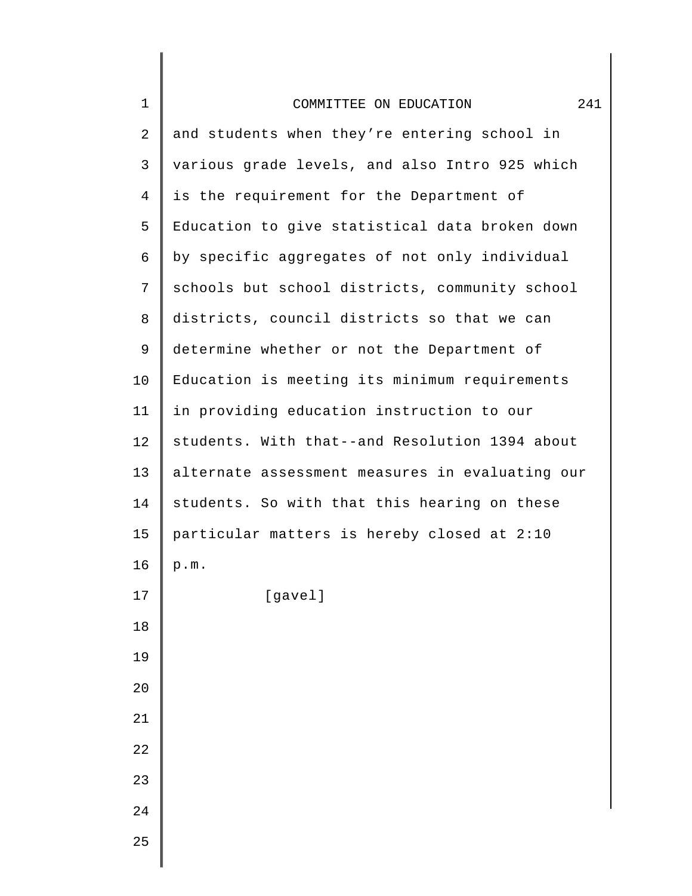and students when they're entering school in various grade levels, and also Intro 925 which is the requirement for the Department of Education to give statistical data broken down by specific aggregates of not only individual schools but school districts, community school districts, council districts so that we can determine whether or not the Department of Education is meeting its minimum requirements in providing education instruction to our students. With that--and Resolution 1394 about alternate assessment measures in evaluating our students. So with that this hearing on these particular matters is hereby closed at 2:10 p.m.

[gavel]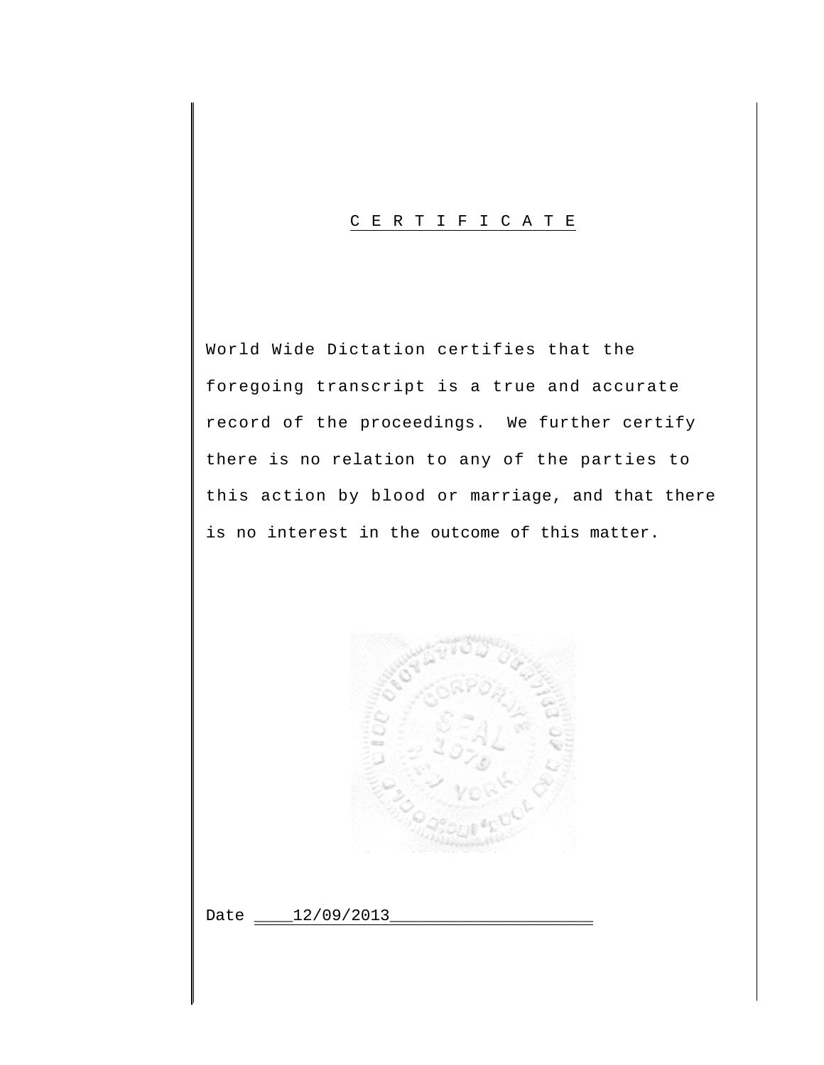# C E R T I F I C A T E

World Wide Dictation certifies that the foregoing transcript is a true and accurate record of the proceedings. We further certify there is no relation to any of the parties to this action by blood or marriage, and that there is no interest in the outcome of this matter.

Date ____12/09/2013______________________